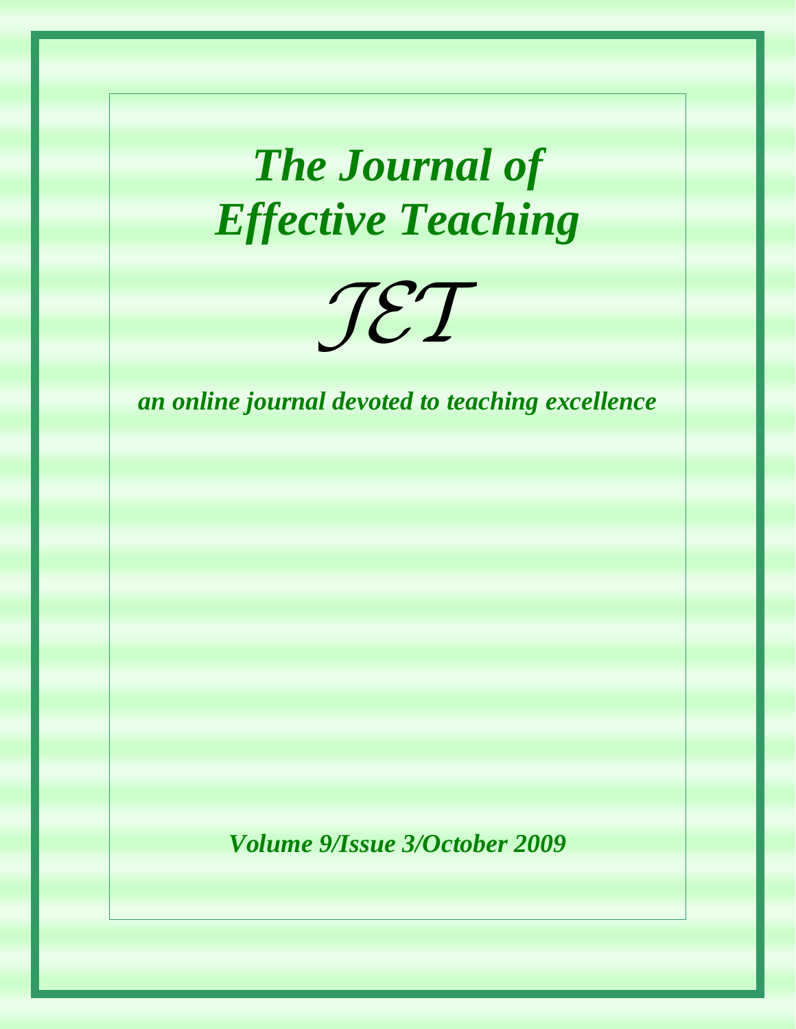# *The Journal of Effective Teaching*

*JET*

***an online journal devoted to teaching excellence***

***Volume 9/Issue 3/October 2009***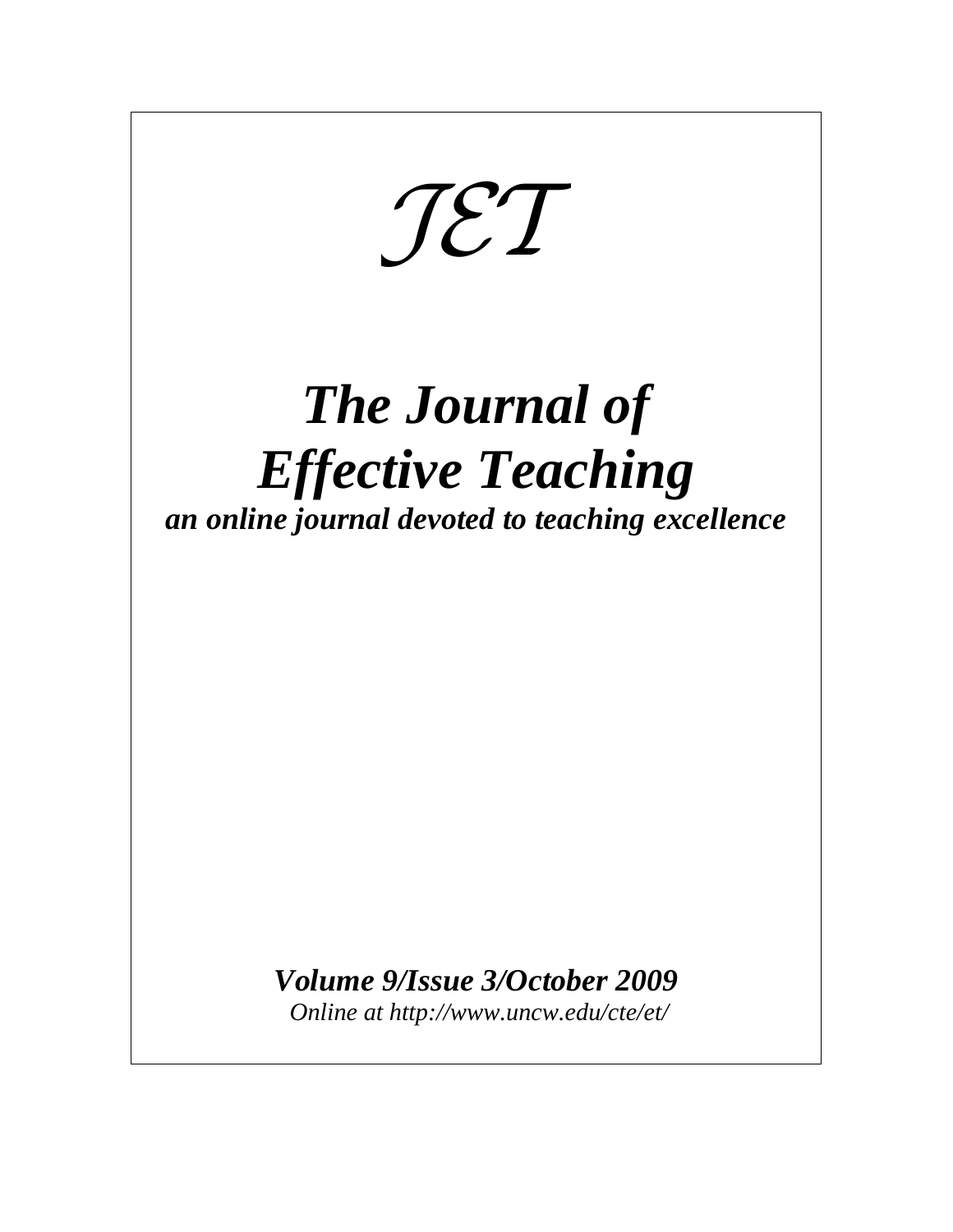*JET*

# *The Journal of Effective Teaching*

***an online journal devoted to teaching excellence***

***Volume 9/Issue 3/October 2009***

*Online at http://www.uncw.edu/cte/et/*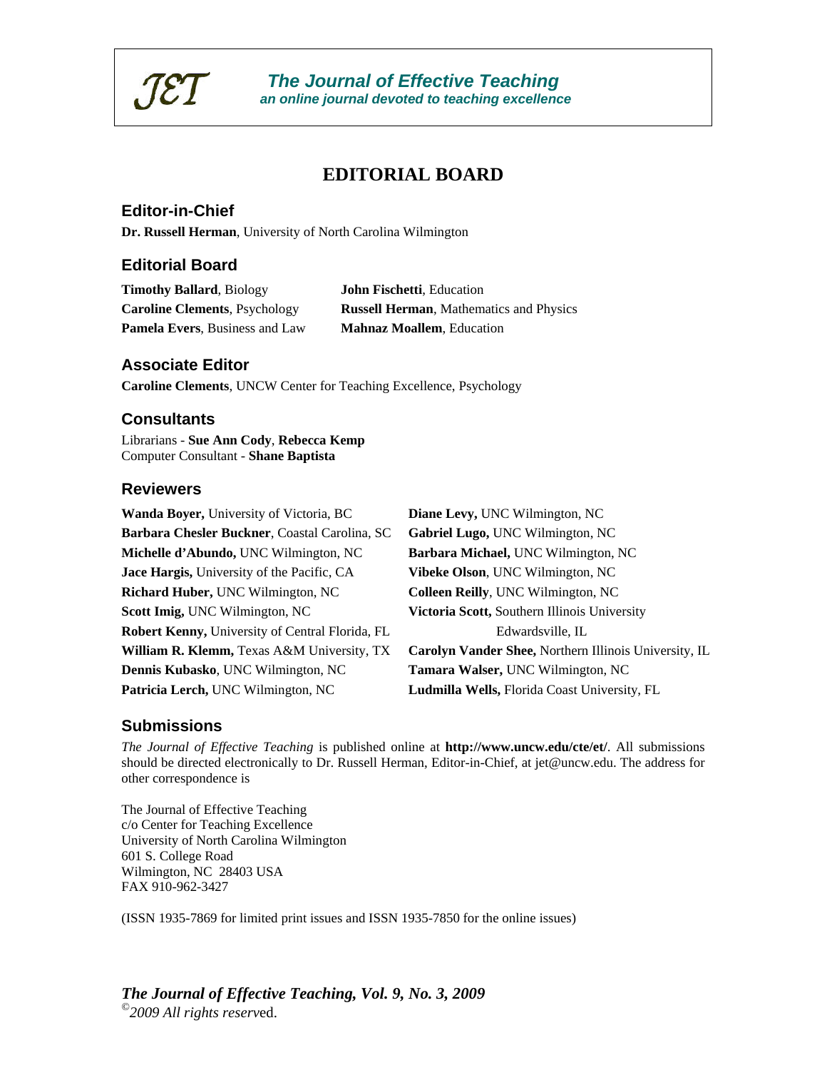JET

**The Journal of Effective Teaching**
*an online journal devoted to teaching excellence*

# EDITORIAL BOARD

## Editor-in-Chief

**Dr. Russell Herman**, University of North Carolina Wilmington

## Editorial Board

**Timothy Ballard**, Biology
**Caroline Clements**, Psychology
**Pamela Evers**, Business and Law
**John Fischetti**, Education
**Russell Herman**, Mathematics and Physics
**Mahnaz Moallem**, Education

## Associate Editor

**Caroline Clements**, UNCW Center for Teaching Excellence, Psychology

## Consultants

Librarians - **Sue Ann Cody**, **Rebecca Kemp**
Computer Consultant - **Shane Baptista**

## Reviewers

**Wanda Boyer,** University of Victoria, BC
**Barbara Chesler Buckner**, Coastal Carolina, SC
**Michelle d'Abundo,** UNC Wilmington, NC
**Jace Hargis,** University of the Pacific, CA
**Richard Huber,** UNC Wilmington, NC
**Scott Imig,** UNC Wilmington, NC
**Robert Kenny,** University of Central Florida, FL
**William R. Klemm,** Texas A&M University, TX
**Dennis Kubasko**, UNC Wilmington, NC
**Patricia Lerch,** UNC Wilmington, NC
**Diane Levy,** UNC Wilmington, NC
**Gabriel Lugo,** UNC Wilmington, NC
**Barbara Michael,** UNC Wilmington, NC
**Vibeke Olson**, UNC Wilmington, NC
**Colleen Reilly**, UNC Wilmington, NC
**Victoria Scott,** Southern Illinois University Edwardsville, IL
**Carolyn Vander Shee,** Northern Illinois University, IL
**Tamara Walser,** UNC Wilmington, NC
**Ludmilla Wells,** Florida Coast University, FL

## Submissions

*The Journal of Effective Teaching* is published online at **http://www.uncw.edu/cte/et/**. All submissions should be directed electronically to Dr. Russell Herman, Editor-in-Chief, at jet@uncw.edu. The address for other correspondence is

The Journal of Effective Teaching
c/o Center for Teaching Excellence
University of North Carolina Wilmington
601 S. College Road
Wilmington, NC 28403 USA
FAX 910-962-3427

(ISSN 1935-7869 for limited print issues and ISSN 1935-7850 for the online issues)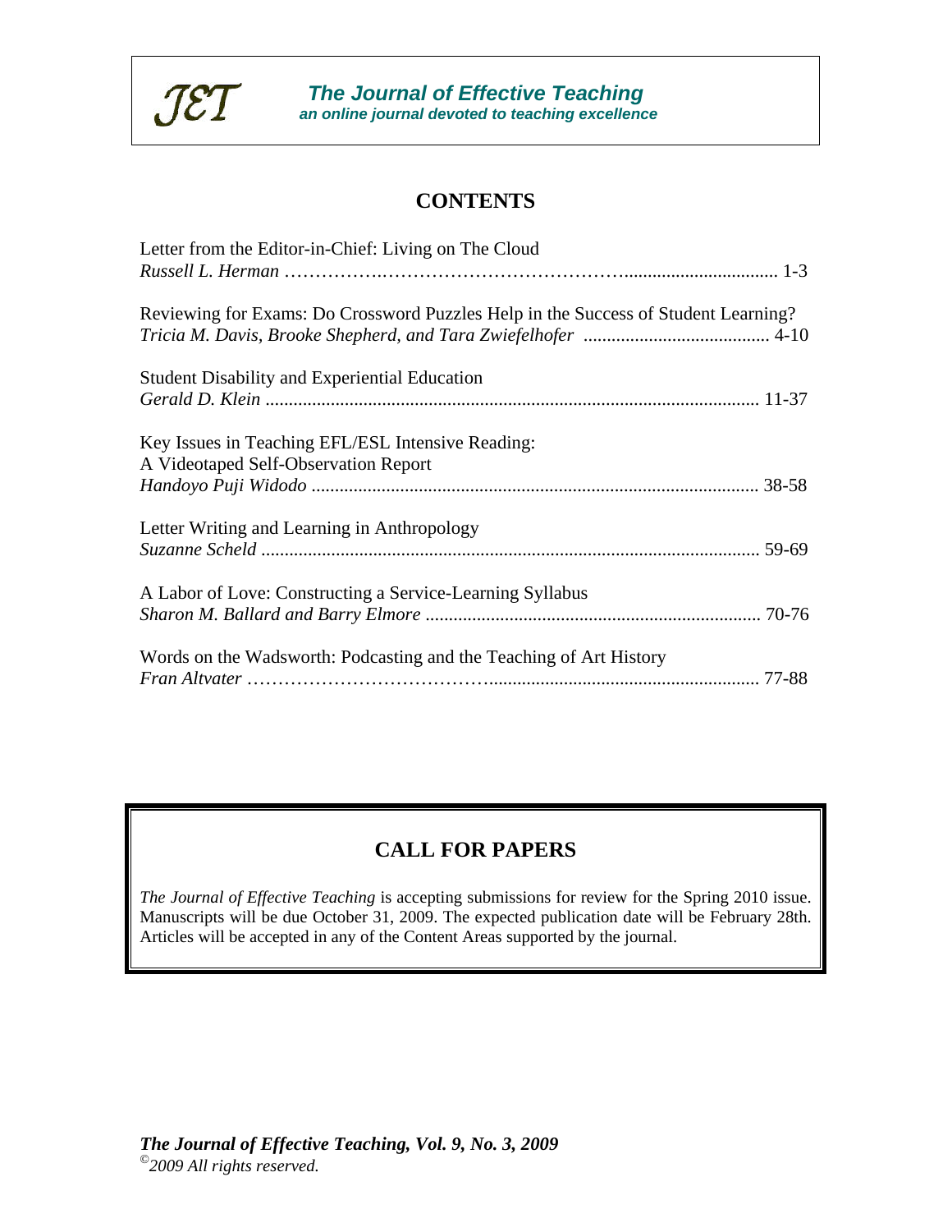# CONTENTS

Letter from the Editor-in-Chief: Living on The Cloud
*Russell L. Herman* ....................................................................................... 1-3

Reviewing for Exams: Do Crossword Puzzles Help in the Success of Student Learning?
*Tricia M. Davis, Brooke Shepherd, and Tara Zwiefelhofer* ........................................ 4-10

Student Disability and Experiential Education
*Gerald D. Klein* ........................................................................................... 11-37

Key Issues in Teaching EFL/ESL Intensive Reading:
A Videotaped Self-Observation Report
*Handoyo Puji Widodo* .................................................................................. 38-58

Letter Writing and Learning in Anthropology
*Suzanne Scheld* .......................................................................................... 59-69

A Labor of Love: Constructing a Service-Learning Syllabus
*Sharon M. Ballard and Barry Elmore* ........................................................ 70-76

Words on the Wadsworth: Podcasting and the Teaching of Art History
*Fran Altvater* ............................................................................................. 77-88

## CALL FOR PAPERS

*The Journal of Effective Teaching* is accepting submissions for review for the Spring 2010 issue. Manuscripts will be due October 31, 2009. The expected publication date will be February 28th. Articles will be accepted in any of the Content Areas supported by the journal.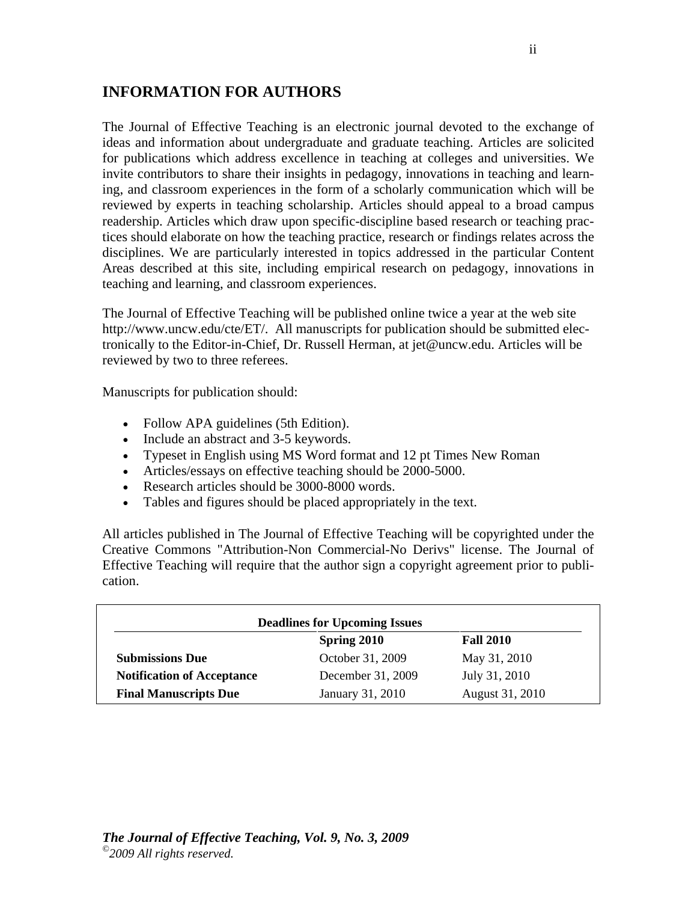## INFORMATION FOR AUTHORS

The Journal of Effective Teaching is an electronic journal devoted to the exchange of ideas and information about undergraduate and graduate teaching. Articles are solicited for publications which address excellence in teaching at colleges and universities. We invite contributors to share their insights in pedagogy, innovations in teaching and learning, and classroom experiences in the form of a scholarly communication which will be reviewed by experts in teaching scholarship. Articles should appeal to a broad campus readership. Articles which draw upon specific-discipline based research or teaching practices should elaborate on how the teaching practice, research or findings relates across the disciplines. We are particularly interested in topics addressed in the particular Content Areas described at this site, including empirical research on pedagogy, innovations in teaching and learning, and classroom experiences.

The Journal of Effective Teaching will be published online twice a year at the web site http://www.uncw.edu/cte/ET/. All manuscripts for publication should be submitted electronically to the Editor-in-Chief, Dr. Russell Herman, at jet@uncw.edu. Articles will be reviewed by two to three referees.

Manuscripts for publication should:

- Follow APA guidelines (5th Edition).
- Include an abstract and 3-5 keywords.
- Typeset in English using MS Word format and 12 pt Times New Roman
- Articles/essays on effective teaching should be 2000-5000.
- Research articles should be 3000-8000 words.
- Tables and figures should be placed appropriately in the text.

All articles published in The Journal of Effective Teaching will be copyrighted under the Creative Commons "Attribution-Non Commercial-No Derivs" license. The Journal of Effective Teaching will require that the author sign a copyright agreement prior to publication.

**Deadlines for Upcoming Issues**

| | **Spring 2010** | **Fall 2010** |
|---|---|---|
| **Submissions Due** | October 31, 2009 | May 31, 2010 |
| **Notification of Acceptance** | December 31, 2009 | July 31, 2010 |
| **Final Manuscripts Due** | January 31, 2010 | August 31, 2010 |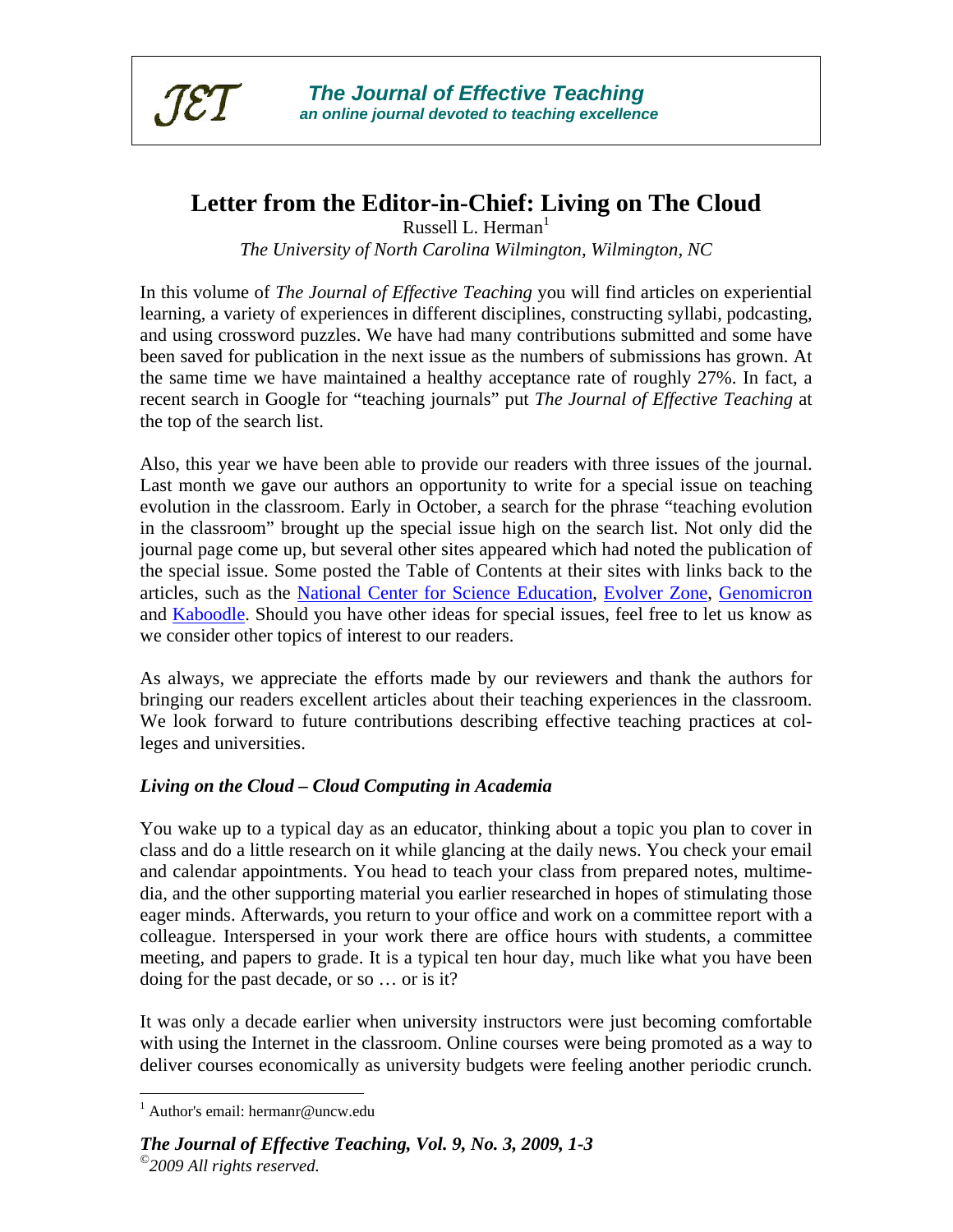# Letter from the Editor-in-Chief: Living on The Cloud

Russell L. Herman[1]

*The University of North Carolina Wilmington, Wilmington, NC*

In this volume of *The Journal of Effective Teaching* you will find articles on experiential learning, a variety of experiences in different disciplines, constructing syllabi, podcasting, and using crossword puzzles. We have had many contributions submitted and some have been saved for publication in the next issue as the numbers of submissions has grown. At the same time we have maintained a healthy acceptance rate of roughly 27%. In fact, a recent search in Google for "teaching journals" put *The Journal of Effective Teaching* at the top of the search list.

Also, this year we have been able to provide our readers with three issues of the journal. Last month we gave our authors an opportunity to write for a special issue on teaching evolution in the classroom. Early in October, a search for the phrase "teaching evolution in the classroom" brought up the special issue high on the search list. Not only did the journal page come up, but several other sites appeared which had noted the publication of the special issue. Some posted the Table of Contents at their sites with links back to the articles, such as the National Center for Science Education, Evolver Zone, Genomicron and Kaboodle. Should you have other ideas for special issues, feel free to let us know as we consider other topics of interest to our readers.

As always, we appreciate the efforts made by our reviewers and thank the authors for bringing our readers excellent articles about their teaching experiences in the classroom. We look forward to future contributions describing effective teaching practices at colleges and universities.

### *Living on the Cloud – Cloud Computing in Academia*

You wake up to a typical day as an educator, thinking about a topic you plan to cover in class and do a little research on it while glancing at the daily news. You check your email and calendar appointments. You head to teach your class from prepared notes, multimedia, and the other supporting material you earlier researched in hopes of stimulating those eager minds. Afterwards, you return to your office and work on a committee report with a colleague. Interspersed in your work there are office hours with students, a committee meeting, and papers to grade. It is a typical ten hour day, much like what you have been doing for the past decade, or so … or is it?

It was only a decade earlier when university instructors were just becoming comfortable with using the Internet in the classroom. Online courses were being promoted as a way to deliver courses economically as university budgets were feeling another periodic crunch.

---

[1] Author's email: hermanr@uncw.edu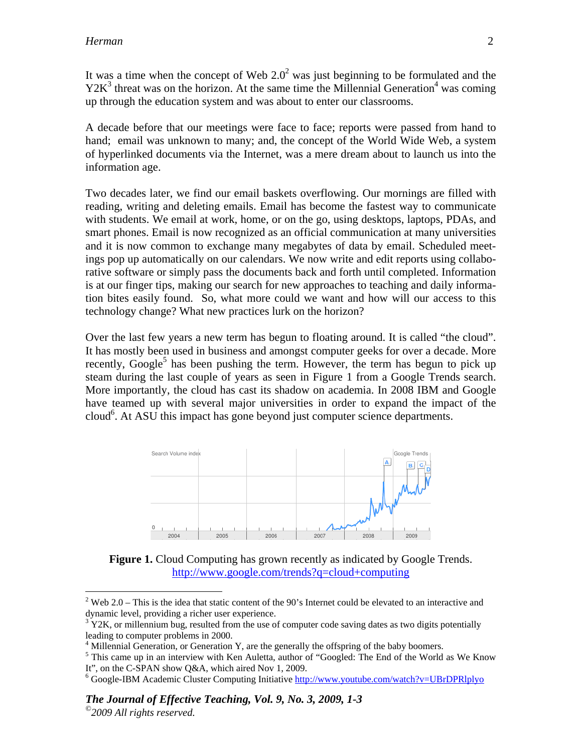It was a time when the concept of Web 2.0[2] was just beginning to be formulated and the Y2K[3] threat was on the horizon. At the same time the Millennial Generation[4] was coming up through the education system and was about to enter our classrooms.

A decade before that our meetings were face to face; reports were passed from hand to hand; email was unknown to many; and, the concept of the World Wide Web, a system of hyperlinked documents via the Internet, was a mere dream about to launch us into the information age.

Two decades later, we find our email baskets overflowing. Our mornings are filled with reading, writing and deleting emails. Email has become the fastest way to communicate with students. We email at work, home, or on the go, using desktops, laptops, PDAs, and smart phones. Email is now recognized as an official communication at many universities and it is now common to exchange many megabytes of data by email. Scheduled meetings pop up automatically on our calendars. We now write and edit reports using collaborative software or simply pass the documents back and forth until completed. Information is at our finger tips, making our search for new approaches to teaching and daily information bites easily found. So, what more could we want and how will our access to this technology change? What new practices lurk on the horizon?

Over the last few years a new term has begun to floating around. It is called "the cloud". It has mostly been used in business and amongst computer geeks for over a decade. More recently, Google[5] has been pushing the term. However, the term has begun to pick up steam during the last couple of years as seen in Figure 1 from a Google Trends search. More importantly, the cloud has cast its shadow on academia. In 2008 IBM and Google have teamed up with several major universities in order to expand the impact of the cloud[6]. At ASU this impact has gone beyond just computer science departments.

**Figure 1.** Cloud Computing has grown recently as indicated by Google Trends. http://www.google.com/trends?q=cloud+computing

---

[2] Web 2.0 – This is the idea that static content of the 90's Internet could be elevated to an interactive and dynamic level, providing a richer user experience.

[3] Y2K, or millennium bug, resulted from the use of computer code saving dates as two digits potentially leading to computer problems in 2000.

[4] Millennial Generation, or Generation Y, are the generally the offspring of the baby boomers.

[5] This came up in an interview with Ken Auletta, author of "Googled: The End of the World as We Know It", on the C-SPAN show Q&A, which aired Nov 1, 2009.

[6] Google-IBM Academic Cluster Computing Initiative http://www.youtube.com/watch?v=UBrDPRlplyo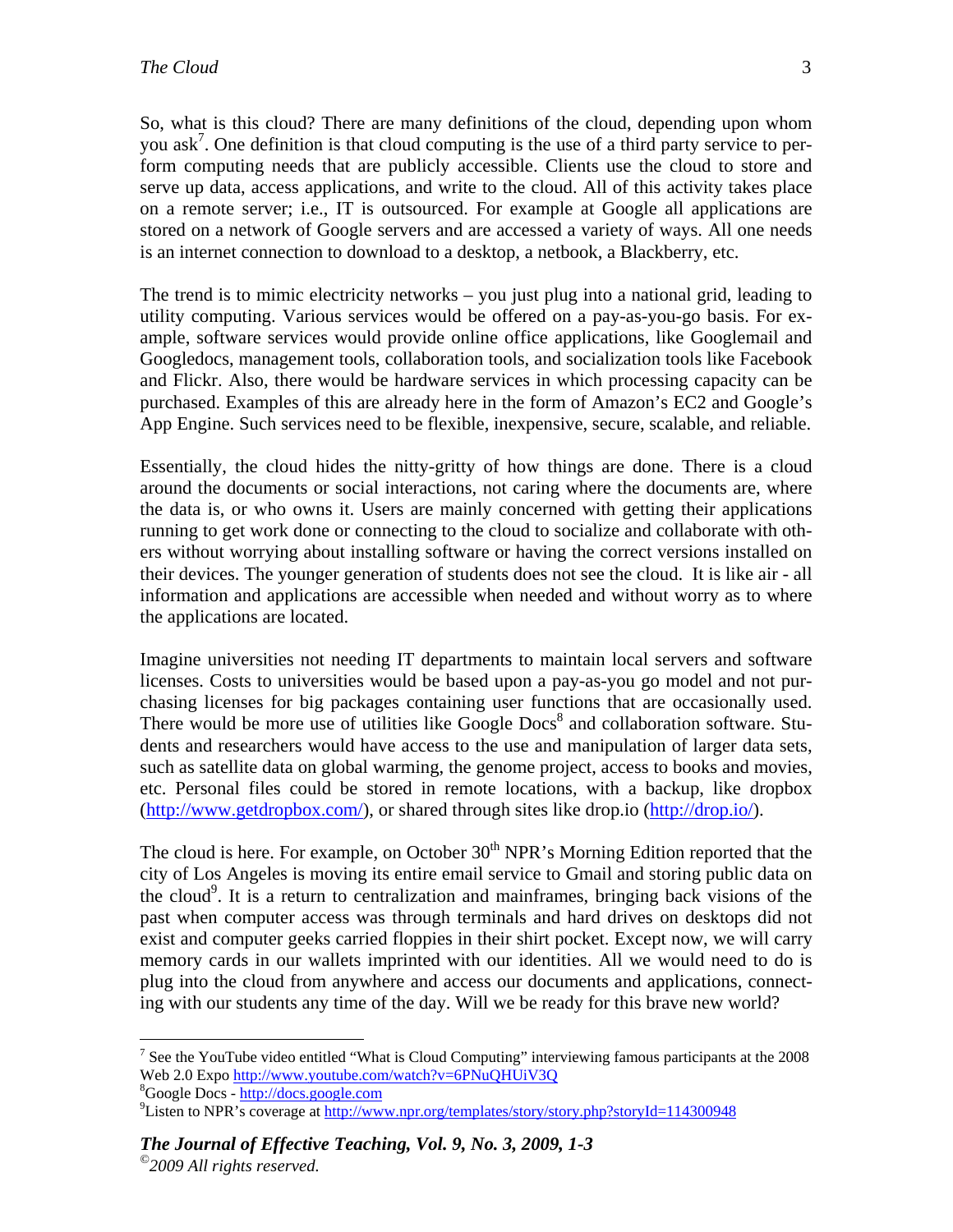So, what is this cloud? There are many definitions of the cloud, depending upon whom you ask[7]. One definition is that cloud computing is the use of a third party service to perform computing needs that are publicly accessible. Clients use the cloud to store and serve up data, access applications, and write to the cloud. All of this activity takes place on a remote server; i.e., IT is outsourced. For example at Google all applications are stored on a network of Google servers and are accessed a variety of ways. All one needs is an internet connection to download to a desktop, a netbook, a Blackberry, etc.

The trend is to mimic electricity networks – you just plug into a national grid, leading to utility computing. Various services would be offered on a pay-as-you-go basis. For example, software services would provide online office applications, like Googlemail and Googledocs, management tools, collaboration tools, and socialization tools like Facebook and Flickr. Also, there would be hardware services in which processing capacity can be purchased. Examples of this are already here in the form of Amazon's EC2 and Google's App Engine. Such services need to be flexible, inexpensive, secure, scalable, and reliable.

Essentially, the cloud hides the nitty-gritty of how things are done. There is a cloud around the documents or social interactions, not caring where the documents are, where the data is, or who owns it. Users are mainly concerned with getting their applications running to get work done or connecting to the cloud to socialize and collaborate with others without worrying about installing software or having the correct versions installed on their devices. The younger generation of students does not see the cloud. It is like air - all information and applications are accessible when needed and without worry as to where the applications are located.

Imagine universities not needing IT departments to maintain local servers and software licenses. Costs to universities would be based upon a pay-as-you go model and not purchasing licenses for big packages containing user functions that are occasionally used. There would be more use of utilities like Google Docs[8] and collaboration software. Students and researchers would have access to the use and manipulation of larger data sets, such as satellite data on global warming, the genome project, access to books and movies, etc. Personal files could be stored in remote locations, with a backup, like dropbox (http://www.getdropbox.com/), or shared through sites like drop.io (http://drop.io/).

The cloud is here. For example, on October 30th NPR's Morning Edition reported that the city of Los Angeles is moving its entire email service to Gmail and storing public data on the cloud[9]. It is a return to centralization and mainframes, bringing back visions of the past when computer access was through terminals and hard drives on desktops did not exist and computer geeks carried floppies in their shirt pocket. Except now, we will carry memory cards in our wallets imprinted with our identities. All we would need to do is plug into the cloud from anywhere and access our documents and applications, connecting with our students any time of the day. Will we be ready for this brave new world?

---

[7] See the YouTube video entitled "What is Cloud Computing" interviewing famous participants at the 2008 Web 2.0 Expo http://www.youtube.com/watch?v=6PNuQHUiV3Q

[8] Google Docs - http://docs.google.com

[9] Listen to NPR's coverage at http://www.npr.org/templates/story/story.php?storyId=114300948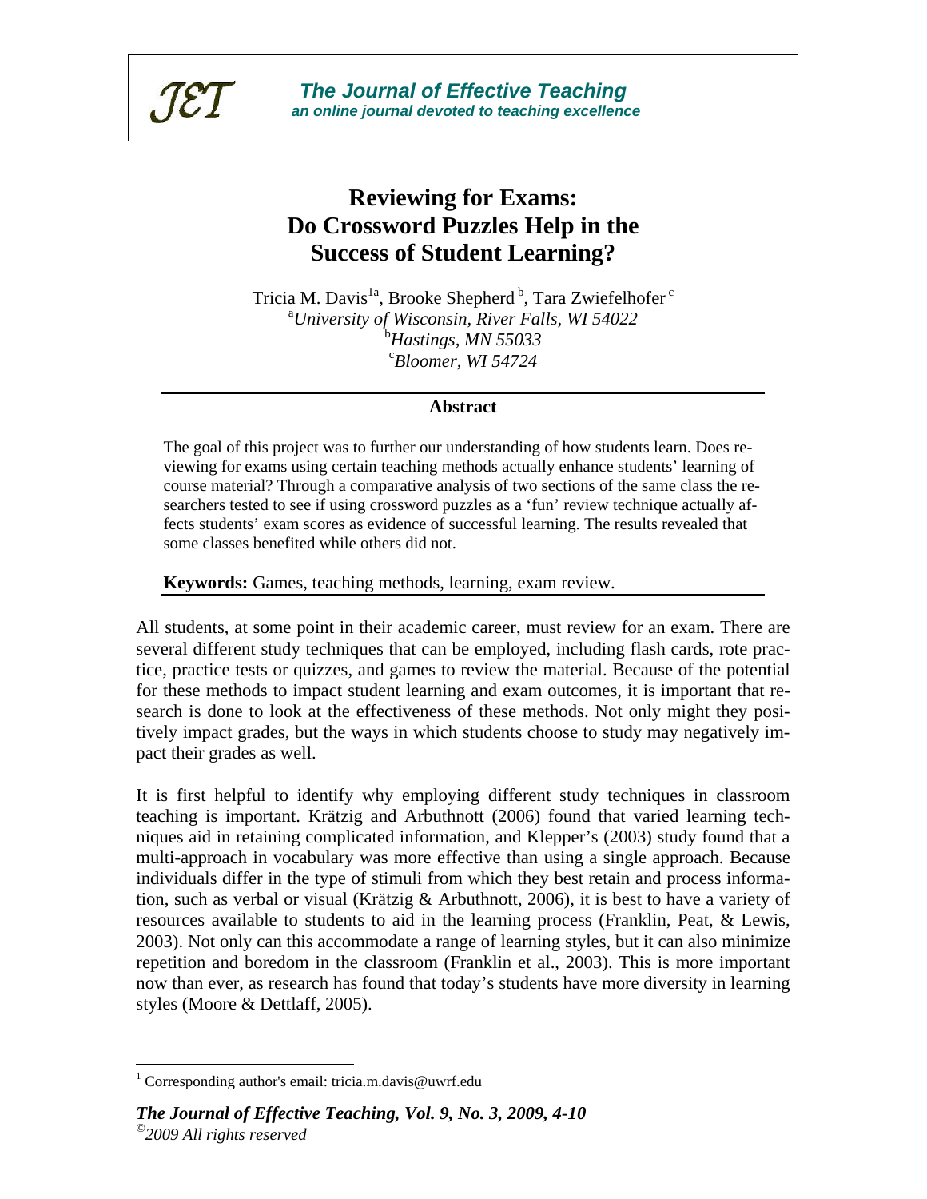# Reviewing for Exams: Do Crossword Puzzles Help in the Success of Student Learning?

Tricia M. Davis[1a], Brooke Shepherd[b], Tara Zwiefelhofer[c]

[a]*University of Wisconsin, River Falls, WI 54022*
[b]*Hastings, MN 55033*
[c]*Bloomer, WI 54724*

## Abstract

The goal of this project was to further our understanding of how students learn. Does reviewing for exams using certain teaching methods actually enhance students' learning of course material? Through a comparative analysis of two sections of the same class the researchers tested to see if using crossword puzzles as a 'fun' review technique actually affects students' exam scores as evidence of successful learning. The results revealed that some classes benefited while others did not.

**Keywords:** Games, teaching methods, learning, exam review.

All students, at some point in their academic career, must review for an exam. There are several different study techniques that can be employed, including flash cards, rote practice, practice tests or quizzes, and games to review the material. Because of the potential for these methods to impact student learning and exam outcomes, it is important that research is done to look at the effectiveness of these methods. Not only might they positively impact grades, but the ways in which students choose to study may negatively impact their grades as well.

It is first helpful to identify why employing different study techniques in classroom teaching is important. Krätzig and Arbuthnott (2006) found that varied learning techniques aid in retaining complicated information, and Klepper's (2003) study found that a multi-approach in vocabulary was more effective than using a single approach. Because individuals differ in the type of stimuli from which they best retain and process information, such as verbal or visual (Krätzig & Arbuthnott, 2006), it is best to have a variety of resources available to students to aid in the learning process (Franklin, Peat, & Lewis, 2003). Not only can this accommodate a range of learning styles, but it can also minimize repetition and boredom in the classroom (Franklin et al., 2003). This is more important now than ever, as research has found that today's students have more diversity in learning styles (Moore & Dettlaff, 2005).

[1] Corresponding author's email: tricia.m.davis@uwrf.edu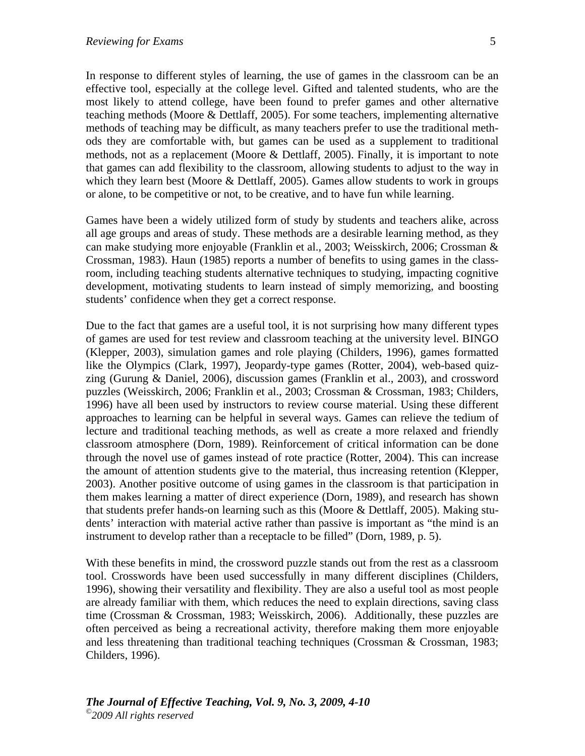In response to different styles of learning, the use of games in the classroom can be an effective tool, especially at the college level. Gifted and talented students, who are the most likely to attend college, have been found to prefer games and other alternative teaching methods (Moore & Dettlaff, 2005). For some teachers, implementing alternative methods of teaching may be difficult, as many teachers prefer to use the traditional methods they are comfortable with, but games can be used as a supplement to traditional methods, not as a replacement (Moore & Dettlaff, 2005). Finally, it is important to note that games can add flexibility to the classroom, allowing students to adjust to the way in which they learn best (Moore & Dettlaff, 2005). Games allow students to work in groups or alone, to be competitive or not, to be creative, and to have fun while learning.

Games have been a widely utilized form of study by students and teachers alike, across all age groups and areas of study. These methods are a desirable learning method, as they can make studying more enjoyable (Franklin et al., 2003; Weisskirch, 2006; Crossman & Crossman, 1983). Haun (1985) reports a number of benefits to using games in the classroom, including teaching students alternative techniques to studying, impacting cognitive development, motivating students to learn instead of simply memorizing, and boosting students' confidence when they get a correct response.

Due to the fact that games are a useful tool, it is not surprising how many different types of games are used for test review and classroom teaching at the university level. BINGO (Klepper, 2003), simulation games and role playing (Childers, 1996), games formatted like the Olympics (Clark, 1997), Jeopardy-type games (Rotter, 2004), web-based quizzing (Gurung & Daniel, 2006), discussion games (Franklin et al., 2003), and crossword puzzles (Weisskirch, 2006; Franklin et al., 2003; Crossman & Crossman, 1983; Childers, 1996) have all been used by instructors to review course material. Using these different approaches to learning can be helpful in several ways. Games can relieve the tedium of lecture and traditional teaching methods, as well as create a more relaxed and friendly classroom atmosphere (Dorn, 1989). Reinforcement of critical information can be done through the novel use of games instead of rote practice (Rotter, 2004). This can increase the amount of attention students give to the material, thus increasing retention (Klepper, 2003). Another positive outcome of using games in the classroom is that participation in them makes learning a matter of direct experience (Dorn, 1989), and research has shown that students prefer hands-on learning such as this (Moore & Dettlaff, 2005). Making students' interaction with material active rather than passive is important as "the mind is an instrument to develop rather than a receptacle to be filled" (Dorn, 1989, p. 5).

With these benefits in mind, the crossword puzzle stands out from the rest as a classroom tool. Crosswords have been used successfully in many different disciplines (Childers, 1996), showing their versatility and flexibility. They are also a useful tool as most people are already familiar with them, which reduces the need to explain directions, saving class time (Crossman & Crossman, 1983; Weisskirch, 2006). Additionally, these puzzles are often perceived as being a recreational activity, therefore making them more enjoyable and less threatening than traditional teaching techniques (Crossman & Crossman, 1983; Childers, 1996).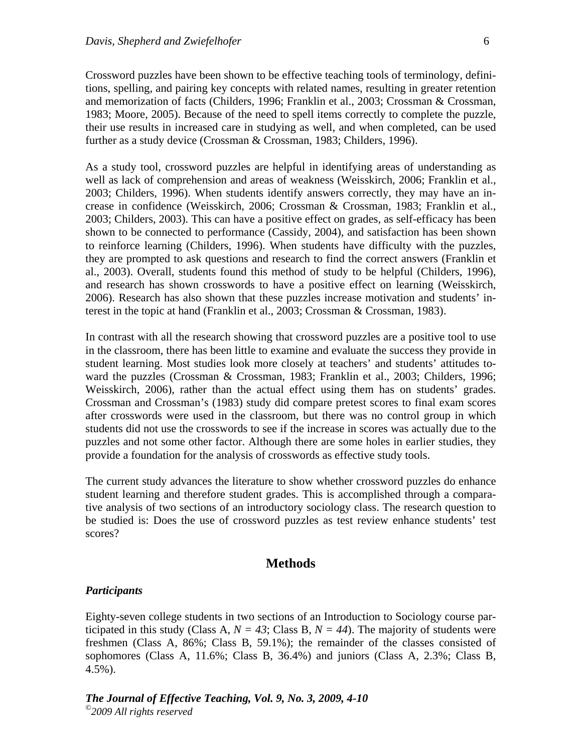Crossword puzzles have been shown to be effective teaching tools of terminology, definitions, spelling, and pairing key concepts with related names, resulting in greater retention and memorization of facts (Childers, 1996; Franklin et al., 2003; Crossman & Crossman, 1983; Moore, 2005). Because of the need to spell items correctly to complete the puzzle, their use results in increased care in studying as well, and when completed, can be used further as a study device (Crossman & Crossman, 1983; Childers, 1996).

As a study tool, crossword puzzles are helpful in identifying areas of understanding as well as lack of comprehension and areas of weakness (Weisskirch, 2006; Franklin et al., 2003; Childers, 1996). When students identify answers correctly, they may have an increase in confidence (Weisskirch, 2006; Crossman & Crossman, 1983; Franklin et al., 2003; Childers, 2003). This can have a positive effect on grades, as self-efficacy has been shown to be connected to performance (Cassidy, 2004), and satisfaction has been shown to reinforce learning (Childers, 1996). When students have difficulty with the puzzles, they are prompted to ask questions and research to find the correct answers (Franklin et al., 2003). Overall, students found this method of study to be helpful (Childers, 1996), and research has shown crosswords to have a positive effect on learning (Weisskirch, 2006). Research has also shown that these puzzles increase motivation and students' interest in the topic at hand (Franklin et al., 2003; Crossman & Crossman, 1983).

In contrast with all the research showing that crossword puzzles are a positive tool to use in the classroom, there has been little to examine and evaluate the success they provide in student learning. Most studies look more closely at teachers' and students' attitudes toward the puzzles (Crossman & Crossman, 1983; Franklin et al., 2003; Childers, 1996; Weisskirch, 2006), rather than the actual effect using them has on students' grades. Crossman and Crossman's (1983) study did compare pretest scores to final exam scores after crosswords were used in the classroom, but there was no control group in which students did not use the crosswords to see if the increase in scores was actually due to the puzzles and not some other factor. Although there are some holes in earlier studies, they provide a foundation for the analysis of crosswords as effective study tools.

The current study advances the literature to show whether crossword puzzles do enhance student learning and therefore student grades. This is accomplished through a comparative analysis of two sections of an introductory sociology class. The research question to be studied is: Does the use of crossword puzzles as test review enhance students' test scores?

## Methods

### *Participants*

Eighty-seven college students in two sections of an Introduction to Sociology course participated in this study (Class A, $N = 43$; Class B, $N = 44$). The majority of students were freshmen (Class A, 86%; Class B, 59.1%); the remainder of the classes consisted of sophomores (Class A, 11.6%; Class B, 36.4%) and juniors (Class A, 2.3%; Class B, 4.5%).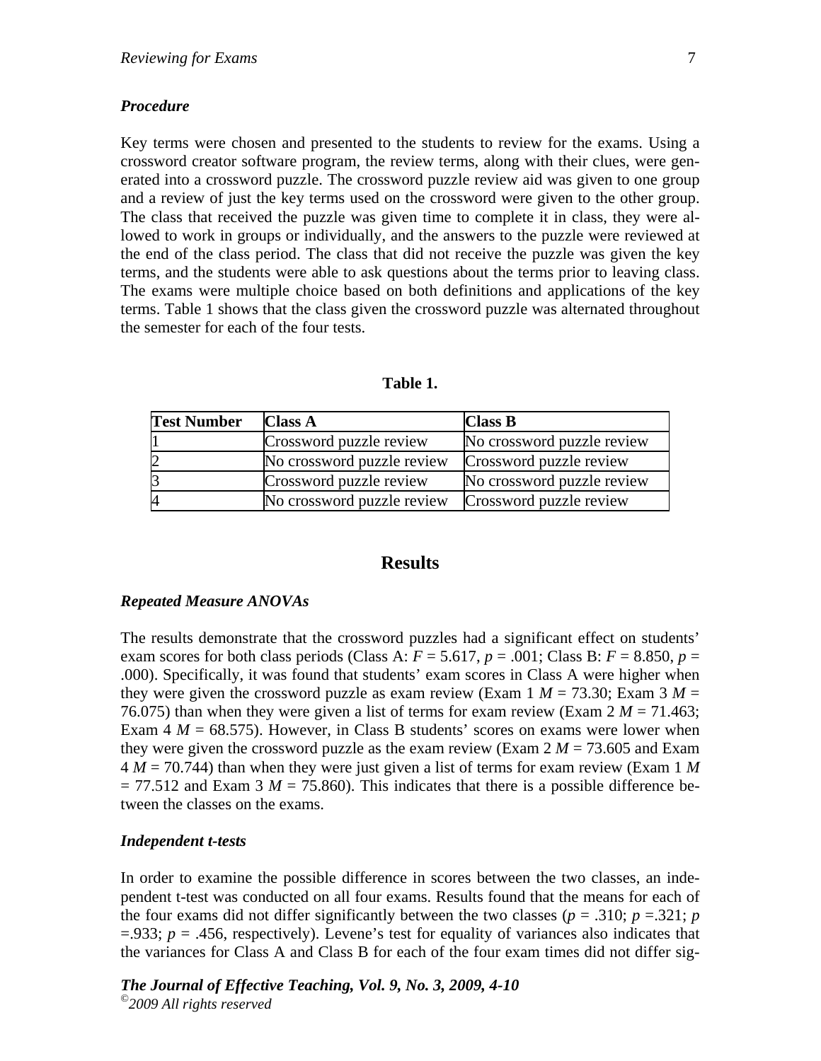### *Procedure*

Key terms were chosen and presented to the students to review for the exams. Using a crossword creator software program, the review terms, along with their clues, were generated into a crossword puzzle. The crossword puzzle review aid was given to one group and a review of just the key terms used on the crossword were given to the other group. The class that received the puzzle was given time to complete it in class, they were allowed to work in groups or individually, and the answers to the puzzle were reviewed at the end of the class period. The class that did not receive the puzzle was given the key terms, and the students were able to ask questions about the terms prior to leaving class. The exams were multiple choice based on both definitions and applications of the key terms. Table 1 shows that the class given the crossword puzzle was alternated throughout the semester for each of the four tests.

**Table 1.**

| Test Number | Class A | Class B |
|---|---|---|
| 1 | Crossword puzzle review | No crossword puzzle review |
| 2 | No crossword puzzle review | Crossword puzzle review |
| 3 | Crossword puzzle review | No crossword puzzle review |
| 4 | No crossword puzzle review | Crossword puzzle review |

## Results

### *Repeated Measure ANOVAs*

The results demonstrate that the crossword puzzles had a significant effect on students' exam scores for both class periods (Class A: $F = 5.617$, $p = .001$; Class B: $F = 8.850$, $p = .000$). Specifically, it was found that students' exam scores in Class A were higher when they were given the crossword puzzle as exam review (Exam 1 $M = 73.30$; Exam 3 $M = 76.075$) than when they were given a list of terms for exam review (Exam 2 $M = 71.463$; Exam 4 $M = 68.575$). However, in Class B students' scores on exams were lower when they were given the crossword puzzle as the exam review (Exam 2 $M = 73.605$ and Exam 4 $M = 70.744$) than when they were just given a list of terms for exam review (Exam 1 $M = 77.512$ and Exam 3 $M = 75.860$). This indicates that there is a possible difference between the classes on the exams.

### *Independent t-tests*

In order to examine the possible difference in scores between the two classes, an independent t-test was conducted on all four exams. Results found that the means for each of the four exams did not differ significantly between the two classes ($p = .310$; $p = .321$; $p = .933$; $p = .456$, respectively). Levene's test for equality of variances also indicates that the variances for Class A and Class B for each of the four exam times did not differ sig-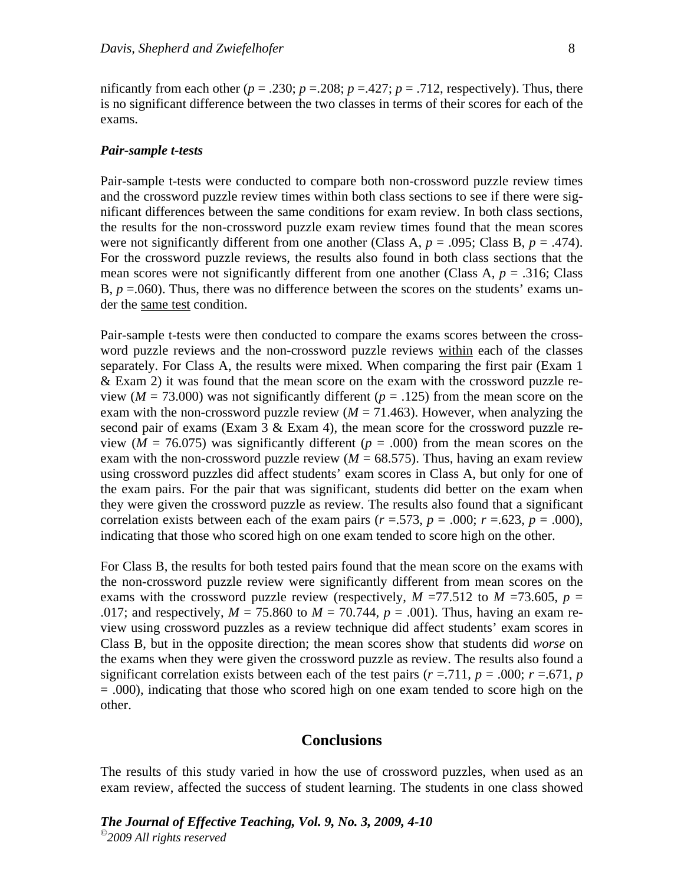nificantly from each other ($p$ = .230; $p$ =.208; $p$ =.427; $p$ = .712, respectively). Thus, there is no significant difference between the two classes in terms of their scores for each of the exams.

### *Pair-sample t-tests*

Pair-sample t-tests were conducted to compare both non-crossword puzzle review times and the crossword puzzle review times within both class sections to see if there were significant differences between the same conditions for exam review. In both class sections, the results for the non-crossword puzzle exam review times found that the mean scores were not significantly different from one another (Class A, $p$ = .095; Class B, $p$ = .474). For the crossword puzzle reviews, the results also found in both class sections that the mean scores were not significantly different from one another (Class A, $p$ = .316; Class B, $p$ =.060). Thus, there was no difference between the scores on the students' exams under the same test condition.

Pair-sample t-tests were then conducted to compare the exams scores between the crossword puzzle reviews and the non-crossword puzzle reviews within each of the classes separately. For Class A, the results were mixed. When comparing the first pair (Exam 1 & Exam 2) it was found that the mean score on the exam with the crossword puzzle review ($M$ = 73.000) was not significantly different ($p$ = .125) from the mean score on the exam with the non-crossword puzzle review ($M$ = 71.463). However, when analyzing the second pair of exams (Exam 3 & Exam 4), the mean score for the crossword puzzle review ($M$ = 76.075) was significantly different ($p$ = .000) from the mean scores on the exam with the non-crossword puzzle review ($M$ = 68.575). Thus, having an exam review using crossword puzzles did affect students' exam scores in Class A, but only for one of the exam pairs. For the pair that was significant, students did better on the exam when they were given the crossword puzzle as review. The results also found that a significant correlation exists between each of the exam pairs ($r$ =.573, $p$ = .000; $r$ =.623, $p$ = .000), indicating that those who scored high on one exam tended to score high on the other.

For Class B, the results for both tested pairs found that the mean score on the exams with the non-crossword puzzle review were significantly different from mean scores on the exams with the crossword puzzle review (respectively, $M$ =77.512 to $M$ =73.605, $p$ = .017; and respectively, $M$ = 75.860 to $M$ = 70.744, $p$ = .001). Thus, having an exam review using crossword puzzles as a review technique did affect students' exam scores in Class B, but in the opposite direction; the mean scores show that students did *worse* on the exams when they were given the crossword puzzle as review. The results also found a significant correlation exists between each of the test pairs ($r$ =.711, $p$ = .000; $r$ =.671, $p$ = .000), indicating that those who scored high on one exam tended to score high on the other.

## Conclusions

The results of this study varied in how the use of crossword puzzles, when used as an exam review, affected the success of student learning. The students in one class showed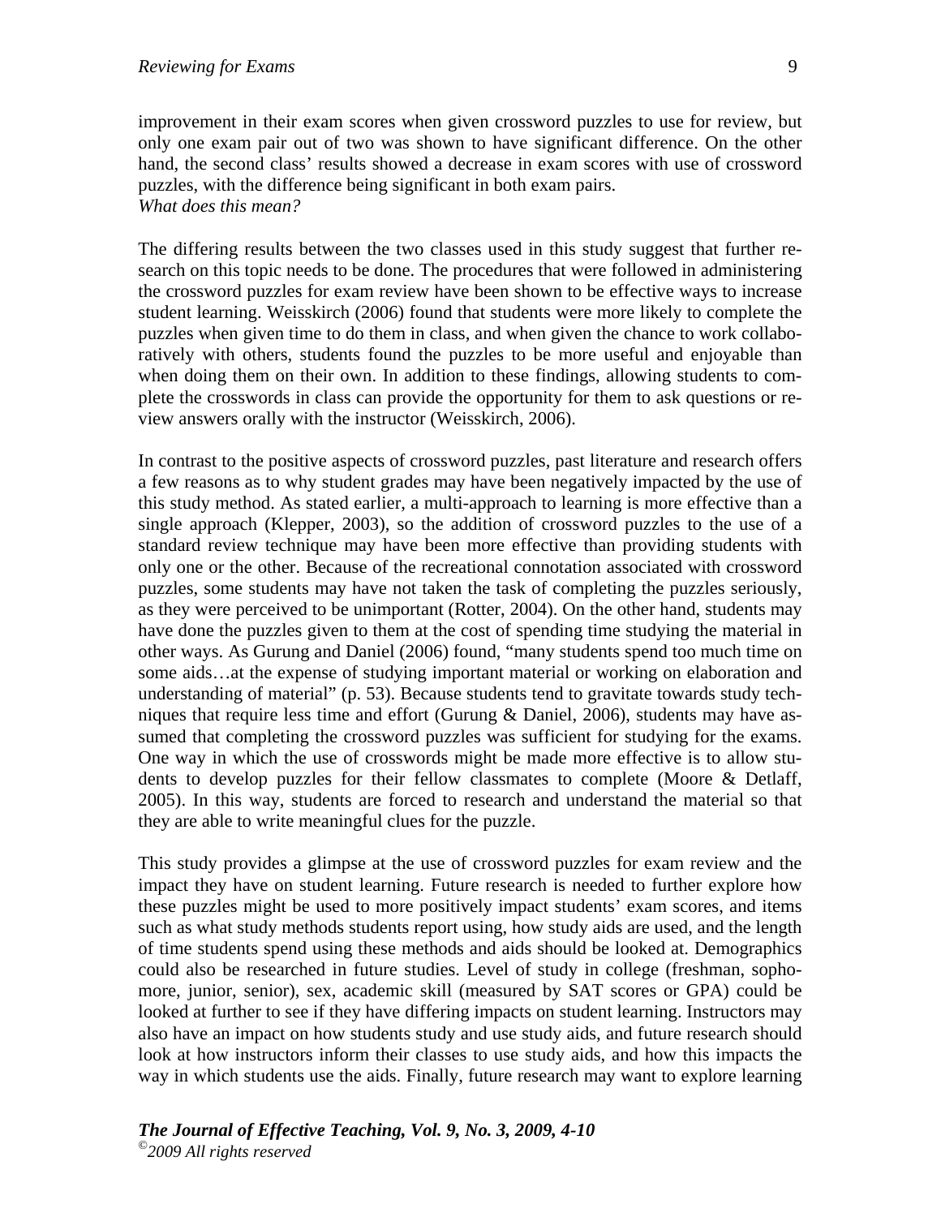improvement in their exam scores when given crossword puzzles to use for review, but only one exam pair out of two was shown to have significant difference. On the other hand, the second class' results showed a decrease in exam scores with use of crossword puzzles, with the difference being significant in both exam pairs.

*What does this mean?*

The differing results between the two classes used in this study suggest that further research on this topic needs to be done. The procedures that were followed in administering the crossword puzzles for exam review have been shown to be effective ways to increase student learning. Weisskirch (2006) found that students were more likely to complete the puzzles when given time to do them in class, and when given the chance to work collaboratively with others, students found the puzzles to be more useful and enjoyable than when doing them on their own. In addition to these findings, allowing students to complete the crosswords in class can provide the opportunity for them to ask questions or review answers orally with the instructor (Weisskirch, 2006).

In contrast to the positive aspects of crossword puzzles, past literature and research offers a few reasons as to why student grades may have been negatively impacted by the use of this study method. As stated earlier, a multi-approach to learning is more effective than a single approach (Klepper, 2003), so the addition of crossword puzzles to the use of a standard review technique may have been more effective than providing students with only one or the other. Because of the recreational connotation associated with crossword puzzles, some students may have not taken the task of completing the puzzles seriously, as they were perceived to be unimportant (Rotter, 2004). On the other hand, students may have done the puzzles given to them at the cost of spending time studying the material in other ways. As Gurung and Daniel (2006) found, "many students spend too much time on some aids…at the expense of studying important material or working on elaboration and understanding of material" (p. 53). Because students tend to gravitate towards study techniques that require less time and effort (Gurung & Daniel, 2006), students may have assumed that completing the crossword puzzles was sufficient for studying for the exams. One way in which the use of crosswords might be made more effective is to allow students to develop puzzles for their fellow classmates to complete (Moore & Detlaff, 2005). In this way, students are forced to research and understand the material so that they are able to write meaningful clues for the puzzle.

This study provides a glimpse at the use of crossword puzzles for exam review and the impact they have on student learning. Future research is needed to further explore how these puzzles might be used to more positively impact students' exam scores, and items such as what study methods students report using, how study aids are used, and the length of time students spend using these methods and aids should be looked at. Demographics could also be researched in future studies. Level of study in college (freshman, sophomore, junior, senior), sex, academic skill (measured by SAT scores or GPA) could be looked at further to see if they have differing impacts on student learning. Instructors may also have an impact on how students study and use study aids, and future research should look at how instructors inform their classes to use study aids, and how this impacts the way in which students use the aids. Finally, future research may want to explore learning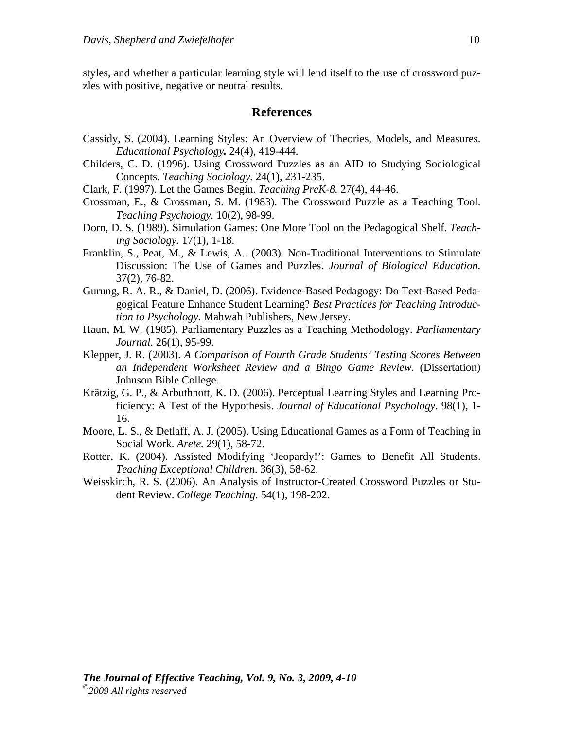styles, and whether a particular learning style will lend itself to the use of crossword puzzles with positive, negative or neutral results.

## References

Cassidy, S. (2004). Learning Styles: An Overview of Theories, Models, and Measures. *Educational Psychology.* 24(4), 419-444.

Childers, C. D. (1996). Using Crossword Puzzles as an AID to Studying Sociological Concepts. *Teaching Sociology.* 24(1), 231-235.

Clark, F. (1997). Let the Games Begin. *Teaching PreK-8.* 27(4), 44-46.

Crossman, E., & Crossman, S. M. (1983). The Crossword Puzzle as a Teaching Tool. *Teaching Psychology*. 10(2), 98-99.

Dorn, D. S. (1989). Simulation Games: One More Tool on the Pedagogical Shelf. *Teaching Sociology.* 17(1), 1-18.

Franklin, S., Peat, M., & Lewis, A.. (2003). Non-Traditional Interventions to Stimulate Discussion: The Use of Games and Puzzles. *Journal of Biological Education.* 37(2), 76-82.

Gurung, R. A. R., & Daniel, D. (2006). Evidence-Based Pedagogy: Do Text-Based Pedagogical Feature Enhance Student Learning? *Best Practices for Teaching Introduction to Psychology.* Mahwah Publishers, New Jersey.

Haun, M. W. (1985). Parliamentary Puzzles as a Teaching Methodology. *Parliamentary Journal.* 26(1), 95-99.

Klepper, J. R. (2003). *A Comparison of Fourth Grade Students' Testing Scores Between an Independent Worksheet Review and a Bingo Game Review.* (Dissertation) Johnson Bible College.

Krätzig, G. P., & Arbuthnott, K. D. (2006). Perceptual Learning Styles and Learning Proficiency: A Test of the Hypothesis. *Journal of Educational Psychology*. 98(1), 1-16.

Moore, L. S., & Detlaff, A. J. (2005). Using Educational Games as a Form of Teaching in Social Work. *Arete.* 29(1), 58-72.

Rotter, K. (2004). Assisted Modifying 'Jeopardy!': Games to Benefit All Students. *Teaching Exceptional Children*. 36(3), 58-62.

Weisskirch, R. S. (2006). An Analysis of Instructor-Created Crossword Puzzles or Student Review. *College Teaching*. 54(1), 198-202.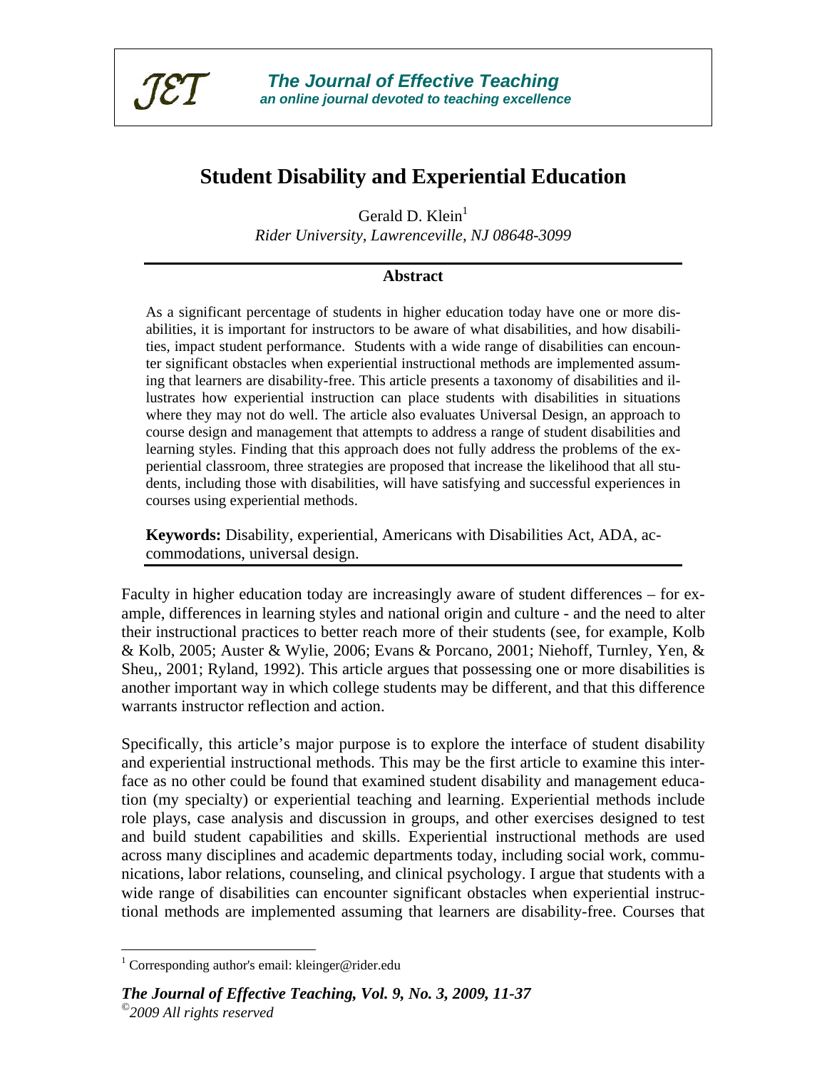# Student Disability and Experiential Education

Gerald D. Klein[1]

*Rider University, Lawrenceville, NJ 08648-3099*

## Abstract

As a significant percentage of students in higher education today have one or more disabilities, it is important for instructors to be aware of what disabilities, and how disabilities, impact student performance. Students with a wide range of disabilities can encounter significant obstacles when experiential instructional methods are implemented assuming that learners are disability-free. This article presents a taxonomy of disabilities and illustrates how experiential instruction can place students with disabilities in situations where they may not do well. The article also evaluates Universal Design, an approach to course design and management that attempts to address a range of student disabilities and learning styles. Finding that this approach does not fully address the problems of the experiential classroom, three strategies are proposed that increase the likelihood that all students, including those with disabilities, will have satisfying and successful experiences in courses using experiential methods.

**Keywords:** Disability, experiential, Americans with Disabilities Act, ADA, accommodations, universal design.

Faculty in higher education today are increasingly aware of student differences – for example, differences in learning styles and national origin and culture - and the need to alter their instructional practices to better reach more of their students (see, for example, Kolb & Kolb, 2005; Auster & Wylie, 2006; Evans & Porcano, 2001; Niehoff, Turnley, Yen, & Sheu,, 2001; Ryland, 1992). This article argues that possessing one or more disabilities is another important way in which college students may be different, and that this difference warrants instructor reflection and action.

Specifically, this article's major purpose is to explore the interface of student disability and experiential instructional methods. This may be the first article to examine this interface as no other could be found that examined student disability and management education (my specialty) or experiential teaching and learning. Experiential methods include role plays, case analysis and discussion in groups, and other exercises designed to test and build student capabilities and skills. Experiential instructional methods are used across many disciplines and academic departments today, including social work, communications, labor relations, counseling, and clinical psychology. I argue that students with a wide range of disabilities can encounter significant obstacles when experiential instructional methods are implemented assuming that learners are disability-free. Courses that

[1] Corresponding author's email: kleinger@rider.edu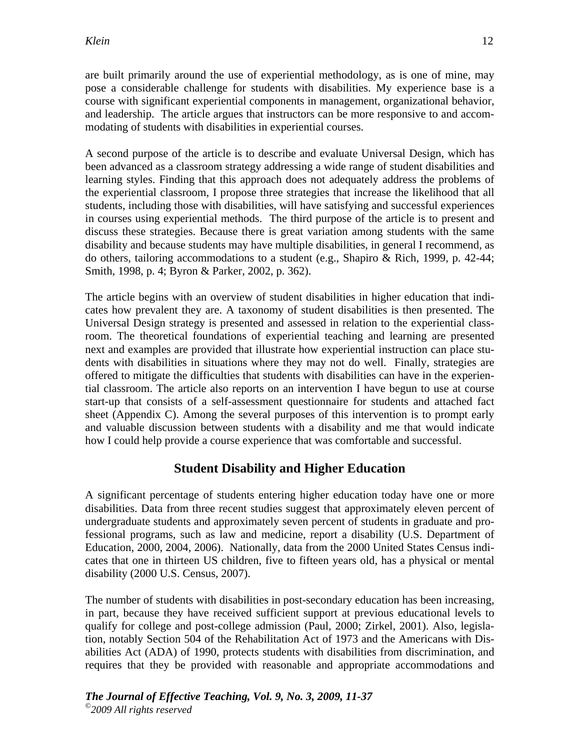are built primarily around the use of experiential methodology, as is one of mine, may pose a considerable challenge for students with disabilities. My experience base is a course with significant experiential components in management, organizational behavior, and leadership. The article argues that instructors can be more responsive to and accommodating of students with disabilities in experiential courses.

A second purpose of the article is to describe and evaluate Universal Design, which has been advanced as a classroom strategy addressing a wide range of student disabilities and learning styles. Finding that this approach does not adequately address the problems of the experiential classroom, I propose three strategies that increase the likelihood that all students, including those with disabilities, will have satisfying and successful experiences in courses using experiential methods. The third purpose of the article is to present and discuss these strategies. Because there is great variation among students with the same disability and because students may have multiple disabilities, in general I recommend, as do others, tailoring accommodations to a student (e.g., Shapiro & Rich, 1999, p. 42-44; Smith, 1998, p. 4; Byron & Parker, 2002, p. 362).

The article begins with an overview of student disabilities in higher education that indicates how prevalent they are. A taxonomy of student disabilities is then presented. The Universal Design strategy is presented and assessed in relation to the experiential classroom. The theoretical foundations of experiential teaching and learning are presented next and examples are provided that illustrate how experiential instruction can place students with disabilities in situations where they may not do well. Finally, strategies are offered to mitigate the difficulties that students with disabilities can have in the experiential classroom. The article also reports on an intervention I have begun to use at course start-up that consists of a self-assessment questionnaire for students and attached fact sheet (Appendix C). Among the several purposes of this intervention is to prompt early and valuable discussion between students with a disability and me that would indicate how I could help provide a course experience that was comfortable and successful.

## Student Disability and Higher Education

A significant percentage of students entering higher education today have one or more disabilities. Data from three recent studies suggest that approximately eleven percent of undergraduate students and approximately seven percent of students in graduate and professional programs, such as law and medicine, report a disability (U.S. Department of Education, 2000, 2004, 2006). Nationally, data from the 2000 United States Census indicates that one in thirteen US children, five to fifteen years old, has a physical or mental disability (2000 U.S. Census, 2007).

The number of students with disabilities in post-secondary education has been increasing, in part, because they have received sufficient support at previous educational levels to qualify for college and post-college admission (Paul, 2000; Zirkel, 2001). Also, legislation, notably Section 504 of the Rehabilitation Act of 1973 and the Americans with Disabilities Act (ADA) of 1990, protects students with disabilities from discrimination, and requires that they be provided with reasonable and appropriate accommodations and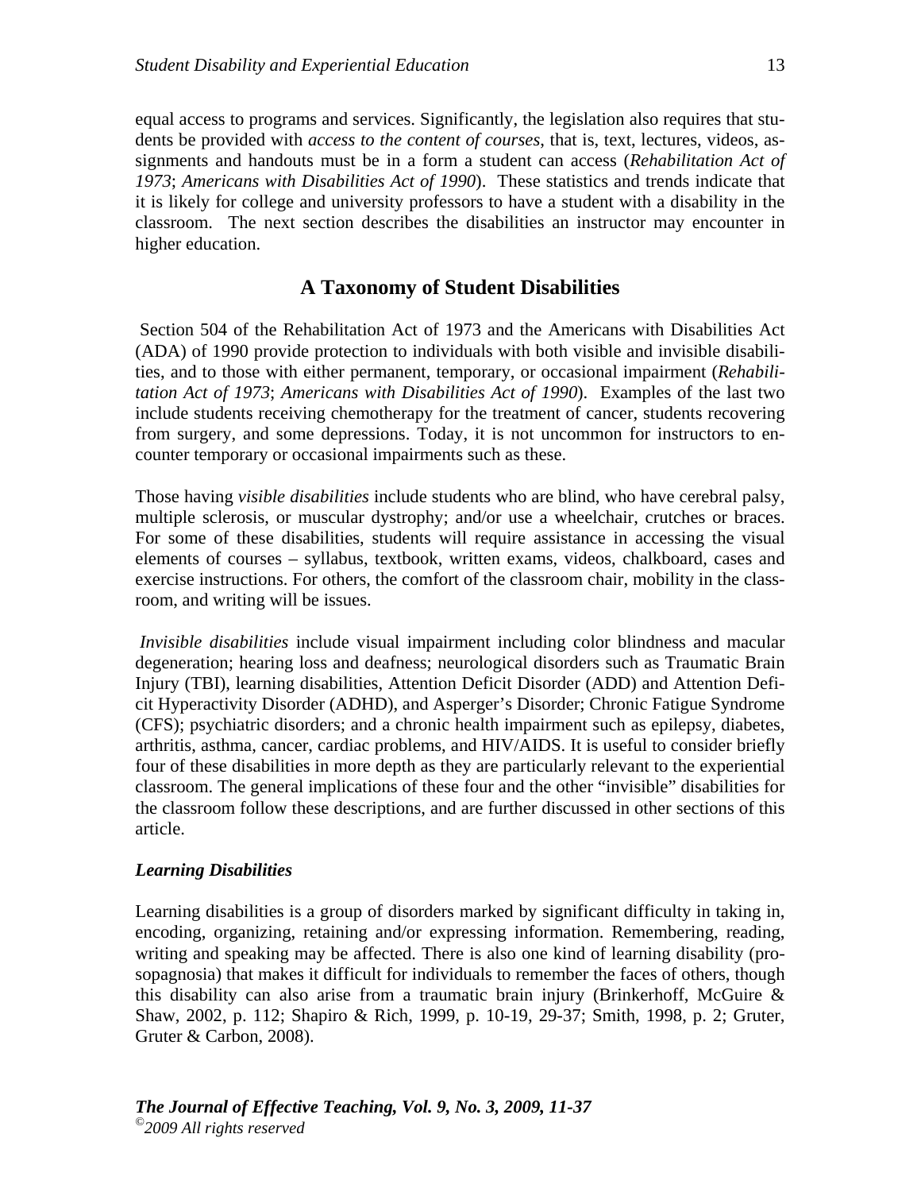equal access to programs and services. Significantly, the legislation also requires that students be provided with *access to the content of courses*, that is, text, lectures, videos, assignments and handouts must be in a form a student can access (*Rehabilitation Act of 1973*; *Americans with Disabilities Act of 1990*). These statistics and trends indicate that it is likely for college and university professors to have a student with a disability in the classroom. The next section describes the disabilities an instructor may encounter in higher education.

## A Taxonomy of Student Disabilities

Section 504 of the Rehabilitation Act of 1973 and the Americans with Disabilities Act (ADA) of 1990 provide protection to individuals with both visible and invisible disabilities, and to those with either permanent, temporary, or occasional impairment (*Rehabilitation Act of 1973*; *Americans with Disabilities Act of 1990*). Examples of the last two include students receiving chemotherapy for the treatment of cancer, students recovering from surgery, and some depressions. Today, it is not uncommon for instructors to encounter temporary or occasional impairments such as these.

Those having *visible disabilities* include students who are blind, who have cerebral palsy, multiple sclerosis, or muscular dystrophy; and/or use a wheelchair, crutches or braces. For some of these disabilities, students will require assistance in accessing the visual elements of courses – syllabus, textbook, written exams, videos, chalkboard, cases and exercise instructions. For others, the comfort of the classroom chair, mobility in the classroom, and writing will be issues.

*Invisible disabilities* include visual impairment including color blindness and macular degeneration; hearing loss and deafness; neurological disorders such as Traumatic Brain Injury (TBI), learning disabilities, Attention Deficit Disorder (ADD) and Attention Deficit Hyperactivity Disorder (ADHD), and Asperger's Disorder; Chronic Fatigue Syndrome (CFS); psychiatric disorders; and a chronic health impairment such as epilepsy, diabetes, arthritis, asthma, cancer, cardiac problems, and HIV/AIDS. It is useful to consider briefly four of these disabilities in more depth as they are particularly relevant to the experiential classroom. The general implications of these four and the other "invisible" disabilities for the classroom follow these descriptions, and are further discussed in other sections of this article.

### *Learning Disabilities*

Learning disabilities is a group of disorders marked by significant difficulty in taking in, encoding, organizing, retaining and/or expressing information. Remembering, reading, writing and speaking may be affected. There is also one kind of learning disability (prosopagnosia) that makes it difficult for individuals to remember the faces of others, though this disability can also arise from a traumatic brain injury (Brinkerhoff, McGuire & Shaw, 2002, p. 112; Shapiro & Rich, 1999, p. 10-19, 29-37; Smith, 1998, p. 2; Gruter, Gruter & Carbon, 2008).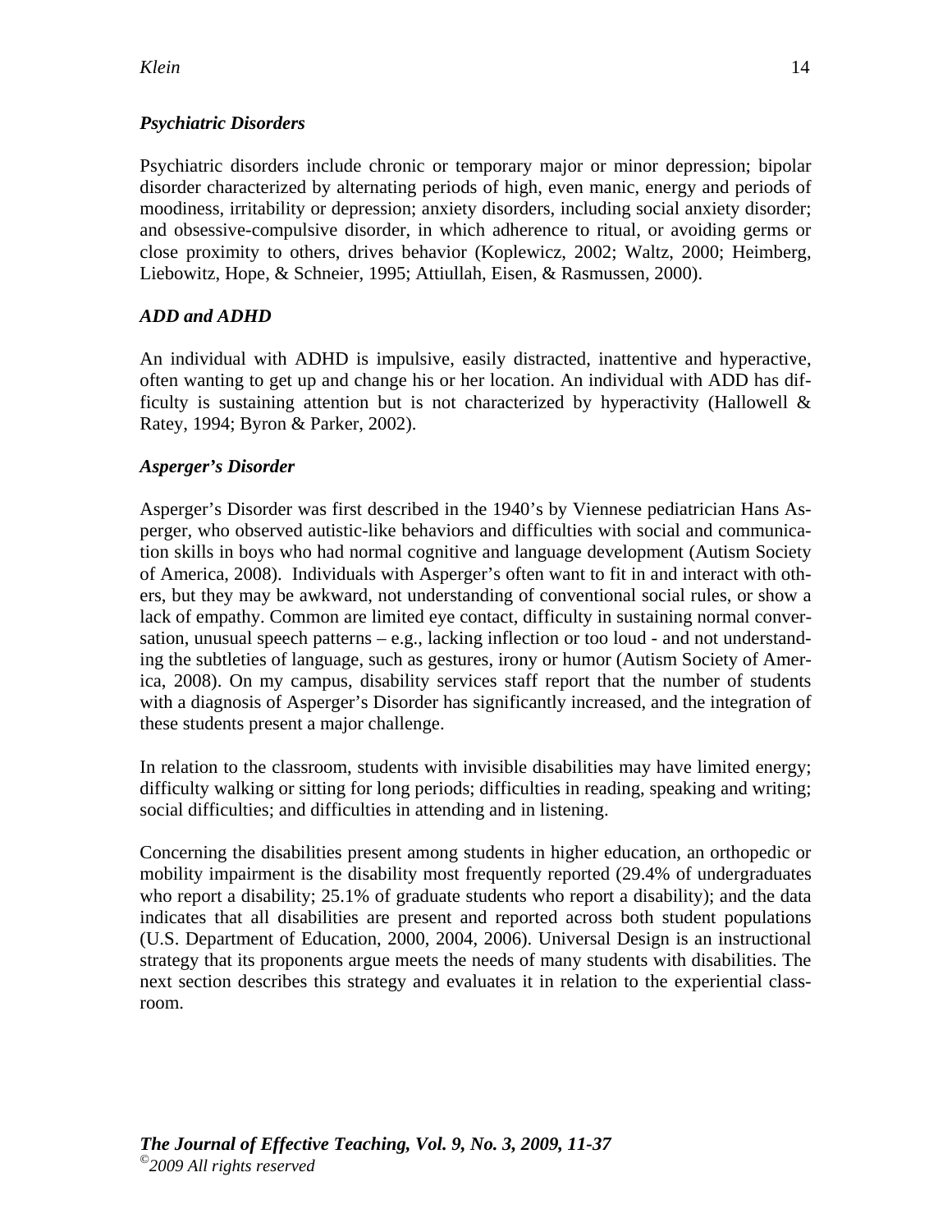### *Psychiatric Disorders*

Psychiatric disorders include chronic or temporary major or minor depression; bipolar disorder characterized by alternating periods of high, even manic, energy and periods of moodiness, irritability or depression; anxiety disorders, including social anxiety disorder; and obsessive-compulsive disorder, in which adherence to ritual, or avoiding germs or close proximity to others, drives behavior (Koplewicz, 2002; Waltz, 2000; Heimberg, Liebowitz, Hope, & Schneier, 1995; Attiullah, Eisen, & Rasmussen, 2000).

### *ADD and ADHD*

An individual with ADHD is impulsive, easily distracted, inattentive and hyperactive, often wanting to get up and change his or her location. An individual with ADD has difficulty is sustaining attention but is not characterized by hyperactivity (Hallowell & Ratey, 1994; Byron & Parker, 2002).

### *Asperger's Disorder*

Asperger's Disorder was first described in the 1940's by Viennese pediatrician Hans Asperger, who observed autistic-like behaviors and difficulties with social and communication skills in boys who had normal cognitive and language development (Autism Society of America, 2008). Individuals with Asperger's often want to fit in and interact with others, but they may be awkward, not understanding of conventional social rules, or show a lack of empathy. Common are limited eye contact, difficulty in sustaining normal conversation, unusual speech patterns – e.g., lacking inflection or too loud - and not understanding the subtleties of language, such as gestures, irony or humor (Autism Society of America, 2008). On my campus, disability services staff report that the number of students with a diagnosis of Asperger's Disorder has significantly increased, and the integration of these students present a major challenge.

In relation to the classroom, students with invisible disabilities may have limited energy; difficulty walking or sitting for long periods; difficulties in reading, speaking and writing; social difficulties; and difficulties in attending and in listening.

Concerning the disabilities present among students in higher education, an orthopedic or mobility impairment is the disability most frequently reported (29.4% of undergraduates who report a disability; 25.1% of graduate students who report a disability); and the data indicates that all disabilities are present and reported across both student populations (U.S. Department of Education, 2000, 2004, 2006). Universal Design is an instructional strategy that its proponents argue meets the needs of many students with disabilities. The next section describes this strategy and evaluates it in relation to the experiential classroom.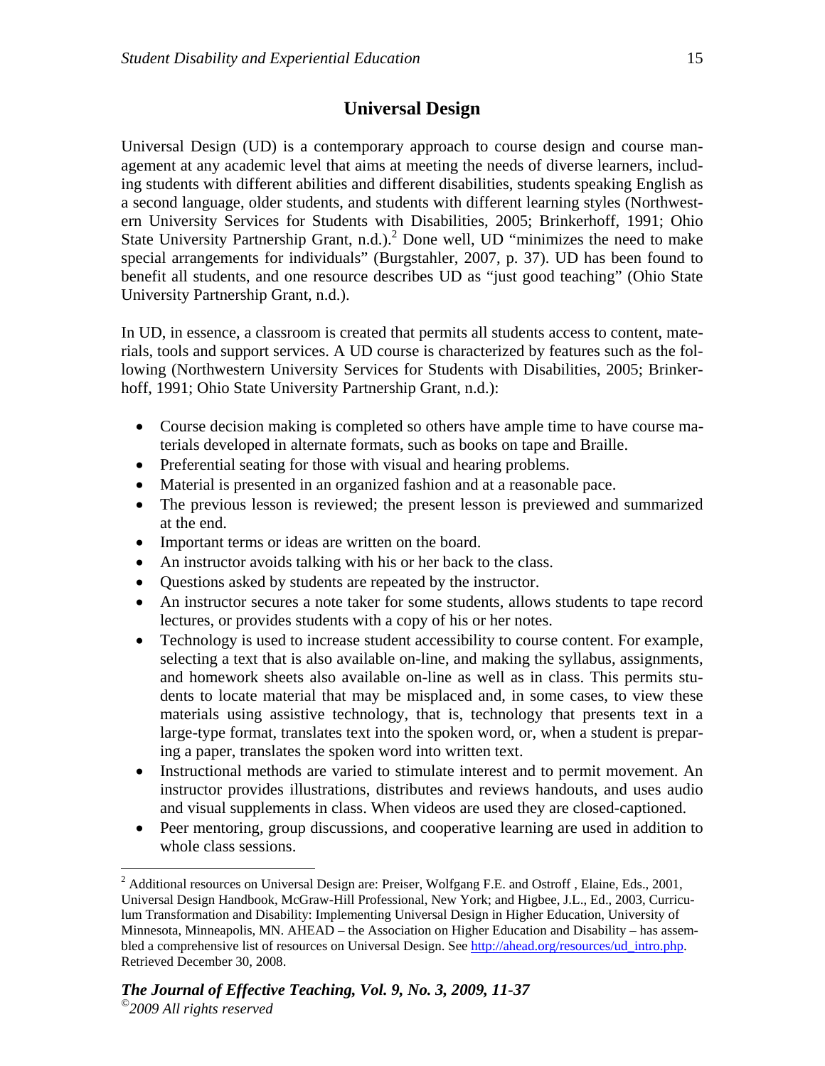## Universal Design

Universal Design (UD) is a contemporary approach to course design and course management at any academic level that aims at meeting the needs of diverse learners, including students with different abilities and different disabilities, students speaking English as a second language, older students, and students with different learning styles (Northwestern University Services for Students with Disabilities, 2005; Brinkerhoff, 1991; Ohio State University Partnership Grant, n.d.).[2] Done well, UD "minimizes the need to make special arrangements for individuals" (Burgstahler, 2007, p. 37). UD has been found to benefit all students, and one resource describes UD as "just good teaching" (Ohio State University Partnership Grant, n.d.).

In UD, in essence, a classroom is created that permits all students access to content, materials, tools and support services. A UD course is characterized by features such as the following (Northwestern University Services for Students with Disabilities, 2005; Brinkerhoff, 1991; Ohio State University Partnership Grant, n.d.):

- Course decision making is completed so others have ample time to have course materials developed in alternate formats, such as books on tape and Braille.
- Preferential seating for those with visual and hearing problems.
- Material is presented in an organized fashion and at a reasonable pace.
- The previous lesson is reviewed; the present lesson is previewed and summarized at the end.
- Important terms or ideas are written on the board.
- An instructor avoids talking with his or her back to the class.
- Questions asked by students are repeated by the instructor.
- An instructor secures a note taker for some students, allows students to tape record lectures, or provides students with a copy of his or her notes.
- Technology is used to increase student accessibility to course content. For example, selecting a text that is also available on-line, and making the syllabus, assignments, and homework sheets also available on-line as well as in class. This permits students to locate material that may be misplaced and, in some cases, to view these materials using assistive technology, that is, technology that presents text in a large-type format, translates text into the spoken word, or, when a student is preparing a paper, translates the spoken word into written text.
- Instructional methods are varied to stimulate interest and to permit movement. An instructor provides illustrations, distributes and reviews handouts, and uses audio and visual supplements in class. When videos are used they are closed-captioned.
- Peer mentoring, group discussions, and cooperative learning are used in addition to whole class sessions.

[2] Additional resources on Universal Design are: Preiser, Wolfgang F.E. and Ostroff , Elaine, Eds., 2001, Universal Design Handbook, McGraw-Hill Professional, New York; and Higbee, J.L., Ed., 2003, Curriculum Transformation and Disability: Implementing Universal Design in Higher Education, University of Minnesota, Minneapolis, MN. AHEAD – the Association on Higher Education and Disability – has assembled a comprehensive list of resources on Universal Design. See http://ahead.org/resources/ud_intro.php. Retrieved December 30, 2008.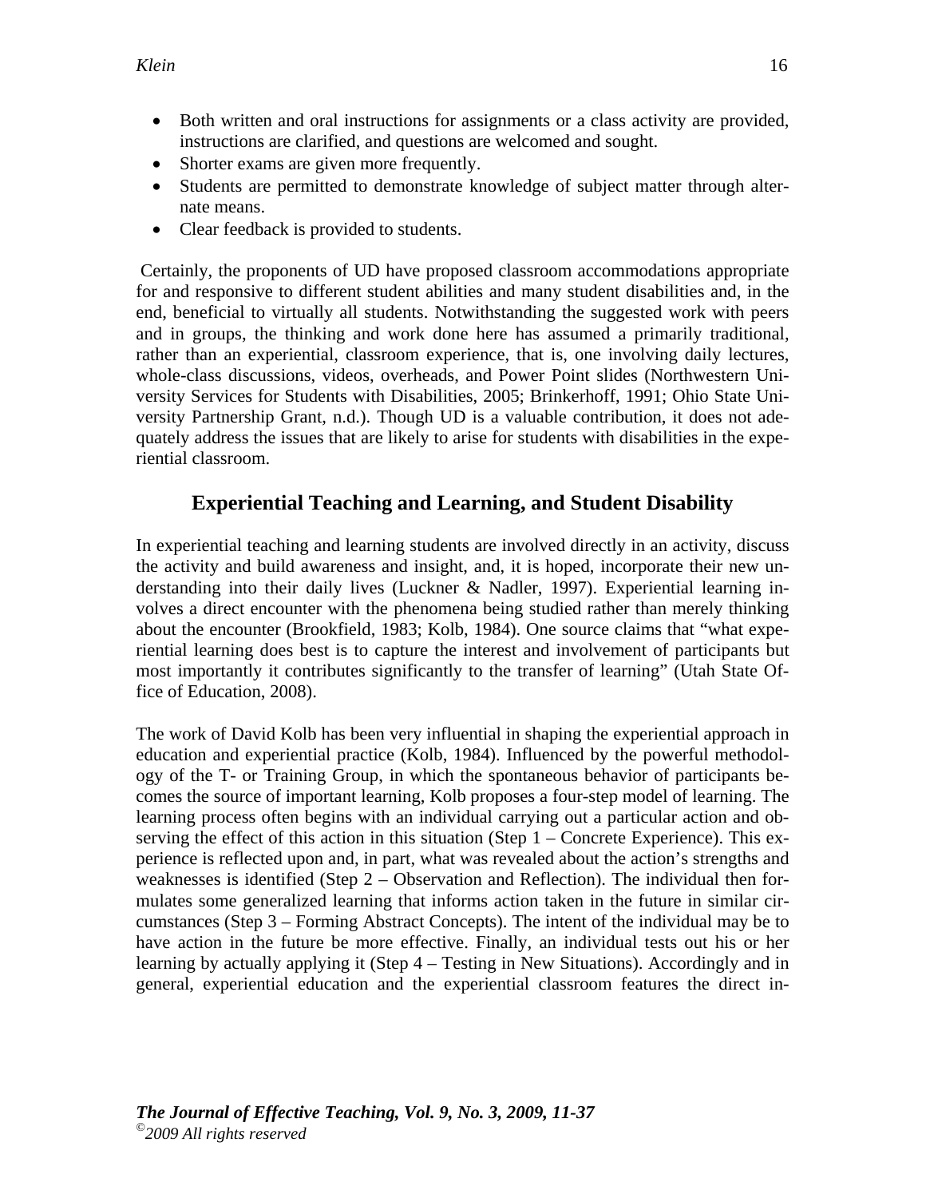- Both written and oral instructions for assignments or a class activity are provided, instructions are clarified, and questions are welcomed and sought.
- Shorter exams are given more frequently.
- Students are permitted to demonstrate knowledge of subject matter through alternate means.
- Clear feedback is provided to students.

Certainly, the proponents of UD have proposed classroom accommodations appropriate for and responsive to different student abilities and many student disabilities and, in the end, beneficial to virtually all students. Notwithstanding the suggested work with peers and in groups, the thinking and work done here has assumed a primarily traditional, rather than an experiential, classroom experience, that is, one involving daily lectures, whole-class discussions, videos, overheads, and Power Point slides (Northwestern University Services for Students with Disabilities, 2005; Brinkerhoff, 1991; Ohio State University Partnership Grant, n.d.). Though UD is a valuable contribution, it does not adequately address the issues that are likely to arise for students with disabilities in the experiential classroom.

## Experiential Teaching and Learning, and Student Disability

In experiential teaching and learning students are involved directly in an activity, discuss the activity and build awareness and insight, and, it is hoped, incorporate their new understanding into their daily lives (Luckner & Nadler, 1997). Experiential learning involves a direct encounter with the phenomena being studied rather than merely thinking about the encounter (Brookfield, 1983; Kolb, 1984). One source claims that "what experiential learning does best is to capture the interest and involvement of participants but most importantly it contributes significantly to the transfer of learning" (Utah State Office of Education, 2008).

The work of David Kolb has been very influential in shaping the experiential approach in education and experiential practice (Kolb, 1984). Influenced by the powerful methodology of the T- or Training Group, in which the spontaneous behavior of participants becomes the source of important learning, Kolb proposes a four-step model of learning. The learning process often begins with an individual carrying out a particular action and observing the effect of this action in this situation (Step 1 – Concrete Experience). This experience is reflected upon and, in part, what was revealed about the action's strengths and weaknesses is identified (Step 2 – Observation and Reflection). The individual then formulates some generalized learning that informs action taken in the future in similar circumstances (Step 3 – Forming Abstract Concepts). The intent of the individual may be to have action in the future be more effective. Finally, an individual tests out his or her learning by actually applying it (Step 4 – Testing in New Situations). Accordingly and in general, experiential education and the experiential classroom features the direct in-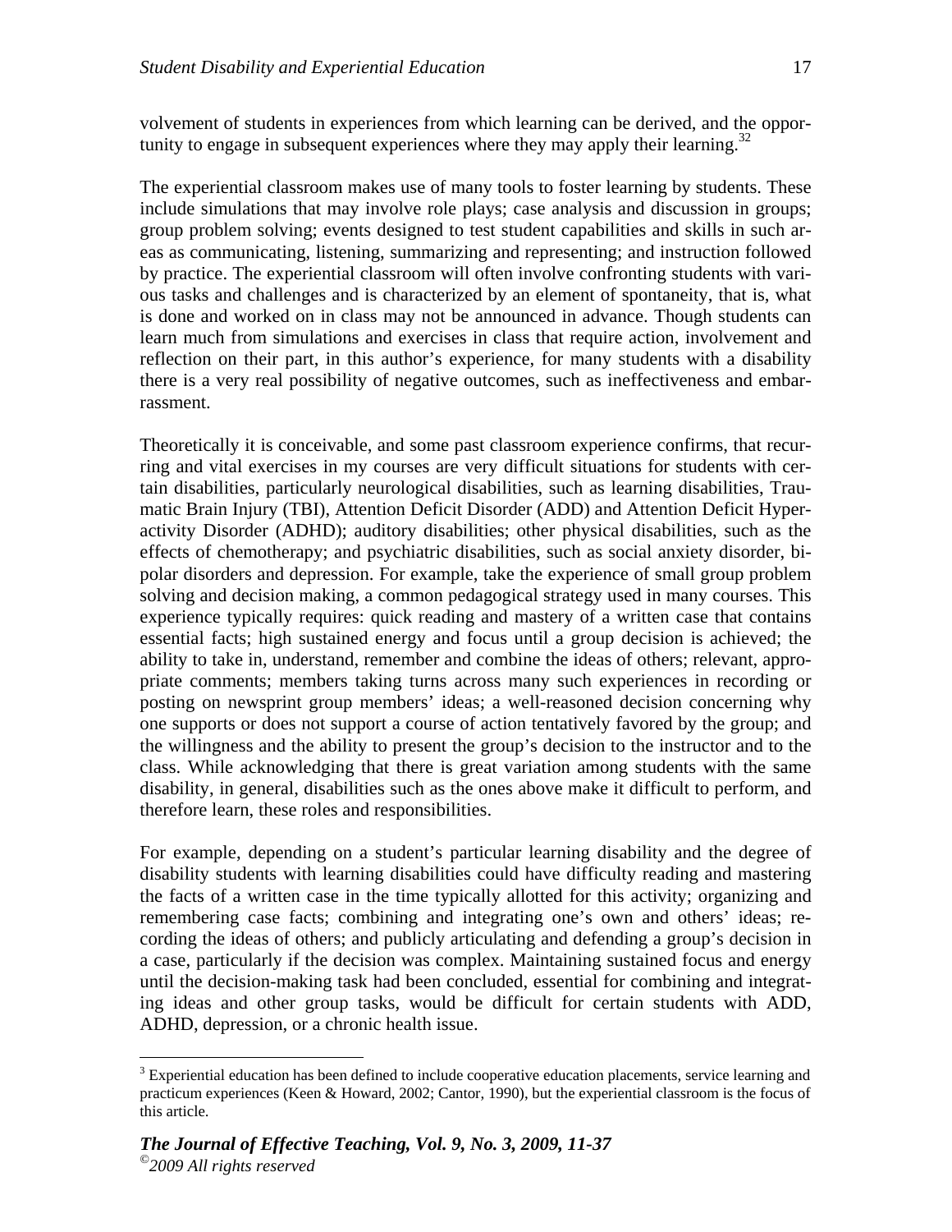volvement of students in experiences from which learning can be derived, and the opportunity to engage in subsequent experiences where they may apply their learning.[32]

The experiential classroom makes use of many tools to foster learning by students. These include simulations that may involve role plays; case analysis and discussion in groups; group problem solving; events designed to test student capabilities and skills in such areas as communicating, listening, summarizing and representing; and instruction followed by practice. The experiential classroom will often involve confronting students with various tasks and challenges and is characterized by an element of spontaneity, that is, what is done and worked on in class may not be announced in advance. Though students can learn much from simulations and exercises in class that require action, involvement and reflection on their part, in this author's experience, for many students with a disability there is a very real possibility of negative outcomes, such as ineffectiveness and embarrassment.

Theoretically it is conceivable, and some past classroom experience confirms, that recurring and vital exercises in my courses are very difficult situations for students with certain disabilities, particularly neurological disabilities, such as learning disabilities, Traumatic Brain Injury (TBI), Attention Deficit Disorder (ADD) and Attention Deficit Hyperactivity Disorder (ADHD); auditory disabilities; other physical disabilities, such as the effects of chemotherapy; and psychiatric disabilities, such as social anxiety disorder, bipolar disorders and depression. For example, take the experience of small group problem solving and decision making, a common pedagogical strategy used in many courses. This experience typically requires: quick reading and mastery of a written case that contains essential facts; high sustained energy and focus until a group decision is achieved; the ability to take in, understand, remember and combine the ideas of others; relevant, appropriate comments; members taking turns across many such experiences in recording or posting on newsprint group members' ideas; a well-reasoned decision concerning why one supports or does not support a course of action tentatively favored by the group; and the willingness and the ability to present the group's decision to the instructor and to the class. While acknowledging that there is great variation among students with the same disability, in general, disabilities such as the ones above make it difficult to perform, and therefore learn, these roles and responsibilities.

For example, depending on a student's particular learning disability and the degree of disability students with learning disabilities could have difficulty reading and mastering the facts of a written case in the time typically allotted for this activity; organizing and remembering case facts; combining and integrating one's own and others' ideas; recording the ideas of others; and publicly articulating and defending a group's decision in a case, particularly if the decision was complex. Maintaining sustained focus and energy until the decision-making task had been concluded, essential for combining and integrating ideas and other group tasks, would be difficult for certain students with ADD, ADHD, depression, or a chronic health issue.

---

[3] Experiential education has been defined to include cooperative education placements, service learning and practicum experiences (Keen & Howard, 2002; Cantor, 1990), but the experiential classroom is the focus of this article.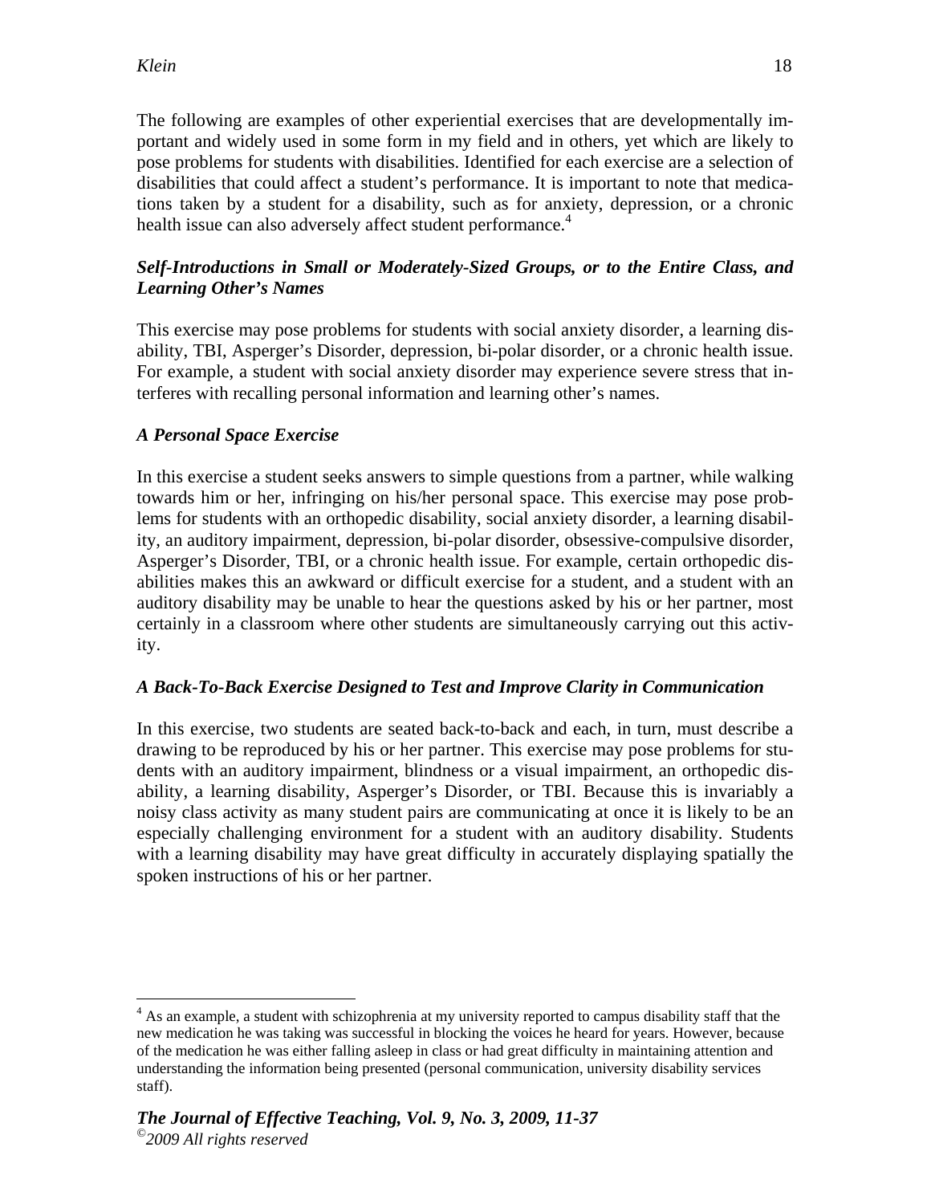The following are examples of other experiential exercises that are developmentally important and widely used in some form in my field and in others, yet which are likely to pose problems for students with disabilities. Identified for each exercise are a selection of disabilities that could affect a student's performance. It is important to note that medications taken by a student for a disability, such as for anxiety, depression, or a chronic health issue can also adversely affect student performance.[4]

### *Self-Introductions in Small or Moderately-Sized Groups, or to the Entire Class, and Learning Other's Names*

This exercise may pose problems for students with social anxiety disorder, a learning disability, TBI, Asperger's Disorder, depression, bi-polar disorder, or a chronic health issue. For example, a student with social anxiety disorder may experience severe stress that interferes with recalling personal information and learning other's names.

### *A Personal Space Exercise*

In this exercise a student seeks answers to simple questions from a partner, while walking towards him or her, infringing on his/her personal space. This exercise may pose problems for students with an orthopedic disability, social anxiety disorder, a learning disability, an auditory impairment, depression, bi-polar disorder, obsessive-compulsive disorder, Asperger's Disorder, TBI, or a chronic health issue. For example, certain orthopedic disabilities makes this an awkward or difficult exercise for a student, and a student with an auditory disability may be unable to hear the questions asked by his or her partner, most certainly in a classroom where other students are simultaneously carrying out this activity.

### *A Back-To-Back Exercise Designed to Test and Improve Clarity in Communication*

In this exercise, two students are seated back-to-back and each, in turn, must describe a drawing to be reproduced by his or her partner. This exercise may pose problems for students with an auditory impairment, blindness or a visual impairment, an orthopedic disability, a learning disability, Asperger's Disorder, or TBI. Because this is invariably a noisy class activity as many student pairs are communicating at once it is likely to be an especially challenging environment for a student with an auditory disability. Students with a learning disability may have great difficulty in accurately displaying spatially the spoken instructions of his or her partner.

---

[4] As an example, a student with schizophrenia at my university reported to campus disability staff that the new medication he was taking was successful in blocking the voices he heard for years. However, because of the medication he was either falling asleep in class or had great difficulty in maintaining attention and understanding the information being presented (personal communication, university disability services staff).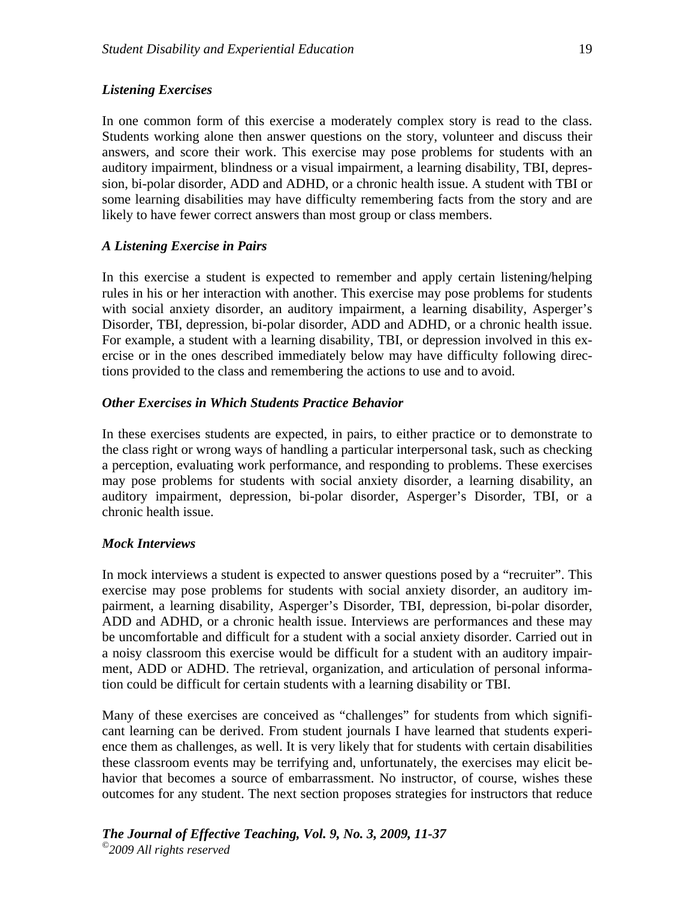### *Listening Exercises*

In one common form of this exercise a moderately complex story is read to the class. Students working alone then answer questions on the story, volunteer and discuss their answers, and score their work. This exercise may pose problems for students with an auditory impairment, blindness or a visual impairment, a learning disability, TBI, depression, bi-polar disorder, ADD and ADHD, or a chronic health issue. A student with TBI or some learning disabilities may have difficulty remembering facts from the story and are likely to have fewer correct answers than most group or class members.

### *A Listening Exercise in Pairs*

In this exercise a student is expected to remember and apply certain listening/helping rules in his or her interaction with another. This exercise may pose problems for students with social anxiety disorder, an auditory impairment, a learning disability, Asperger's Disorder, TBI, depression, bi-polar disorder, ADD and ADHD, or a chronic health issue. For example, a student with a learning disability, TBI, or depression involved in this exercise or in the ones described immediately below may have difficulty following directions provided to the class and remembering the actions to use and to avoid.

### *Other Exercises in Which Students Practice Behavior*

In these exercises students are expected, in pairs, to either practice or to demonstrate to the class right or wrong ways of handling a particular interpersonal task, such as checking a perception, evaluating work performance, and responding to problems. These exercises may pose problems for students with social anxiety disorder, a learning disability, an auditory impairment, depression, bi-polar disorder, Asperger's Disorder, TBI, or a chronic health issue.

### *Mock Interviews*

In mock interviews a student is expected to answer questions posed by a "recruiter". This exercise may pose problems for students with social anxiety disorder, an auditory impairment, a learning disability, Asperger's Disorder, TBI, depression, bi-polar disorder, ADD and ADHD, or a chronic health issue. Interviews are performances and these may be uncomfortable and difficult for a student with a social anxiety disorder. Carried out in a noisy classroom this exercise would be difficult for a student with an auditory impairment, ADD or ADHD. The retrieval, organization, and articulation of personal information could be difficult for certain students with a learning disability or TBI.

Many of these exercises are conceived as "challenges" for students from which significant learning can be derived. From student journals I have learned that students experience them as challenges, as well. It is very likely that for students with certain disabilities these classroom events may be terrifying and, unfortunately, the exercises may elicit behavior that becomes a source of embarrassment. No instructor, of course, wishes these outcomes for any student. The next section proposes strategies for instructors that reduce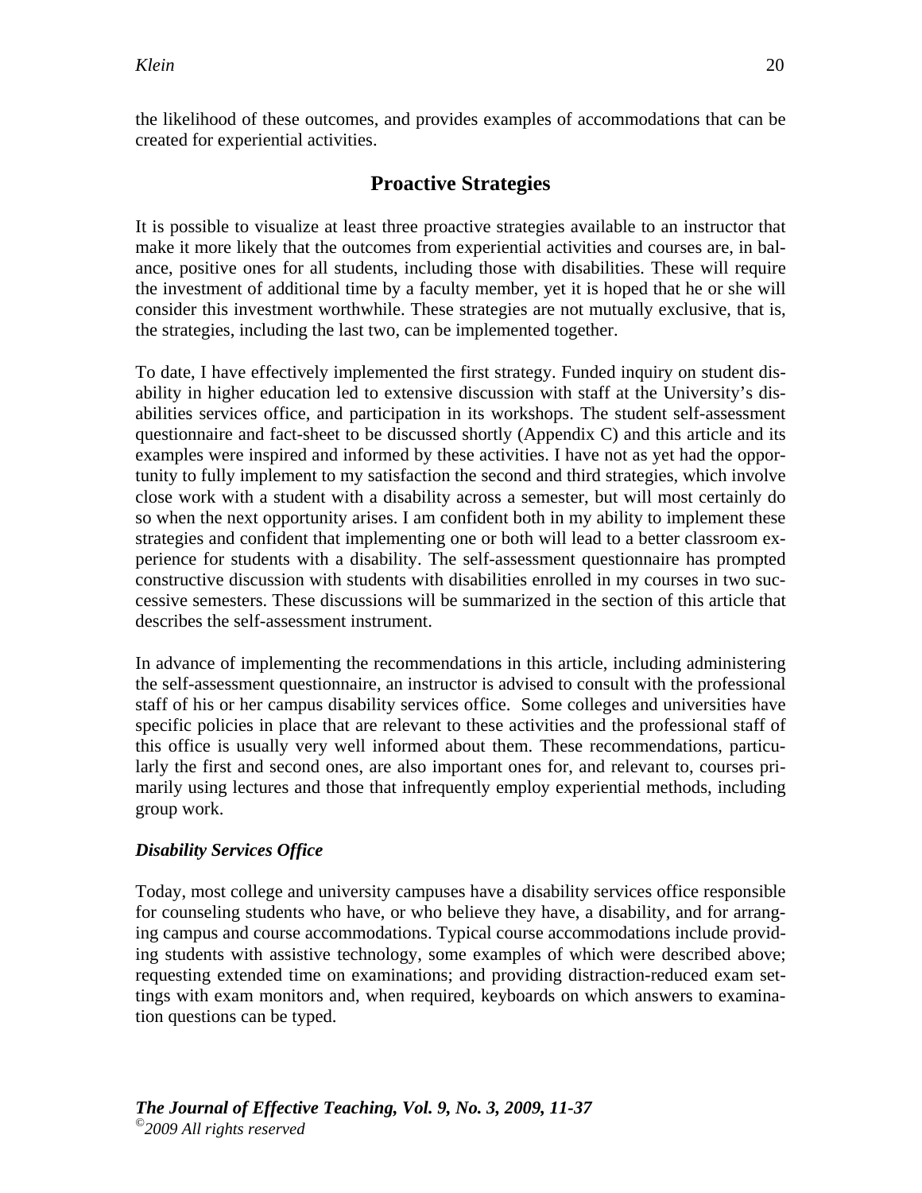the likelihood of these outcomes, and provides examples of accommodations that can be created for experiential activities.

## Proactive Strategies

It is possible to visualize at least three proactive strategies available to an instructor that make it more likely that the outcomes from experiential activities and courses are, in balance, positive ones for all students, including those with disabilities. These will require the investment of additional time by a faculty member, yet it is hoped that he or she will consider this investment worthwhile. These strategies are not mutually exclusive, that is, the strategies, including the last two, can be implemented together.

To date, I have effectively implemented the first strategy. Funded inquiry on student disability in higher education led to extensive discussion with staff at the University's disabilities services office, and participation in its workshops. The student self-assessment questionnaire and fact-sheet to be discussed shortly (Appendix C) and this article and its examples were inspired and informed by these activities. I have not as yet had the opportunity to fully implement to my satisfaction the second and third strategies, which involve close work with a student with a disability across a semester, but will most certainly do so when the next opportunity arises. I am confident both in my ability to implement these strategies and confident that implementing one or both will lead to a better classroom experience for students with a disability. The self-assessment questionnaire has prompted constructive discussion with students with disabilities enrolled in my courses in two successive semesters. These discussions will be summarized in the section of this article that describes the self-assessment instrument.

In advance of implementing the recommendations in this article, including administering the self-assessment questionnaire, an instructor is advised to consult with the professional staff of his or her campus disability services office. Some colleges and universities have specific policies in place that are relevant to these activities and the professional staff of this office is usually very well informed about them. These recommendations, particularly the first and second ones, are also important ones for, and relevant to, courses primarily using lectures and those that infrequently employ experiential methods, including group work.

### *Disability Services Office*

Today, most college and university campuses have a disability services office responsible for counseling students who have, or who believe they have, a disability, and for arranging campus and course accommodations. Typical course accommodations include providing students with assistive technology, some examples of which were described above; requesting extended time on examinations; and providing distraction-reduced exam settings with exam monitors and, when required, keyboards on which answers to examination questions can be typed.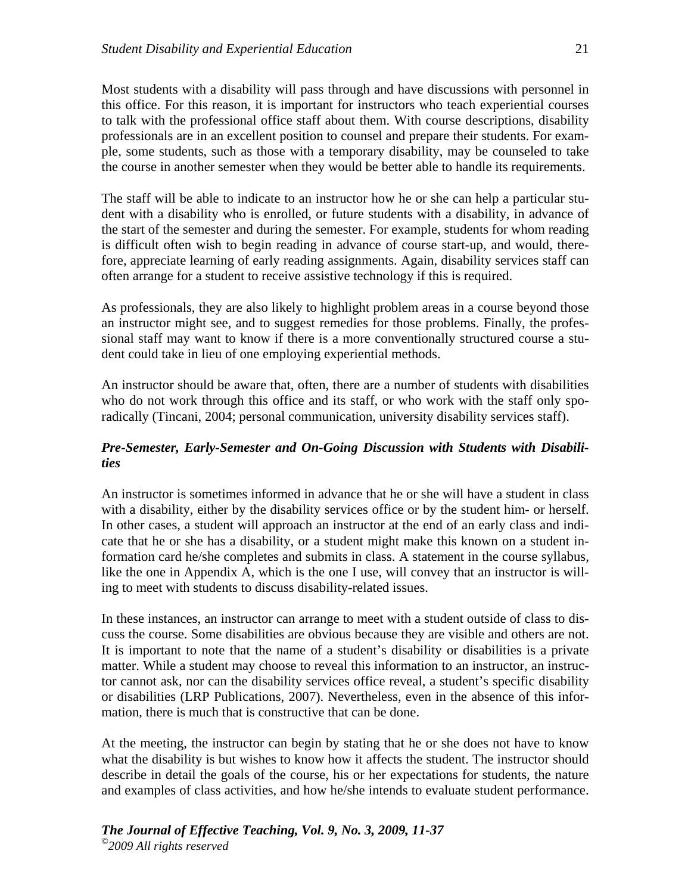Most students with a disability will pass through and have discussions with personnel in this office. For this reason, it is important for instructors who teach experiential courses to talk with the professional office staff about them. With course descriptions, disability professionals are in an excellent position to counsel and prepare their students. For example, some students, such as those with a temporary disability, may be counseled to take the course in another semester when they would be better able to handle its requirements.

The staff will be able to indicate to an instructor how he or she can help a particular student with a disability who is enrolled, or future students with a disability, in advance of the start of the semester and during the semester. For example, students for whom reading is difficult often wish to begin reading in advance of course start-up, and would, therefore, appreciate learning of early reading assignments. Again, disability services staff can often arrange for a student to receive assistive technology if this is required.

As professionals, they are also likely to highlight problem areas in a course beyond those an instructor might see, and to suggest remedies for those problems. Finally, the professional staff may want to know if there is a more conventionally structured course a student could take in lieu of one employing experiential methods.

An instructor should be aware that, often, there are a number of students with disabilities who do not work through this office and its staff, or who work with the staff only sporadically (Tincani, 2004; personal communication, university disability services staff).

### *Pre-Semester, Early-Semester and On-Going Discussion with Students with Disabilities*

An instructor is sometimes informed in advance that he or she will have a student in class with a disability, either by the disability services office or by the student him- or herself. In other cases, a student will approach an instructor at the end of an early class and indicate that he or she has a disability, or a student might make this known on a student information card he/she completes and submits in class. A statement in the course syllabus, like the one in Appendix A, which is the one I use, will convey that an instructor is willing to meet with students to discuss disability-related issues.

In these instances, an instructor can arrange to meet with a student outside of class to discuss the course. Some disabilities are obvious because they are visible and others are not. It is important to note that the name of a student's disability or disabilities is a private matter. While a student may choose to reveal this information to an instructor, an instructor cannot ask, nor can the disability services office reveal, a student's specific disability or disabilities (LRP Publications, 2007). Nevertheless, even in the absence of this information, there is much that is constructive that can be done.

At the meeting, the instructor can begin by stating that he or she does not have to know what the disability is but wishes to know how it affects the student. The instructor should describe in detail the goals of the course, his or her expectations for students, the nature and examples of class activities, and how he/she intends to evaluate student performance.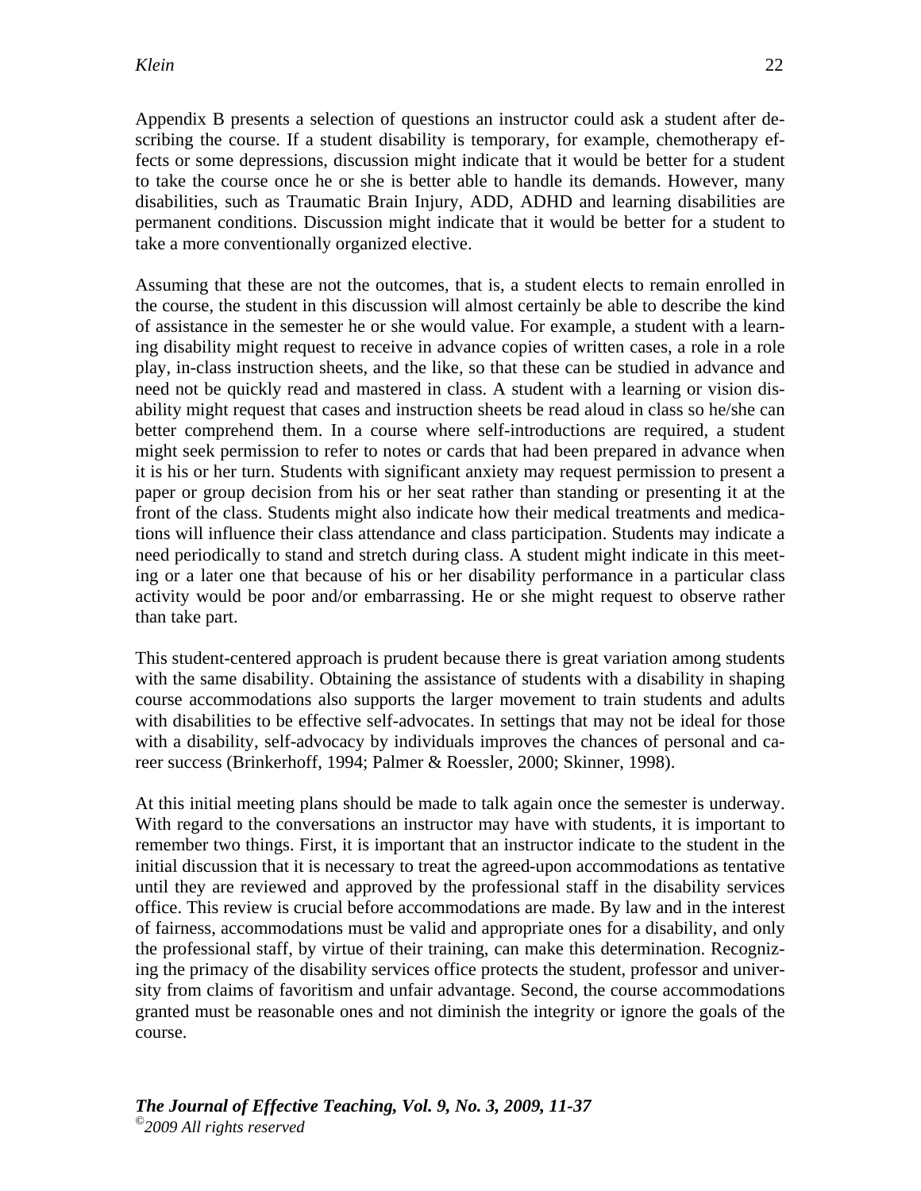Appendix B presents a selection of questions an instructor could ask a student after describing the course. If a student disability is temporary, for example, chemotherapy effects or some depressions, discussion might indicate that it would be better for a student to take the course once he or she is better able to handle its demands. However, many disabilities, such as Traumatic Brain Injury, ADD, ADHD and learning disabilities are permanent conditions. Discussion might indicate that it would be better for a student to take a more conventionally organized elective.

Assuming that these are not the outcomes, that is, a student elects to remain enrolled in the course, the student in this discussion will almost certainly be able to describe the kind of assistance in the semester he or she would value. For example, a student with a learning disability might request to receive in advance copies of written cases, a role in a role play, in-class instruction sheets, and the like, so that these can be studied in advance and need not be quickly read and mastered in class. A student with a learning or vision disability might request that cases and instruction sheets be read aloud in class so he/she can better comprehend them. In a course where self-introductions are required, a student might seek permission to refer to notes or cards that had been prepared in advance when it is his or her turn. Students with significant anxiety may request permission to present a paper or group decision from his or her seat rather than standing or presenting it at the front of the class. Students might also indicate how their medical treatments and medications will influence their class attendance and class participation. Students may indicate a need periodically to stand and stretch during class. A student might indicate in this meeting or a later one that because of his or her disability performance in a particular class activity would be poor and/or embarrassing. He or she might request to observe rather than take part.

This student-centered approach is prudent because there is great variation among students with the same disability. Obtaining the assistance of students with a disability in shaping course accommodations also supports the larger movement to train students and adults with disabilities to be effective self-advocates. In settings that may not be ideal for those with a disability, self-advocacy by individuals improves the chances of personal and career success (Brinkerhoff, 1994; Palmer & Roessler, 2000; Skinner, 1998).

At this initial meeting plans should be made to talk again once the semester is underway. With regard to the conversations an instructor may have with students, it is important to remember two things. First, it is important that an instructor indicate to the student in the initial discussion that it is necessary to treat the agreed-upon accommodations as tentative until they are reviewed and approved by the professional staff in the disability services office. This review is crucial before accommodations are made. By law and in the interest of fairness, accommodations must be valid and appropriate ones for a disability, and only the professional staff, by virtue of their training, can make this determination. Recognizing the primacy of the disability services office protects the student, professor and university from claims of favoritism and unfair advantage. Second, the course accommodations granted must be reasonable ones and not diminish the integrity or ignore the goals of the course.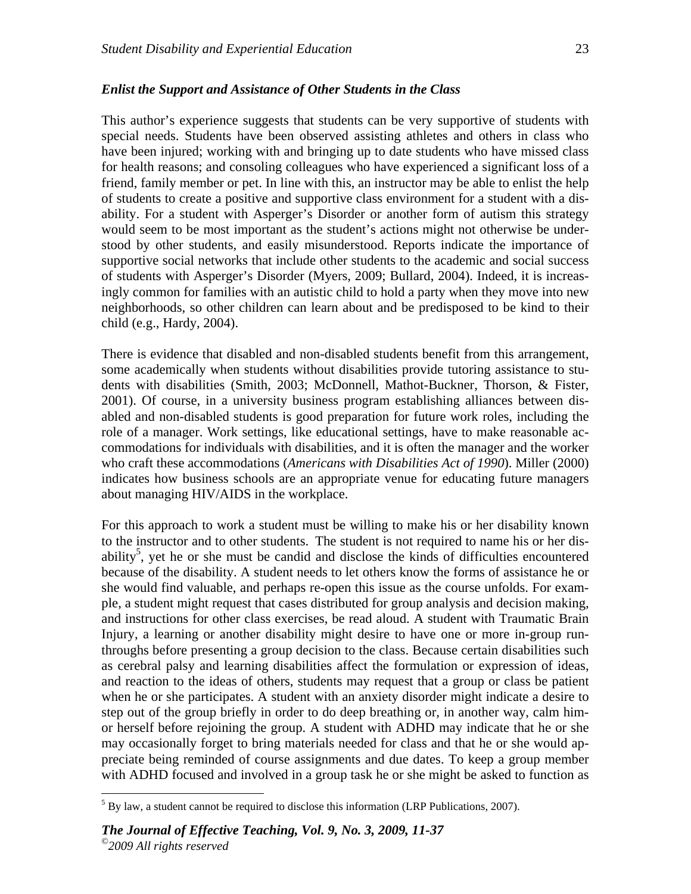### *Enlist the Support and Assistance of Other Students in the Class*

This author's experience suggests that students can be very supportive of students with special needs. Students have been observed assisting athletes and others in class who have been injured; working with and bringing up to date students who have missed class for health reasons; and consoling colleagues who have experienced a significant loss of a friend, family member or pet. In line with this, an instructor may be able to enlist the help of students to create a positive and supportive class environment for a student with a disability. For a student with Asperger's Disorder or another form of autism this strategy would seem to be most important as the student's actions might not otherwise be understood by other students, and easily misunderstood. Reports indicate the importance of supportive social networks that include other students to the academic and social success of students with Asperger's Disorder (Myers, 2009; Bullard, 2004). Indeed, it is increasingly common for families with an autistic child to hold a party when they move into new neighborhoods, so other children can learn about and be predisposed to be kind to their child (e.g., Hardy, 2004).

There is evidence that disabled and non-disabled students benefit from this arrangement, some academically when students without disabilities provide tutoring assistance to students with disabilities (Smith, 2003; McDonnell, Mathot-Buckner, Thorson, & Fister, 2001). Of course, in a university business program establishing alliances between disabled and non-disabled students is good preparation for future work roles, including the role of a manager. Work settings, like educational settings, have to make reasonable accommodations for individuals with disabilities, and it is often the manager and the worker who craft these accommodations (*Americans with Disabilities Act of 1990*). Miller (2000) indicates how business schools are an appropriate venue for educating future managers about managing HIV/AIDS in the workplace.

For this approach to work a student must be willing to make his or her disability known to the instructor and to other students. The student is not required to name his or her disability[5], yet he or she must be candid and disclose the kinds of difficulties encountered because of the disability. A student needs to let others know the forms of assistance he or she would find valuable, and perhaps re-open this issue as the course unfolds. For example, a student might request that cases distributed for group analysis and decision making, and instructions for other class exercises, be read aloud. A student with Traumatic Brain Injury, a learning or another disability might desire to have one or more in-group run-throughs before presenting a group decision to the class. Because certain disabilities such as cerebral palsy and learning disabilities affect the formulation or expression of ideas, and reaction to the ideas of others, students may request that a group or class be patient when he or she participates. A student with an anxiety disorder might indicate a desire to step out of the group briefly in order to do deep breathing or, in another way, calm him- or herself before rejoining the group. A student with ADHD may indicate that he or she may occasionally forget to bring materials needed for class and that he or she would appreciate being reminded of course assignments and due dates. To keep a group member with ADHD focused and involved in a group task he or she might be asked to function as

[5] By law, a student cannot be required to disclose this information (LRP Publications, 2007).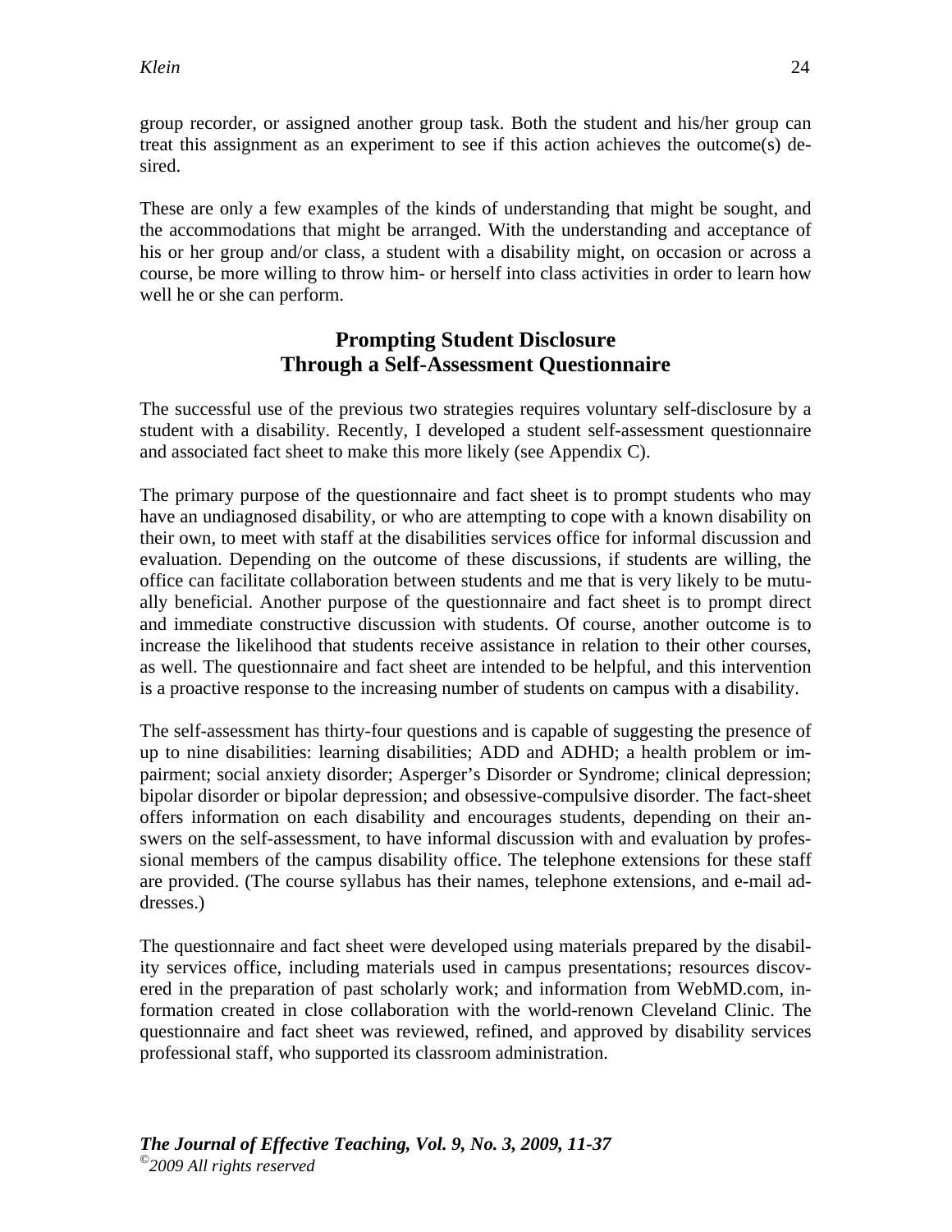group recorder, or assigned another group task. Both the student and his/her group can treat this assignment as an experiment to see if this action achieves the outcome(s) desired.

These are only a few examples of the kinds of understanding that might be sought, and the accommodations that might be arranged. With the understanding and acceptance of his or her group and/or class, a student with a disability might, on occasion or across a course, be more willing to throw him- or herself into class activities in order to learn how well he or she can perform.

## Prompting Student Disclosure Through a Self-Assessment Questionnaire

The successful use of the previous two strategies requires voluntary self-disclosure by a student with a disability. Recently, I developed a student self-assessment questionnaire and associated fact sheet to make this more likely (see Appendix C).

The primary purpose of the questionnaire and fact sheet is to prompt students who may have an undiagnosed disability, or who are attempting to cope with a known disability on their own, to meet with staff at the disabilities services office for informal discussion and evaluation. Depending on the outcome of these discussions, if students are willing, the office can facilitate collaboration between students and me that is very likely to be mutually beneficial. Another purpose of the questionnaire and fact sheet is to prompt direct and immediate constructive discussion with students. Of course, another outcome is to increase the likelihood that students receive assistance in relation to their other courses, as well. The questionnaire and fact sheet are intended to be helpful, and this intervention is a proactive response to the increasing number of students on campus with a disability.

The self-assessment has thirty-four questions and is capable of suggesting the presence of up to nine disabilities: learning disabilities; ADD and ADHD; a health problem or impairment; social anxiety disorder; Asperger's Disorder or Syndrome; clinical depression; bipolar disorder or bipolar depression; and obsessive-compulsive disorder. The fact-sheet offers information on each disability and encourages students, depending on their answers on the self-assessment, to have informal discussion with and evaluation by professional members of the campus disability office. The telephone extensions for these staff are provided. (The course syllabus has their names, telephone extensions, and e-mail addresses.)

The questionnaire and fact sheet were developed using materials prepared by the disability services office, including materials used in campus presentations; resources discovered in the preparation of past scholarly work; and information from WebMD.com, information created in close collaboration with the world-renown Cleveland Clinic. The questionnaire and fact sheet was reviewed, refined, and approved by disability services professional staff, who supported its classroom administration.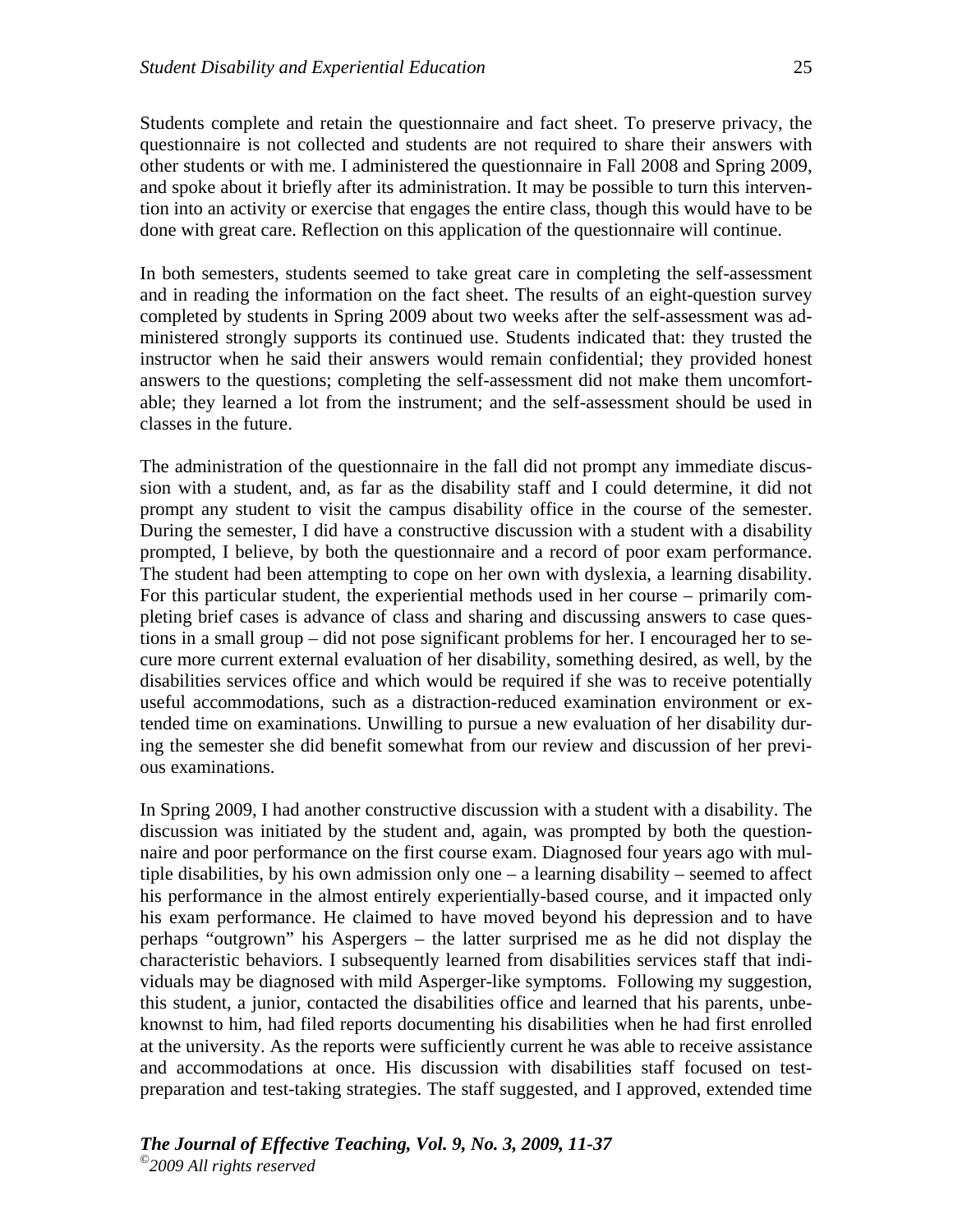Students complete and retain the questionnaire and fact sheet. To preserve privacy, the questionnaire is not collected and students are not required to share their answers with other students or with me. I administered the questionnaire in Fall 2008 and Spring 2009, and spoke about it briefly after its administration. It may be possible to turn this intervention into an activity or exercise that engages the entire class, though this would have to be done with great care. Reflection on this application of the questionnaire will continue.

In both semesters, students seemed to take great care in completing the self-assessment and in reading the information on the fact sheet. The results of an eight-question survey completed by students in Spring 2009 about two weeks after the self-assessment was administered strongly supports its continued use. Students indicated that: they trusted the instructor when he said their answers would remain confidential; they provided honest answers to the questions; completing the self-assessment did not make them uncomfortable; they learned a lot from the instrument; and the self-assessment should be used in classes in the future.

The administration of the questionnaire in the fall did not prompt any immediate discussion with a student, and, as far as the disability staff and I could determine, it did not prompt any student to visit the campus disability office in the course of the semester. During the semester, I did have a constructive discussion with a student with a disability prompted, I believe, by both the questionnaire and a record of poor exam performance. The student had been attempting to cope on her own with dyslexia, a learning disability. For this particular student, the experiential methods used in her course – primarily completing brief cases is advance of class and sharing and discussing answers to case questions in a small group – did not pose significant problems for her. I encouraged her to secure more current external evaluation of her disability, something desired, as well, by the disabilities services office and which would be required if she was to receive potentially useful accommodations, such as a distraction-reduced examination environment or extended time on examinations. Unwilling to pursue a new evaluation of her disability during the semester she did benefit somewhat from our review and discussion of her previous examinations.

In Spring 2009, I had another constructive discussion with a student with a disability. The discussion was initiated by the student and, again, was prompted by both the questionnaire and poor performance on the first course exam. Diagnosed four years ago with multiple disabilities, by his own admission only one – a learning disability – seemed to affect his performance in the almost entirely experientially-based course, and it impacted only his exam performance. He claimed to have moved beyond his depression and to have perhaps "outgrown" his Aspergers – the latter surprised me as he did not display the characteristic behaviors. I subsequently learned from disabilities services staff that individuals may be diagnosed with mild Asperger-like symptoms. Following my suggestion, this student, a junior, contacted the disabilities office and learned that his parents, unbeknownst to him, had filed reports documenting his disabilities when he had first enrolled at the university. As the reports were sufficiently current he was able to receive assistance and accommodations at once. His discussion with disabilities staff focused on test-preparation and test-taking strategies. The staff suggested, and I approved, extended time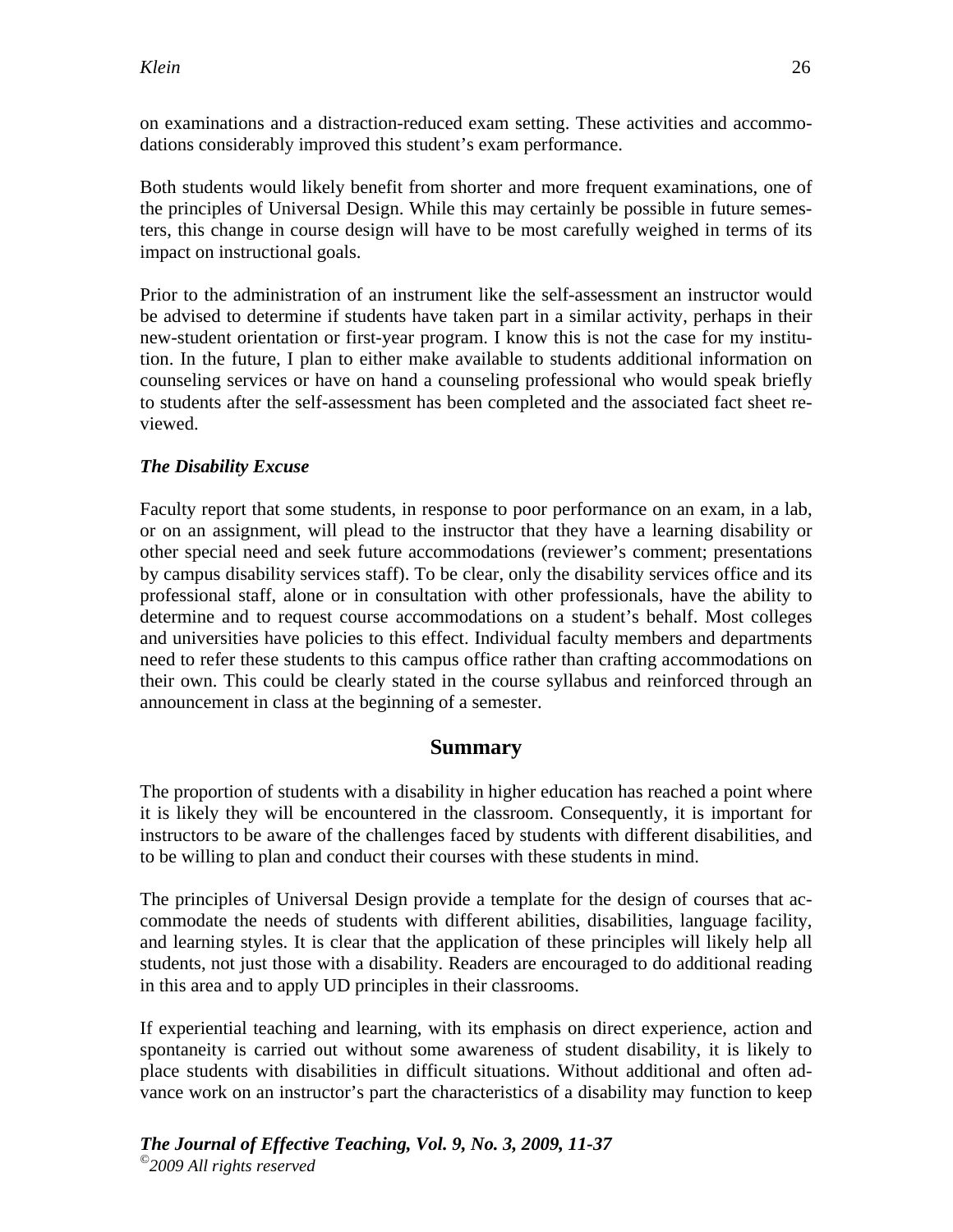on examinations and a distraction-reduced exam setting. These activities and accommodations considerably improved this student's exam performance.

Both students would likely benefit from shorter and more frequent examinations, one of the principles of Universal Design. While this may certainly be possible in future semesters, this change in course design will have to be most carefully weighed in terms of its impact on instructional goals.

Prior to the administration of an instrument like the self-assessment an instructor would be advised to determine if students have taken part in a similar activity, perhaps in their new-student orientation or first-year program. I know this is not the case for my institution. In the future, I plan to either make available to students additional information on counseling services or have on hand a counseling professional who would speak briefly to students after the self-assessment has been completed and the associated fact sheet reviewed.

### *The Disability Excuse*

Faculty report that some students, in response to poor performance on an exam, in a lab, or on an assignment, will plead to the instructor that they have a learning disability or other special need and seek future accommodations (reviewer's comment; presentations by campus disability services staff). To be clear, only the disability services office and its professional staff, alone or in consultation with other professionals, have the ability to determine and to request course accommodations on a student's behalf. Most colleges and universities have policies to this effect. Individual faculty members and departments need to refer these students to this campus office rather than crafting accommodations on their own. This could be clearly stated in the course syllabus and reinforced through an announcement in class at the beginning of a semester.

## Summary

The proportion of students with a disability in higher education has reached a point where it is likely they will be encountered in the classroom. Consequently, it is important for instructors to be aware of the challenges faced by students with different disabilities, and to be willing to plan and conduct their courses with these students in mind.

The principles of Universal Design provide a template for the design of courses that accommodate the needs of students with different abilities, disabilities, language facility, and learning styles. It is clear that the application of these principles will likely help all students, not just those with a disability. Readers are encouraged to do additional reading in this area and to apply UD principles in their classrooms.

If experiential teaching and learning, with its emphasis on direct experience, action and spontaneity is carried out without some awareness of student disability, it is likely to place students with disabilities in difficult situations. Without additional and often advance work on an instructor's part the characteristics of a disability may function to keep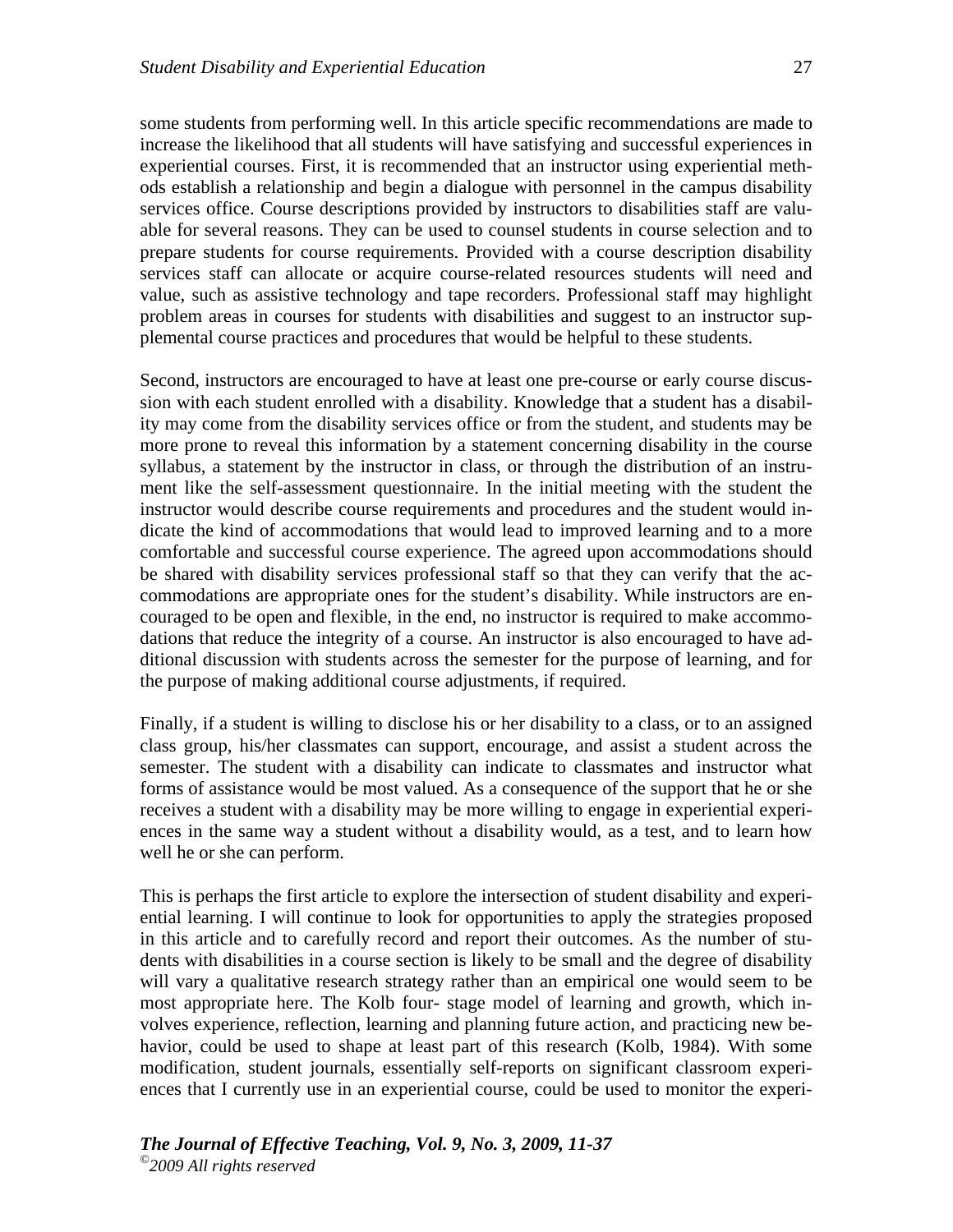some students from performing well. In this article specific recommendations are made to increase the likelihood that all students will have satisfying and successful experiences in experiential courses. First, it is recommended that an instructor using experiential methods establish a relationship and begin a dialogue with personnel in the campus disability services office. Course descriptions provided by instructors to disabilities staff are valuable for several reasons. They can be used to counsel students in course selection and to prepare students for course requirements. Provided with a course description disability services staff can allocate or acquire course-related resources students will need and value, such as assistive technology and tape recorders. Professional staff may highlight problem areas in courses for students with disabilities and suggest to an instructor supplemental course practices and procedures that would be helpful to these students.

Second, instructors are encouraged to have at least one pre-course or early course discussion with each student enrolled with a disability. Knowledge that a student has a disability may come from the disability services office or from the student, and students may be more prone to reveal this information by a statement concerning disability in the course syllabus, a statement by the instructor in class, or through the distribution of an instrument like the self-assessment questionnaire. In the initial meeting with the student the instructor would describe course requirements and procedures and the student would indicate the kind of accommodations that would lead to improved learning and to a more comfortable and successful course experience. The agreed upon accommodations should be shared with disability services professional staff so that they can verify that the accommodations are appropriate ones for the student's disability. While instructors are encouraged to be open and flexible, in the end, no instructor is required to make accommodations that reduce the integrity of a course. An instructor is also encouraged to have additional discussion with students across the semester for the purpose of learning, and for the purpose of making additional course adjustments, if required.

Finally, if a student is willing to disclose his or her disability to a class, or to an assigned class group, his/her classmates can support, encourage, and assist a student across the semester. The student with a disability can indicate to classmates and instructor what forms of assistance would be most valued. As a consequence of the support that he or she receives a student with a disability may be more willing to engage in experiential experiences in the same way a student without a disability would, as a test, and to learn how well he or she can perform.

This is perhaps the first article to explore the intersection of student disability and experiential learning. I will continue to look for opportunities to apply the strategies proposed in this article and to carefully record and report their outcomes. As the number of students with disabilities in a course section is likely to be small and the degree of disability will vary a qualitative research strategy rather than an empirical one would seem to be most appropriate here. The Kolb four- stage model of learning and growth, which involves experience, reflection, learning and planning future action, and practicing new behavior, could be used to shape at least part of this research (Kolb, 1984). With some modification, student journals, essentially self-reports on significant classroom experiences that I currently use in an experiential course, could be used to monitor the experi-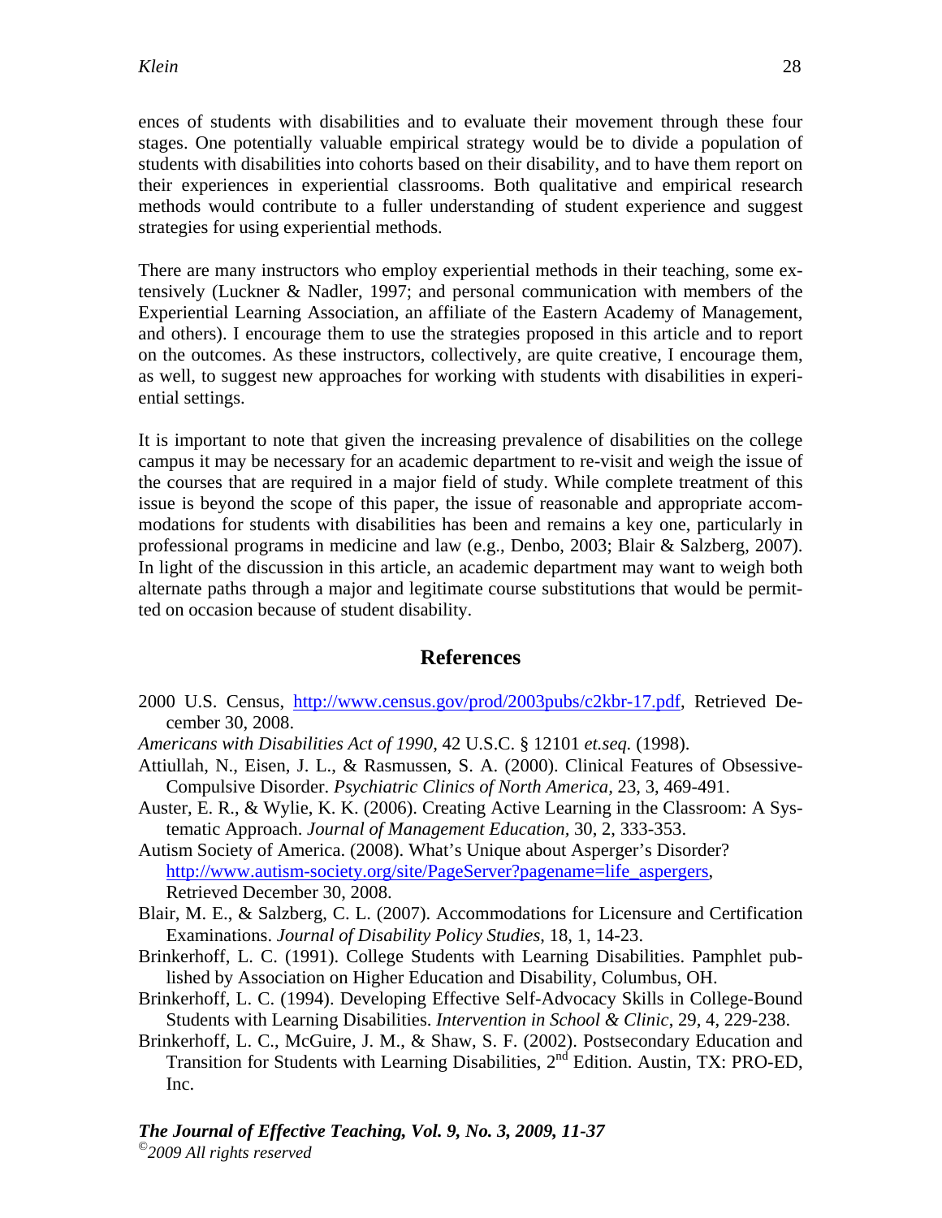ences of students with disabilities and to evaluate their movement through these four stages. One potentially valuable empirical strategy would be to divide a population of students with disabilities into cohorts based on their disability, and to have them report on their experiences in experiential classrooms. Both qualitative and empirical research methods would contribute to a fuller understanding of student experience and suggest strategies for using experiential methods.

There are many instructors who employ experiential methods in their teaching, some extensively (Luckner & Nadler, 1997; and personal communication with members of the Experiential Learning Association, an affiliate of the Eastern Academy of Management, and others). I encourage them to use the strategies proposed in this article and to report on the outcomes. As these instructors, collectively, are quite creative, I encourage them, as well, to suggest new approaches for working with students with disabilities in experiential settings.

It is important to note that given the increasing prevalence of disabilities on the college campus it may be necessary for an academic department to re-visit and weigh the issue of the courses that are required in a major field of study. While complete treatment of this issue is beyond the scope of this paper, the issue of reasonable and appropriate accommodations for students with disabilities has been and remains a key one, particularly in professional programs in medicine and law (e.g., Denbo, 2003; Blair & Salzberg, 2007). In light of the discussion in this article, an academic department may want to weigh both alternate paths through a major and legitimate course substitutions that would be permitted on occasion because of student disability.

## References

2000 U.S. Census, http://www.census.gov/prod/2003pubs/c2kbr-17.pdf, Retrieved December 30, 2008.

*Americans with Disabilities Act of 1990*, 42 U.S.C. § 12101 *et.seq.* (1998).

Attiullah, N., Eisen, J. L., & Rasmussen, S. A. (2000). Clinical Features of Obsessive-Compulsive Disorder. *Psychiatric Clinics of North America*, 23, 3, 469-491.

Auster, E. R., & Wylie, K. K. (2006). Creating Active Learning in the Classroom: A Systematic Approach. *Journal of Management Education*, 30, 2, 333-353.

Autism Society of America. (2008). What's Unique about Asperger's Disorder? http://www.autism-society.org/site/PageServer?pagename=life_aspergers, Retrieved December 30, 2008.

Blair, M. E., & Salzberg, C. L. (2007). Accommodations for Licensure and Certification Examinations. *Journal of Disability Policy Studies*, 18, 1, 14-23.

Brinkerhoff, L. C. (1991). College Students with Learning Disabilities. Pamphlet published by Association on Higher Education and Disability, Columbus, OH.

Brinkerhoff, L. C. (1994). Developing Effective Self-Advocacy Skills in College-Bound Students with Learning Disabilities. *Intervention in School & Clinic*, 29, 4, 229-238.

Brinkerhoff, L. C., McGuire, J. M., & Shaw, S. F. (2002). Postsecondary Education and Transition for Students with Learning Disabilities, 2nd Edition. Austin, TX: PRO-ED, Inc.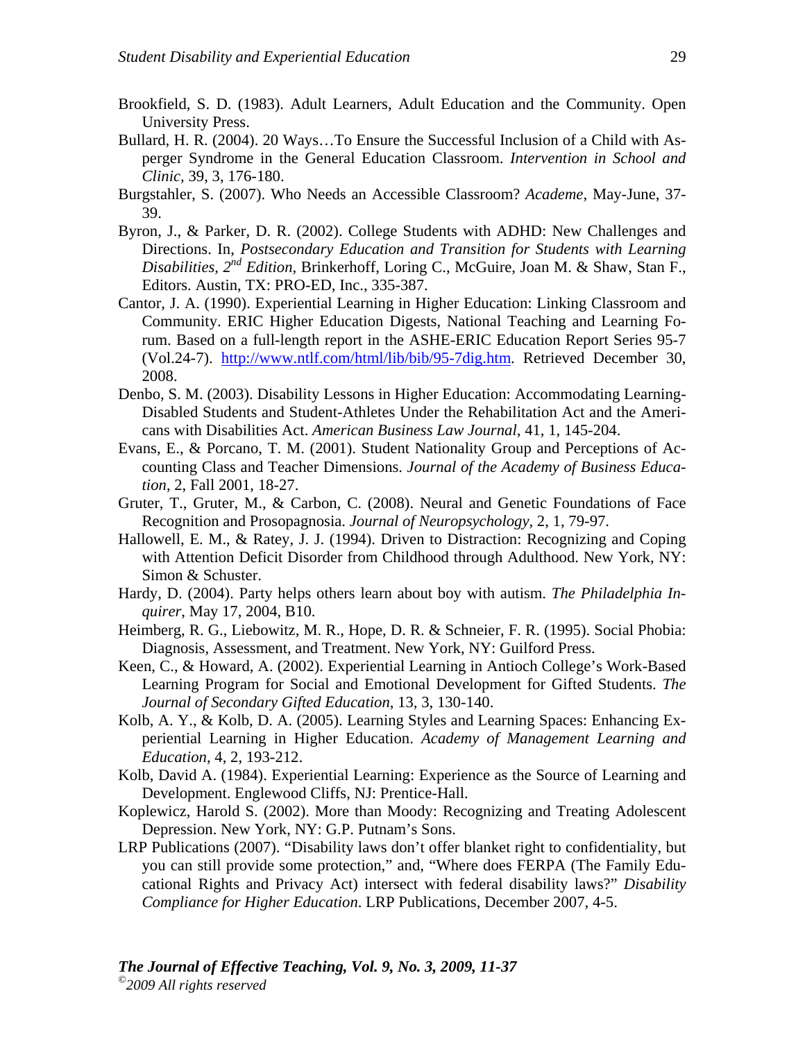Brookfield, S. D. (1983). Adult Learners, Adult Education and the Community. Open University Press.

Bullard, H. R. (2004). 20 Ways…To Ensure the Successful Inclusion of a Child with Asperger Syndrome in the General Education Classroom. *Intervention in School and Clinic*, 39, 3, 176-180.

Burgstahler, S. (2007). Who Needs an Accessible Classroom? *Academe*, May-June, 37-39.

Byron, J., & Parker, D. R. (2002). College Students with ADHD: New Challenges and Directions. In, *Postsecondary Education and Transition for Students with Learning Disabilities, 2nd Edition*, Brinkerhoff, Loring C., McGuire, Joan M. & Shaw, Stan F., Editors. Austin, TX: PRO-ED, Inc., 335-387.

Cantor, J. A. (1990). Experiential Learning in Higher Education: Linking Classroom and Community. ERIC Higher Education Digests, National Teaching and Learning Forum. Based on a full-length report in the ASHE-ERIC Education Report Series 95-7 (Vol.24-7). http://www.ntlf.com/html/lib/bib/95-7dig.htm. Retrieved December 30, 2008.

Denbo, S. M. (2003). Disability Lessons in Higher Education: Accommodating Learning-Disabled Students and Student-Athletes Under the Rehabilitation Act and the Americans with Disabilities Act. *American Business Law Journal*, 41, 1, 145-204.

Evans, E., & Porcano, T. M. (2001). Student Nationality Group and Perceptions of Accounting Class and Teacher Dimensions. *Journal of the Academy of Business Education*, 2, Fall 2001, 18-27.

Gruter, T., Gruter, M., & Carbon, C. (2008). Neural and Genetic Foundations of Face Recognition and Prosopagnosia. *Journal of Neuropsychology*, 2, 1, 79-97.

Hallowell, E. M., & Ratey, J. J. (1994). Driven to Distraction: Recognizing and Coping with Attention Deficit Disorder from Childhood through Adulthood. New York, NY: Simon & Schuster.

Hardy, D. (2004). Party helps others learn about boy with autism. *The Philadelphia Inquirer*, May 17, 2004, B10.

Heimberg, R. G., Liebowitz, M. R., Hope, D. R. & Schneier, F. R. (1995). Social Phobia: Diagnosis, Assessment, and Treatment. New York, NY: Guilford Press.

Keen, C., & Howard, A. (2002). Experiential Learning in Antioch College's Work-Based Learning Program for Social and Emotional Development for Gifted Students. *The Journal of Secondary Gifted Education*, 13, 3, 130-140.

Kolb, A. Y., & Kolb, D. A. (2005). Learning Styles and Learning Spaces: Enhancing Experiential Learning in Higher Education. *Academy of Management Learning and Education*, 4, 2, 193-212.

Kolb, David A. (1984). Experiential Learning: Experience as the Source of Learning and Development. Englewood Cliffs, NJ: Prentice-Hall.

Koplewicz, Harold S. (2002). More than Moody: Recognizing and Treating Adolescent Depression. New York, NY: G.P. Putnam's Sons.

LRP Publications (2007). "Disability laws don't offer blanket right to confidentiality, but you can still provide some protection," and, "Where does FERPA (The Family Educational Rights and Privacy Act) intersect with federal disability laws?" *Disability Compliance for Higher Education*. LRP Publications, December 2007, 4-5.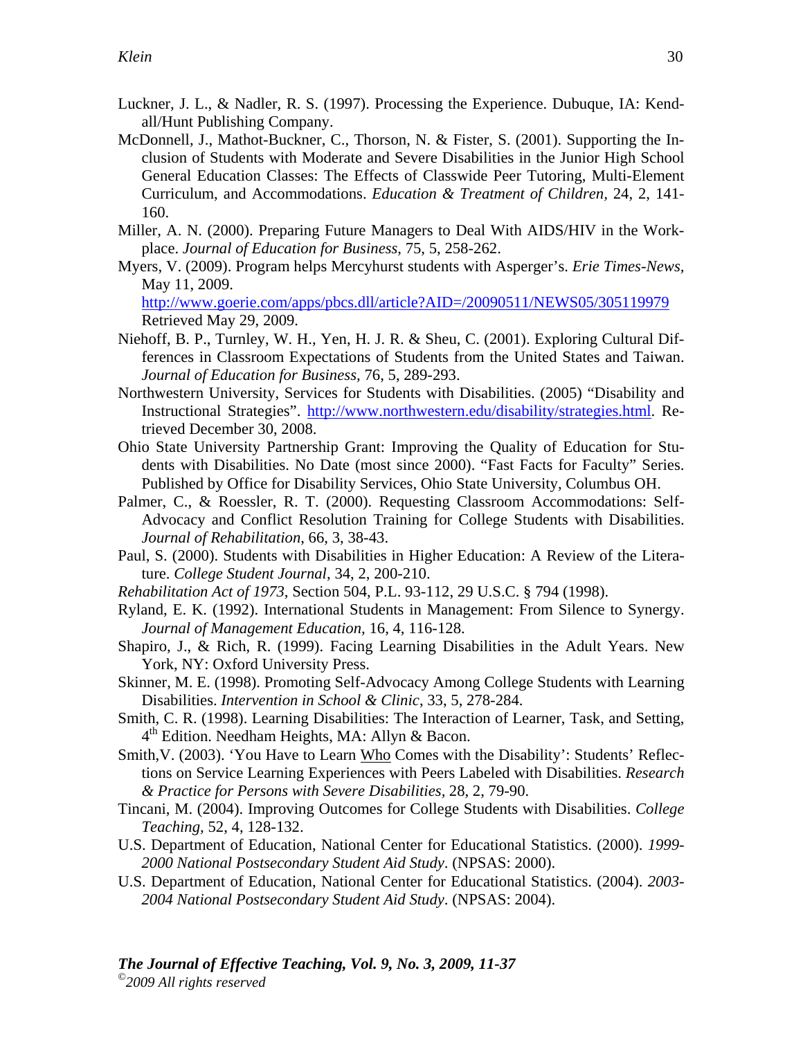Luckner, J. L., & Nadler, R. S. (1997). Processing the Experience. Dubuque, IA: Kendall/Hunt Publishing Company.

McDonnell, J., Mathot-Buckner, C., Thorson, N. & Fister, S. (2001). Supporting the Inclusion of Students with Moderate and Severe Disabilities in the Junior High School General Education Classes: The Effects of Classwide Peer Tutoring, Multi-Element Curriculum, and Accommodations. *Education & Treatment of Children,* 24, 2, 141-160.

Miller, A. N. (2000). Preparing Future Managers to Deal With AIDS/HIV in the Workplace. *Journal of Education for Business*, 75, 5, 258-262.

Myers, V. (2009). Program helps Mercyhurst students with Asperger's. *Erie Times-News*, May 11, 2009. http://www.goerie.com/apps/pbcs.dll/article?AID=/20090511/NEWS05/305119979 Retrieved May 29, 2009.

Niehoff, B. P., Turnley, W. H., Yen, H. J. R. & Sheu, C. (2001). Exploring Cultural Differences in Classroom Expectations of Students from the United States and Taiwan. *Journal of Education for Business,* 76, 5, 289-293.

Northwestern University, Services for Students with Disabilities. (2005) "Disability and Instructional Strategies". http://www.northwestern.edu/disability/strategies.html. Retrieved December 30, 2008.

Ohio State University Partnership Grant: Improving the Quality of Education for Students with Disabilities. No Date (most since 2000). "Fast Facts for Faculty" Series. Published by Office for Disability Services, Ohio State University, Columbus OH.

Palmer, C., & Roessler, R. T. (2000). Requesting Classroom Accommodations: Self-Advocacy and Conflict Resolution Training for College Students with Disabilities. *Journal of Rehabilitation,* 66, 3, 38-43.

Paul, S. (2000). Students with Disabilities in Higher Education: A Review of the Literature. *College Student Journal*, 34, 2, 200-210.

*Rehabilitation Act of 1973*, Section 504, P.L. 93-112, 29 U.S.C. § 794 (1998).

Ryland, E. K. (1992). International Students in Management: From Silence to Synergy. *Journal of Management Education,* 16, 4, 116-128.

Shapiro, J., & Rich, R. (1999). Facing Learning Disabilities in the Adult Years. New York, NY: Oxford University Press.

Skinner, M. E. (1998). Promoting Self-Advocacy Among College Students with Learning Disabilities. *Intervention in School & Clinic*, 33, 5, 278-284.

Smith, C. R. (1998). Learning Disabilities: The Interaction of Learner, Task, and Setting, 4th Edition. Needham Heights, MA: Allyn & Bacon.

Smith,V. (2003). 'You Have to Learn Who Comes with the Disability': Students' Reflections on Service Learning Experiences with Peers Labeled with Disabilities. *Research & Practice for Persons with Severe Disabilities,* 28, 2, 79-90.

Tincani, M. (2004). Improving Outcomes for College Students with Disabilities. *College Teaching,* 52, 4, 128-132.

U.S. Department of Education, National Center for Educational Statistics. (2000). *1999-2000 National Postsecondary Student Aid Study*. (NPSAS: 2000).

U.S. Department of Education, National Center for Educational Statistics. (2004). *2003-2004 National Postsecondary Student Aid Study*. (NPSAS: 2004).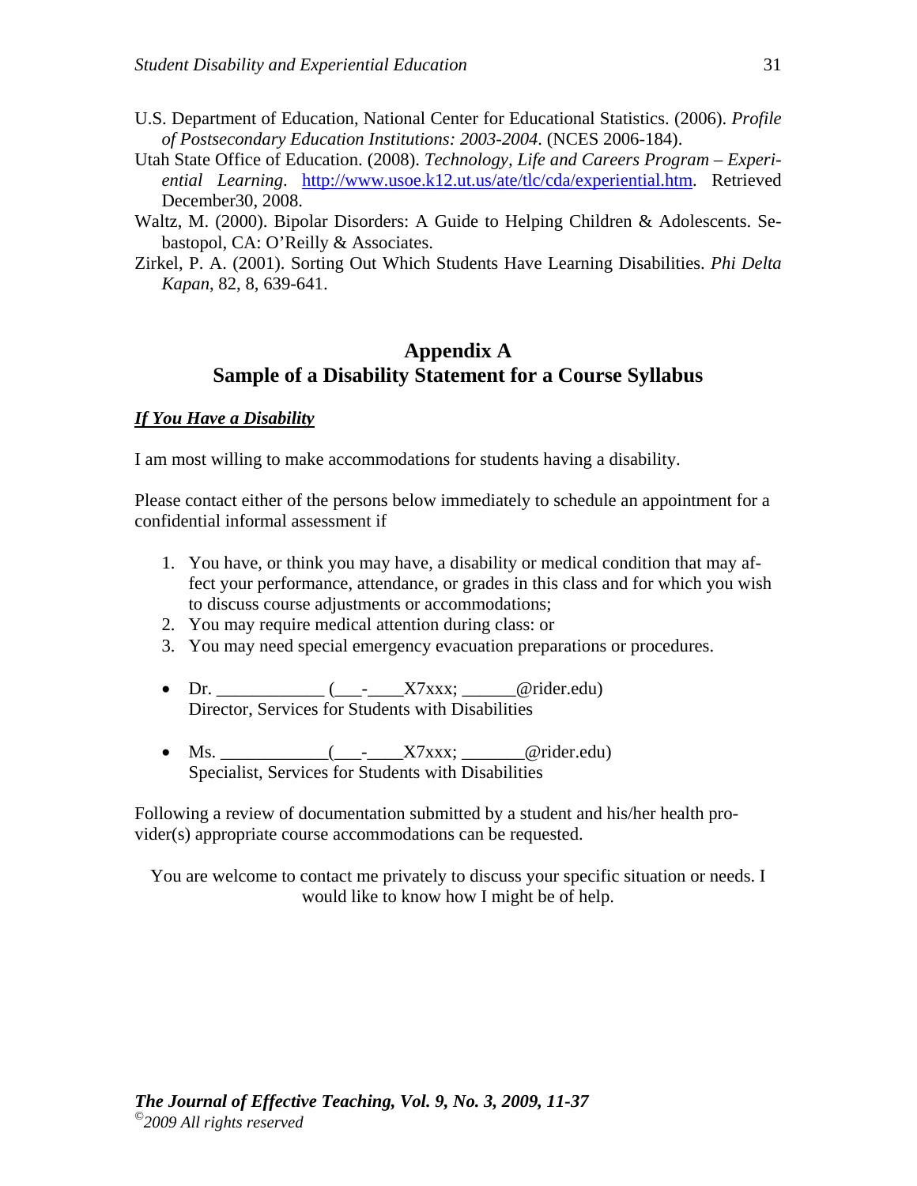U.S. Department of Education, National Center for Educational Statistics. (2006). *Profile of Postsecondary Education Institutions: 2003-2004*. (NCES 2006-184).

Utah State Office of Education. (2008). *Technology, Life and Careers Program – Experiential Learning*. http://www.usoe.k12.ut.us/ate/tlc/cda/experiential.htm. Retrieved December30, 2008.

Waltz, M. (2000). Bipolar Disorders: A Guide to Helping Children & Adolescents. Sebastopol, CA: O'Reilly & Associates.

Zirkel, P. A. (2001). Sorting Out Which Students Have Learning Disabilities. *Phi Delta Kapan*, 82, 8, 639-641.

## Appendix A
## Sample of a Disability Statement for a Course Syllabus

***If You Have a Disability***

I am most willing to make accommodations for students having a disability.

Please contact either of the persons below immediately to schedule an appointment for a confidential informal assessment if

1. You have, or think you may have, a disability or medical condition that may affect your performance, attendance, or grades in this class and for which you wish to discuss course adjustments or accommodations;
2. You may require medical attention during class: or
3. You may need special emergency evacuation preparations or procedures.

- Dr. ____________ (___-____X7xxx; ______@rider.edu)
  Director, Services for Students with Disabilities

- Ms. ____________(___-____X7xxx; _______@rider.edu)
  Specialist, Services for Students with Disabilities

Following a review of documentation submitted by a student and his/her health provider(s) appropriate course accommodations can be requested.

You are welcome to contact me privately to discuss your specific situation or needs. I would like to know how I might be of help.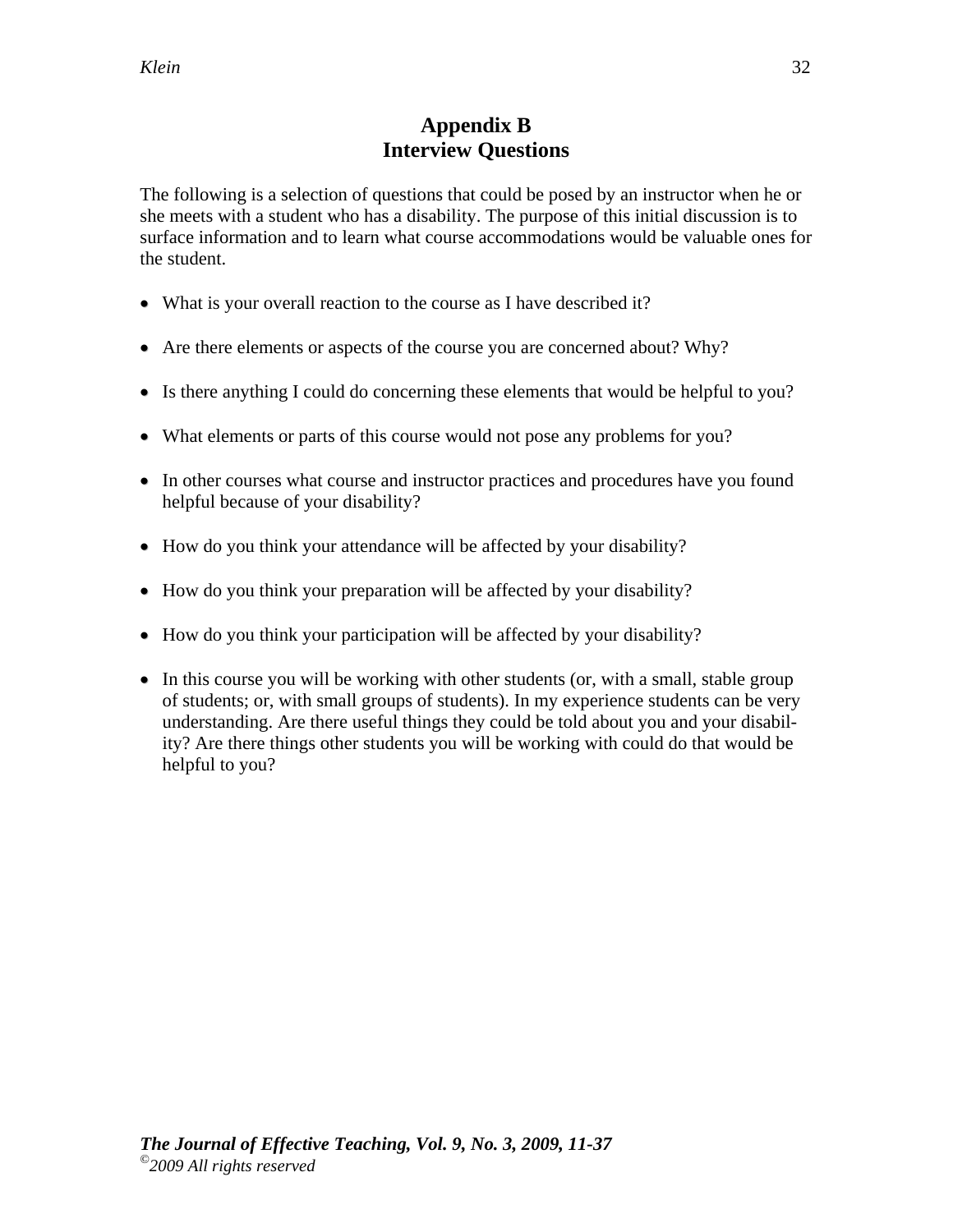# Appendix B
# Interview Questions

The following is a selection of questions that could be posed by an instructor when he or she meets with a student who has a disability. The purpose of this initial discussion is to surface information and to learn what course accommodations would be valuable ones for the student.

- What is your overall reaction to the course as I have described it?
- Are there elements or aspects of the course you are concerned about? Why?
- Is there anything I could do concerning these elements that would be helpful to you?
- What elements or parts of this course would not pose any problems for you?
- In other courses what course and instructor practices and procedures have you found helpful because of your disability?
- How do you think your attendance will be affected by your disability?
- How do you think your preparation will be affected by your disability?
- How do you think your participation will be affected by your disability?
- In this course you will be working with other students (or, with a small, stable group of students; or, with small groups of students). In my experience students can be very understanding. Are there useful things they could be told about you and your disability? Are there things other students you will be working with could do that would be helpful to you?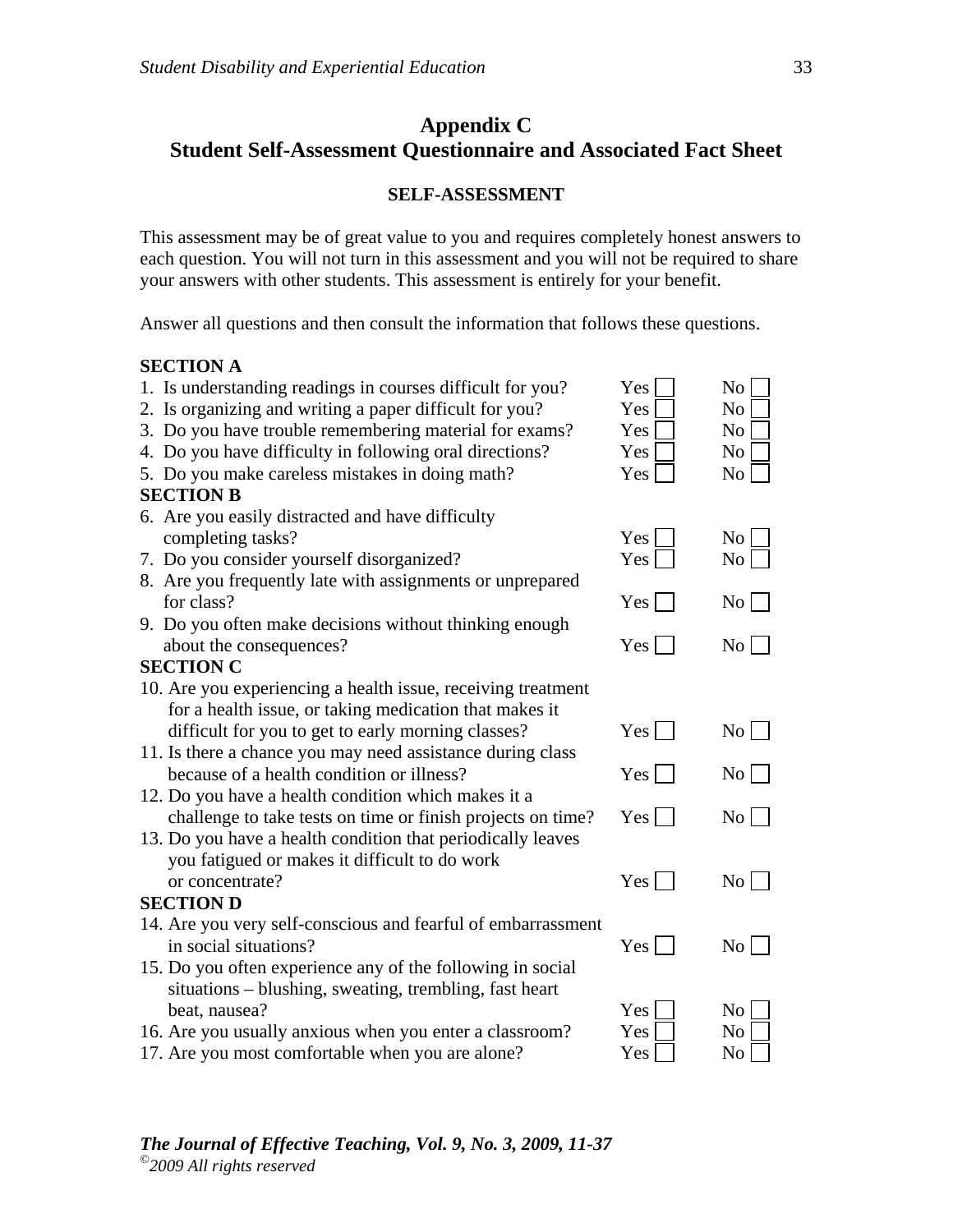## Appendix C
## Student Self-Assessment Questionnaire and Associated Fact Sheet

### SELF-ASSESSMENT

This assessment may be of great value to you and requires completely honest answers to each question. You will not turn in this assessment and you will not be required to share your answers with other students. This assessment is entirely for your benefit.

Answer all questions and then consult the information that follows these questions.

**SECTION A**

1. Is understanding readings in courses difficult for you? Yes ☐ No ☐
2. Is organizing and writing a paper difficult for you? Yes ☐ No ☐
3. Do you have trouble remembering material for exams? Yes ☐ No ☐
4. Do you have difficulty in following oral directions? Yes ☐ No ☐
5. Do you make careless mistakes in doing math? Yes ☐ No ☐

**SECTION B**

6. Are you easily distracted and have difficulty completing tasks? Yes ☐ No ☐
7. Do you consider yourself disorganized? Yes ☐ No ☐
8. Are you frequently late with assignments or unprepared for class? Yes ☐ No ☐
9. Do you often make decisions without thinking enough about the consequences? Yes ☐ No ☐

**SECTION C**

10. Are you experiencing a health issue, receiving treatment for a health issue, or taking medication that makes it difficult for you to get to early morning classes? Yes ☐ No ☐
11. Is there a chance you may need assistance during class because of a health condition or illness? Yes ☐ No ☐
12. Do you have a health condition which makes it a challenge to take tests on time or finish projects on time? Yes ☐ No ☐
13. Do you have a health condition that periodically leaves you fatigued or makes it difficult to do work or concentrate? Yes ☐ No ☐

**SECTION D**

14. Are you very self-conscious and fearful of embarrassment in social situations? Yes ☐ No ☐
15. Do you often experience any of the following in social situations – blushing, sweating, trembling, fast heart beat, nausea? Yes ☐ No ☐
16. Are you usually anxious when you enter a classroom? Yes ☐ No ☐
17. Are you most comfortable when you are alone? Yes ☐ No ☐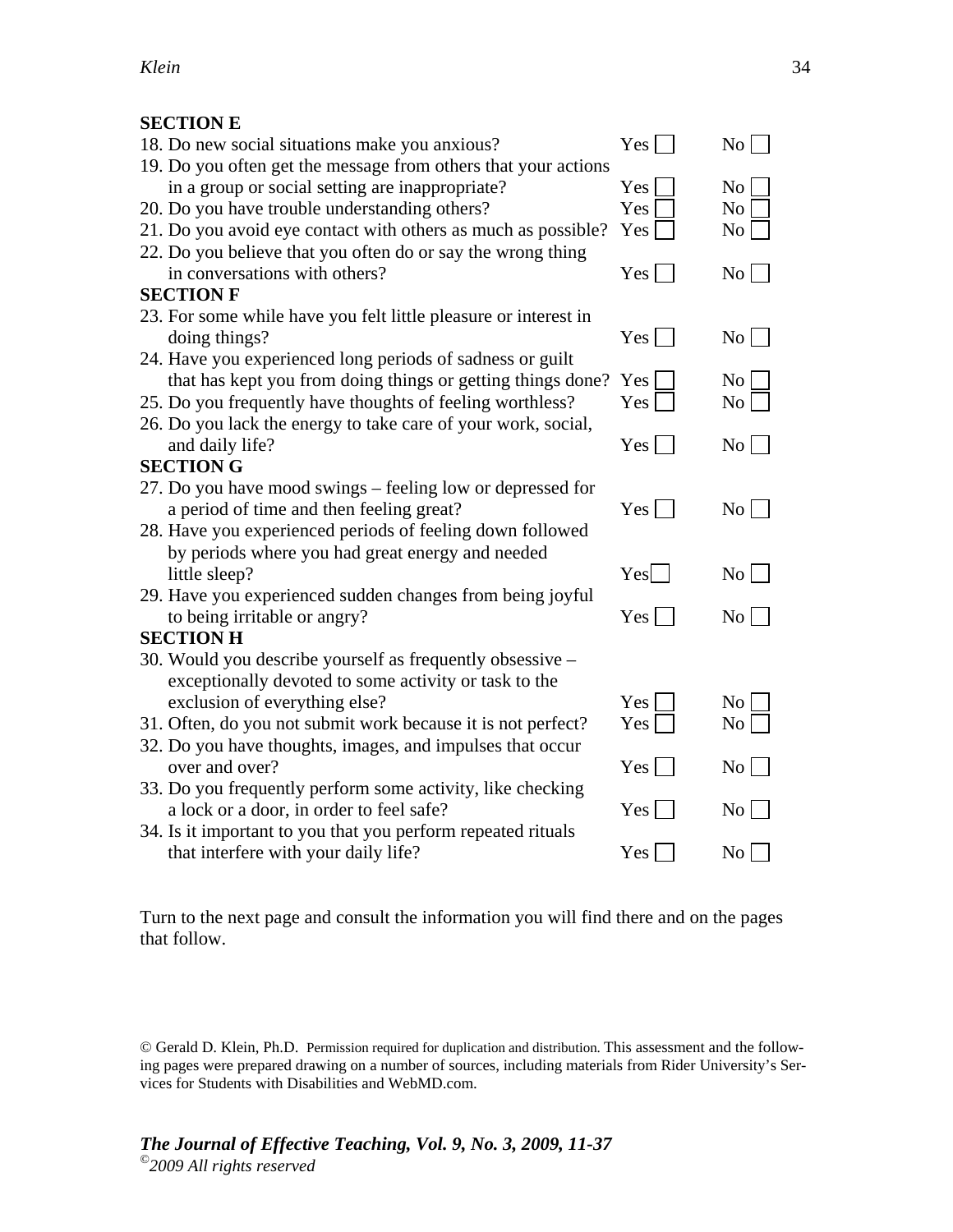**SECTION E**

18. Do new social situations make you anxious? Yes ☐ No ☐
19. Do you often get the message from others that your actions in a group or social setting are inappropriate? Yes ☐ No ☐
20. Do you have trouble understanding others? Yes ☐ No ☐
21. Do you avoid eye contact with others as much as possible? Yes ☐ No ☐
22. Do you believe that you often do or say the wrong thing in conversations with others? Yes ☐ No ☐

**SECTION F**

23. For some while have you felt little pleasure or interest in doing things? Yes ☐ No ☐
24. Have you experienced long periods of sadness or guilt that has kept you from doing things or getting things done? Yes ☐ No ☐
25. Do you frequently have thoughts of feeling worthless? Yes ☐ No ☐
26. Do you lack the energy to take care of your work, social, and daily life? Yes ☐ No ☐

**SECTION G**

27. Do you have mood swings – feeling low or depressed for a period of time and then feeling great? Yes ☐ No ☐
28. Have you experienced periods of feeling down followed by periods where you had great energy and needed little sleep? Yes ☐ No ☐
29. Have you experienced sudden changes from being joyful to being irritable or angry? Yes ☐ No ☐

**SECTION H**

30. Would you describe yourself as frequently obsessive – exceptionally devoted to some activity or task to the exclusion of everything else? Yes ☐ No ☐
31. Often, do you not submit work because it is not perfect? Yes ☐ No ☐
32. Do you have thoughts, images, and impulses that occur over and over? Yes ☐ No ☐
33. Do you frequently perform some activity, like checking a lock or a door, in order to feel safe? Yes ☐ No ☐
34. Is it important to you that you perform repeated rituals that interfere with your daily life? Yes ☐ No ☐

Turn to the next page and consult the information you will find there and on the pages that follow.

© Gerald D. Klein, Ph.D. Permission required for duplication and distribution. This assessment and the following pages were prepared drawing on a number of sources, including materials from Rider University's Services for Students with Disabilities and WebMD.com.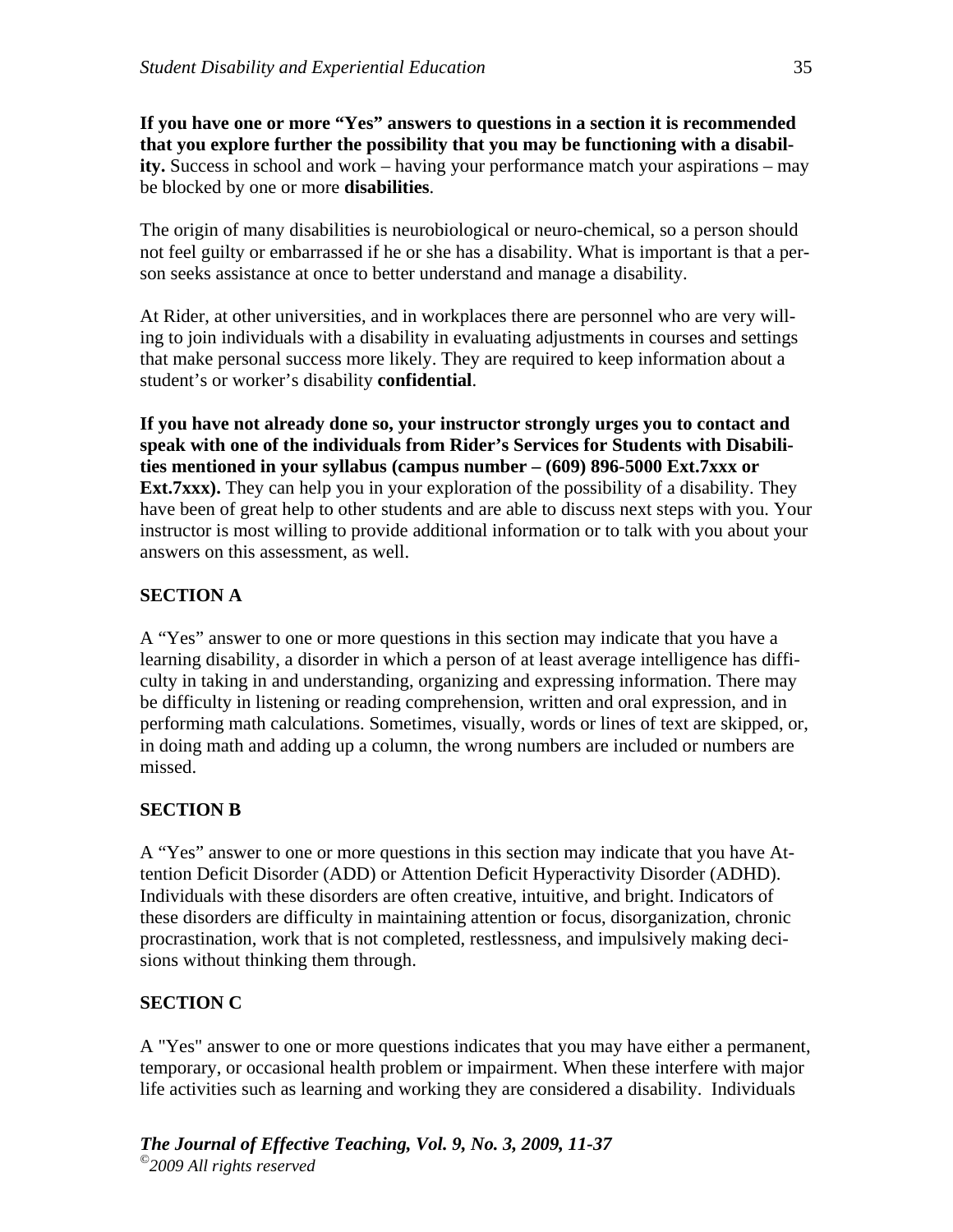**If you have one or more "Yes" answers to questions in a section it is recommended that you explore further the possibility that you may be functioning with a disability.** Success in school and work – having your performance match your aspirations – may be blocked by one or more **disabilities**.

The origin of many disabilities is neurobiological or neuro-chemical, so a person should not feel guilty or embarrassed if he or she has a disability. What is important is that a person seeks assistance at once to better understand and manage a disability.

At Rider, at other universities, and in workplaces there are personnel who are very willing to join individuals with a disability in evaluating adjustments in courses and settings that make personal success more likely. They are required to keep information about a student's or worker's disability **confidential**.

**If you have not already done so, your instructor strongly urges you to contact and speak with one of the individuals from Rider's Services for Students with Disabilities mentioned in your syllabus (campus number – (609) 896-5000 Ext.7xxx or Ext.7xxx).** They can help you in your exploration of the possibility of a disability. They have been of great help to other students and are able to discuss next steps with you. Your instructor is most willing to provide additional information or to talk with you about your answers on this assessment, as well.

**SECTION A**

A "Yes" answer to one or more questions in this section may indicate that you have a learning disability, a disorder in which a person of at least average intelligence has difficulty in taking in and understanding, organizing and expressing information. There may be difficulty in listening or reading comprehension, written and oral expression, and in performing math calculations. Sometimes, visually, words or lines of text are skipped, or, in doing math and adding up a column, the wrong numbers are included or numbers are missed.

**SECTION B**

A "Yes" answer to one or more questions in this section may indicate that you have Attention Deficit Disorder (ADD) or Attention Deficit Hyperactivity Disorder (ADHD). Individuals with these disorders are often creative, intuitive, and bright. Indicators of these disorders are difficulty in maintaining attention or focus, disorganization, chronic procrastination, work that is not completed, restlessness, and impulsively making decisions without thinking them through.

**SECTION C**

A "Yes" answer to one or more questions indicates that you may have either a permanent, temporary, or occasional health problem or impairment. When these interfere with major life activities such as learning and working they are considered a disability. Individuals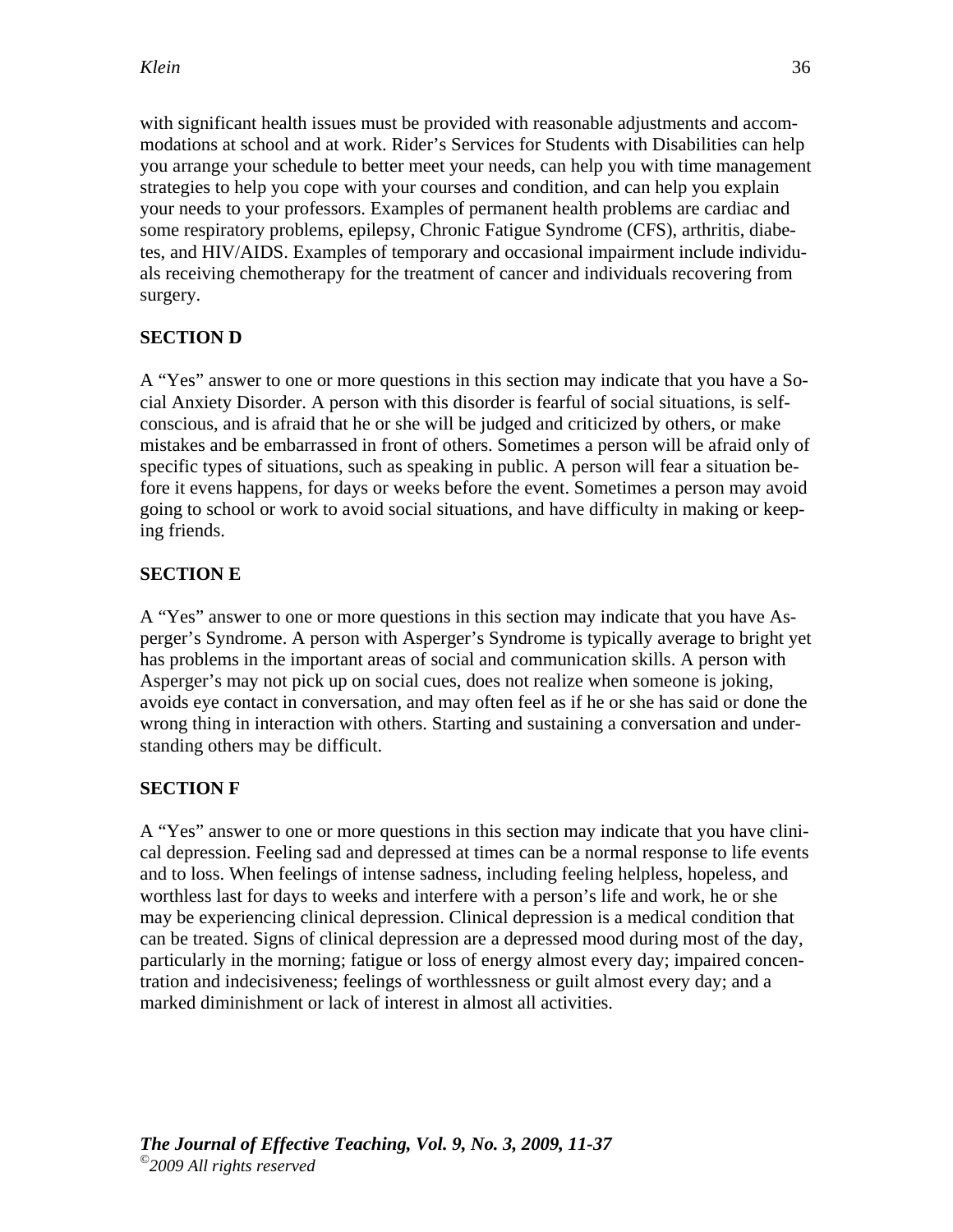with significant health issues must be provided with reasonable adjustments and accommodations at school and at work. Rider's Services for Students with Disabilities can help you arrange your schedule to better meet your needs, can help you with time management strategies to help you cope with your courses and condition, and can help you explain your needs to your professors. Examples of permanent health problems are cardiac and some respiratory problems, epilepsy, Chronic Fatigue Syndrome (CFS), arthritis, diabetes, and HIV/AIDS. Examples of temporary and occasional impairment include individuals receiving chemotherapy for the treatment of cancer and individuals recovering from surgery.

**SECTION D**

A "Yes" answer to one or more questions in this section may indicate that you have a Social Anxiety Disorder. A person with this disorder is fearful of social situations, is self-conscious, and is afraid that he or she will be judged and criticized by others, or make mistakes and be embarrassed in front of others. Sometimes a person will be afraid only of specific types of situations, such as speaking in public. A person will fear a situation before it evens happens, for days or weeks before the event. Sometimes a person may avoid going to school or work to avoid social situations, and have difficulty in making or keeping friends.

**SECTION E**

A "Yes" answer to one or more questions in this section may indicate that you have Asperger's Syndrome. A person with Asperger's Syndrome is typically average to bright yet has problems in the important areas of social and communication skills. A person with Asperger's may not pick up on social cues, does not realize when someone is joking, avoids eye contact in conversation, and may often feel as if he or she has said or done the wrong thing in interaction with others. Starting and sustaining a conversation and understanding others may be difficult.

**SECTION F**

A "Yes" answer to one or more questions in this section may indicate that you have clinical depression. Feeling sad and depressed at times can be a normal response to life events and to loss. When feelings of intense sadness, including feeling helpless, hopeless, and worthless last for days to weeks and interfere with a person's life and work, he or she may be experiencing clinical depression. Clinical depression is a medical condition that can be treated. Signs of clinical depression are a depressed mood during most of the day, particularly in the morning; fatigue or loss of energy almost every day; impaired concentration and indecisiveness; feelings of worthlessness or guilt almost every day; and a marked diminishment or lack of interest in almost all activities.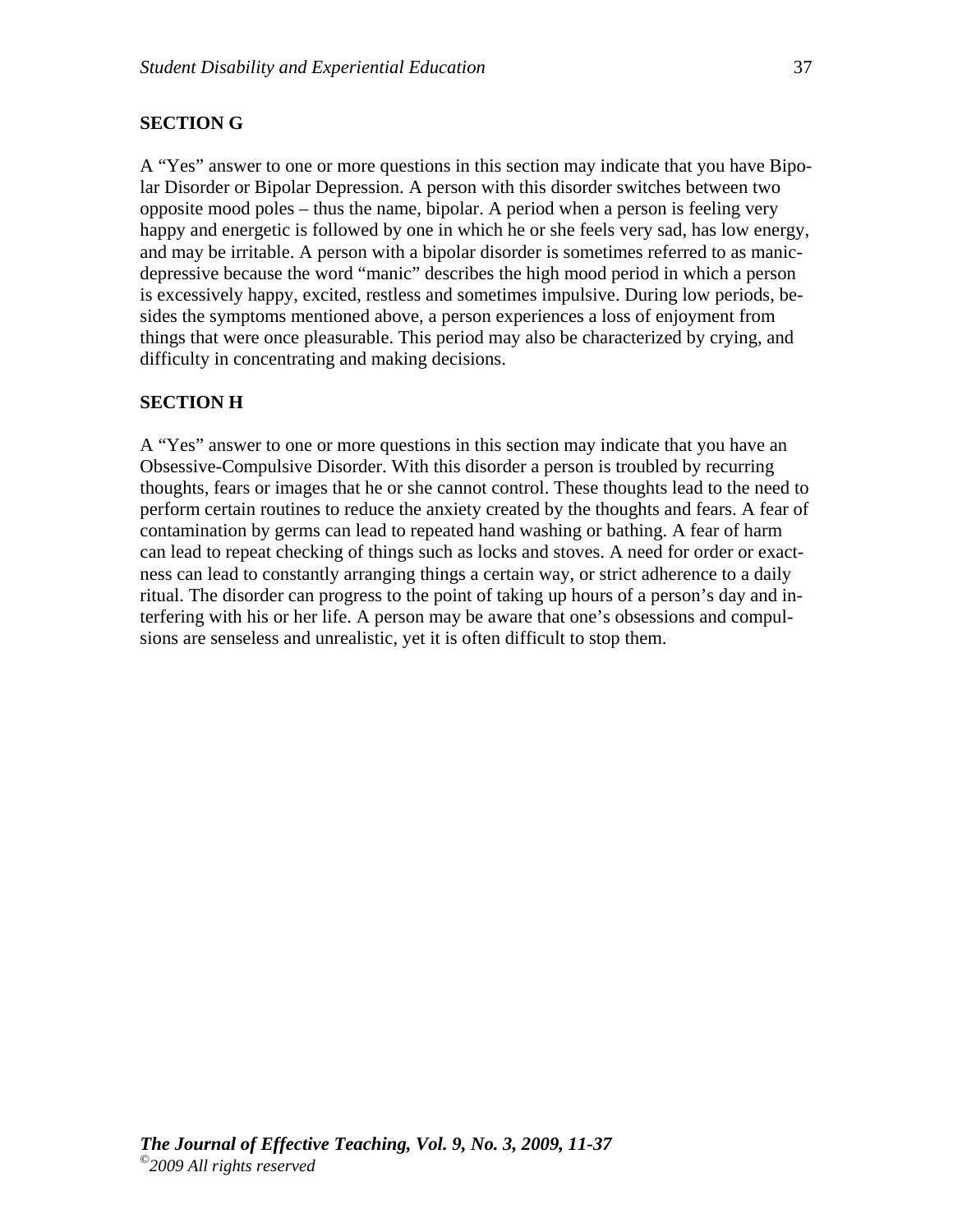**SECTION G**

A "Yes" answer to one or more questions in this section may indicate that you have Bipolar Disorder or Bipolar Depression. A person with this disorder switches between two opposite mood poles – thus the name, bipolar. A period when a person is feeling very happy and energetic is followed by one in which he or she feels very sad, has low energy, and may be irritable. A person with a bipolar disorder is sometimes referred to as manic-depressive because the word "manic" describes the high mood period in which a person is excessively happy, excited, restless and sometimes impulsive. During low periods, besides the symptoms mentioned above, a person experiences a loss of enjoyment from things that were once pleasurable. This period may also be characterized by crying, and difficulty in concentrating and making decisions.

**SECTION H**

A "Yes" answer to one or more questions in this section may indicate that you have an Obsessive-Compulsive Disorder. With this disorder a person is troubled by recurring thoughts, fears or images that he or she cannot control. These thoughts lead to the need to perform certain routines to reduce the anxiety created by the thoughts and fears. A fear of contamination by germs can lead to repeated hand washing or bathing. A fear of harm can lead to repeat checking of things such as locks and stoves. A need for order or exactness can lead to constantly arranging things a certain way, or strict adherence to a daily ritual. The disorder can progress to the point of taking up hours of a person's day and interfering with his or her life. A person may be aware that one's obsessions and compulsions are senseless and unrealistic, yet it is often difficult to stop them.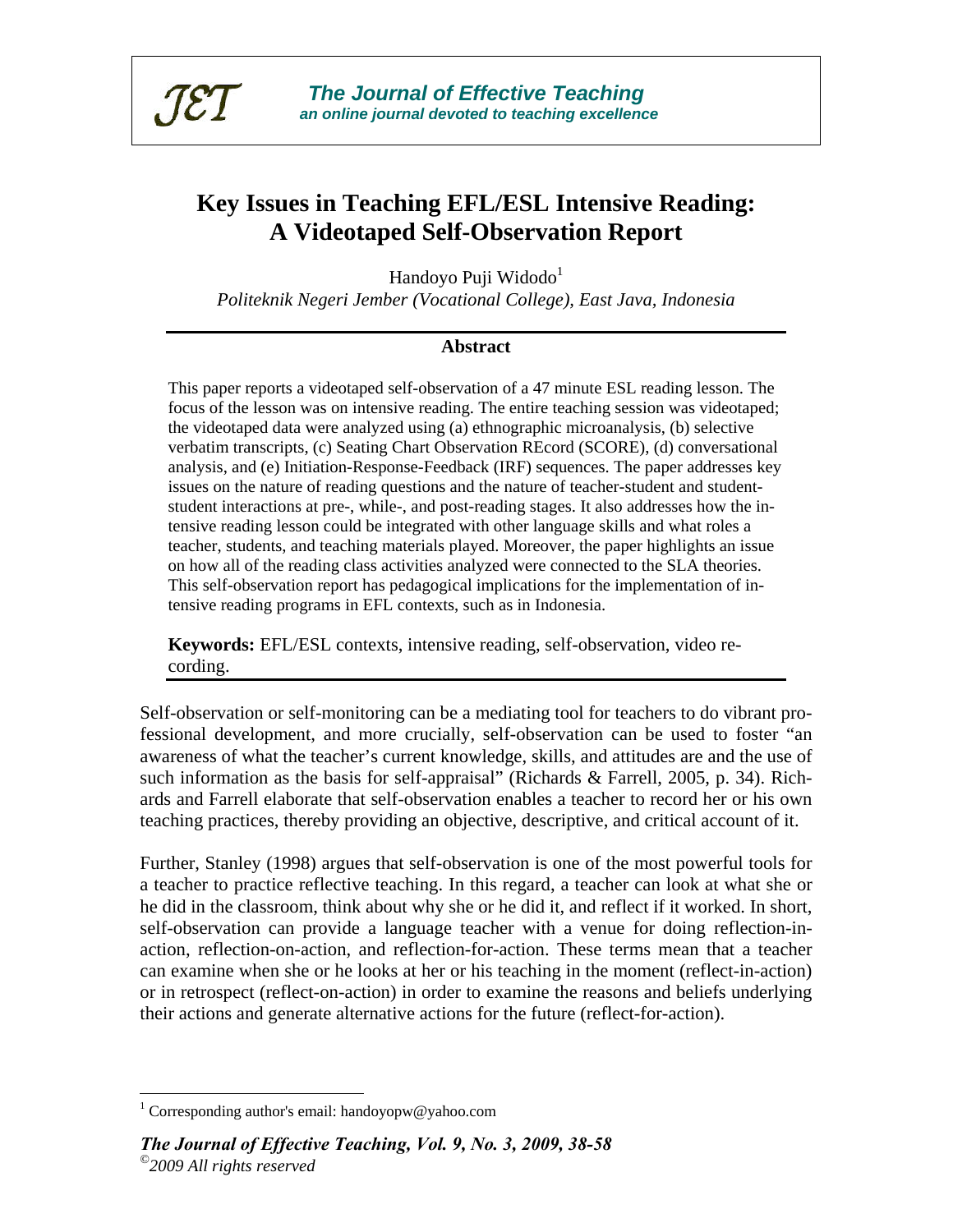**JET** *The Journal of Effective Teaching*
*an online journal devoted to teaching excellence*

# Key Issues in Teaching EFL/ESL Intensive Reading: A Videotaped Self-Observation Report

Handoyo Puji Widodo[1]
*Politeknik Negeri Jember (Vocational College), East Java, Indonesia*

## Abstract

This paper reports a videotaped self-observation of a 47 minute ESL reading lesson. The focus of the lesson was on intensive reading. The entire teaching session was videotaped; the videotaped data were analyzed using (a) ethnographic microanalysis, (b) selective verbatim transcripts, (c) Seating Chart Observation REcord (SCORE), (d) conversational analysis, and (e) Initiation-Response-Feedback (IRF) sequences. The paper addresses key issues on the nature of reading questions and the nature of teacher-student and student-student interactions at pre-, while-, and post-reading stages. It also addresses how the intensive reading lesson could be integrated with other language skills and what roles a teacher, students, and teaching materials played. Moreover, the paper highlights an issue on how all of the reading class activities analyzed were connected to the SLA theories. This self-observation report has pedagogical implications for the implementation of intensive reading programs in EFL contexts, such as in Indonesia.

**Keywords:** EFL/ESL contexts, intensive reading, self-observation, video recording.

Self-observation or self-monitoring can be a mediating tool for teachers to do vibrant professional development, and more crucially, self-observation can be used to foster "an awareness of what the teacher's current knowledge, skills, and attitudes are and the use of such information as the basis for self-appraisal" (Richards & Farrell, 2005, p. 34). Richards and Farrell elaborate that self-observation enables a teacher to record her or his own teaching practices, thereby providing an objective, descriptive, and critical account of it.

Further, Stanley (1998) argues that self-observation is one of the most powerful tools for a teacher to practice reflective teaching. In this regard, a teacher can look at what she or he did in the classroom, think about why she or he did it, and reflect if it worked. In short, self-observation can provide a language teacher with a venue for doing reflection-in-action, reflection-on-action, and reflection-for-action. These terms mean that a teacher can examine when she or he looks at her or his teaching in the moment (reflect-in-action) or in retrospect (reflect-on-action) in order to examine the reasons and beliefs underlying their actions and generate alternative actions for the future (reflect-for-action).

[1] Corresponding author's email: handoyopw@yahoo.com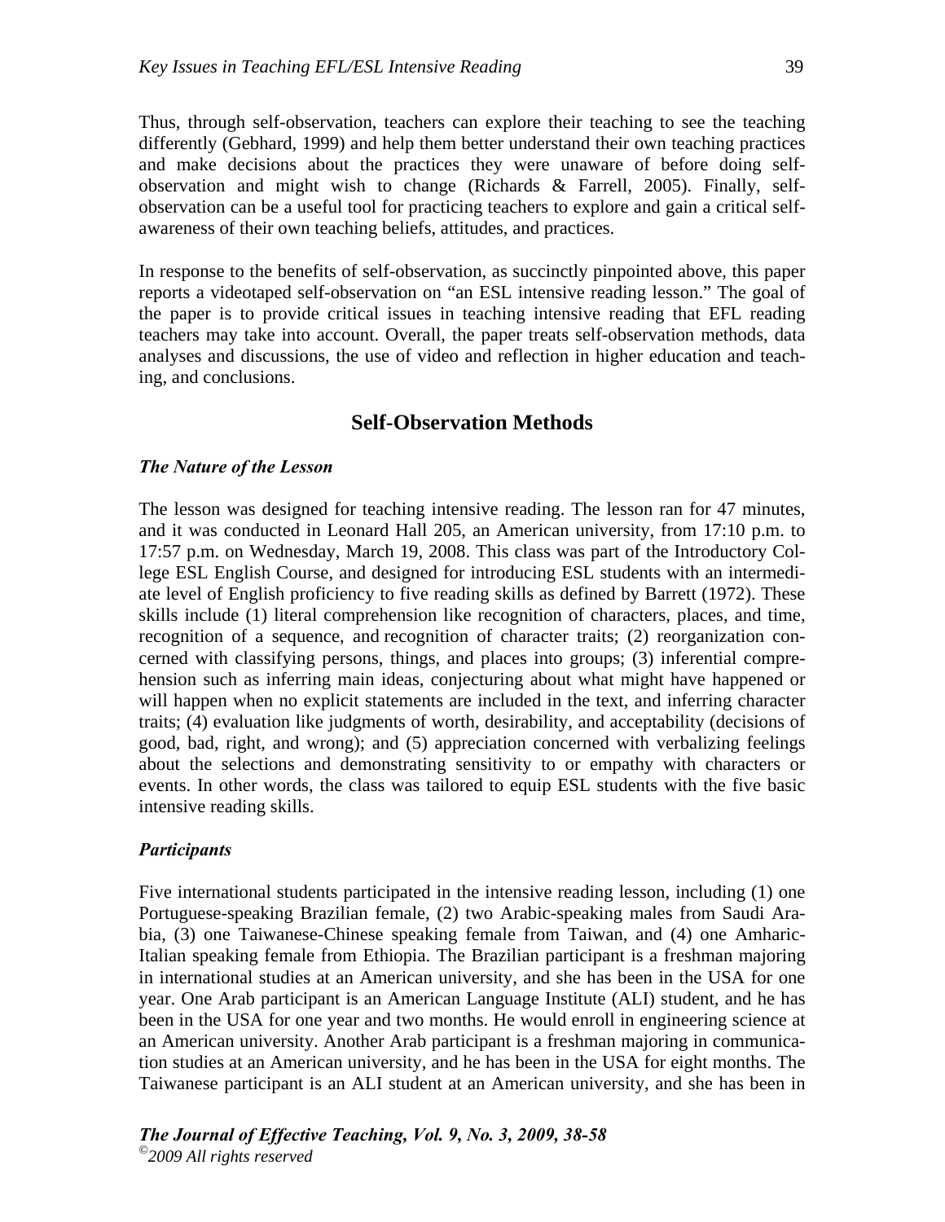Thus, through self-observation, teachers can explore their teaching to see the teaching differently (Gebhard, 1999) and help them better understand their own teaching practices and make decisions about the practices they were unaware of before doing self-observation and might wish to change (Richards & Farrell, 2005). Finally, self-observation can be a useful tool for practicing teachers to explore and gain a critical self-awareness of their own teaching beliefs, attitudes, and practices.

In response to the benefits of self-observation, as succinctly pinpointed above, this paper reports a videotaped self-observation on "an ESL intensive reading lesson." The goal of the paper is to provide critical issues in teaching intensive reading that EFL reading teachers may take into account. Overall, the paper treats self-observation methods, data analyses and discussions, the use of video and reflection in higher education and teaching, and conclusions.

## Self-Observation Methods

### *The Nature of the Lesson*

The lesson was designed for teaching intensive reading. The lesson ran for 47 minutes, and it was conducted in Leonard Hall 205, an American university, from 17:10 p.m. to 17:57 p.m. on Wednesday, March 19, 2008. This class was part of the Introductory College ESL English Course, and designed for introducing ESL students with an intermediate level of English proficiency to five reading skills as defined by Barrett (1972). These skills include (1) literal comprehension like recognition of characters, places, and time, recognition of a sequence, and recognition of character traits; (2) reorganization concerned with classifying persons, things, and places into groups; (3) inferential comprehension such as inferring main ideas, conjecturing about what might have happened or will happen when no explicit statements are included in the text, and inferring character traits; (4) evaluation like judgments of worth, desirability, and acceptability (decisions of good, bad, right, and wrong); and (5) appreciation concerned with verbalizing feelings about the selections and demonstrating sensitivity to or empathy with characters or events. In other words, the class was tailored to equip ESL students with the five basic intensive reading skills.

### *Participants*

Five international students participated in the intensive reading lesson, including (1) one Portuguese-speaking Brazilian female, (2) two Arabic-speaking males from Saudi Arabia, (3) one Taiwanese-Chinese speaking female from Taiwan, and (4) one Amharic-Italian speaking female from Ethiopia. The Brazilian participant is a freshman majoring in international studies at an American university, and she has been in the USA for one year. One Arab participant is an American Language Institute (ALI) student, and he has been in the USA for one year and two months. He would enroll in engineering science at an American university. Another Arab participant is a freshman majoring in communication studies at an American university, and he has been in the USA for eight months. The Taiwanese participant is an ALI student at an American university, and she has been in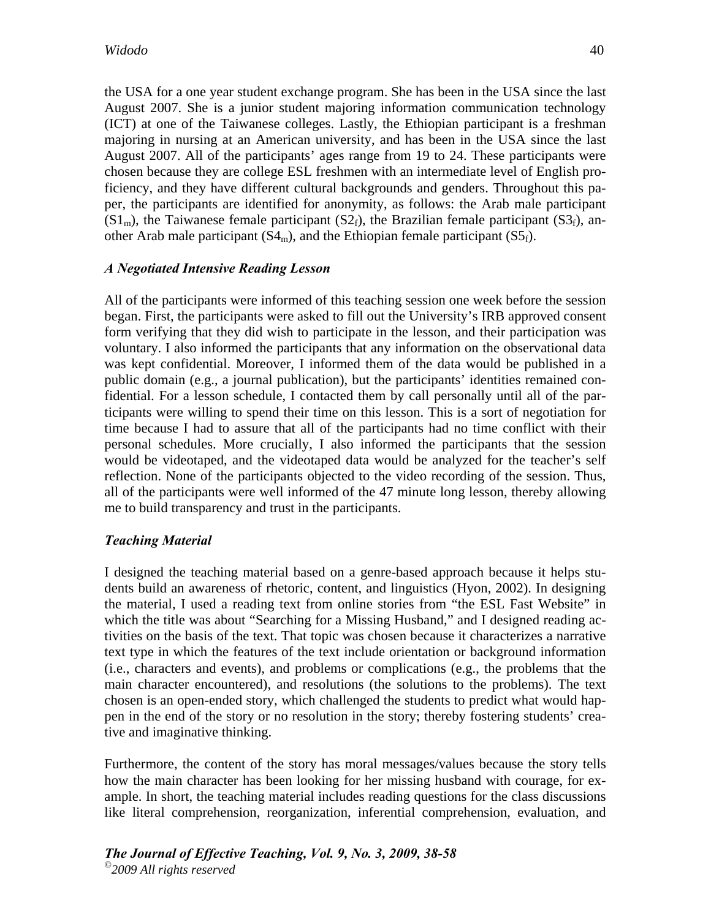the USA for a one year student exchange program. She has been in the USA since the last August 2007. She is a junior student majoring information communication technology (ICT) at one of the Taiwanese colleges. Lastly, the Ethiopian participant is a freshman majoring in nursing at an American university, and has been in the USA since the last August 2007. All of the participants' ages range from 19 to 24. These participants were chosen because they are college ESL freshmen with an intermediate level of English proficiency, and they have different cultural backgrounds and genders. Throughout this paper, the participants are identified for anonymity, as follows: the Arab male participant ($S1_m$), the Taiwanese female participant ($S2_f$), the Brazilian female participant ($S3_f$), another Arab male participant ($S4_m$), and the Ethiopian female participant ($S5_f$).

### *A Negotiated Intensive Reading Lesson*

All of the participants were informed of this teaching session one week before the session began. First, the participants were asked to fill out the University's IRB approved consent form verifying that they did wish to participate in the lesson, and their participation was voluntary. I also informed the participants that any information on the observational data was kept confidential. Moreover, I informed them of the data would be published in a public domain (e.g., a journal publication), but the participants' identities remained confidential. For a lesson schedule, I contacted them by call personally until all of the participants were willing to spend their time on this lesson. This is a sort of negotiation for time because I had to assure that all of the participants had no time conflict with their personal schedules. More crucially, I also informed the participants that the session would be videotaped, and the videotaped data would be analyzed for the teacher's self reflection. None of the participants objected to the video recording of the session. Thus, all of the participants were well informed of the 47 minute long lesson, thereby allowing me to build transparency and trust in the participants.

### *Teaching Material*

I designed the teaching material based on a genre-based approach because it helps students build an awareness of rhetoric, content, and linguistics (Hyon, 2002). In designing the material, I used a reading text from online stories from "the ESL Fast Website" in which the title was about "Searching for a Missing Husband," and I designed reading activities on the basis of the text. That topic was chosen because it characterizes a narrative text type in which the features of the text include orientation or background information (i.e., characters and events), and problems or complications (e.g., the problems that the main character encountered), and resolutions (the solutions to the problems). The text chosen is an open-ended story, which challenged the students to predict what would happen in the end of the story or no resolution in the story; thereby fostering students' creative and imaginative thinking.

Furthermore, the content of the story has moral messages/values because the story tells how the main character has been looking for her missing husband with courage, for example. In short, the teaching material includes reading questions for the class discussions like literal comprehension, reorganization, inferential comprehension, evaluation, and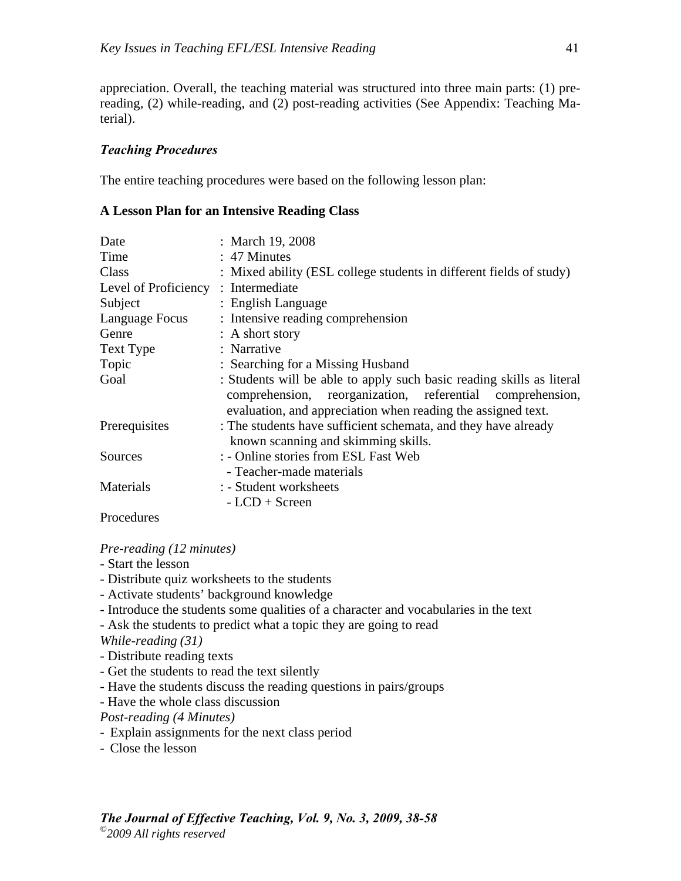appreciation. Overall, the teaching material was structured into three main parts: (1) pre-reading, (2) while-reading, and (2) post-reading activities (See Appendix: Teaching Material).

### *Teaching Procedures*

The entire teaching procedures were based on the following lesson plan:

**A Lesson Plan for an Intensive Reading Class**

| | |
|---|---|
| Date | : March 19, 2008 |
| Time | : 47 Minutes |
| Class | : Mixed ability (ESL college students in different fields of study) |
| Level of Proficiency | : Intermediate |
| Subject | : English Language |
| Language Focus | : Intensive reading comprehension |
| Genre | : A short story |
| Text Type | : Narrative |
| Topic | : Searching for a Missing Husband |
| Goal | : Students will be able to apply such basic reading skills as literal comprehension, reorganization, referential comprehension, evaluation, and appreciation when reading the assigned text. |
| Prerequisites | : The students have sufficient schemata, and they have already known scanning and skimming skills. |
| Sources | : - Online stories from ESL Fast Web<br>- Teacher-made materials |
| Materials | : - Student worksheets<br>- LCD + Screen |

Procedures

*Pre-reading (12 minutes)*
- Start the lesson
- Distribute quiz worksheets to the students
- Activate students' background knowledge
- Introduce the students some qualities of a character and vocabularies in the text
- Ask the students to predict what a topic they are going to read

*While-reading (31)*
- Distribute reading texts
- Get the students to read the text silently
- Have the students discuss the reading questions in pairs/groups
- Have the whole class discussion

*Post-reading (4 Minutes)*
- Explain assignments for the next class period
- Close the lesson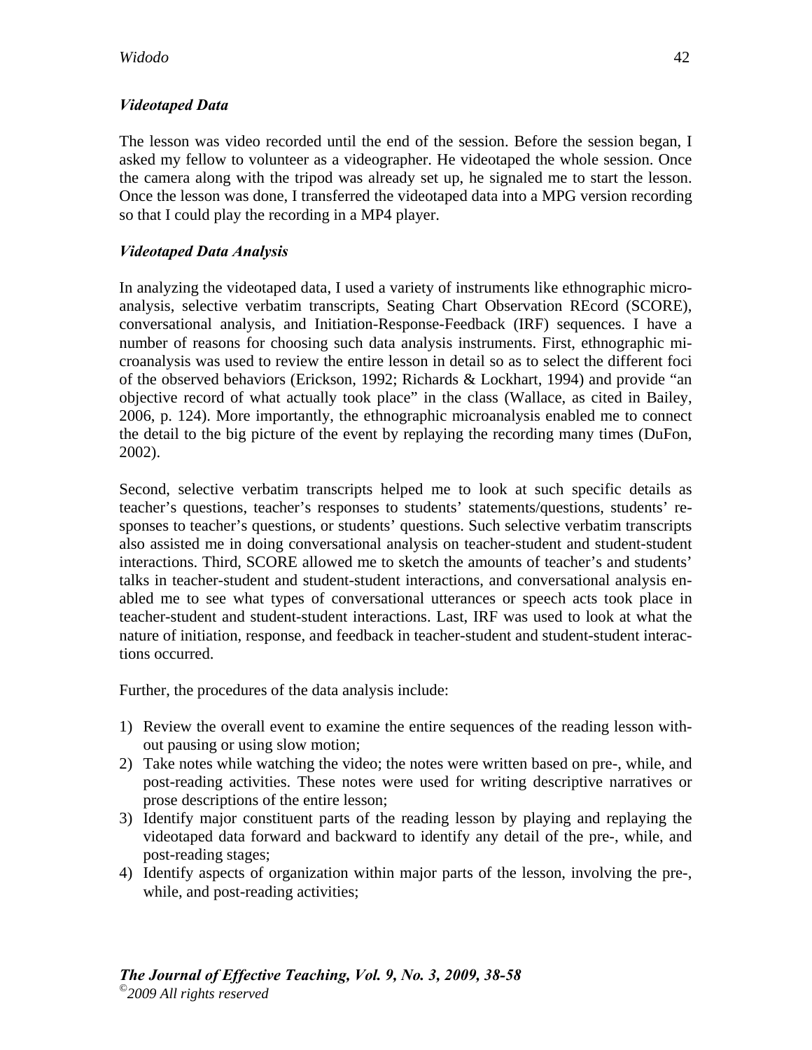### *Videotaped Data*

The lesson was video recorded until the end of the session. Before the session began, I asked my fellow to volunteer as a videographer. He videotaped the whole session. Once the camera along with the tripod was already set up, he signaled me to start the lesson. Once the lesson was done, I transferred the videotaped data into a MPG version recording so that I could play the recording in a MP4 player.

### *Videotaped Data Analysis*

In analyzing the videotaped data, I used a variety of instruments like ethnographic micro-analysis, selective verbatim transcripts, Seating Chart Observation REcord (SCORE), conversational analysis, and Initiation-Response-Feedback (IRF) sequences. I have a number of reasons for choosing such data analysis instruments. First, ethnographic microanalysis was used to review the entire lesson in detail so as to select the different foci of the observed behaviors (Erickson, 1992; Richards & Lockhart, 1994) and provide "an objective record of what actually took place" in the class (Wallace, as cited in Bailey, 2006, p. 124). More importantly, the ethnographic microanalysis enabled me to connect the detail to the big picture of the event by replaying the recording many times (DuFon, 2002).

Second, selective verbatim transcripts helped me to look at such specific details as teacher's questions, teacher's responses to students' statements/questions, students' responses to teacher's questions, or students' questions. Such selective verbatim transcripts also assisted me in doing conversational analysis on teacher-student and student-student interactions. Third, SCORE allowed me to sketch the amounts of teacher's and students' talks in teacher-student and student-student interactions, and conversational analysis enabled me to see what types of conversational utterances or speech acts took place in teacher-student and student-student interactions. Last, IRF was used to look at what the nature of initiation, response, and feedback in teacher-student and student-student interactions occurred.

Further, the procedures of the data analysis include:

1) Review the overall event to examine the entire sequences of the reading lesson without pausing or using slow motion;
2) Take notes while watching the video; the notes were written based on pre-, while, and post-reading activities. These notes were used for writing descriptive narratives or prose descriptions of the entire lesson;
3) Identify major constituent parts of the reading lesson by playing and replaying the videotaped data forward and backward to identify any detail of the pre-, while, and post-reading stages;
4) Identify aspects of organization within major parts of the lesson, involving the pre-, while, and post-reading activities;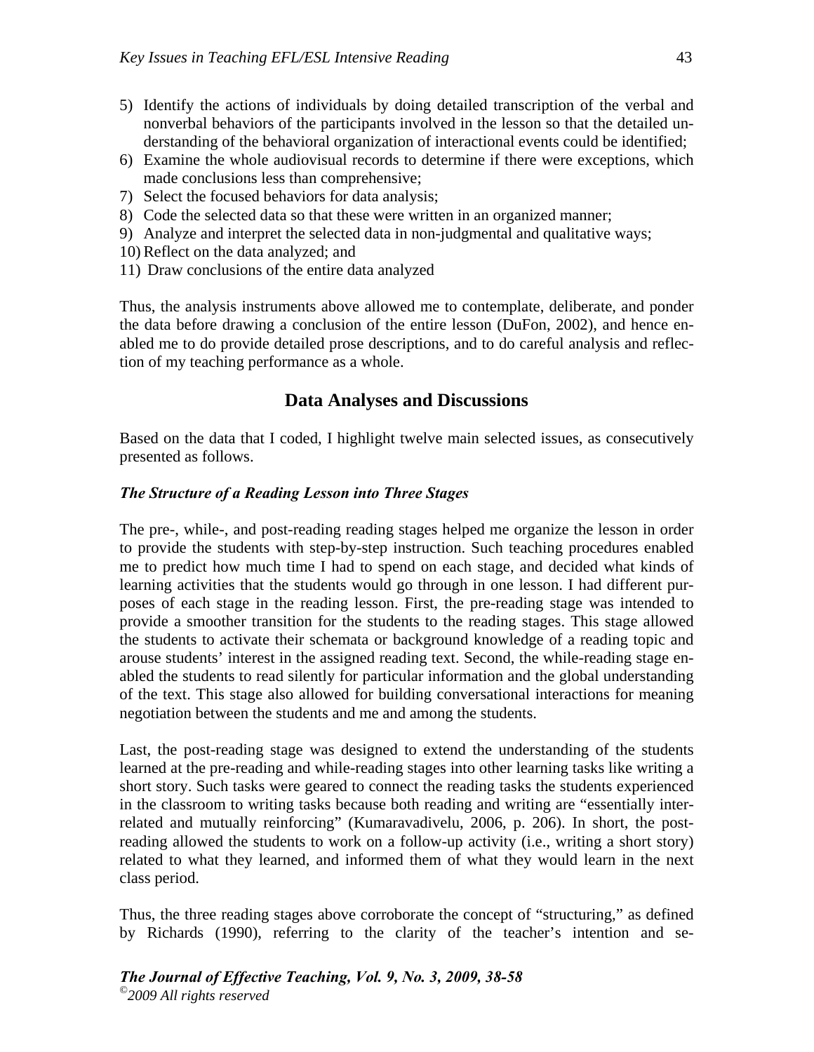5) Identify the actions of individuals by doing detailed transcription of the verbal and nonverbal behaviors of the participants involved in the lesson so that the detailed understanding of the behavioral organization of interactional events could be identified;
6) Examine the whole audiovisual records to determine if there were exceptions, which made conclusions less than comprehensive;
7) Select the focused behaviors for data analysis;
8) Code the selected data so that these were written in an organized manner;
9) Analyze and interpret the selected data in non-judgmental and qualitative ways;
10) Reflect on the data analyzed; and
11) Draw conclusions of the entire data analyzed

Thus, the analysis instruments above allowed me to contemplate, deliberate, and ponder the data before drawing a conclusion of the entire lesson (DuFon, 2002), and hence enabled me to do provide detailed prose descriptions, and to do careful analysis and reflection of my teaching performance as a whole.

## Data Analyses and Discussions

Based on the data that I coded, I highlight twelve main selected issues, as consecutively presented as follows.

### *The Structure of a Reading Lesson into Three Stages*

The pre-, while-, and post-reading reading stages helped me organize the lesson in order to provide the students with step-by-step instruction. Such teaching procedures enabled me to predict how much time I had to spend on each stage, and decided what kinds of learning activities that the students would go through in one lesson. I had different purposes of each stage in the reading lesson. First, the pre-reading stage was intended to provide a smoother transition for the students to the reading stages. This stage allowed the students to activate their schemata or background knowledge of a reading topic and arouse students' interest in the assigned reading text. Second, the while-reading stage enabled the students to read silently for particular information and the global understanding of the text. This stage also allowed for building conversational interactions for meaning negotiation between the students and me and among the students.

Last, the post-reading stage was designed to extend the understanding of the students learned at the pre-reading and while-reading stages into other learning tasks like writing a short story. Such tasks were geared to connect the reading tasks the students experienced in the classroom to writing tasks because both reading and writing are "essentially interrelated and mutually reinforcing" (Kumaravadivelu, 2006, p. 206). In short, the post-reading allowed the students to work on a follow-up activity (i.e., writing a short story) related to what they learned, and informed them of what they would learn in the next class period.

Thus, the three reading stages above corroborate the concept of "structuring," as defined by Richards (1990), referring to the clarity of the teacher's intention and se-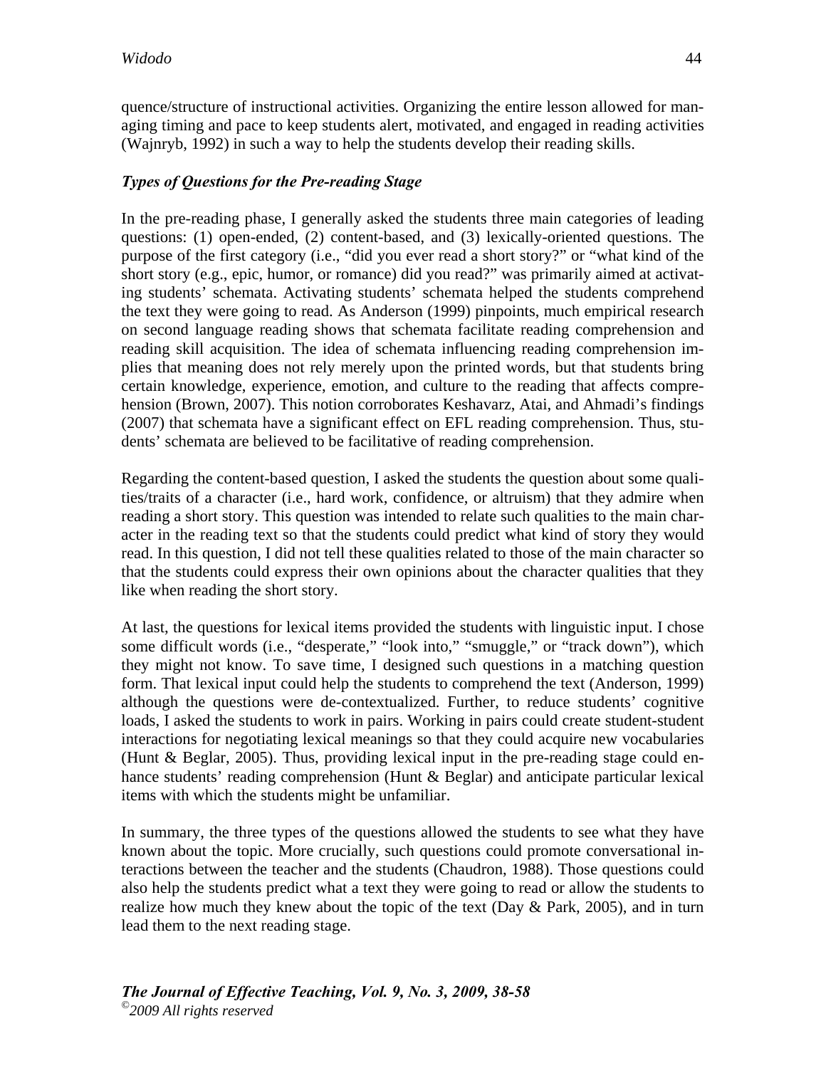quence/structure of instructional activities. Organizing the entire lesson allowed for managing timing and pace to keep students alert, motivated, and engaged in reading activities (Wajnryb, 1992) in such a way to help the students develop their reading skills.

### *Types of Questions for the Pre-reading Stage*

In the pre-reading phase, I generally asked the students three main categories of leading questions: (1) open-ended, (2) content-based, and (3) lexically-oriented questions. The purpose of the first category (i.e., "did you ever read a short story?" or "what kind of the short story (e.g., epic, humor, or romance) did you read?" was primarily aimed at activating students' schemata. Activating students' schemata helped the students comprehend the text they were going to read. As Anderson (1999) pinpoints, much empirical research on second language reading shows that schemata facilitate reading comprehension and reading skill acquisition. The idea of schemata influencing reading comprehension implies that meaning does not rely merely upon the printed words, but that students bring certain knowledge, experience, emotion, and culture to the reading that affects comprehension (Brown, 2007). This notion corroborates Keshavarz, Atai, and Ahmadi's findings (2007) that schemata have a significant effect on EFL reading comprehension. Thus, students' schemata are believed to be facilitative of reading comprehension.

Regarding the content-based question, I asked the students the question about some qualities/traits of a character (i.e., hard work, confidence, or altruism) that they admire when reading a short story. This question was intended to relate such qualities to the main character in the reading text so that the students could predict what kind of story they would read. In this question, I did not tell these qualities related to those of the main character so that the students could express their own opinions about the character qualities that they like when reading the short story.

At last, the questions for lexical items provided the students with linguistic input. I chose some difficult words (i.e., "desperate," "look into," "smuggle," or "track down"), which they might not know. To save time, I designed such questions in a matching question form. That lexical input could help the students to comprehend the text (Anderson, 1999) although the questions were de-contextualized. Further, to reduce students' cognitive loads, I asked the students to work in pairs. Working in pairs could create student-student interactions for negotiating lexical meanings so that they could acquire new vocabularies (Hunt & Beglar, 2005). Thus, providing lexical input in the pre-reading stage could enhance students' reading comprehension (Hunt & Beglar) and anticipate particular lexical items with which the students might be unfamiliar.

In summary, the three types of the questions allowed the students to see what they have known about the topic. More crucially, such questions could promote conversational interactions between the teacher and the students (Chaudron, 1988). Those questions could also help the students predict what a text they were going to read or allow the students to realize how much they knew about the topic of the text (Day & Park, 2005), and in turn lead them to the next reading stage.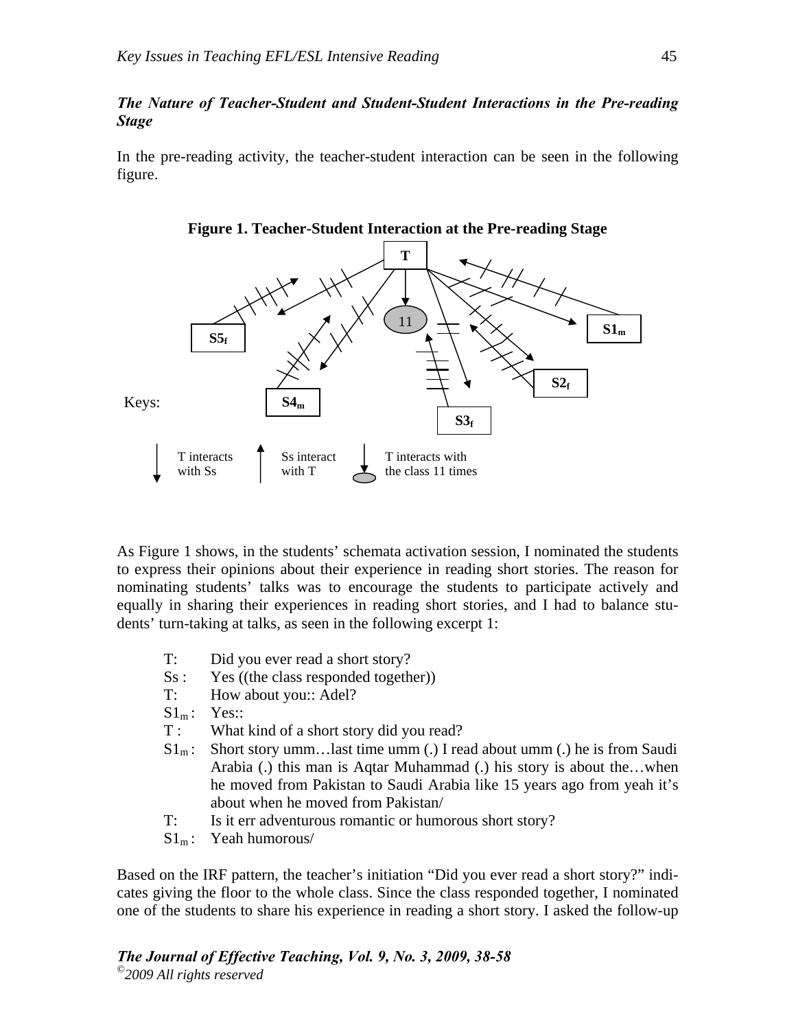### *The Nature of Teacher-Student and Student-Student Interactions in the Pre-reading Stage*

In the pre-reading activity, the teacher-student interaction can be seen in the following figure.

**Figure 1. Teacher-Student Interaction at the Pre-reading Stage**

Keys: T interacts with Ss; Ss interact with T; T interacts with the class 11 times

As Figure 1 shows, in the students' schemata activation session, I nominated the students to express their opinions about their experience in reading short stories. The reason for nominating students' talks was to encourage the students to participate actively and equally in sharing their experiences in reading short stories, and I had to balance students' turn-taking at talks, as seen in the following excerpt 1:

T: Did you ever read a short story?
Ss : Yes ((the class responded together))
T: How about you:: Adel?
$S1_m$ : Yes::
T : What kind of a short story did you read?
$S1_m$ : Short story umm…last time umm (.) I read about umm (.) he is from Saudi Arabia (.) this man is Aqtar Muhammad (.) his story is about the…when he moved from Pakistan to Saudi Arabia like 15 years ago from yeah it's about when he moved from Pakistan/
T: Is it err adventurous romantic or humorous short story?
$S1_m$ : Yeah humorous/

Based on the IRF pattern, the teacher's initiation "Did you ever read a short story?" indicates giving the floor to the whole class. Since the class responded together, I nominated one of the students to share his experience in reading a short story. I asked the follow-up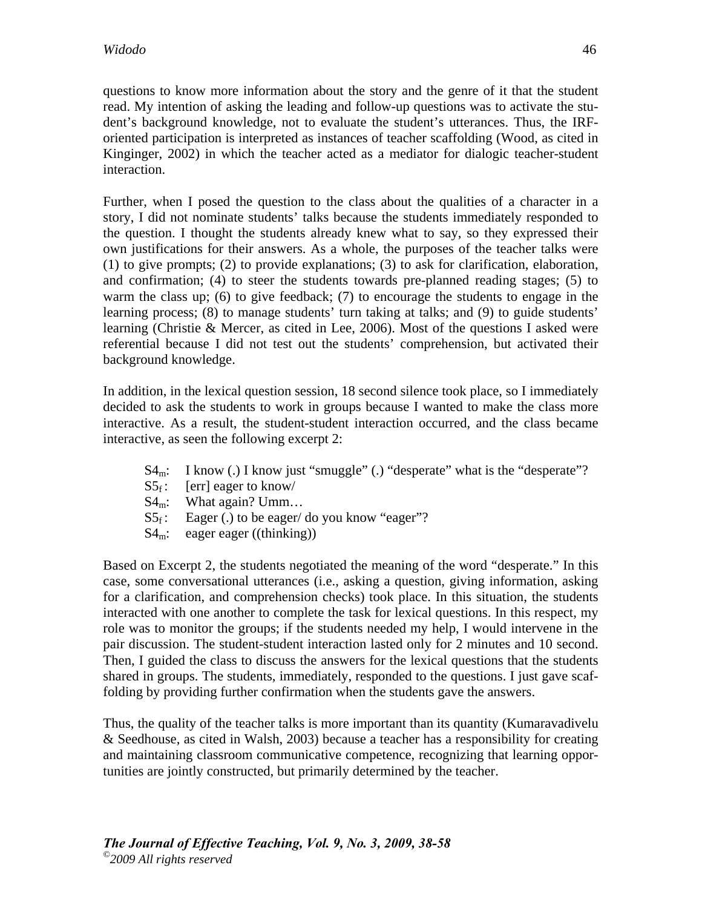questions to know more information about the story and the genre of it that the student read. My intention of asking the leading and follow-up questions was to activate the student's background knowledge, not to evaluate the student's utterances. Thus, the IRF-oriented participation is interpreted as instances of teacher scaffolding (Wood, as cited in Kinginger, 2002) in which the teacher acted as a mediator for dialogic teacher-student interaction.

Further, when I posed the question to the class about the qualities of a character in a story, I did not nominate students' talks because the students immediately responded to the question. I thought the students already knew what to say, so they expressed their own justifications for their answers. As a whole, the purposes of the teacher talks were (1) to give prompts; (2) to provide explanations; (3) to ask for clarification, elaboration, and confirmation; (4) to steer the students towards pre-planned reading stages; (5) to warm the class up; (6) to give feedback; (7) to encourage the students to engage in the learning process; (8) to manage students' turn taking at talks; and (9) to guide students' learning (Christie & Mercer, as cited in Lee, 2006). Most of the questions I asked were referential because I did not test out the students' comprehension, but activated their background knowledge.

In addition, in the lexical question session, 18 second silence took place, so I immediately decided to ask the students to work in groups because I wanted to make the class more interactive. As a result, the student-student interaction occurred, and the class became interactive, as seen the following excerpt 2:

> $S4_m$: I know (.) I know just "smuggle" (.) "desperate" what is the "desperate"?
> $S5_f$: [err] eager to know/
> $S4_m$: What again? Umm…
> $S5_f$: Eager (.) to be eager/ do you know "eager"?
> $S4_m$: eager eager ((thinking))

Based on Excerpt 2, the students negotiated the meaning of the word "desperate." In this case, some conversational utterances (i.e., asking a question, giving information, asking for a clarification, and comprehension checks) took place. In this situation, the students interacted with one another to complete the task for lexical questions. In this respect, my role was to monitor the groups; if the students needed my help, I would intervene in the pair discussion. The student-student interaction lasted only for 2 minutes and 10 second. Then, I guided the class to discuss the answers for the lexical questions that the students shared in groups. The students, immediately, responded to the questions. I just gave scaffolding by providing further confirmation when the students gave the answers.

Thus, the quality of the teacher talks is more important than its quantity (Kumaravadivelu & Seedhouse, as cited in Walsh, 2003) because a teacher has a responsibility for creating and maintaining classroom communicative competence, recognizing that learning opportunities are jointly constructed, but primarily determined by the teacher.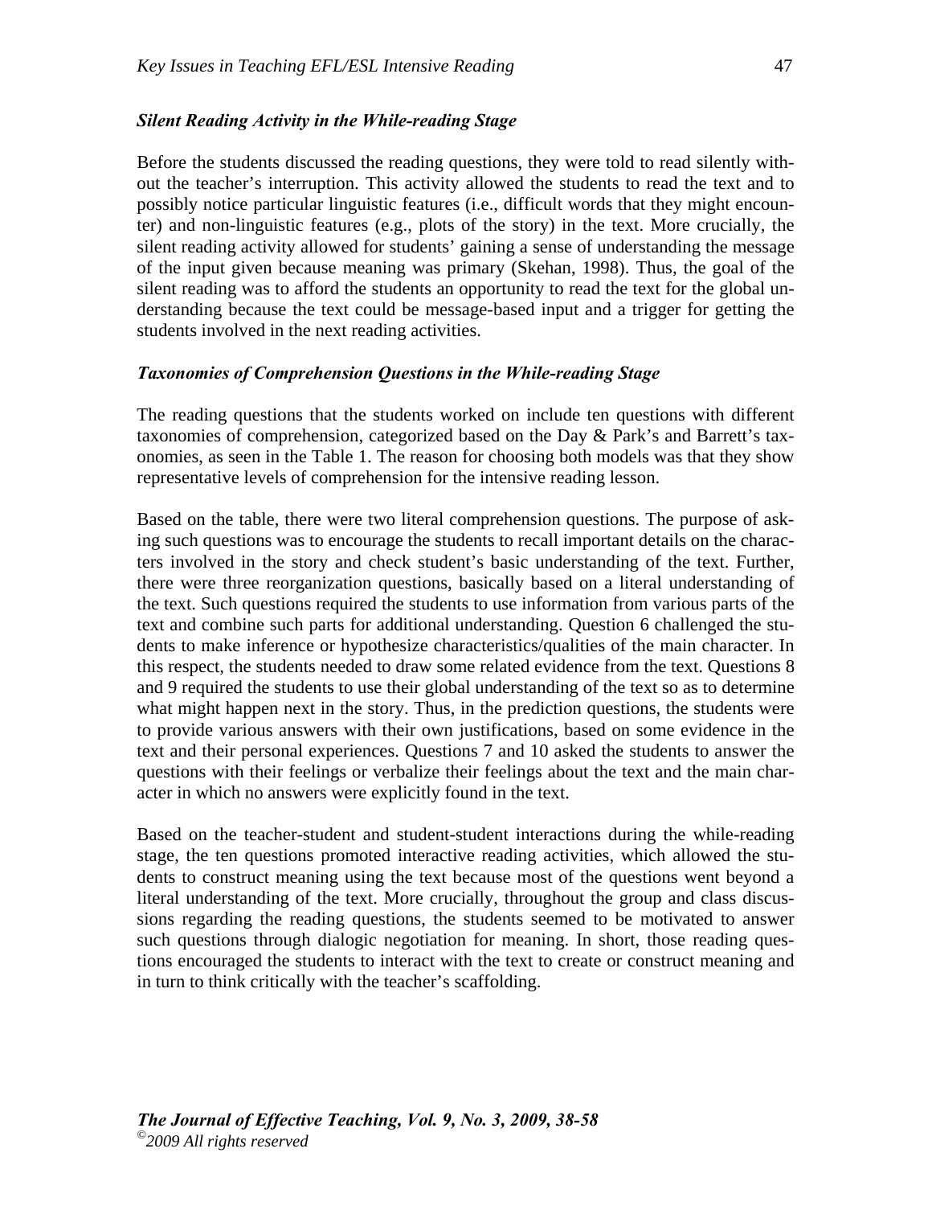### *Silent Reading Activity in the While-reading Stage*

Before the students discussed the reading questions, they were told to read silently without the teacher's interruption. This activity allowed the students to read the text and to possibly notice particular linguistic features (i.e., difficult words that they might encounter) and non-linguistic features (e.g., plots of the story) in the text. More crucially, the silent reading activity allowed for students' gaining a sense of understanding the message of the input given because meaning was primary (Skehan, 1998). Thus, the goal of the silent reading was to afford the students an opportunity to read the text for the global understanding because the text could be message-based input and a trigger for getting the students involved in the next reading activities.

### *Taxonomies of Comprehension Questions in the While-reading Stage*

The reading questions that the students worked on include ten questions with different taxonomies of comprehension, categorized based on the Day & Park's and Barrett's taxonomies, as seen in the Table 1. The reason for choosing both models was that they show representative levels of comprehension for the intensive reading lesson.

Based on the table, there were two literal comprehension questions. The purpose of asking such questions was to encourage the students to recall important details on the characters involved in the story and check student's basic understanding of the text. Further, there were three reorganization questions, basically based on a literal understanding of the text. Such questions required the students to use information from various parts of the text and combine such parts for additional understanding. Question 6 challenged the students to make inference or hypothesize characteristics/qualities of the main character. In this respect, the students needed to draw some related evidence from the text. Questions 8 and 9 required the students to use their global understanding of the text so as to determine what might happen next in the story. Thus, in the prediction questions, the students were to provide various answers with their own justifications, based on some evidence in the text and their personal experiences. Questions 7 and 10 asked the students to answer the questions with their feelings or verbalize their feelings about the text and the main character in which no answers were explicitly found in the text.

Based on the teacher-student and student-student interactions during the while-reading stage, the ten questions promoted interactive reading activities, which allowed the students to construct meaning using the text because most of the questions went beyond a literal understanding of the text. More crucially, throughout the group and class discussions regarding the reading questions, the students seemed to be motivated to answer such questions through dialogic negotiation for meaning. In short, those reading questions encouraged the students to interact with the text to create or construct meaning and in turn to think critically with the teacher's scaffolding.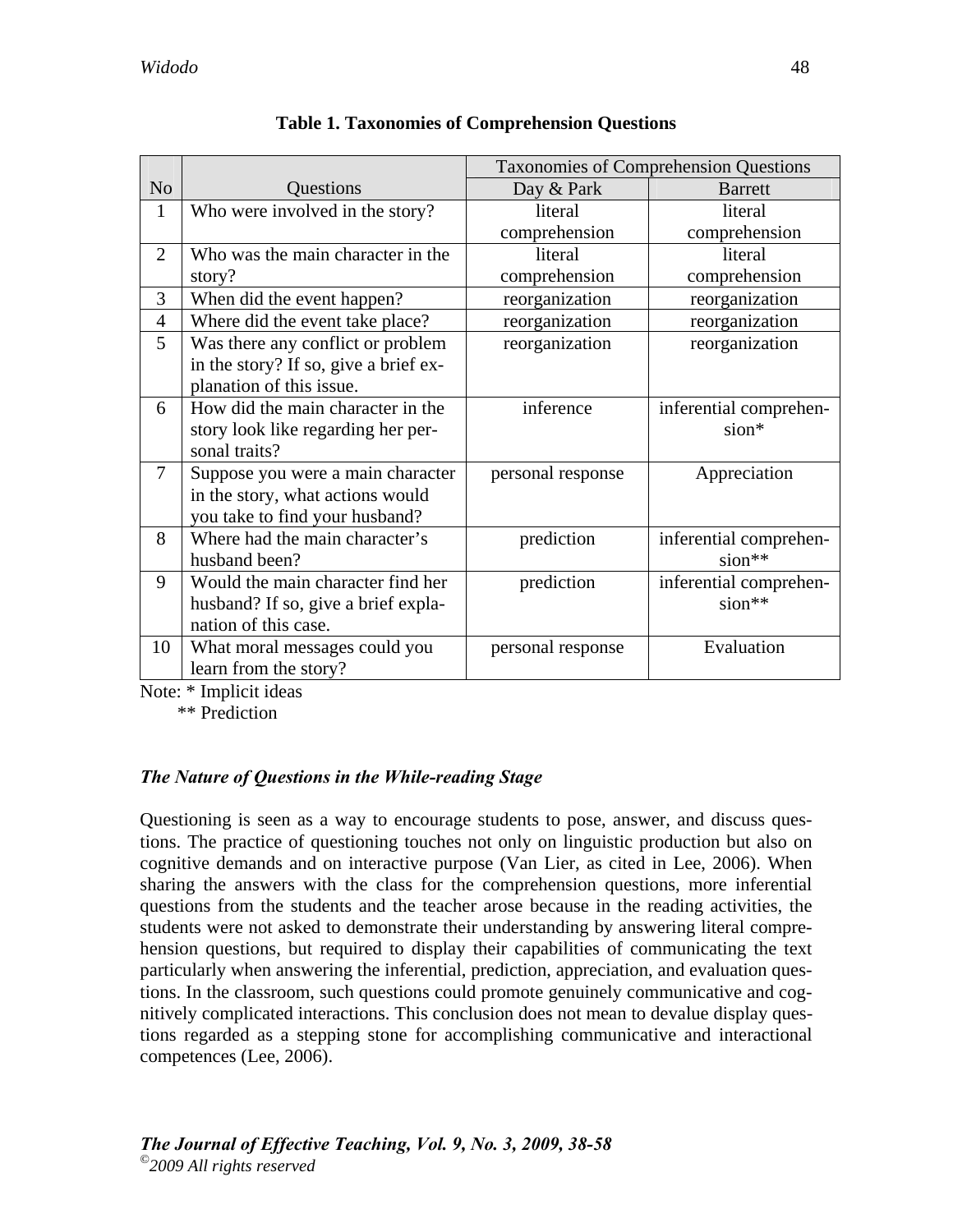**Table 1. Taxonomies of Comprehension Questions**

| No | Questions | Taxonomies of Comprehension Questions | |
|---|---|---|---|
| | | Day & Park | Barrett |
| 1 | Who were involved in the story? | literal comprehension | literal comprehension |
| 2 | Who was the main character in the story? | literal comprehension | literal comprehension |
| 3 | When did the event happen? | reorganization | reorganization |
| 4 | Where did the event take place? | reorganization | reorganization |
| 5 | Was there any conflict or problem in the story? If so, give a brief explanation of this issue. | reorganization | reorganization |
| 6 | How did the main character in the story look like regarding her personal traits? | inference | inferential comprehension* |
| 7 | Suppose you were a main character in the story, what actions would you take to find your husband? | personal response | Appreciation |
| 8 | Where had the main character's husband been? | prediction | inferential comprehension** |
| 9 | Would the main character find her husband? If so, give a brief explanation of this case. | prediction | inferential comprehension** |
| 10 | What moral messages could you learn from the story? | personal response | Evaluation |

Note: * Implicit ideas
** Prediction

### *The Nature of Questions in the While-reading Stage*

Questioning is seen as a way to encourage students to pose, answer, and discuss questions. The practice of questioning touches not only on linguistic production but also on cognitive demands and on interactive purpose (Van Lier, as cited in Lee, 2006). When sharing the answers with the class for the comprehension questions, more inferential questions from the students and the teacher arose because in the reading activities, the students were not asked to demonstrate their understanding by answering literal comprehension questions, but required to display their capabilities of communicating the text particularly when answering the inferential, prediction, appreciation, and evaluation questions. In the classroom, such questions could promote genuinely communicative and cognitively complicated interactions. This conclusion does not mean to devalue display questions regarded as a stepping stone for accomplishing communicative and interactional competences (Lee, 2006).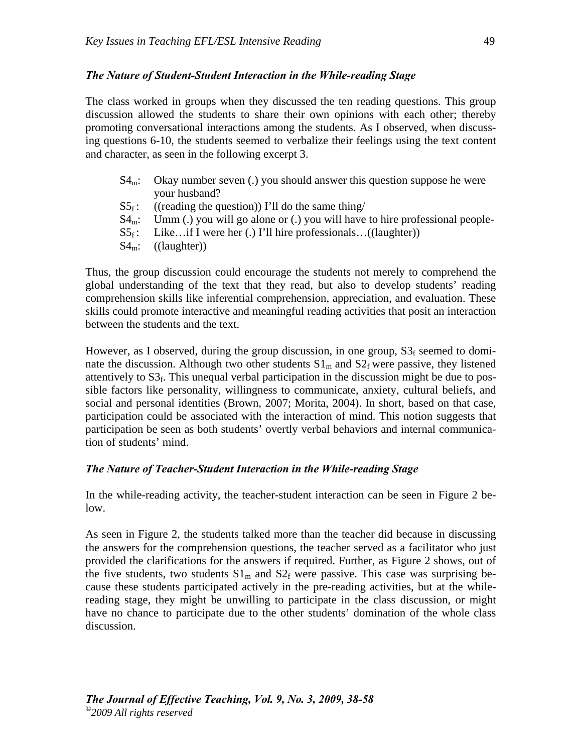### *The Nature of Student-Student Interaction in the While-reading Stage*

The class worked in groups when they discussed the ten reading questions. This group discussion allowed the students to share their own opinions with each other; thereby promoting conversational interactions among the students. As I observed, when discussing questions 6-10, the students seemed to verbalize their feelings using the text content and character, as seen in the following excerpt 3.

> $S4_m$: Okay number seven (.) you should answer this question suppose he were your husband?
> $S5_f$: ((reading the question)) I'll do the same thing/
> $S4_m$: Umm (.) you will go alone or (.) you will have to hire professional people-
> $S5_f$: Like…if I were her (.) I'll hire professionals…((laughter))
> $S4_m$: ((laughter))

Thus, the group discussion could encourage the students not merely to comprehend the global understanding of the text that they read, but also to develop students' reading comprehension skills like inferential comprehension, appreciation, and evaluation. These skills could promote interactive and meaningful reading activities that posit an interaction between the students and the text.

However, as I observed, during the group discussion, in one group, $S3_f$ seemed to dominate the discussion. Although two other students $S1_m$ and $S2_f$ were passive, they listened attentively to $S3_f$. This unequal verbal participation in the discussion might be due to possible factors like personality, willingness to communicate, anxiety, cultural beliefs, and social and personal identities (Brown, 2007; Morita, 2004). In short, based on that case, participation could be associated with the interaction of mind. This notion suggests that participation be seen as both students' overtly verbal behaviors and internal communication of students' mind.

### *The Nature of Teacher-Student Interaction in the While-reading Stage*

In the while-reading activity, the teacher-student interaction can be seen in Figure 2 below.

As seen in Figure 2, the students talked more than the teacher did because in discussing the answers for the comprehension questions, the teacher served as a facilitator who just provided the clarifications for the answers if required. Further, as Figure 2 shows, out of the five students, two students $S1_m$ and $S2_f$ were passive. This case was surprising because these students participated actively in the pre-reading activities, but at the while-reading stage, they might be unwilling to participate in the class discussion, or might have no chance to participate due to the other students' domination of the whole class discussion.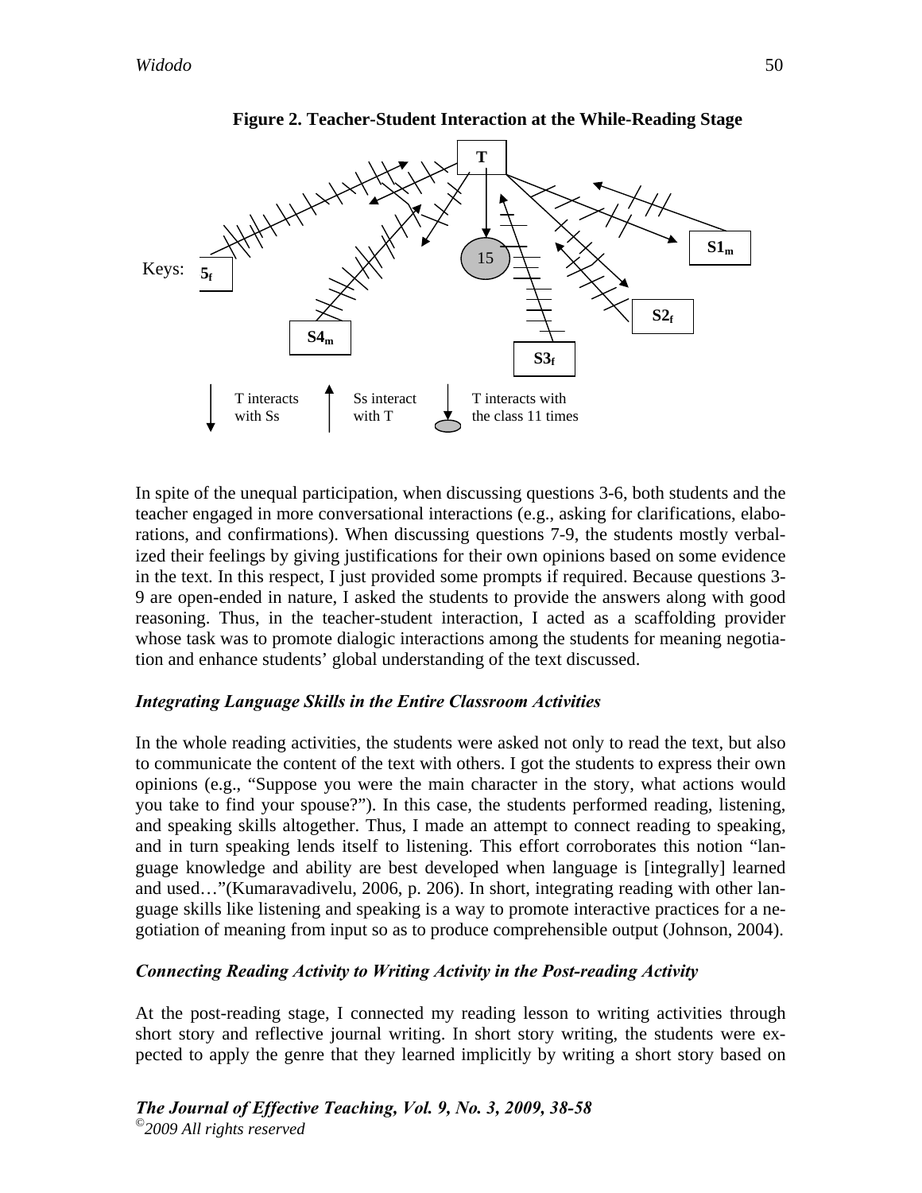**Figure 2. Teacher-Student Interaction at the While-Reading Stage**

Keys: T interacts with Ss; Ss interact with T; T interacts with the class 11 times

In spite of the unequal participation, when discussing questions 3-6, both students and the teacher engaged in more conversational interactions (e.g., asking for clarifications, elaborations, and confirmations). When discussing questions 7-9, the students mostly verbalized their feelings by giving justifications for their own opinions based on some evidence in the text. In this respect, I just provided some prompts if required. Because questions 3-9 are open-ended in nature, I asked the students to provide the answers along with good reasoning. Thus, in the teacher-student interaction, I acted as a scaffolding provider whose task was to promote dialogic interactions among the students for meaning negotiation and enhance students' global understanding of the text discussed.

### *Integrating Language Skills in the Entire Classroom Activities*

In the whole reading activities, the students were asked not only to read the text, but also to communicate the content of the text with others. I got the students to express their own opinions (e.g., "Suppose you were the main character in the story, what actions would you take to find your spouse?"). In this case, the students performed reading, listening, and speaking skills altogether. Thus, I made an attempt to connect reading to speaking, and in turn speaking lends itself to listening. This effort corroborates this notion "language knowledge and ability are best developed when language is [integrally] learned and used…"(Kumaravadivelu, 2006, p. 206). In short, integrating reading with other language skills like listening and speaking is a way to promote interactive practices for a negotiation of meaning from input so as to produce comprehensible output (Johnson, 2004).

### *Connecting Reading Activity to Writing Activity in the Post-reading Activity*

At the post-reading stage, I connected my reading lesson to writing activities through short story and reflective journal writing. In short story writing, the students were expected to apply the genre that they learned implicitly by writing a short story based on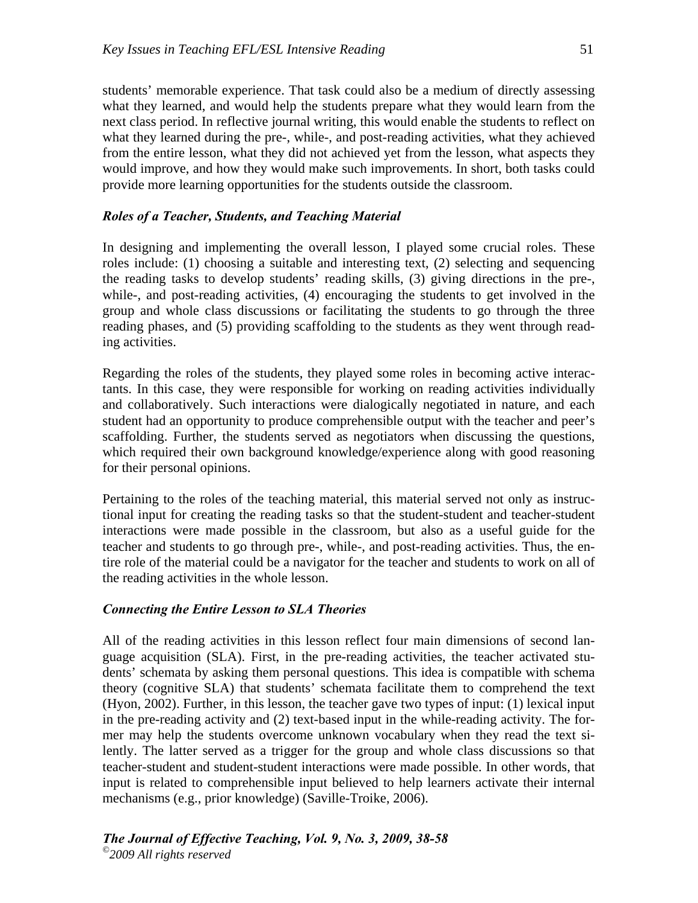students' memorable experience. That task could also be a medium of directly assessing what they learned, and would help the students prepare what they would learn from the next class period. In reflective journal writing, this would enable the students to reflect on what they learned during the pre-, while-, and post-reading activities, what they achieved from the entire lesson, what they did not achieved yet from the lesson, what aspects they would improve, and how they would make such improvements. In short, both tasks could provide more learning opportunities for the students outside the classroom.

### *Roles of a Teacher, Students, and Teaching Material*

In designing and implementing the overall lesson, I played some crucial roles. These roles include: (1) choosing a suitable and interesting text, (2) selecting and sequencing the reading tasks to develop students' reading skills, (3) giving directions in the pre-, while-, and post-reading activities, (4) encouraging the students to get involved in the group and whole class discussions or facilitating the students to go through the three reading phases, and (5) providing scaffolding to the students as they went through reading activities.

Regarding the roles of the students, they played some roles in becoming active interactants. In this case, they were responsible for working on reading activities individually and collaboratively. Such interactions were dialogically negotiated in nature, and each student had an opportunity to produce comprehensible output with the teacher and peer's scaffolding. Further, the students served as negotiators when discussing the questions, which required their own background knowledge/experience along with good reasoning for their personal opinions.

Pertaining to the roles of the teaching material, this material served not only as instructional input for creating the reading tasks so that the student-student and teacher-student interactions were made possible in the classroom, but also as a useful guide for the teacher and students to go through pre-, while-, and post-reading activities. Thus, the entire role of the material could be a navigator for the teacher and students to work on all of the reading activities in the whole lesson.

### *Connecting the Entire Lesson to SLA Theories*

All of the reading activities in this lesson reflect four main dimensions of second language acquisition (SLA). First, in the pre-reading activities, the teacher activated students' schemata by asking them personal questions. This idea is compatible with schema theory (cognitive SLA) that students' schemata facilitate them to comprehend the text (Hyon, 2002). Further, in this lesson, the teacher gave two types of input: (1) lexical input in the pre-reading activity and (2) text-based input in the while-reading activity. The former may help the students overcome unknown vocabulary when they read the text silently. The latter served as a trigger for the group and whole class discussions so that teacher-student and student-student interactions were made possible. In other words, that input is related to comprehensible input believed to help learners activate their internal mechanisms (e.g., prior knowledge) (Saville-Troike, 2006).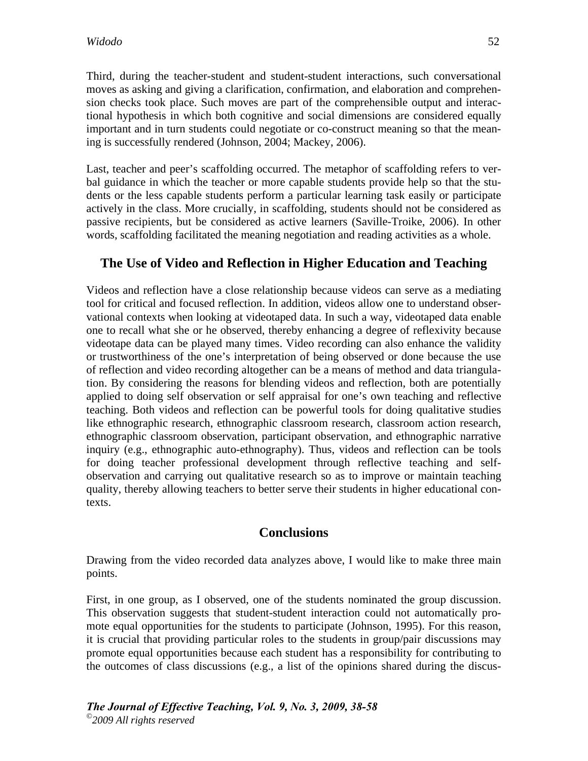Third, during the teacher-student and student-student interactions, such conversational moves as asking and giving a clarification, confirmation, and elaboration and comprehension checks took place. Such moves are part of the comprehensible output and interactional hypothesis in which both cognitive and social dimensions are considered equally important and in turn students could negotiate or co-construct meaning so that the meaning is successfully rendered (Johnson, 2004; Mackey, 2006).

Last, teacher and peer's scaffolding occurred. The metaphor of scaffolding refers to verbal guidance in which the teacher or more capable students provide help so that the students or the less capable students perform a particular learning task easily or participate actively in the class. More crucially, in scaffolding, students should not be considered as passive recipients, but be considered as active learners (Saville-Troike, 2006). In other words, scaffolding facilitated the meaning negotiation and reading activities as a whole.

## The Use of Video and Reflection in Higher Education and Teaching

Videos and reflection have a close relationship because videos can serve as a mediating tool for critical and focused reflection. In addition, videos allow one to understand observational contexts when looking at videotaped data. In such a way, videotaped data enable one to recall what she or he observed, thereby enhancing a degree of reflexivity because videotape data can be played many times. Video recording can also enhance the validity or trustworthiness of the one's interpretation of being observed or done because the use of reflection and video recording altogether can be a means of method and data triangulation. By considering the reasons for blending videos and reflection, both are potentially applied to doing self observation or self appraisal for one's own teaching and reflective teaching. Both videos and reflection can be powerful tools for doing qualitative studies like ethnographic research, ethnographic classroom research, classroom action research, ethnographic classroom observation, participant observation, and ethnographic narrative inquiry (e.g., ethnographic auto-ethnography). Thus, videos and reflection can be tools for doing teacher professional development through reflective teaching and self-observation and carrying out qualitative research so as to improve or maintain teaching quality, thereby allowing teachers to better serve their students in higher educational contexts.

## Conclusions

Drawing from the video recorded data analyzes above, I would like to make three main points.

First, in one group, as I observed, one of the students nominated the group discussion. This observation suggests that student-student interaction could not automatically promote equal opportunities for the students to participate (Johnson, 1995). For this reason, it is crucial that providing particular roles to the students in group/pair discussions may promote equal opportunities because each student has a responsibility for contributing to the outcomes of class discussions (e.g., a list of the opinions shared during the discus-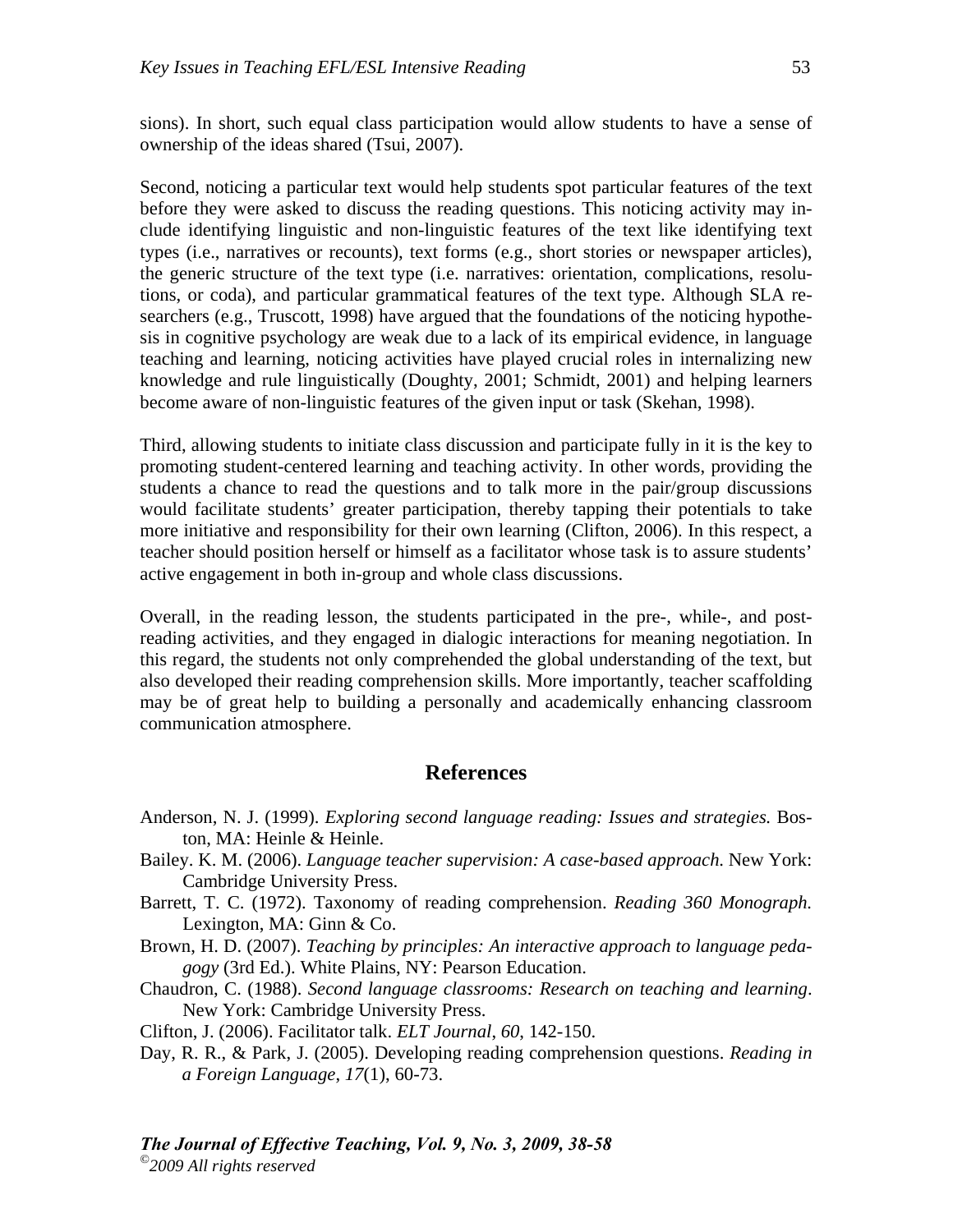sions). In short, such equal class participation would allow students to have a sense of ownership of the ideas shared (Tsui, 2007).

Second, noticing a particular text would help students spot particular features of the text before they were asked to discuss the reading questions. This noticing activity may include identifying linguistic and non-linguistic features of the text like identifying text types (i.e., narratives or recounts), text forms (e.g., short stories or newspaper articles), the generic structure of the text type (i.e. narratives: orientation, complications, resolutions, or coda), and particular grammatical features of the text type. Although SLA researchers (e.g., Truscott, 1998) have argued that the foundations of the noticing hypothesis in cognitive psychology are weak due to a lack of its empirical evidence, in language teaching and learning, noticing activities have played crucial roles in internalizing new knowledge and rule linguistically (Doughty, 2001; Schmidt, 2001) and helping learners become aware of non-linguistic features of the given input or task (Skehan, 1998).

Third, allowing students to initiate class discussion and participate fully in it is the key to promoting student-centered learning and teaching activity. In other words, providing the students a chance to read the questions and to talk more in the pair/group discussions would facilitate students' greater participation, thereby tapping their potentials to take more initiative and responsibility for their own learning (Clifton, 2006). In this respect, a teacher should position herself or himself as a facilitator whose task is to assure students' active engagement in both in-group and whole class discussions.

Overall, in the reading lesson, the students participated in the pre-, while-, and post-reading activities, and they engaged in dialogic interactions for meaning negotiation. In this regard, the students not only comprehended the global understanding of the text, but also developed their reading comprehension skills. More importantly, teacher scaffolding may be of great help to building a personally and academically enhancing classroom communication atmosphere.

## References

Anderson, N. J. (1999). *Exploring second language reading: Issues and strategies.* Boston, MA: Heinle & Heinle.

Bailey. K. M. (2006). *Language teacher supervision: A case-based approach.* New York: Cambridge University Press.

Barrett, T. C. (1972). Taxonomy of reading comprehension. *Reading 360 Monograph.* Lexington, MA: Ginn & Co.

Brown, H. D. (2007). *Teaching by principles: An interactive approach to language pedagogy* (3rd Ed.). White Plains, NY: Pearson Education.

Chaudron, C. (1988). *Second language classrooms: Research on teaching and learning*. New York: Cambridge University Press.

Clifton, J. (2006). Facilitator talk. *ELT Journal*, *60*, 142-150.

Day, R. R., & Park, J. (2005). Developing reading comprehension questions. *Reading in a Foreign Language*, *17*(1), 60-73.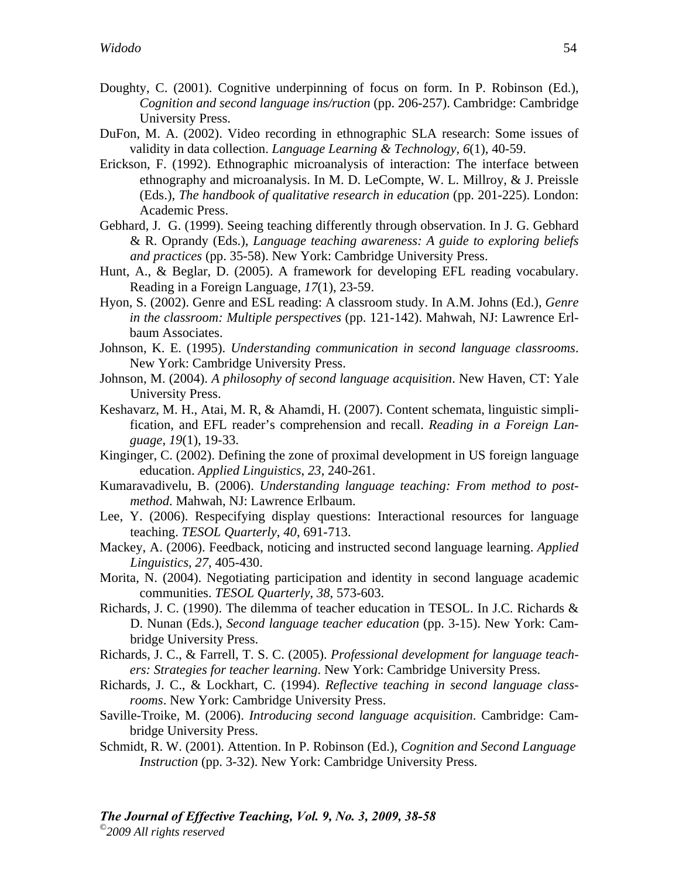Doughty, C. (2001). Cognitive underpinning of focus on form. In P. Robinson (Ed.), *Cognition and second language ins/ruction* (pp. 206-257). Cambridge: Cambridge University Press.

DuFon, M. A. (2002). Video recording in ethnographic SLA research: Some issues of validity in data collection. *Language Learning & Technology*, *6*(1), 40-59.

Erickson, F. (1992). Ethnographic microanalysis of interaction: The interface between ethnography and microanalysis. In M. D. LeCompte, W. L. Millroy, & J. Preissle (Eds.), *The handbook of qualitative research in education* (pp. 201-225). London: Academic Press.

Gebhard, J. G. (1999). Seeing teaching differently through observation. In J. G. Gebhard & R. Oprandy (Eds.), *Language teaching awareness: A guide to exploring beliefs and practices* (pp. 35-58). New York: Cambridge University Press.

Hunt, A., & Beglar, D. (2005). A framework for developing EFL reading vocabulary. Reading in a Foreign Language, *17*(1), 23-59.

Hyon, S. (2002). Genre and ESL reading: A classroom study. In A.M. Johns (Ed.), *Genre in the classroom: Multiple perspectives* (pp. 121-142). Mahwah, NJ: Lawrence Erlbaum Associates.

Johnson, K. E. (1995). *Understanding communication in second language classrooms*. New York: Cambridge University Press.

Johnson, M. (2004). *A philosophy of second language acquisition*. New Haven, CT: Yale University Press.

Keshavarz, M. H., Atai, M. R, & Ahamdi, H. (2007). Content schemata, linguistic simplification, and EFL reader's comprehension and recall. *Reading in a Foreign Language*, *19*(1), 19-33.

Kinginger, C. (2002). Defining the zone of proximal development in US foreign language education. *Applied Linguistics*, *23*, 240-261.

Kumaravadivelu, B. (2006). *Understanding language teaching: From method to postmethod*. Mahwah, NJ: Lawrence Erlbaum.

Lee, Y. (2006). Respecifying display questions: Interactional resources for language teaching. *TESOL Quarterly*, *40*, 691-713.

Mackey, A. (2006). Feedback, noticing and instructed second language learning. *Applied Linguistics*, *27*, 405-430.

Morita, N. (2004). Negotiating participation and identity in second language academic communities. *TESOL Quarterly*, *38*, 573-603.

Richards, J. C. (1990). The dilemma of teacher education in TESOL. In J.C. Richards & D. Nunan (Eds.), *Second language teacher education* (pp. 3-15). New York: Cambridge University Press.

Richards, J. C., & Farrell, T. S. C. (2005). *Professional development for language teachers: Strategies for teacher learning*. New York: Cambridge University Press.

Richards, J. C., & Lockhart, C. (1994). *Reflective teaching in second language classrooms*. New York: Cambridge University Press.

Saville-Troike, M. (2006). *Introducing second language acquisition*. Cambridge: Cambridge University Press.

Schmidt, R. W. (2001). Attention. In P. Robinson (Ed.), *Cognition and Second Language Instruction* (pp. 3-32). New York: Cambridge University Press.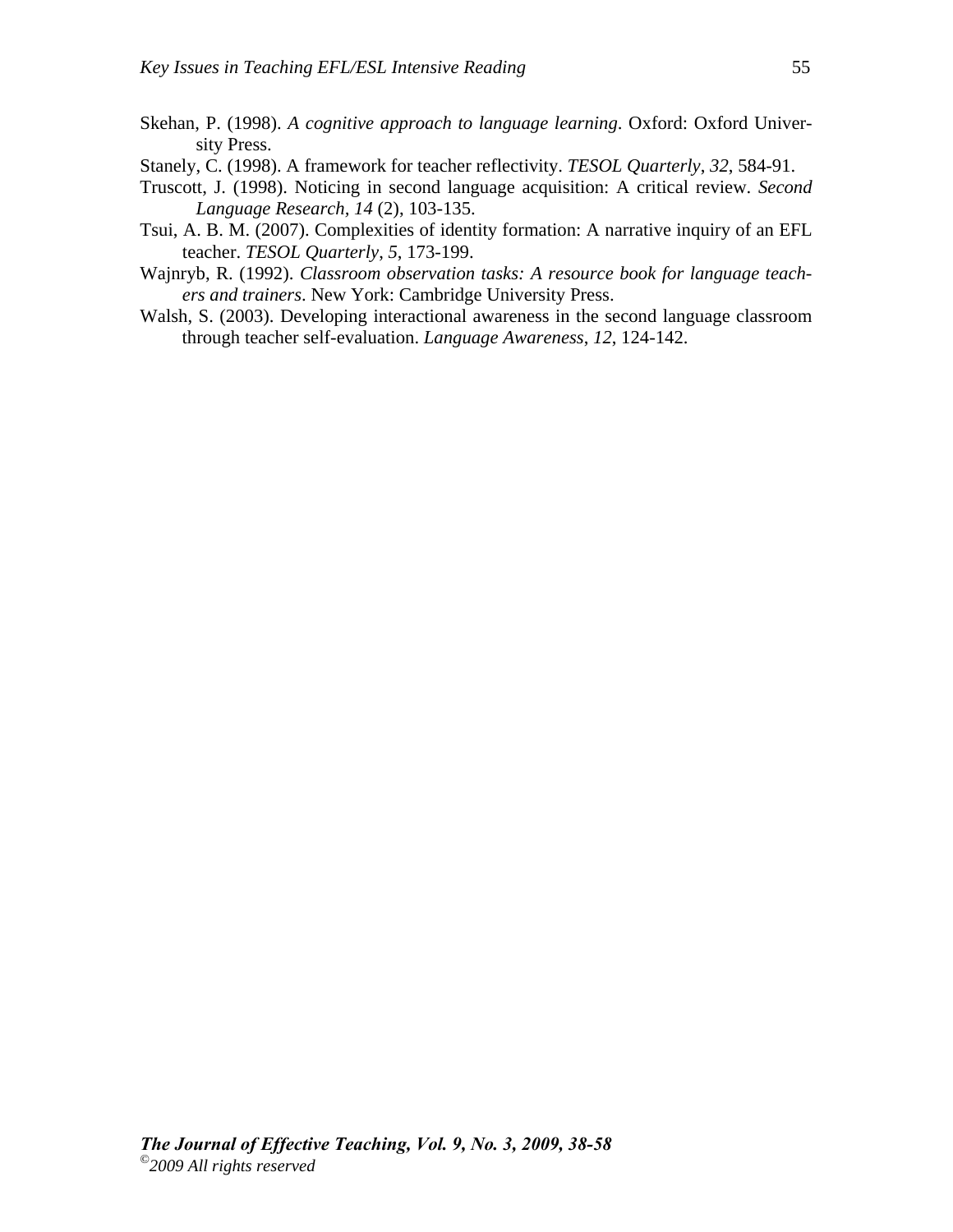Skehan, P. (1998). *A cognitive approach to language learning*. Oxford: Oxford University Press.

Stanely, C. (1998). A framework for teacher reflectivity. *TESOL Quarterly*, *32*, 584-91.

Truscott, J. (1998). Noticing in second language acquisition: A critical review. *Second Language Research*, *14* (2), 103-135.

Tsui, A. B. M. (2007). Complexities of identity formation: A narrative inquiry of an EFL teacher. *TESOL Quarterly*, *5*, 173-199.

Wajnryb, R. (1992). *Classroom observation tasks: A resource book for language teachers and trainers*. New York: Cambridge University Press.

Walsh, S. (2003). Developing interactional awareness in the second language classroom through teacher self-evaluation. *Language Awareness*, *12*, 124-142.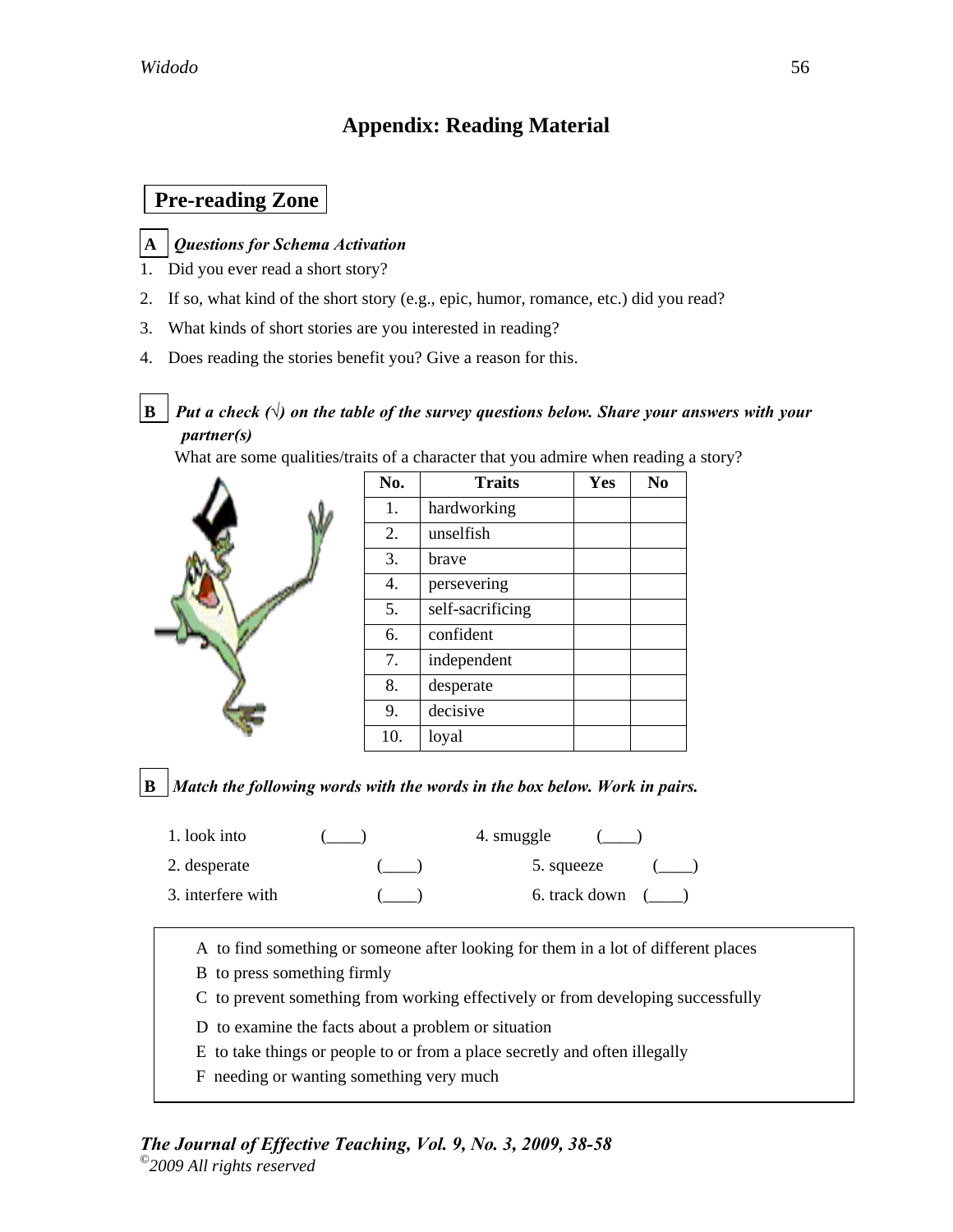# Appendix: Reading Material

## Pre-reading Zone

**A** ***Questions for Schema Activation***

1. Did you ever read a short story?
2. If so, what kind of the short story (e.g., epic, humor, romance, etc.) did you read?
3. What kinds of short stories are you interested in reading?
4. Does reading the stories benefit you? Give a reason for this.

**B** ***Put a check (√) on the table of the survey questions below. Share your answers with your partner(s)***

What are some qualities/traits of a character that you admire when reading a story?

| No. | Traits | Yes | No |
|---|---|---|---|
| 1. | hardworking | | |
| 2. | unselfish | | |
| 3. | brave | | |
| 4. | persevering | | |
| 5. | self-sacrificing | | |
| 6. | confident | | |
| 7. | independent | | |
| 8. | desperate | | |
| 9. | decisive | | |
| 10. | loyal | | |

**B** ***Match the following words with the words in the box below. Work in pairs.***

1. look into (____)
2. desperate (____)
3. interfere with (____)
4. smuggle (____)
5. squeeze (____)
6. track down (____)

A to find something or someone after looking for them in a lot of different places
B to press something firmly
C to prevent something from working effectively or from developing successfully
D to examine the facts about a problem or situation
E to take things or people to or from a place secretly and often illegally
F needing or wanting something very much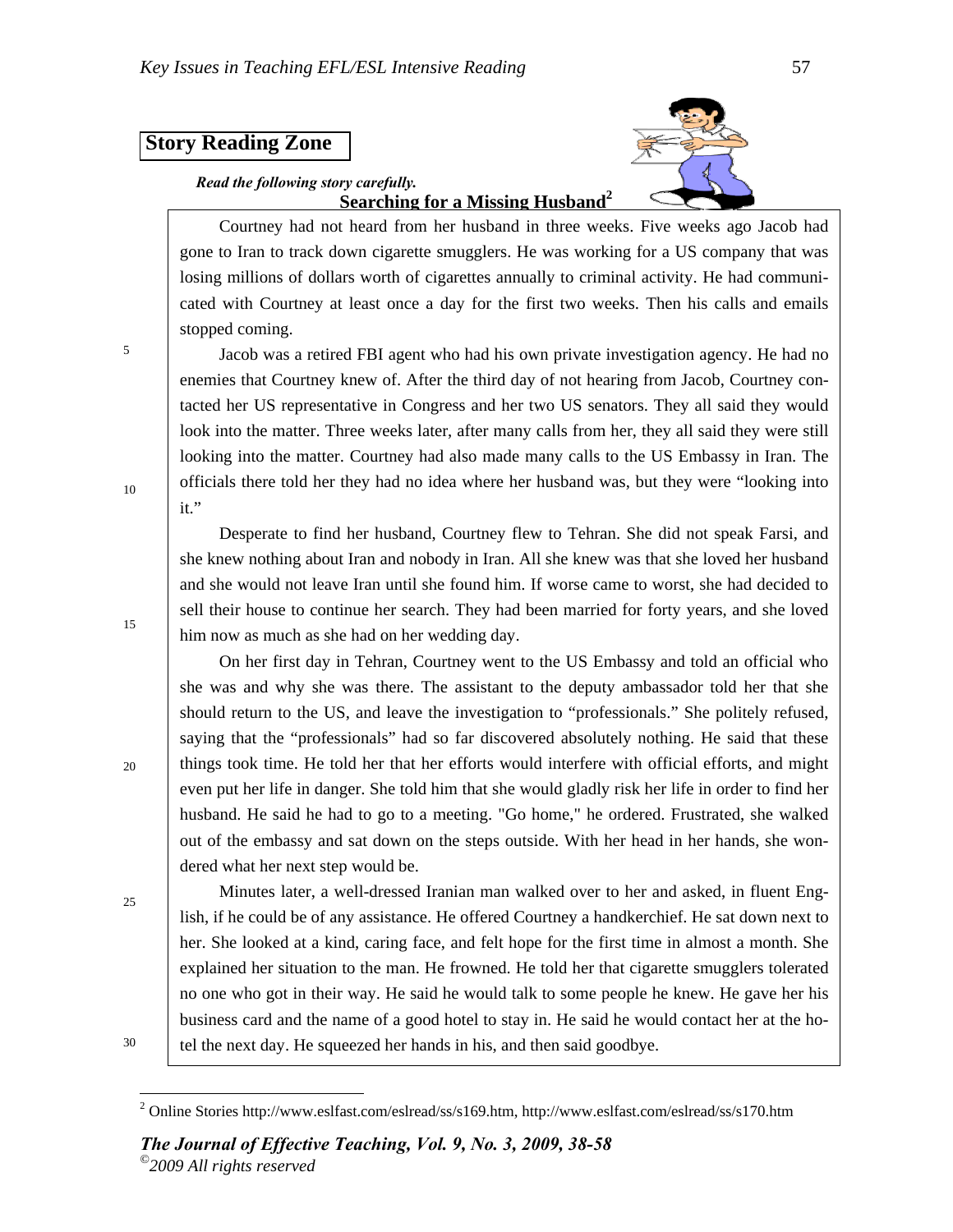## Story Reading Zone

***Read the following story carefully.***

**Searching for a Missing Husband[2]**

Courtney had not heard from her husband in three weeks. Five weeks ago Jacob had gone to Iran to track down cigarette smugglers. He was working for a US company that was losing millions of dollars worth of cigarettes annually to criminal activity. He had communicated with Courtney at least once a day for the first two weeks. Then his calls and emails stopped coming.

Jacob was a retired FBI agent who had his own private investigation agency. He had no enemies that Courtney knew of. After the third day of not hearing from Jacob, Courtney contacted her US representative in Congress and her two US senators. They all said they would look into the matter. Three weeks later, after many calls from her, they all said they were still looking into the matter. Courtney had also made many calls to the US Embassy in Iran. The officials there told her they had no idea where her husband was, but they were "looking into it."

Desperate to find her husband, Courtney flew to Tehran. She did not speak Farsi, and she knew nothing about Iran and nobody in Iran. All she knew was that she loved her husband and she would not leave Iran until she found him. If worse came to worst, she had decided to sell their house to continue her search. They had been married for forty years, and she loved him now as much as she had on her wedding day.

On her first day in Tehran, Courtney went to the US Embassy and told an official who she was and why she was there. The assistant to the deputy ambassador told her that she should return to the US, and leave the investigation to "professionals." She politely refused, saying that the "professionals" had so far discovered absolutely nothing. He said that these things took time. He told her that her efforts would interfere with official efforts, and might even put her life in danger. She told him that she would gladly risk her life in order to find her husband. He said he had to go to a meeting. "Go home," he ordered. Frustrated, she walked out of the embassy and sat down on the steps outside. With her head in her hands, she wondered what her next step would be.

Minutes later, a well-dressed Iranian man walked over to her and asked, in fluent English, if he could be of any assistance. He offered Courtney a handkerchief. He sat down next to her. She looked at a kind, caring face, and felt hope for the first time in almost a month. She explained her situation to the man. He frowned. He told her that cigarette smugglers tolerated no one who got in their way. He said he would talk to some people he knew. He gave her his business card and the name of a good hotel to stay in. He said he would contact her at the hotel the next day. He squeezed her hands in his, and then said goodbye.

---

[2] Online Stories http://www.eslfast.com/eslread/ss/s169.htm, http://www.eslfast.com/eslread/ss/s170.htm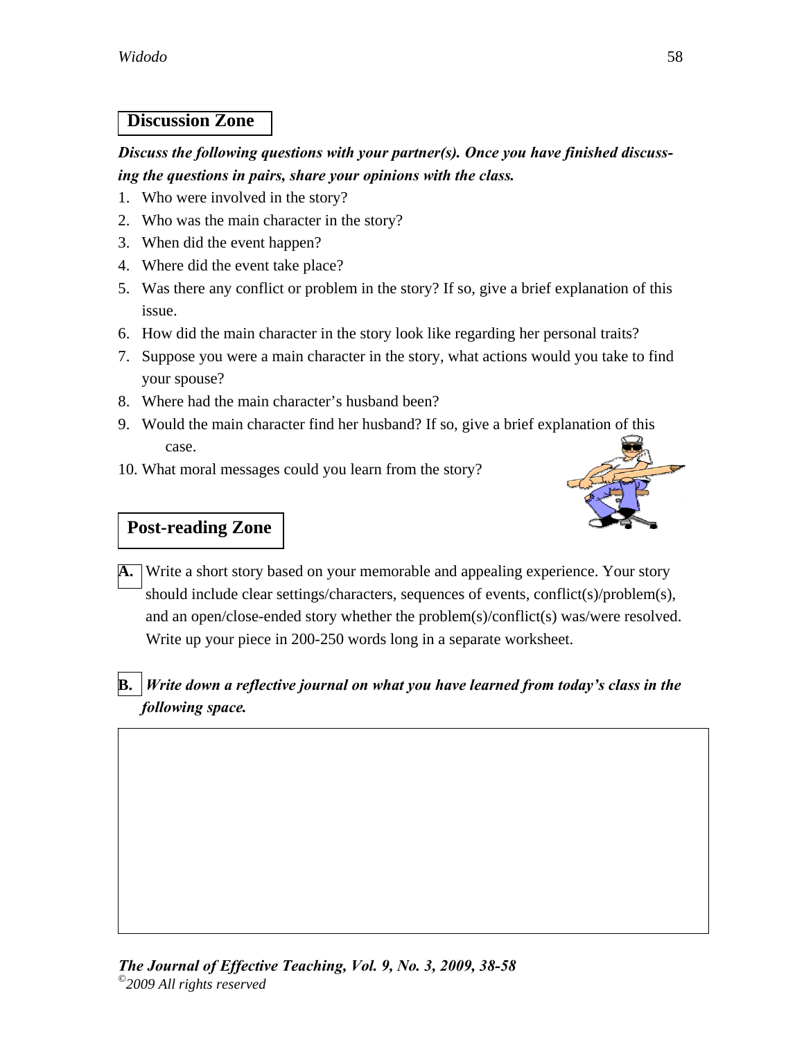## Discussion Zone

***Discuss the following questions with your partner(s). Once you have finished discussing the questions in pairs, share your opinions with the class.***

1. Who were involved in the story?
2. Who was the main character in the story?
3. When did the event happen?
4. Where did the event take place?
5. Was there any conflict or problem in the story? If so, give a brief explanation of this issue.
6. How did the main character in the story look like regarding her personal traits?
7. Suppose you were a main character in the story, what actions would you take to find your spouse?
8. Where had the main character's husband been?
9. Would the main character find her husband? If so, give a brief explanation of this case.
10. What moral messages could you learn from the story?

## Post-reading Zone

**A.** Write a short story based on your memorable and appealing experience. Your story should include clear settings/characters, sequences of events, conflict(s)/problem(s), and an open/close-ended story whether the problem(s)/conflict(s) was/were resolved. Write up your piece in 200-250 words long in a separate worksheet.

**B.** ***Write down a reflective journal on what you have learned from today's class in the following space.***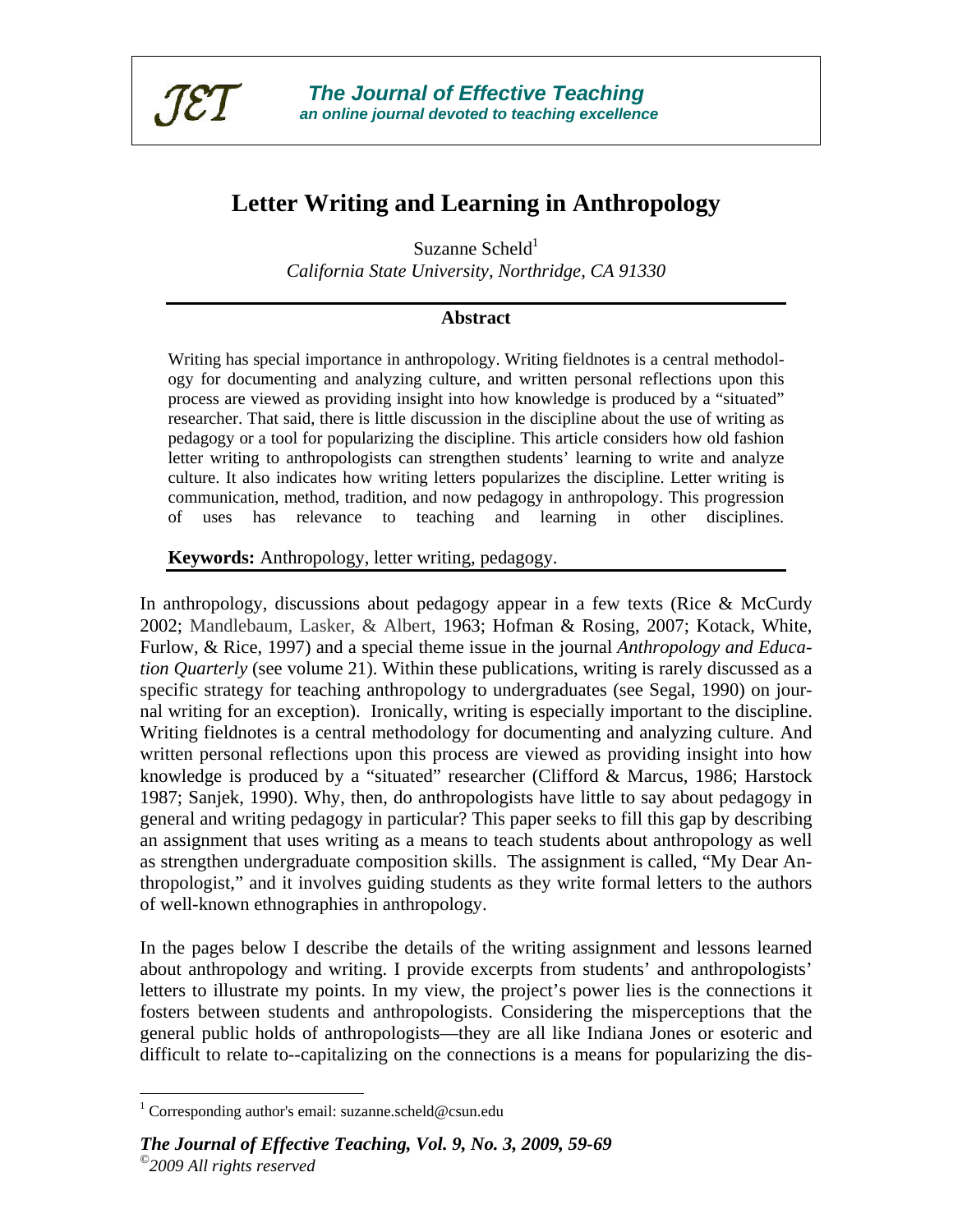# Letter Writing and Learning in Anthropology

Suzanne Scheld[1]

*California State University, Northridge, CA 91330*

## Abstract

Writing has special importance in anthropology. Writing fieldnotes is a central methodology for documenting and analyzing culture, and written personal reflections upon this process are viewed as providing insight into how knowledge is produced by a "situated" researcher. That said, there is little discussion in the discipline about the use of writing as pedagogy or a tool for popularizing the discipline. This article considers how old fashion letter writing to anthropologists can strengthen students' learning to write and analyze culture. It also indicates how writing letters popularizes the discipline. Letter writing is communication, method, tradition, and now pedagogy in anthropology. This progression of uses has relevance to teaching and learning in other disciplines.

**Keywords:** Anthropology, letter writing, pedagogy.

In anthropology, discussions about pedagogy appear in a few texts (Rice & McCurdy 2002; Mandlebaum, Lasker, & Albert, 1963; Hofman & Rosing, 2007; Kotack, White, Furlow, & Rice, 1997) and a special theme issue in the journal *Anthropology and Education Quarterly* (see volume 21). Within these publications, writing is rarely discussed as a specific strategy for teaching anthropology to undergraduates (see Segal, 1990) on journal writing for an exception). Ironically, writing is especially important to the discipline. Writing fieldnotes is a central methodology for documenting and analyzing culture. And written personal reflections upon this process are viewed as providing insight into how knowledge is produced by a "situated" researcher (Clifford & Marcus, 1986; Harstock 1987; Sanjek, 1990). Why, then, do anthropologists have little to say about pedagogy in general and writing pedagogy in particular? This paper seeks to fill this gap by describing an assignment that uses writing as a means to teach students about anthropology as well as strengthen undergraduate composition skills. The assignment is called, "My Dear Anthropologist," and it involves guiding students as they write formal letters to the authors of well-known ethnographies in anthropology.

In the pages below I describe the details of the writing assignment and lessons learned about anthropology and writing. I provide excerpts from students' and anthropologists' letters to illustrate my points. In my view, the project's power lies is the connections it fosters between students and anthropologists. Considering the misperceptions that the general public holds of anthropologists—they are all like Indiana Jones or esoteric and difficult to relate to--capitalizing on the connections is a means for popularizing the dis-

[1] Corresponding author's email: suzanne.scheld@csun.edu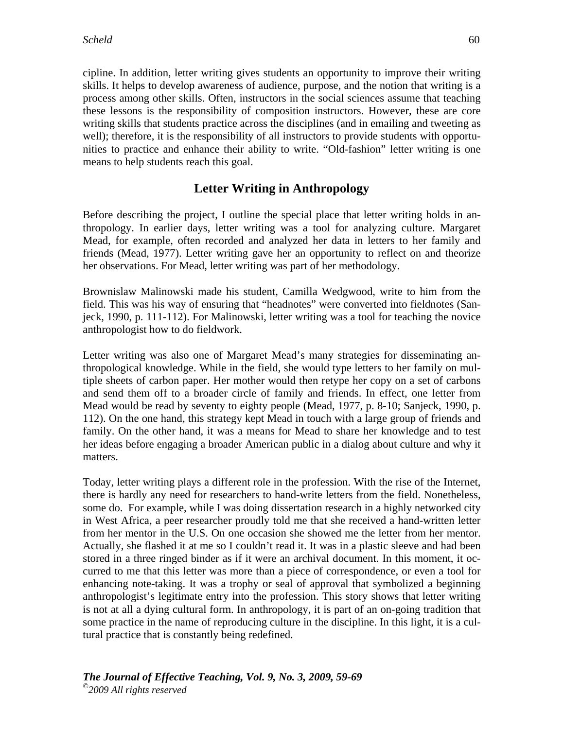cipline. In addition, letter writing gives students an opportunity to improve their writing skills. It helps to develop awareness of audience, purpose, and the notion that writing is a process among other skills. Often, instructors in the social sciences assume that teaching these lessons is the responsibility of composition instructors. However, these are core writing skills that students practice across the disciplines (and in emailing and tweeting as well); therefore, it is the responsibility of all instructors to provide students with opportunities to practice and enhance their ability to write. "Old-fashion" letter writing is one means to help students reach this goal.

## Letter Writing in Anthropology

Before describing the project, I outline the special place that letter writing holds in anthropology. In earlier days, letter writing was a tool for analyzing culture. Margaret Mead, for example, often recorded and analyzed her data in letters to her family and friends (Mead, 1977). Letter writing gave her an opportunity to reflect on and theorize her observations. For Mead, letter writing was part of her methodology.

Brownislaw Malinowski made his student, Camilla Wedgwood, write to him from the field. This was his way of ensuring that "headnotes" were converted into fieldnotes (Sanjeck, 1990, p. 111-112). For Malinowski, letter writing was a tool for teaching the novice anthropologist how to do fieldwork.

Letter writing was also one of Margaret Mead's many strategies for disseminating anthropological knowledge. While in the field, she would type letters to her family on multiple sheets of carbon paper. Her mother would then retype her copy on a set of carbons and send them off to a broader circle of family and friends. In effect, one letter from Mead would be read by seventy to eighty people (Mead, 1977, p. 8-10; Sanjeck, 1990, p. 112). On the one hand, this strategy kept Mead in touch with a large group of friends and family. On the other hand, it was a means for Mead to share her knowledge and to test her ideas before engaging a broader American public in a dialog about culture and why it matters.

Today, letter writing plays a different role in the profession. With the rise of the Internet, there is hardly any need for researchers to hand-write letters from the field. Nonetheless, some do. For example, while I was doing dissertation research in a highly networked city in West Africa, a peer researcher proudly told me that she received a hand-written letter from her mentor in the U.S. On one occasion she showed me the letter from her mentor. Actually, she flashed it at me so I couldn't read it. It was in a plastic sleeve and had been stored in a three ringed binder as if it were an archival document. In this moment, it occurred to me that this letter was more than a piece of correspondence, or even a tool for enhancing note-taking. It was a trophy or seal of approval that symbolized a beginning anthropologist's legitimate entry into the profession. This story shows that letter writing is not at all a dying cultural form. In anthropology, it is part of an on-going tradition that some practice in the name of reproducing culture in the discipline. In this light, it is a cultural practice that is constantly being redefined.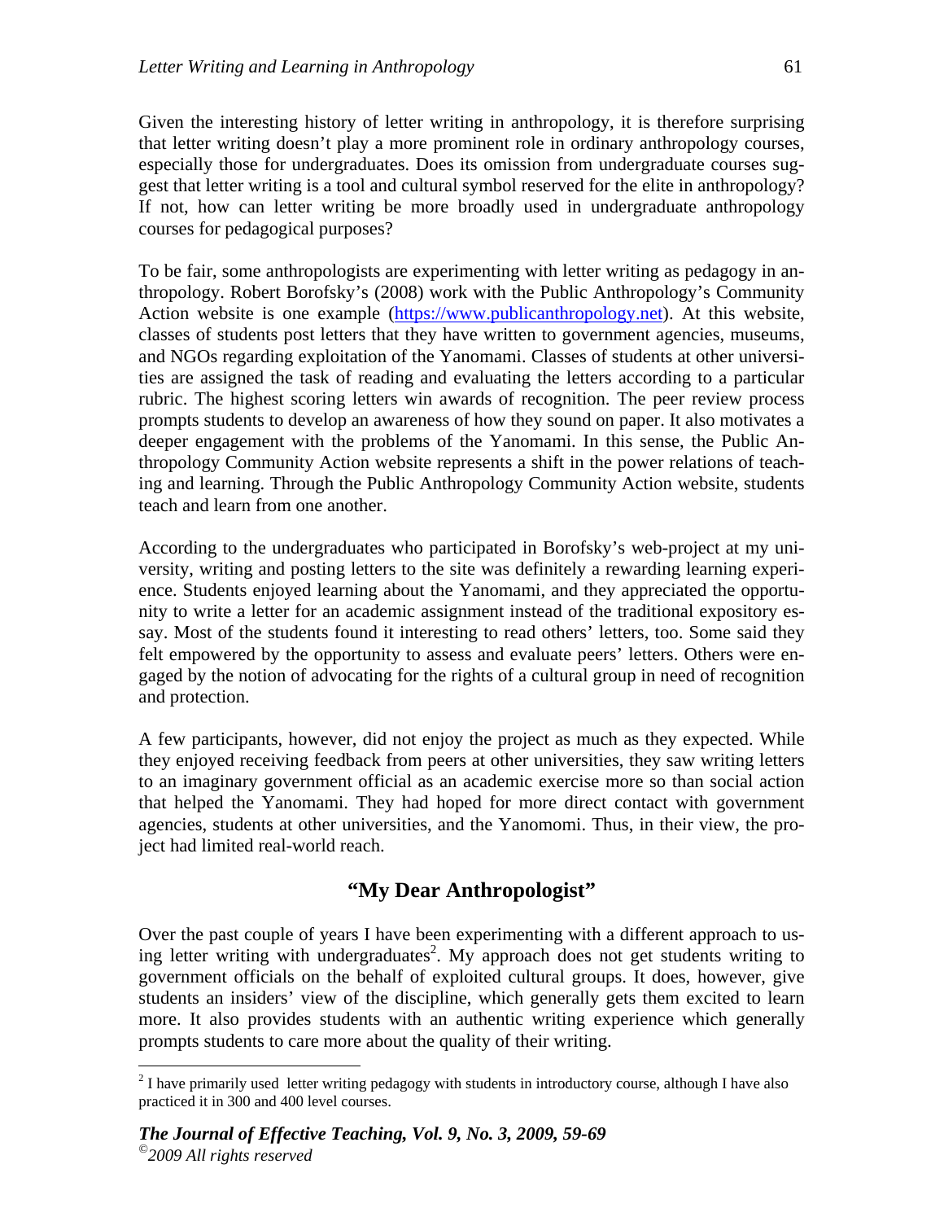Given the interesting history of letter writing in anthropology, it is therefore surprising that letter writing doesn't play a more prominent role in ordinary anthropology courses, especially those for undergraduates. Does its omission from undergraduate courses suggest that letter writing is a tool and cultural symbol reserved for the elite in anthropology? If not, how can letter writing be more broadly used in undergraduate anthropology courses for pedagogical purposes?

To be fair, some anthropologists are experimenting with letter writing as pedagogy in anthropology. Robert Borofsky's (2008) work with the Public Anthropology's Community Action website is one example (https://www.publicanthropology.net). At this website, classes of students post letters that they have written to government agencies, museums, and NGOs regarding exploitation of the Yanomami. Classes of students at other universities are assigned the task of reading and evaluating the letters according to a particular rubric. The highest scoring letters win awards of recognition. The peer review process prompts students to develop an awareness of how they sound on paper. It also motivates a deeper engagement with the problems of the Yanomami. In this sense, the Public Anthropology Community Action website represents a shift in the power relations of teaching and learning. Through the Public Anthropology Community Action website, students teach and learn from one another.

According to the undergraduates who participated in Borofsky's web-project at my university, writing and posting letters to the site was definitely a rewarding learning experience. Students enjoyed learning about the Yanomami, and they appreciated the opportunity to write a letter for an academic assignment instead of the traditional expository essay. Most of the students found it interesting to read others' letters, too. Some said they felt empowered by the opportunity to assess and evaluate peers' letters. Others were engaged by the notion of advocating for the rights of a cultural group in need of recognition and protection.

A few participants, however, did not enjoy the project as much as they expected. While they enjoyed receiving feedback from peers at other universities, they saw writing letters to an imaginary government official as an academic exercise more so than social action that helped the Yanomami. They had hoped for more direct contact with government agencies, students at other universities, and the Yanomomi. Thus, in their view, the project had limited real-world reach.

## "My Dear Anthropologist"

Over the past couple of years I have been experimenting with a different approach to using letter writing with undergraduates[2]. My approach does not get students writing to government officials on the behalf of exploited cultural groups. It does, however, give students an insiders' view of the discipline, which generally gets them excited to learn more. It also provides students with an authentic writing experience which generally prompts students to care more about the quality of their writing.

[2] I have primarily used letter writing pedagogy with students in introductory course, although I have also practiced it in 300 and 400 level courses.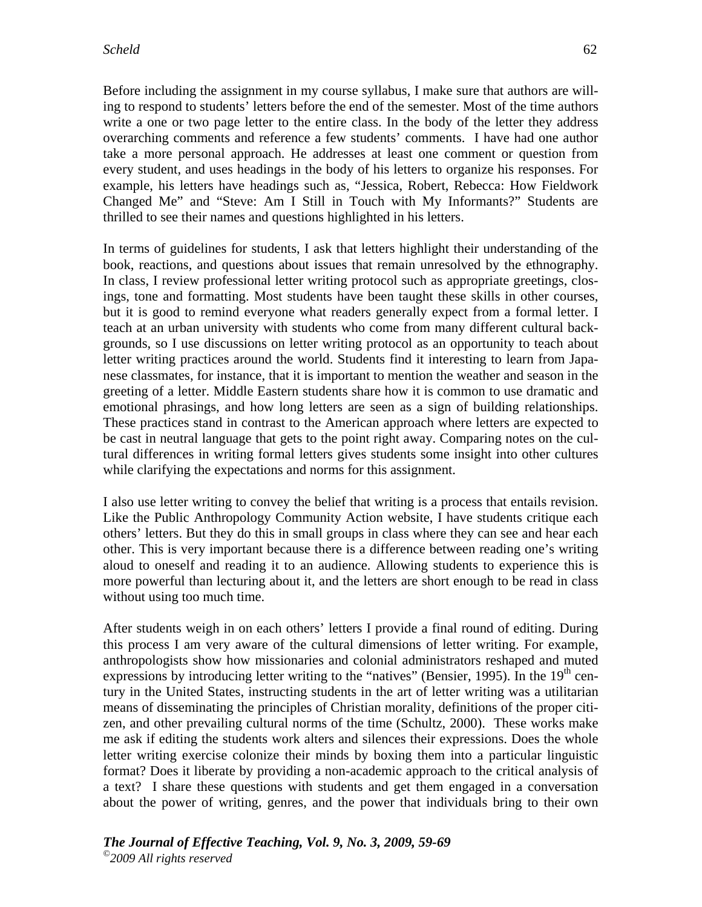Before including the assignment in my course syllabus, I make sure that authors are willing to respond to students' letters before the end of the semester. Most of the time authors write a one or two page letter to the entire class. In the body of the letter they address overarching comments and reference a few students' comments. I have had one author take a more personal approach. He addresses at least one comment or question from every student, and uses headings in the body of his letters to organize his responses. For example, his letters have headings such as, "Jessica, Robert, Rebecca: How Fieldwork Changed Me" and "Steve: Am I Still in Touch with My Informants?" Students are thrilled to see their names and questions highlighted in his letters.

In terms of guidelines for students, I ask that letters highlight their understanding of the book, reactions, and questions about issues that remain unresolved by the ethnography. In class, I review professional letter writing protocol such as appropriate greetings, closings, tone and formatting. Most students have been taught these skills in other courses, but it is good to remind everyone what readers generally expect from a formal letter. I teach at an urban university with students who come from many different cultural backgrounds, so I use discussions on letter writing protocol as an opportunity to teach about letter writing practices around the world. Students find it interesting to learn from Japanese classmates, for instance, that it is important to mention the weather and season in the greeting of a letter. Middle Eastern students share how it is common to use dramatic and emotional phrasings, and how long letters are seen as a sign of building relationships. These practices stand in contrast to the American approach where letters are expected to be cast in neutral language that gets to the point right away. Comparing notes on the cultural differences in writing formal letters gives students some insight into other cultures while clarifying the expectations and norms for this assignment.

I also use letter writing to convey the belief that writing is a process that entails revision. Like the Public Anthropology Community Action website, I have students critique each others' letters. But they do this in small groups in class where they can see and hear each other. This is very important because there is a difference between reading one's writing aloud to oneself and reading it to an audience. Allowing students to experience this is more powerful than lecturing about it, and the letters are short enough to be read in class without using too much time.

After students weigh in on each others' letters I provide a final round of editing. During this process I am very aware of the cultural dimensions of letter writing. For example, anthropologists show how missionaries and colonial administrators reshaped and muted expressions by introducing letter writing to the "natives" (Bensier, 1995). In the 19th century in the United States, instructing students in the art of letter writing was a utilitarian means of disseminating the principles of Christian morality, definitions of the proper citizen, and other prevailing cultural norms of the time (Schultz, 2000). These works make me ask if editing the students work alters and silences their expressions. Does the whole letter writing exercise colonize their minds by boxing them into a particular linguistic format? Does it liberate by providing a non-academic approach to the critical analysis of a text? I share these questions with students and get them engaged in a conversation about the power of writing, genres, and the power that individuals bring to their own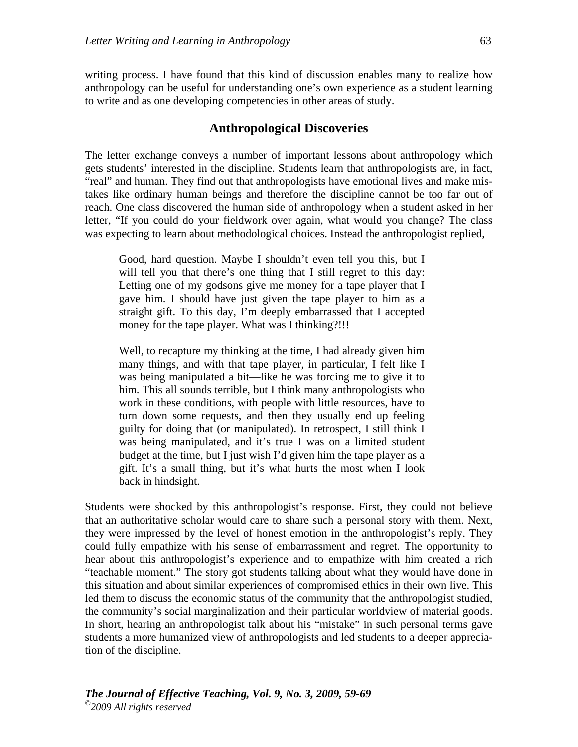writing process. I have found that this kind of discussion enables many to realize how anthropology can be useful for understanding one's own experience as a student learning to write and as one developing competencies in other areas of study.

## Anthropological Discoveries

The letter exchange conveys a number of important lessons about anthropology which gets students' interested in the discipline. Students learn that anthropologists are, in fact, "real" and human. They find out that anthropologists have emotional lives and make mistakes like ordinary human beings and therefore the discipline cannot be too far out of reach. One class discovered the human side of anthropology when a student asked in her letter, "If you could do your fieldwork over again, what would you change? The class was expecting to learn about methodological choices. Instead the anthropologist replied,

> Good, hard question. Maybe I shouldn't even tell you this, but I will tell you that there's one thing that I still regret to this day: Letting one of my godsons give me money for a tape player that I gave him. I should have just given the tape player to him as a straight gift. To this day, I'm deeply embarrassed that I accepted money for the tape player. What was I thinking?!!!
>
> Well, to recapture my thinking at the time, I had already given him many things, and with that tape player, in particular, I felt like I was being manipulated a bit—like he was forcing me to give it to him. This all sounds terrible, but I think many anthropologists who work in these conditions, with people with little resources, have to turn down some requests, and then they usually end up feeling guilty for doing that (or manipulated). In retrospect, I still think I was being manipulated, and it's true I was on a limited student budget at the time, but I just wish I'd given him the tape player as a gift. It's a small thing, but it's what hurts the most when I look back in hindsight.

Students were shocked by this anthropologist's response. First, they could not believe that an authoritative scholar would care to share such a personal story with them. Next, they were impressed by the level of honest emotion in the anthropologist's reply. They could fully empathize with his sense of embarrassment and regret. The opportunity to hear about this anthropologist's experience and to empathize with him created a rich "teachable moment." The story got students talking about what they would have done in this situation and about similar experiences of compromised ethics in their own live. This led them to discuss the economic status of the community that the anthropologist studied, the community's social marginalization and their particular worldview of material goods. In short, hearing an anthropologist talk about his "mistake" in such personal terms gave students a more humanized view of anthropologists and led students to a deeper appreciation of the discipline.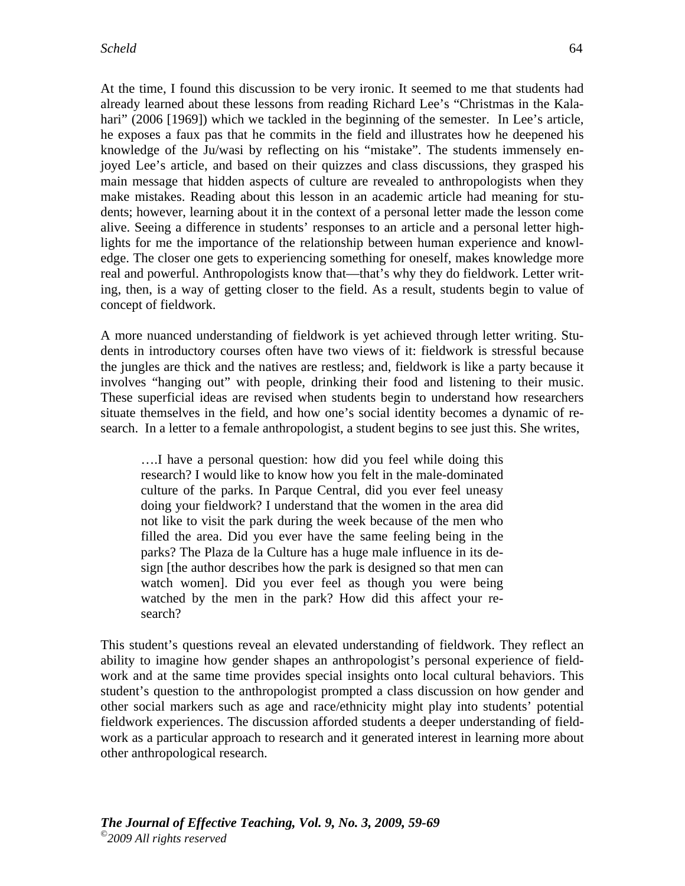At the time, I found this discussion to be very ironic. It seemed to me that students had already learned about these lessons from reading Richard Lee's "Christmas in the Kalahari" (2006 [1969]) which we tackled in the beginning of the semester. In Lee's article, he exposes a faux pas that he commits in the field and illustrates how he deepened his knowledge of the Ju/wasi by reflecting on his "mistake". The students immensely enjoyed Lee's article, and based on their quizzes and class discussions, they grasped his main message that hidden aspects of culture are revealed to anthropologists when they make mistakes. Reading about this lesson in an academic article had meaning for students; however, learning about it in the context of a personal letter made the lesson come alive. Seeing a difference in students' responses to an article and a personal letter highlights for me the importance of the relationship between human experience and knowledge. The closer one gets to experiencing something for oneself, makes knowledge more real and powerful. Anthropologists know that—that's why they do fieldwork. Letter writing, then, is a way of getting closer to the field. As a result, students begin to value of concept of fieldwork.

A more nuanced understanding of fieldwork is yet achieved through letter writing. Students in introductory courses often have two views of it: fieldwork is stressful because the jungles are thick and the natives are restless; and, fieldwork is like a party because it involves "hanging out" with people, drinking their food and listening to their music. These superficial ideas are revised when students begin to understand how researchers situate themselves in the field, and how one's social identity becomes a dynamic of research. In a letter to a female anthropologist, a student begins to see just this. She writes,

> ….I have a personal question: how did you feel while doing this research? I would like to know how you felt in the male-dominated culture of the parks. In Parque Central, did you ever feel uneasy doing your fieldwork? I understand that the women in the area did not like to visit the park during the week because of the men who filled the area. Did you ever have the same feeling being in the parks? The Plaza de la Culture has a huge male influence in its design [the author describes how the park is designed so that men can watch women]. Did you ever feel as though you were being watched by the men in the park? How did this affect your research?

This student's questions reveal an elevated understanding of fieldwork. They reflect an ability to imagine how gender shapes an anthropologist's personal experience of fieldwork and at the same time provides special insights onto local cultural behaviors. This student's question to the anthropologist prompted a class discussion on how gender and other social markers such as age and race/ethnicity might play into students' potential fieldwork experiences. The discussion afforded students a deeper understanding of fieldwork as a particular approach to research and it generated interest in learning more about other anthropological research.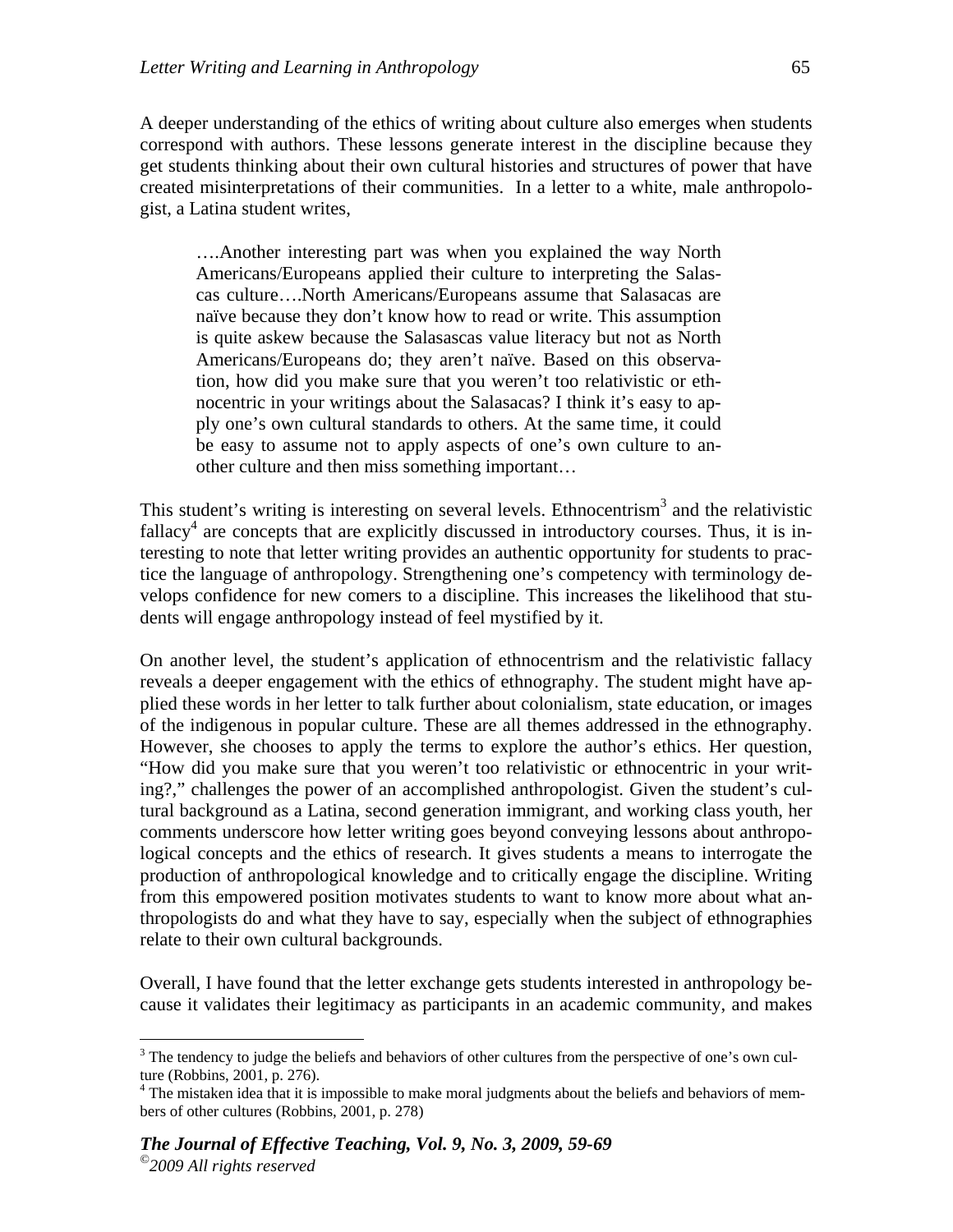A deeper understanding of the ethics of writing about culture also emerges when students correspond with authors. These lessons generate interest in the discipline because they get students thinking about their own cultural histories and structures of power that have created misinterpretations of their communities. In a letter to a white, male anthropologist, a Latina student writes,

> ….Another interesting part was when you explained the way North Americans/Europeans applied their culture to interpreting the Salascas culture….North Americans/Europeans assume that Salasacas are naïve because they don't know how to read or write. This assumption is quite askew because the Salasascas value literacy but not as North Americans/Europeans do; they aren't naïve. Based on this observation, how did you make sure that you weren't too relativistic or ethnocentric in your writings about the Salasacas? I think it's easy to apply one's own cultural standards to others. At the same time, it could be easy to assume not to apply aspects of one's own culture to another culture and then miss something important…

This student's writing is interesting on several levels. Ethnocentrism[3] and the relativistic fallacy[4] are concepts that are explicitly discussed in introductory courses. Thus, it is interesting to note that letter writing provides an authentic opportunity for students to practice the language of anthropology. Strengthening one's competency with terminology develops confidence for new comers to a discipline. This increases the likelihood that students will engage anthropology instead of feel mystified by it.

On another level, the student's application of ethnocentrism and the relativistic fallacy reveals a deeper engagement with the ethics of ethnography. The student might have applied these words in her letter to talk further about colonialism, state education, or images of the indigenous in popular culture. These are all themes addressed in the ethnography. However, she chooses to apply the terms to explore the author's ethics. Her question, "How did you make sure that you weren't too relativistic or ethnocentric in your writing?," challenges the power of an accomplished anthropologist. Given the student's cultural background as a Latina, second generation immigrant, and working class youth, her comments underscore how letter writing goes beyond conveying lessons about anthropological concepts and the ethics of research. It gives students a means to interrogate the production of anthropological knowledge and to critically engage the discipline. Writing from this empowered position motivates students to want to know more about what anthropologists do and what they have to say, especially when the subject of ethnographies relate to their own cultural backgrounds.

Overall, I have found that the letter exchange gets students interested in anthropology because it validates their legitimacy as participants in an academic community, and makes

---

[3] The tendency to judge the beliefs and behaviors of other cultures from the perspective of one's own culture (Robbins, 2001, p. 276).

[4] The mistaken idea that it is impossible to make moral judgments about the beliefs and behaviors of members of other cultures (Robbins, 2001, p. 278)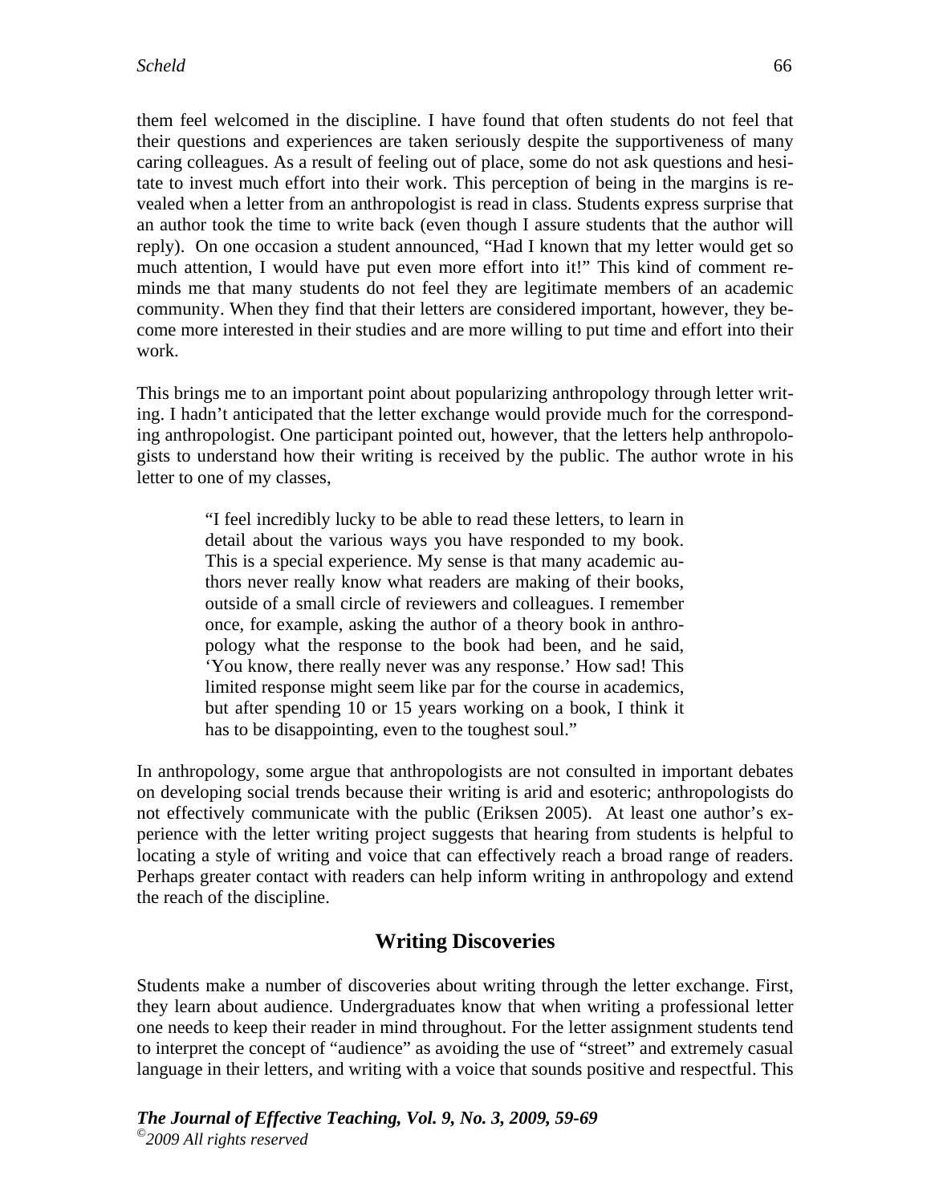them feel welcomed in the discipline. I have found that often students do not feel that their questions and experiences are taken seriously despite the supportiveness of many caring colleagues. As a result of feeling out of place, some do not ask questions and hesitate to invest much effort into their work. This perception of being in the margins is revealed when a letter from an anthropologist is read in class. Students express surprise that an author took the time to write back (even though I assure students that the author will reply). On one occasion a student announced, "Had I known that my letter would get so much attention, I would have put even more effort into it!" This kind of comment reminds me that many students do not feel they are legitimate members of an academic community. When they find that their letters are considered important, however, they become more interested in their studies and are more willing to put time and effort into their work.

This brings me to an important point about popularizing anthropology through letter writing. I hadn't anticipated that the letter exchange would provide much for the corresponding anthropologist. One participant pointed out, however, that the letters help anthropologists to understand how their writing is received by the public. The author wrote in his letter to one of my classes,

> "I feel incredibly lucky to be able to read these letters, to learn in detail about the various ways you have responded to my book. This is a special experience. My sense is that many academic authors never really know what readers are making of their books, outside of a small circle of reviewers and colleagues. I remember once, for example, asking the author of a theory book in anthropology what the response to the book had been, and he said, 'You know, there really never was any response.' How sad! This limited response might seem like par for the course in academics, but after spending 10 or 15 years working on a book, I think it has to be disappointing, even to the toughest soul."

In anthropology, some argue that anthropologists are not consulted in important debates on developing social trends because their writing is arid and esoteric; anthropologists do not effectively communicate with the public (Eriksen 2005). At least one author's experience with the letter writing project suggests that hearing from students is helpful to locating a style of writing and voice that can effectively reach a broad range of readers. Perhaps greater contact with readers can help inform writing in anthropology and extend the reach of the discipline.

## Writing Discoveries

Students make a number of discoveries about writing through the letter exchange. First, they learn about audience. Undergraduates know that when writing a professional letter one needs to keep their reader in mind throughout. For the letter assignment students tend to interpret the concept of "audience" as avoiding the use of "street" and extremely casual language in their letters, and writing with a voice that sounds positive and respectful. This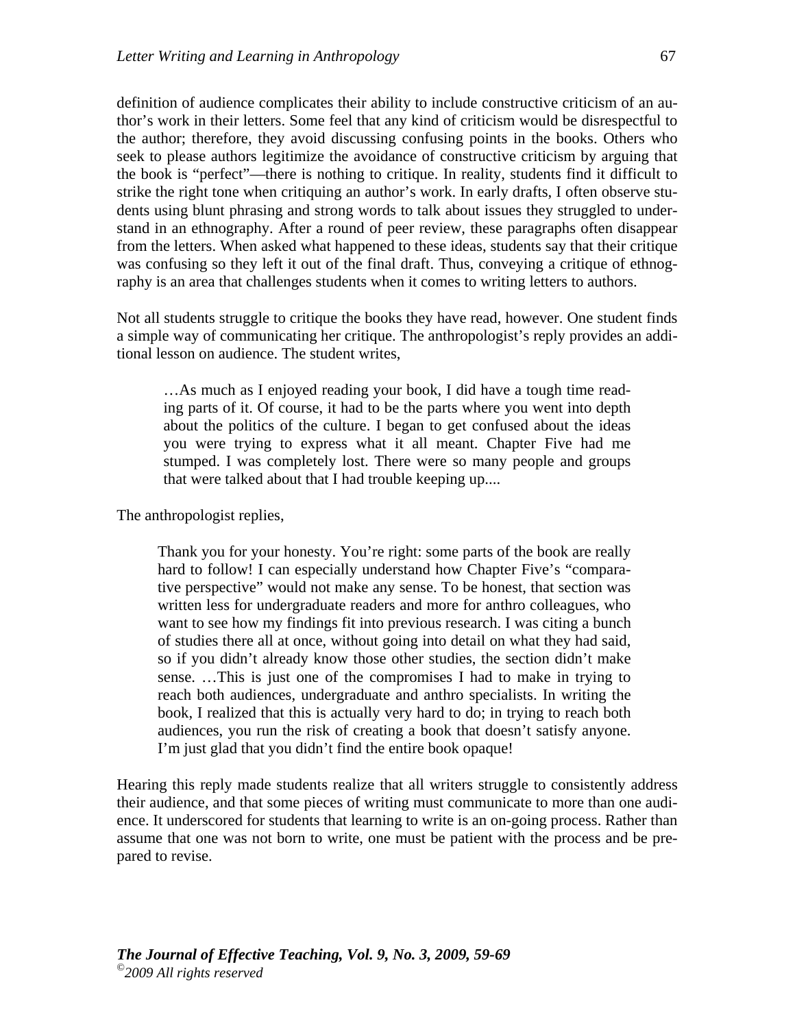definition of audience complicates their ability to include constructive criticism of an author's work in their letters. Some feel that any kind of criticism would be disrespectful to the author; therefore, they avoid discussing confusing points in the books. Others who seek to please authors legitimize the avoidance of constructive criticism by arguing that the book is "perfect"—there is nothing to critique. In reality, students find it difficult to strike the right tone when critiquing an author's work. In early drafts, I often observe students using blunt phrasing and strong words to talk about issues they struggled to understand in an ethnography. After a round of peer review, these paragraphs often disappear from the letters. When asked what happened to these ideas, students say that their critique was confusing so they left it out of the final draft. Thus, conveying a critique of ethnography is an area that challenges students when it comes to writing letters to authors.

Not all students struggle to critique the books they have read, however. One student finds a simple way of communicating her critique. The anthropologist's reply provides an additional lesson on audience. The student writes,

> …As much as I enjoyed reading your book, I did have a tough time reading parts of it. Of course, it had to be the parts where you went into depth about the politics of the culture. I began to get confused about the ideas you were trying to express what it all meant. Chapter Five had me stumped. I was completely lost. There were so many people and groups that were talked about that I had trouble keeping up....

The anthropologist replies,

> Thank you for your honesty. You're right: some parts of the book are really hard to follow! I can especially understand how Chapter Five's "comparative perspective" would not make any sense. To be honest, that section was written less for undergraduate readers and more for anthro colleagues, who want to see how my findings fit into previous research. I was citing a bunch of studies there all at once, without going into detail on what they had said, so if you didn't already know those other studies, the section didn't make sense. …This is just one of the compromises I had to make in trying to reach both audiences, undergraduate and anthro specialists. In writing the book, I realized that this is actually very hard to do; in trying to reach both audiences, you run the risk of creating a book that doesn't satisfy anyone. I'm just glad that you didn't find the entire book opaque!

Hearing this reply made students realize that all writers struggle to consistently address their audience, and that some pieces of writing must communicate to more than one audience. It underscored for students that learning to write is an on-going process. Rather than assume that one was not born to write, one must be patient with the process and be prepared to revise.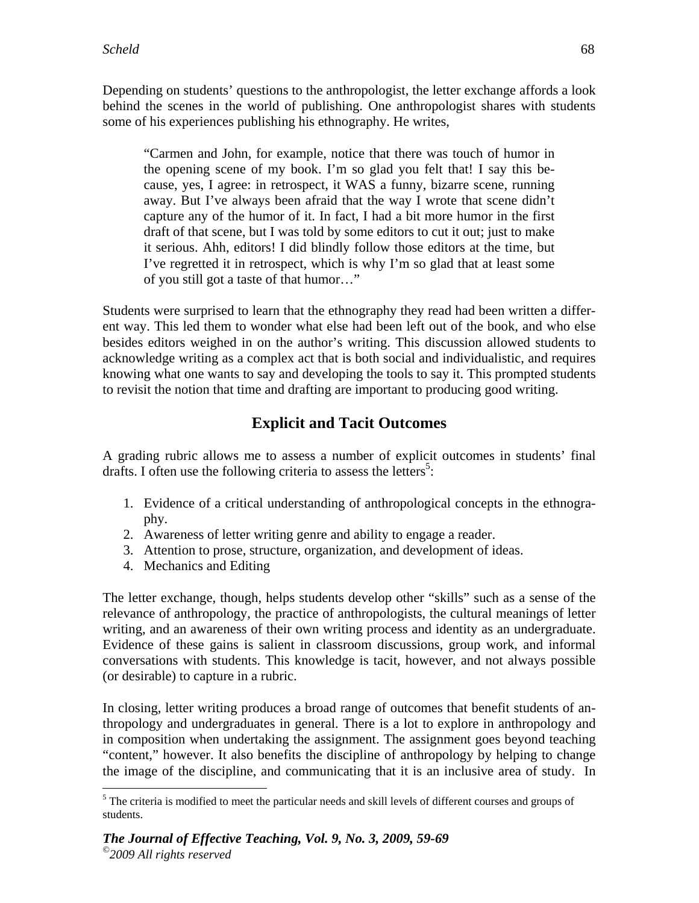Depending on students' questions to the anthropologist, the letter exchange affords a look behind the scenes in the world of publishing. One anthropologist shares with students some of his experiences publishing his ethnography. He writes,

> "Carmen and John, for example, notice that there was touch of humor in the opening scene of my book. I'm so glad you felt that! I say this because, yes, I agree: in retrospect, it WAS a funny, bizarre scene, running away. But I've always been afraid that the way I wrote that scene didn't capture any of the humor of it. In fact, I had a bit more humor in the first draft of that scene, but I was told by some editors to cut it out; just to make it serious. Ahh, editors! I did blindly follow those editors at the time, but I've regretted it in retrospect, which is why I'm so glad that at least some of you still got a taste of that humor…"

Students were surprised to learn that the ethnography they read had been written a different way. This led them to wonder what else had been left out of the book, and who else besides editors weighed in on the author's writing. This discussion allowed students to acknowledge writing as a complex act that is both social and individualistic, and requires knowing what one wants to say and developing the tools to say it. This prompted students to revisit the notion that time and drafting are important to producing good writing.

## Explicit and Tacit Outcomes

A grading rubric allows me to assess a number of explicit outcomes in students' final drafts. I often use the following criteria to assess the letters[5]:

1. Evidence of a critical understanding of anthropological concepts in the ethnography.
2. Awareness of letter writing genre and ability to engage a reader.
3. Attention to prose, structure, organization, and development of ideas.
4. Mechanics and Editing

The letter exchange, though, helps students develop other "skills" such as a sense of the relevance of anthropology, the practice of anthropologists, the cultural meanings of letter writing, and an awareness of their own writing process and identity as an undergraduate. Evidence of these gains is salient in classroom discussions, group work, and informal conversations with students. This knowledge is tacit, however, and not always possible (or desirable) to capture in a rubric.

In closing, letter writing produces a broad range of outcomes that benefit students of anthropology and undergraduates in general. There is a lot to explore in anthropology and in composition when undertaking the assignment. The assignment goes beyond teaching "content," however. It also benefits the discipline of anthropology by helping to change the image of the discipline, and communicating that it is an inclusive area of study. In

[5] The criteria is modified to meet the particular needs and skill levels of different courses and groups of students.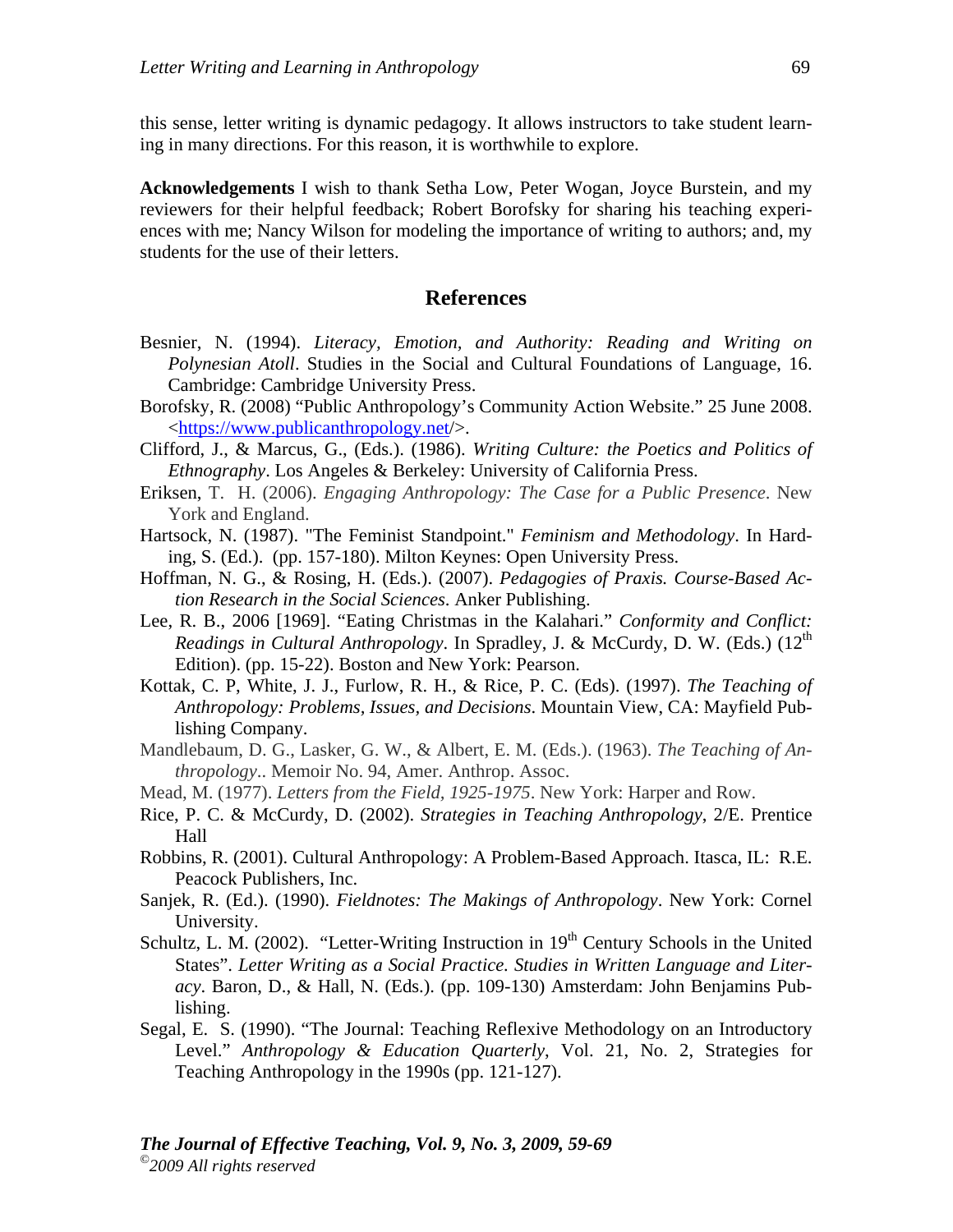this sense, letter writing is dynamic pedagogy. It allows instructors to take student learning in many directions. For this reason, it is worthwhile to explore.

**Acknowledgements** I wish to thank Setha Low, Peter Wogan, Joyce Burstein, and my reviewers for their helpful feedback; Robert Borofsky for sharing his teaching experiences with me; Nancy Wilson for modeling the importance of writing to authors; and, my students for the use of their letters.

## References

Besnier, N. (1994). *Literacy, Emotion, and Authority: Reading and Writing on Polynesian Atoll*. Studies in the Social and Cultural Foundations of Language, 16. Cambridge: Cambridge University Press.

Borofsky, R. (2008) "Public Anthropology's Community Action Website." 25 June 2008. <https://www.publicanthropology.net/>.

Clifford, J., & Marcus, G., (Eds.). (1986). *Writing Culture: the Poetics and Politics of Ethnography*. Los Angeles & Berkeley: University of California Press.

Eriksen, T. H. (2006). *Engaging Anthropology: The Case for a Public Presence*. New York and England.

Hartsock, N. (1987). "The Feminist Standpoint." *Feminism and Methodology*. In Harding, S. (Ed.). (pp. 157-180). Milton Keynes: Open University Press.

Hoffman, N. G., & Rosing, H. (Eds.). (2007). *Pedagogies of Praxis. Course-Based Action Research in the Social Sciences*. Anker Publishing.

Lee, R. B., 2006 [1969]. "Eating Christmas in the Kalahari." *Conformity and Conflict: Readings in Cultural Anthropology*. In Spradley, J. & McCurdy, D. W. (Eds.) (12th Edition). (pp. 15-22). Boston and New York: Pearson.

Kottak, C. P, White, J. J., Furlow, R. H., & Rice, P. C. (Eds). (1997). *The Teaching of Anthropology: Problems, Issues, and Decisions*. Mountain View, CA: Mayfield Publishing Company.

Mandlebaum, D. G., Lasker, G. W., & Albert, E. M. (Eds.). (1963). *The Teaching of Anthropology*.. Memoir No. 94, Amer. Anthrop. Assoc.

Mead, M. (1977). *Letters from the Field, 1925-1975*. New York: Harper and Row.

Rice, P. C. & McCurdy, D. (2002). *Strategies in Teaching Anthropology*, 2/E. Prentice Hall

Robbins, R. (2001). Cultural Anthropology: A Problem-Based Approach. Itasca, IL: R.E. Peacock Publishers, Inc.

Sanjek, R. (Ed.). (1990). *Fieldnotes: The Makings of Anthropology*. New York: Cornel University.

Schultz, L. M. (2002). "Letter-Writing Instruction in 19th Century Schools in the United States". *Letter Writing as a Social Practice. Studies in Written Language and Literacy*. Baron, D., & Hall, N. (Eds.). (pp. 109-130) Amsterdam: John Benjamins Publishing.

Segal, E. S. (1990). "The Journal: Teaching Reflexive Methodology on an Introductory Level." *Anthropology & Education Quarterly*, Vol. 21, No. 2, Strategies for Teaching Anthropology in the 1990s (pp. 121-127).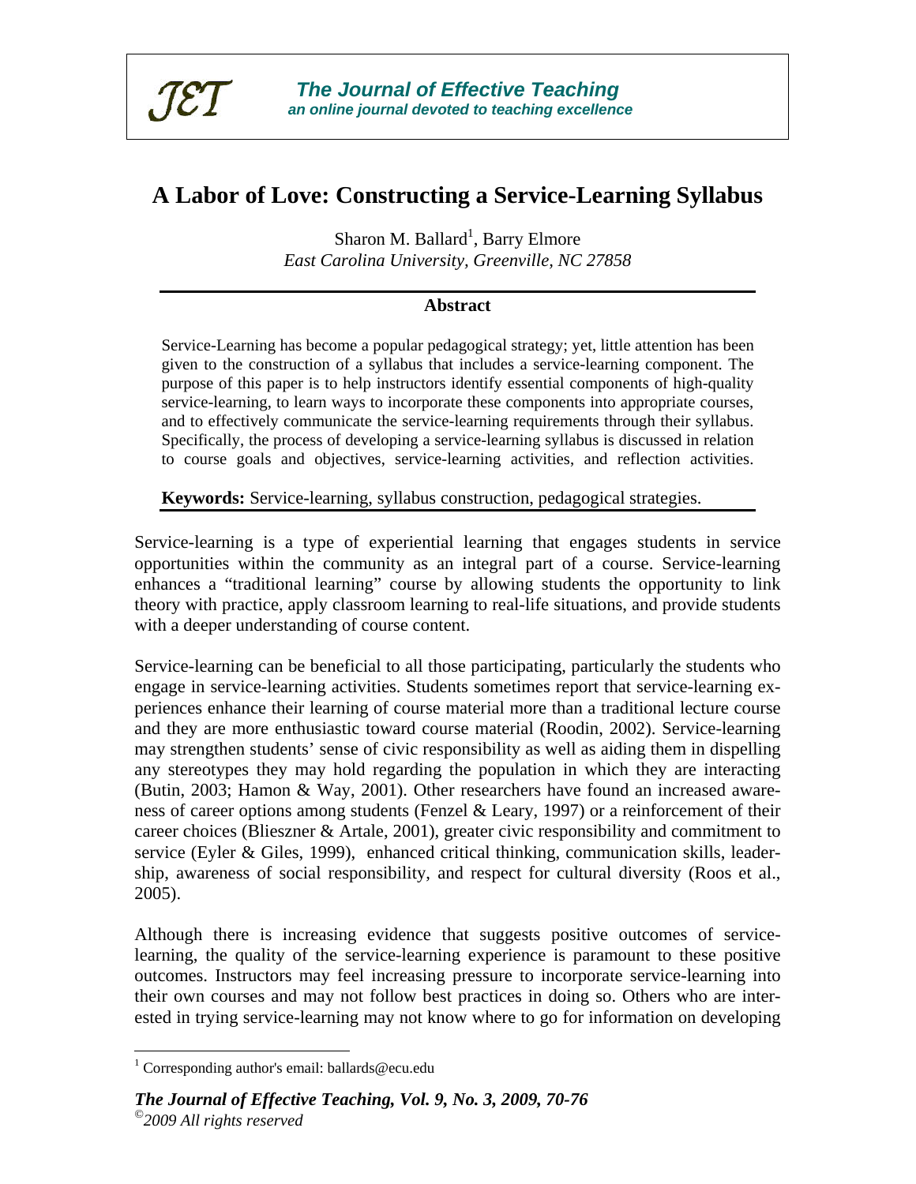# A Labor of Love: Constructing a Service-Learning Syllabus

Sharon M. Ballard[1], Barry Elmore

*East Carolina University, Greenville, NC 27858*

## Abstract

Service-Learning has become a popular pedagogical strategy; yet, little attention has been given to the construction of a syllabus that includes a service-learning component. The purpose of this paper is to help instructors identify essential components of high-quality service-learning, to learn ways to incorporate these components into appropriate courses, and to effectively communicate the service-learning requirements through their syllabus. Specifically, the process of developing a service-learning syllabus is discussed in relation to course goals and objectives, service-learning activities, and reflection activities.

**Keywords:** Service-learning, syllabus construction, pedagogical strategies.

Service-learning is a type of experiential learning that engages students in service opportunities within the community as an integral part of a course. Service-learning enhances a "traditional learning" course by allowing students the opportunity to link theory with practice, apply classroom learning to real-life situations, and provide students with a deeper understanding of course content.

Service-learning can be beneficial to all those participating, particularly the students who engage in service-learning activities. Students sometimes report that service-learning experiences enhance their learning of course material more than a traditional lecture course and they are more enthusiastic toward course material (Roodin, 2002). Service-learning may strengthen students' sense of civic responsibility as well as aiding them in dispelling any stereotypes they may hold regarding the population in which they are interacting (Butin, 2003; Hamon & Way, 2001). Other researchers have found an increased awareness of career options among students (Fenzel & Leary, 1997) or a reinforcement of their career choices (Blieszner & Artale, 2001), greater civic responsibility and commitment to service (Eyler & Giles, 1999), enhanced critical thinking, communication skills, leadership, awareness of social responsibility, and respect for cultural diversity (Roos et al., 2005).

Although there is increasing evidence that suggests positive outcomes of service-learning, the quality of the service-learning experience is paramount to these positive outcomes. Instructors may feel increasing pressure to incorporate service-learning into their own courses and may not follow best practices in doing so. Others who are interested in trying service-learning may not know where to go for information on developing

[1] Corresponding author's email: ballards@ecu.edu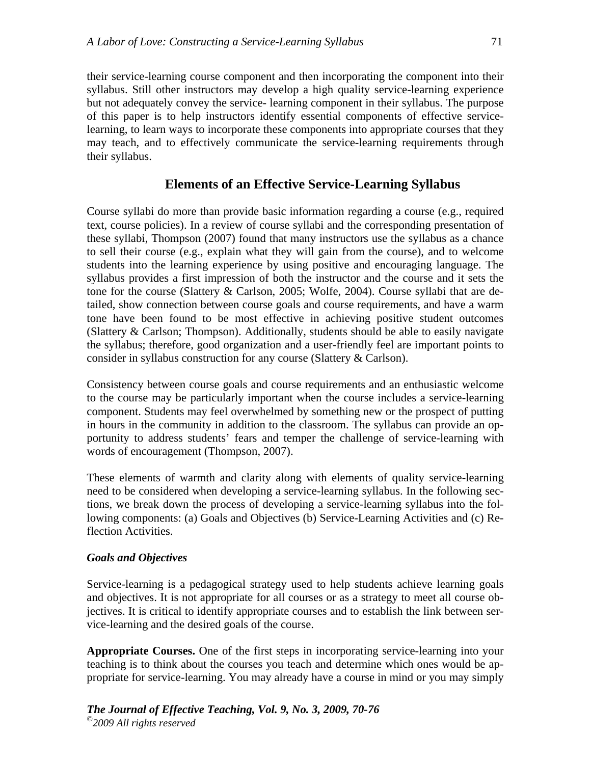their service-learning course component and then incorporating the component into their syllabus. Still other instructors may develop a high quality service-learning experience but not adequately convey the service- learning component in their syllabus. The purpose of this paper is to help instructors identify essential components of effective service-learning, to learn ways to incorporate these components into appropriate courses that they may teach, and to effectively communicate the service-learning requirements through their syllabus.

## Elements of an Effective Service-Learning Syllabus

Course syllabi do more than provide basic information regarding a course (e.g., required text, course policies). In a review of course syllabi and the corresponding presentation of these syllabi, Thompson (2007) found that many instructors use the syllabus as a chance to sell their course (e.g., explain what they will gain from the course), and to welcome students into the learning experience by using positive and encouraging language. The syllabus provides a first impression of both the instructor and the course and it sets the tone for the course (Slattery & Carlson, 2005; Wolfe, 2004). Course syllabi that are detailed, show connection between course goals and course requirements, and have a warm tone have been found to be most effective in achieving positive student outcomes (Slattery & Carlson; Thompson). Additionally, students should be able to easily navigate the syllabus; therefore, good organization and a user-friendly feel are important points to consider in syllabus construction for any course (Slattery & Carlson).

Consistency between course goals and course requirements and an enthusiastic welcome to the course may be particularly important when the course includes a service-learning component. Students may feel overwhelmed by something new or the prospect of putting in hours in the community in addition to the classroom. The syllabus can provide an opportunity to address students' fears and temper the challenge of service-learning with words of encouragement (Thompson, 2007).

These elements of warmth and clarity along with elements of quality service-learning need to be considered when developing a service-learning syllabus. In the following sections, we break down the process of developing a service-learning syllabus into the following components: (a) Goals and Objectives (b) Service-Learning Activities and (c) Reflection Activities.

### *Goals and Objectives*

Service-learning is a pedagogical strategy used to help students achieve learning goals and objectives. It is not appropriate for all courses or as a strategy to meet all course objectives. It is critical to identify appropriate courses and to establish the link between service-learning and the desired goals of the course.

**Appropriate Courses.** One of the first steps in incorporating service-learning into your teaching is to think about the courses you teach and determine which ones would be appropriate for service-learning. You may already have a course in mind or you may simply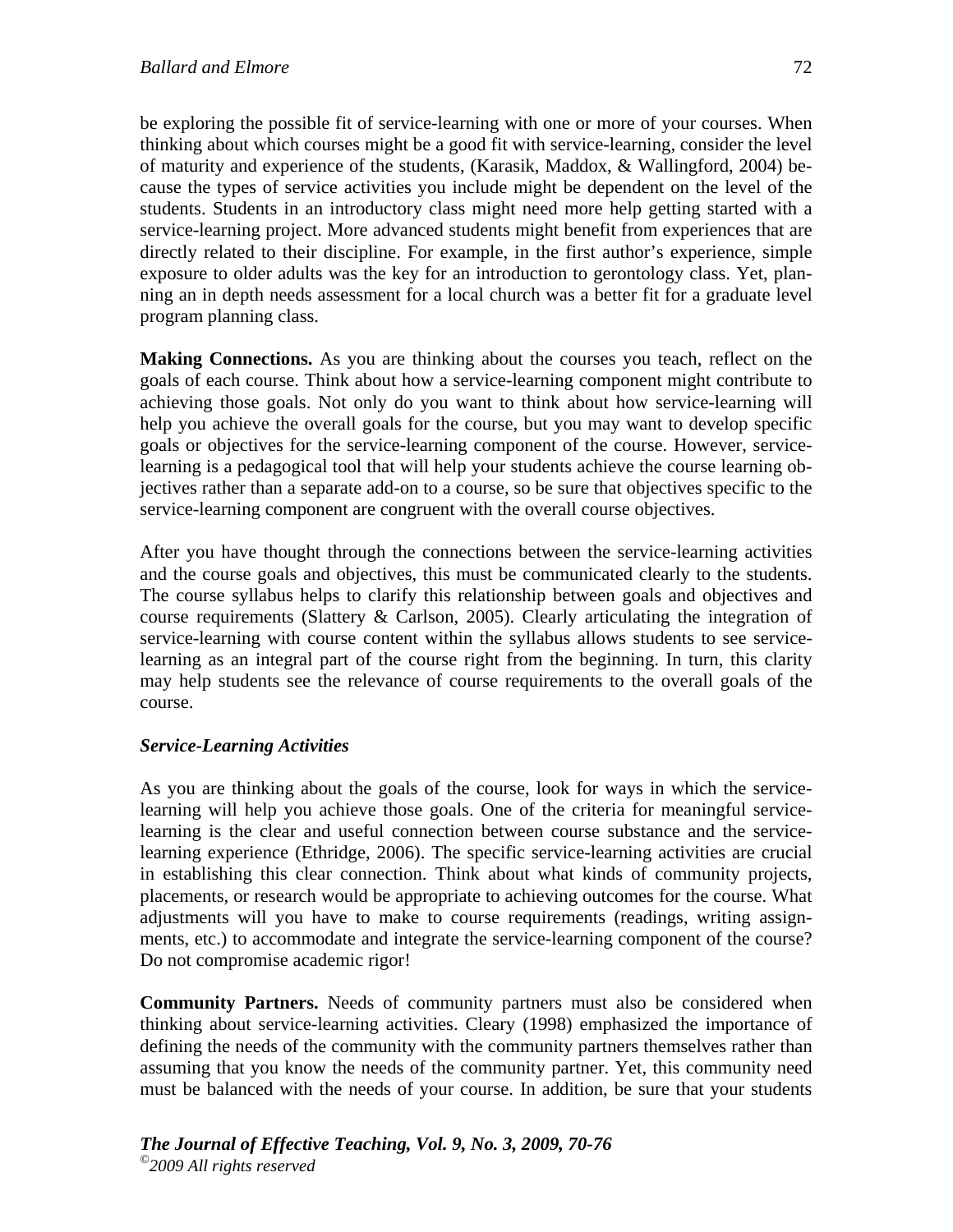be exploring the possible fit of service-learning with one or more of your courses. When thinking about which courses might be a good fit with service-learning, consider the level of maturity and experience of the students, (Karasik, Maddox, & Wallingford, 2004) because the types of service activities you include might be dependent on the level of the students. Students in an introductory class might need more help getting started with a service-learning project. More advanced students might benefit from experiences that are directly related to their discipline. For example, in the first author's experience, simple exposure to older adults was the key for an introduction to gerontology class. Yet, planning an in depth needs assessment for a local church was a better fit for a graduate level program planning class.

**Making Connections.** As you are thinking about the courses you teach, reflect on the goals of each course. Think about how a service-learning component might contribute to achieving those goals. Not only do you want to think about how service-learning will help you achieve the overall goals for the course, but you may want to develop specific goals or objectives for the service-learning component of the course. However, service-learning is a pedagogical tool that will help your students achieve the course learning objectives rather than a separate add-on to a course, so be sure that objectives specific to the service-learning component are congruent with the overall course objectives.

After you have thought through the connections between the service-learning activities and the course goals and objectives, this must be communicated clearly to the students. The course syllabus helps to clarify this relationship between goals and objectives and course requirements (Slattery & Carlson, 2005). Clearly articulating the integration of service-learning with course content within the syllabus allows students to see service-learning as an integral part of the course right from the beginning. In turn, this clarity may help students see the relevance of course requirements to the overall goals of the course.

### *Service-Learning Activities*

As you are thinking about the goals of the course, look for ways in which the service-learning will help you achieve those goals. One of the criteria for meaningful service-learning is the clear and useful connection between course substance and the service-learning experience (Ethridge, 2006). The specific service-learning activities are crucial in establishing this clear connection. Think about what kinds of community projects, placements, or research would be appropriate to achieving outcomes for the course. What adjustments will you have to make to course requirements (readings, writing assignments, etc.) to accommodate and integrate the service-learning component of the course? Do not compromise academic rigor!

**Community Partners.** Needs of community partners must also be considered when thinking about service-learning activities. Cleary (1998) emphasized the importance of defining the needs of the community with the community partners themselves rather than assuming that you know the needs of the community partner. Yet, this community need must be balanced with the needs of your course. In addition, be sure that your students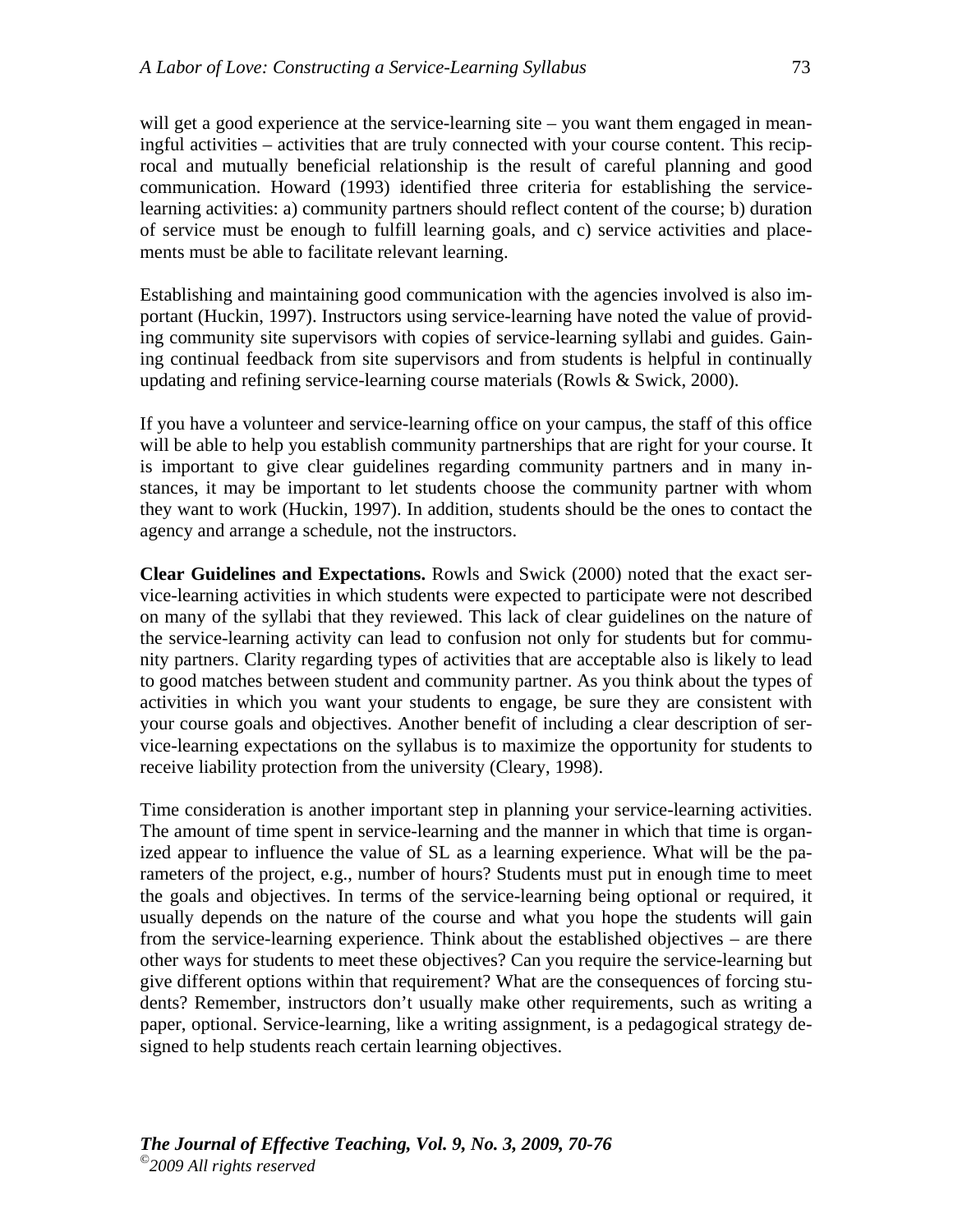will get a good experience at the service-learning site – you want them engaged in meaningful activities – activities that are truly connected with your course content. This reciprocal and mutually beneficial relationship is the result of careful planning and good communication. Howard (1993) identified three criteria for establishing the service-learning activities: a) community partners should reflect content of the course; b) duration of service must be enough to fulfill learning goals, and c) service activities and placements must be able to facilitate relevant learning.

Establishing and maintaining good communication with the agencies involved is also important (Huckin, 1997). Instructors using service-learning have noted the value of providing community site supervisors with copies of service-learning syllabi and guides. Gaining continual feedback from site supervisors and from students is helpful in continually updating and refining service-learning course materials (Rowls & Swick, 2000).

If you have a volunteer and service-learning office on your campus, the staff of this office will be able to help you establish community partnerships that are right for your course. It is important to give clear guidelines regarding community partners and in many instances, it may be important to let students choose the community partner with whom they want to work (Huckin, 1997). In addition, students should be the ones to contact the agency and arrange a schedule, not the instructors.

**Clear Guidelines and Expectations.** Rowls and Swick (2000) noted that the exact service-learning activities in which students were expected to participate were not described on many of the syllabi that they reviewed. This lack of clear guidelines on the nature of the service-learning activity can lead to confusion not only for students but for community partners. Clarity regarding types of activities that are acceptable also is likely to lead to good matches between student and community partner. As you think about the types of activities in which you want your students to engage, be sure they are consistent with your course goals and objectives. Another benefit of including a clear description of service-learning expectations on the syllabus is to maximize the opportunity for students to receive liability protection from the university (Cleary, 1998).

Time consideration is another important step in planning your service-learning activities. The amount of time spent in service-learning and the manner in which that time is organized appear to influence the value of SL as a learning experience. What will be the parameters of the project, e.g., number of hours? Students must put in enough time to meet the goals and objectives. In terms of the service-learning being optional or required, it usually depends on the nature of the course and what you hope the students will gain from the service-learning experience. Think about the established objectives – are there other ways for students to meet these objectives? Can you require the service-learning but give different options within that requirement? What are the consequences of forcing students? Remember, instructors don't usually make other requirements, such as writing a paper, optional. Service-learning, like a writing assignment, is a pedagogical strategy designed to help students reach certain learning objectives.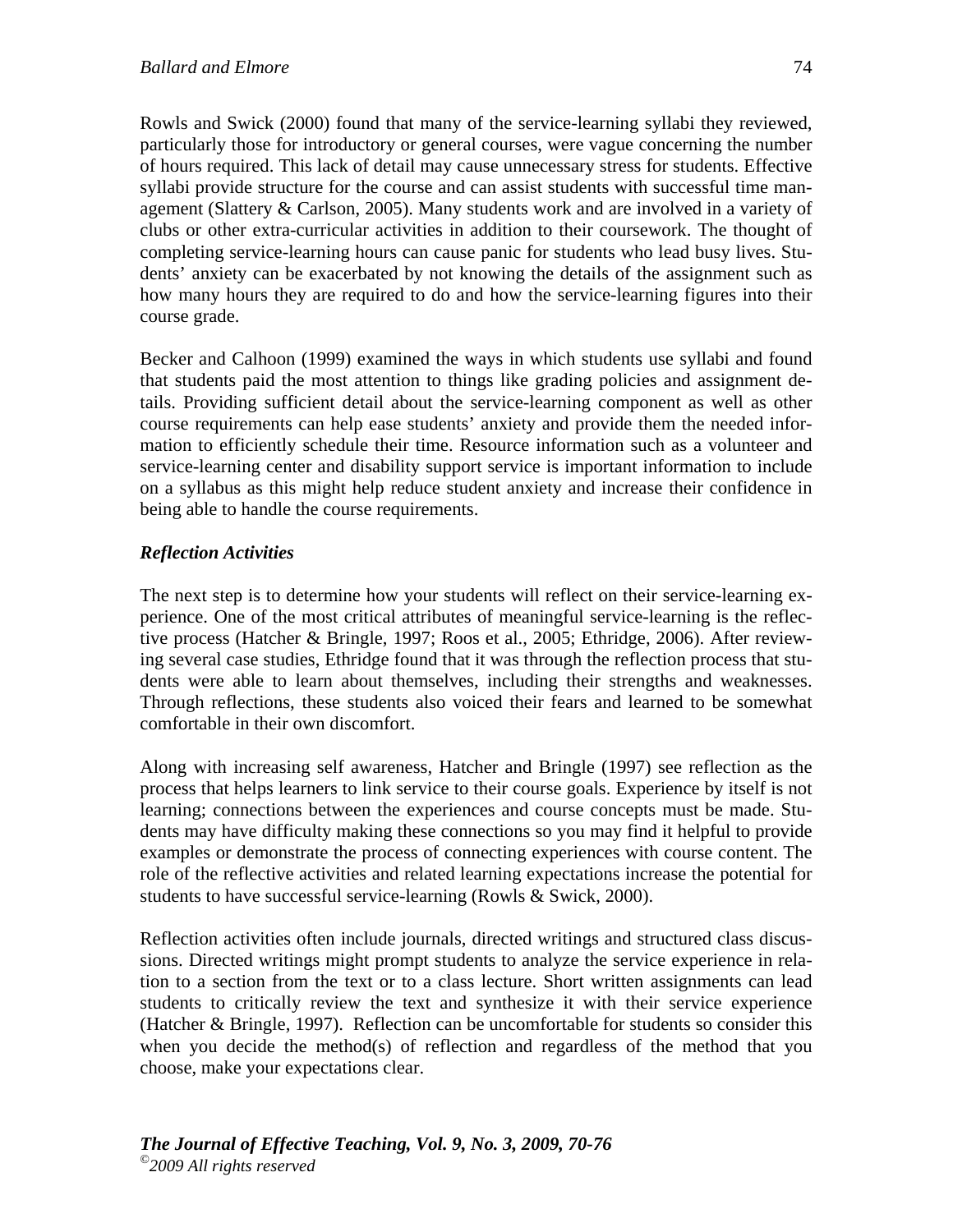Rowls and Swick (2000) found that many of the service-learning syllabi they reviewed, particularly those for introductory or general courses, were vague concerning the number of hours required. This lack of detail may cause unnecessary stress for students. Effective syllabi provide structure for the course and can assist students with successful time management (Slattery & Carlson, 2005). Many students work and are involved in a variety of clubs or other extra-curricular activities in addition to their coursework. The thought of completing service-learning hours can cause panic for students who lead busy lives. Students' anxiety can be exacerbated by not knowing the details of the assignment such as how many hours they are required to do and how the service-learning figures into their course grade.

Becker and Calhoon (1999) examined the ways in which students use syllabi and found that students paid the most attention to things like grading policies and assignment details. Providing sufficient detail about the service-learning component as well as other course requirements can help ease students' anxiety and provide them the needed information to efficiently schedule their time. Resource information such as a volunteer and service-learning center and disability support service is important information to include on a syllabus as this might help reduce student anxiety and increase their confidence in being able to handle the course requirements.

### *Reflection Activities*

The next step is to determine how your students will reflect on their service-learning experience. One of the most critical attributes of meaningful service-learning is the reflective process (Hatcher & Bringle, 1997; Roos et al., 2005; Ethridge, 2006). After reviewing several case studies, Ethridge found that it was through the reflection process that students were able to learn about themselves, including their strengths and weaknesses. Through reflections, these students also voiced their fears and learned to be somewhat comfortable in their own discomfort.

Along with increasing self awareness, Hatcher and Bringle (1997) see reflection as the process that helps learners to link service to their course goals. Experience by itself is not learning; connections between the experiences and course concepts must be made. Students may have difficulty making these connections so you may find it helpful to provide examples or demonstrate the process of connecting experiences with course content. The role of the reflective activities and related learning expectations increase the potential for students to have successful service-learning (Rowls & Swick, 2000).

Reflection activities often include journals, directed writings and structured class discussions. Directed writings might prompt students to analyze the service experience in relation to a section from the text or to a class lecture. Short written assignments can lead students to critically review the text and synthesize it with their service experience (Hatcher & Bringle, 1997). Reflection can be uncomfortable for students so consider this when you decide the method(s) of reflection and regardless of the method that you choose, make your expectations clear.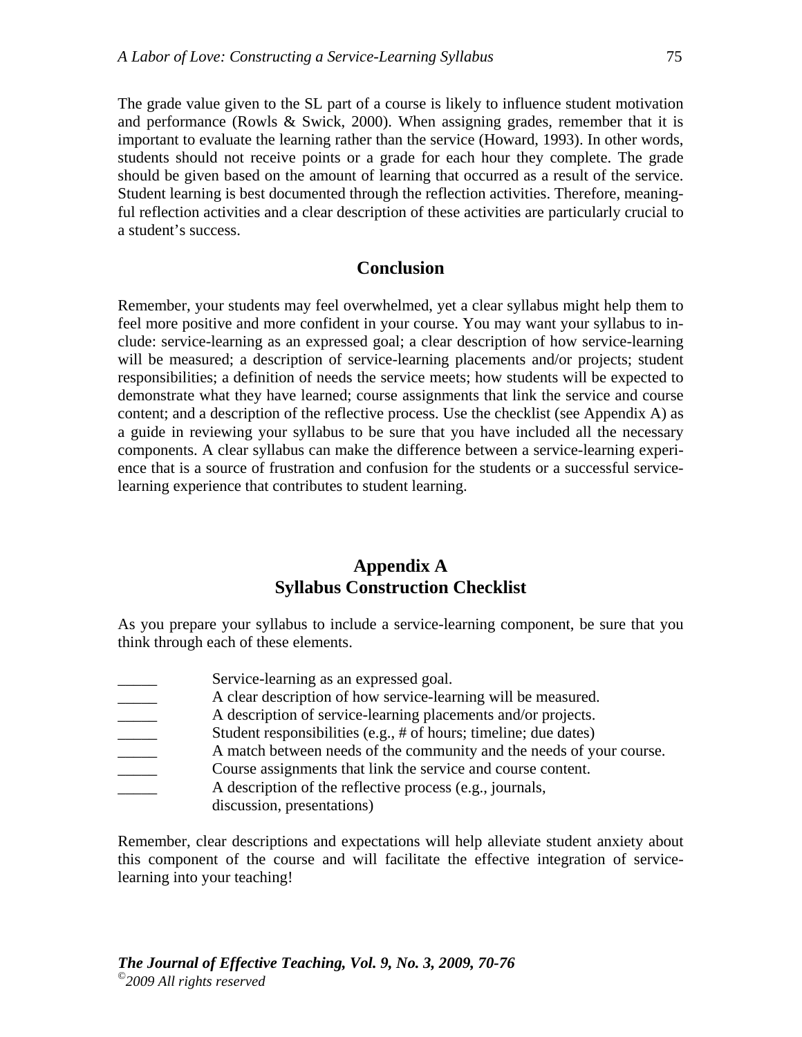The grade value given to the SL part of a course is likely to influence student motivation and performance (Rowls & Swick, 2000). When assigning grades, remember that it is important to evaluate the learning rather than the service (Howard, 1993). In other words, students should not receive points or a grade for each hour they complete. The grade should be given based on the amount of learning that occurred as a result of the service. Student learning is best documented through the reflection activities. Therefore, meaningful reflection activities and a clear description of these activities are particularly crucial to a student's success.

## Conclusion

Remember, your students may feel overwhelmed, yet a clear syllabus might help them to feel more positive and more confident in your course. You may want your syllabus to include: service-learning as an expressed goal; a clear description of how service-learning will be measured; a description of service-learning placements and/or projects; student responsibilities; a definition of needs the service meets; how students will be expected to demonstrate what they have learned; course assignments that link the service and course content; and a description of the reflective process. Use the checklist (see Appendix A) as a guide in reviewing your syllabus to be sure that you have included all the necessary components. A clear syllabus can make the difference between a service-learning experience that is a source of frustration and confusion for the students or a successful service-learning experience that contributes to student learning.

## Appendix A
## Syllabus Construction Checklist

As you prepare your syllabus to include a service-learning component, be sure that you think through each of these elements.

_____ Service-learning as an expressed goal.
_____ A clear description of how service-learning will be measured.
_____ A description of service-learning placements and/or projects.
_____ Student responsibilities (e.g., # of hours; timeline; due dates)
_____ A match between needs of the community and the needs of your course.
_____ Course assignments that link the service and course content.
_____ A description of the reflective process (e.g., journals, discussion, presentations)

Remember, clear descriptions and expectations will help alleviate student anxiety about this component of the course and will facilitate the effective integration of service-learning into your teaching!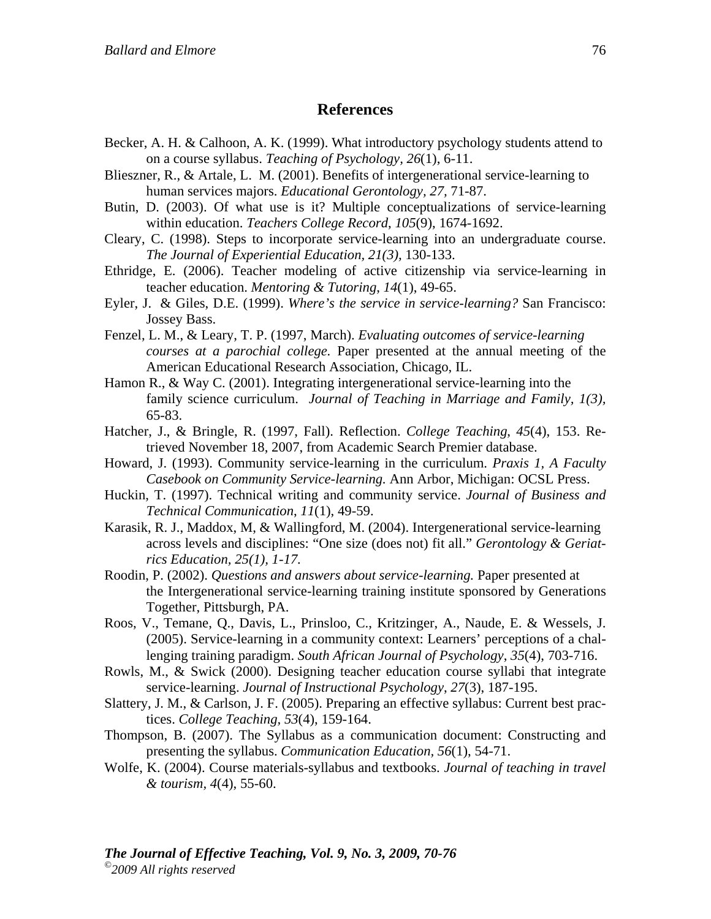## References

Becker, A. H. & Calhoon, A. K. (1999). What introductory psychology students attend to on a course syllabus. *Teaching of Psychology, 26*(1), 6-11.

Blieszner, R., & Artale, L. M. (2001). Benefits of intergenerational service-learning to human services majors. *Educational Gerontology, 27,* 71-87.

Butin, D. (2003). Of what use is it? Multiple conceptualizations of service-learning within education. *Teachers College Record*, *105*(9), 1674-1692.

Cleary, C. (1998). Steps to incorporate service-learning into an undergraduate course. *The Journal of Experiential Education, 21(3),* 130-133.

Ethridge, E. (2006). Teacher modeling of active citizenship via service-learning in teacher education. *Mentoring & Tutoring*, *14*(1), 49-65.

Eyler, J. & Giles, D.E. (1999). *Where's the service in service-learning?* San Francisco: Jossey Bass.

Fenzel, L. M., & Leary, T. P. (1997, March). *Evaluating outcomes of service-learning courses at a parochial college.* Paper presented at the annual meeting of the American Educational Research Association, Chicago, IL.

Hamon R., & Way C. (2001). Integrating intergenerational service-learning into the family science curriculum. *Journal of Teaching in Marriage and Family, 1(3),* 65-83.

Hatcher, J., & Bringle, R. (1997, Fall). Reflection. *College Teaching*, *45*(4), 153. Retrieved November 18, 2007, from Academic Search Premier database.

Howard, J. (1993). Community service-learning in the curriculum. *Praxis 1, A Faculty Casebook on Community Service-learning.* Ann Arbor, Michigan: OCSL Press.

Huckin, T. (1997). Technical writing and community service. *Journal of Business and Technical Communication*, *11*(1), 49-59.

Karasik, R. J., Maddox, M, & Wallingford, M. (2004). Intergenerational service-learning across levels and disciplines: "One size (does not) fit all." *Gerontology & Geriatrics Education, 25(1), 1-17.*

Roodin, P. (2002). *Questions and answers about service-learning.* Paper presented at the Intergenerational service-learning training institute sponsored by Generations Together, Pittsburgh, PA.

Roos, V., Temane, Q., Davis, L., Prinsloo, C., Kritzinger, A., Naude, E. & Wessels, J. (2005). Service-learning in a community context: Learners' perceptions of a challenging training paradigm. *South African Journal of Psychology*, *35*(4), 703-716.

Rowls, M., & Swick (2000). Designing teacher education course syllabi that integrate service-learning. *Journal of Instructional Psychology*, *27*(3), 187-195.

Slattery, J. M., & Carlson, J. F. (2005). Preparing an effective syllabus: Current best practices. *College Teaching*, *53*(4), 159-164.

Thompson, B. (2007). The Syllabus as a communication document: Constructing and presenting the syllabus. *Communication Education*, *56*(1), 54-71.

Wolfe, K. (2004). Course materials-syllabus and textbooks. *Journal of teaching in travel & tourism*, *4*(4), 55-60.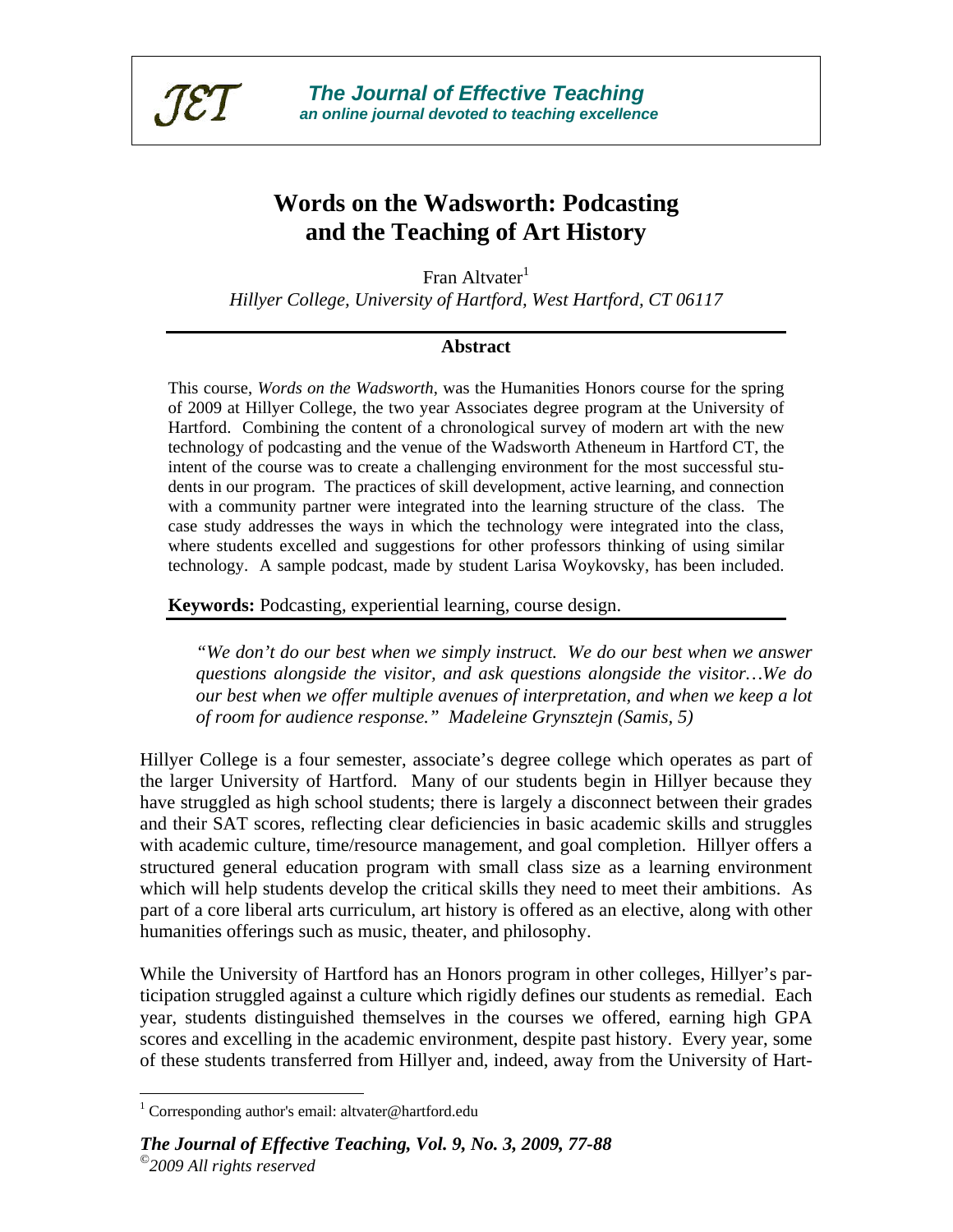# Words on the Wadsworth: Podcasting and the Teaching of Art History

Fran Altvater[1]

*Hillyer College, University of Hartford, West Hartford, CT 06117*

## Abstract

This course, *Words on the Wadsworth*, was the Humanities Honors course for the spring of 2009 at Hillyer College, the two year Associates degree program at the University of Hartford. Combining the content of a chronological survey of modern art with the new technology of podcasting and the venue of the Wadsworth Atheneum in Hartford CT, the intent of the course was to create a challenging environment for the most successful students in our program. The practices of skill development, active learning, and connection with a community partner were integrated into the learning structure of the class. The case study addresses the ways in which the technology were integrated into the class, where students excelled and suggestions for other professors thinking of using similar technology. A sample podcast, made by student Larisa Woykovsky, has been included.

**Keywords:** Podcasting, experiential learning, course design.

> *"We don't do our best when we simply instruct. We do our best when we answer questions alongside the visitor, and ask questions alongside the visitor…We do our best when we offer multiple avenues of interpretation, and when we keep a lot of room for audience response." Madeleine Grynsztejn (Samis, 5)*

Hillyer College is a four semester, associate's degree college which operates as part of the larger University of Hartford. Many of our students begin in Hillyer because they have struggled as high school students; there is largely a disconnect between their grades and their SAT scores, reflecting clear deficiencies in basic academic skills and struggles with academic culture, time/resource management, and goal completion. Hillyer offers a structured general education program with small class size as a learning environment which will help students develop the critical skills they need to meet their ambitions. As part of a core liberal arts curriculum, art history is offered as an elective, along with other humanities offerings such as music, theater, and philosophy.

While the University of Hartford has an Honors program in other colleges, Hillyer's participation struggled against a culture which rigidly defines our students as remedial. Each year, students distinguished themselves in the courses we offered, earning high GPA scores and excelling in the academic environment, despite past history. Every year, some of these students transferred from Hillyer and, indeed, away from the University of Hart-

[1] Corresponding author's email: altvater@hartford.edu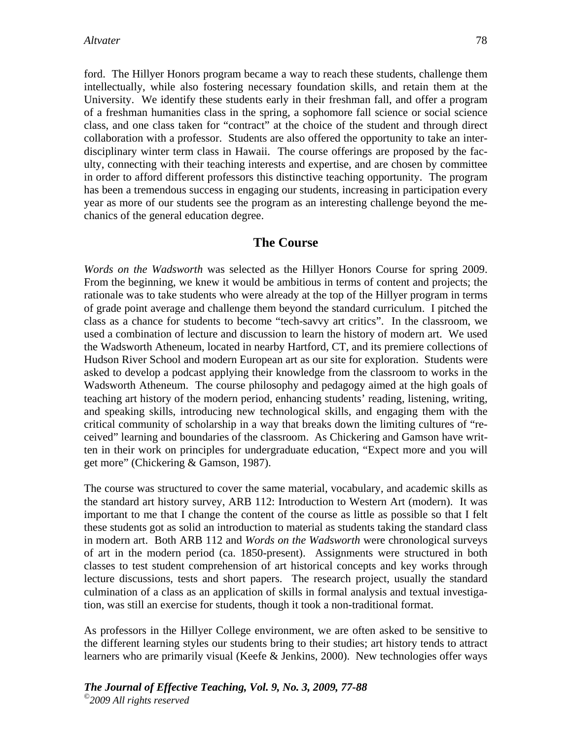ford. The Hillyer Honors program became a way to reach these students, challenge them intellectually, while also fostering necessary foundation skills, and retain them at the University. We identify these students early in their freshman fall, and offer a program of a freshman humanities class in the spring, a sophomore fall science or social science class, and one class taken for "contract" at the choice of the student and through direct collaboration with a professor. Students are also offered the opportunity to take an interdisciplinary winter term class in Hawaii. The course offerings are proposed by the faculty, connecting with their teaching interests and expertise, and are chosen by committee in order to afford different professors this distinctive teaching opportunity. The program has been a tremendous success in engaging our students, increasing in participation every year as more of our students see the program as an interesting challenge beyond the mechanics of the general education degree.

## The Course

*Words on the Wadsworth* was selected as the Hillyer Honors Course for spring 2009. From the beginning, we knew it would be ambitious in terms of content and projects; the rationale was to take students who were already at the top of the Hillyer program in terms of grade point average and challenge them beyond the standard curriculum. I pitched the class as a chance for students to become "tech-savvy art critics". In the classroom, we used a combination of lecture and discussion to learn the history of modern art. We used the Wadsworth Atheneum, located in nearby Hartford, CT, and its premiere collections of Hudson River School and modern European art as our site for exploration. Students were asked to develop a podcast applying their knowledge from the classroom to works in the Wadsworth Atheneum. The course philosophy and pedagogy aimed at the high goals of teaching art history of the modern period, enhancing students' reading, listening, writing, and speaking skills, introducing new technological skills, and engaging them with the critical community of scholarship in a way that breaks down the limiting cultures of "received" learning and boundaries of the classroom. As Chickering and Gamson have written in their work on principles for undergraduate education, "Expect more and you will get more" (Chickering & Gamson, 1987).

The course was structured to cover the same material, vocabulary, and academic skills as the standard art history survey, ARB 112: Introduction to Western Art (modern). It was important to me that I change the content of the course as little as possible so that I felt these students got as solid an introduction to material as students taking the standard class in modern art. Both ARB 112 and *Words on the Wadsworth* were chronological surveys of art in the modern period (ca. 1850-present). Assignments were structured in both classes to test student comprehension of art historical concepts and key works through lecture discussions, tests and short papers. The research project, usually the standard culmination of a class as an application of skills in formal analysis and textual investigation, was still an exercise for students, though it took a non-traditional format.

As professors in the Hillyer College environment, we are often asked to be sensitive to the different learning styles our students bring to their studies; art history tends to attract learners who are primarily visual (Keefe & Jenkins, 2000). New technologies offer ways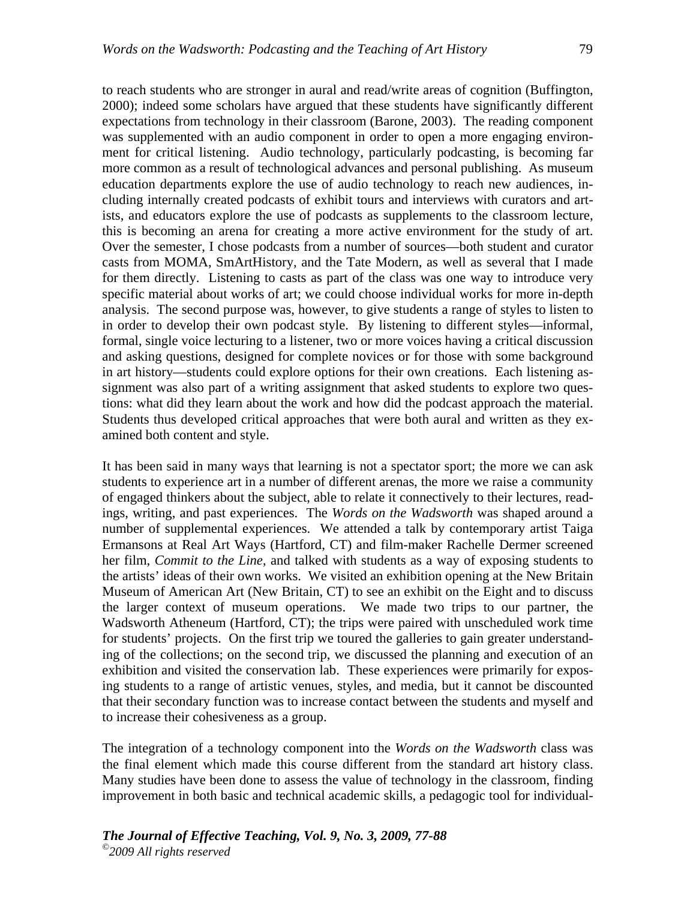to reach students who are stronger in aural and read/write areas of cognition (Buffington, 2000); indeed some scholars have argued that these students have significantly different expectations from technology in their classroom (Barone, 2003). The reading component was supplemented with an audio component in order to open a more engaging environment for critical listening. Audio technology, particularly podcasting, is becoming far more common as a result of technological advances and personal publishing. As museum education departments explore the use of audio technology to reach new audiences, including internally created podcasts of exhibit tours and interviews with curators and artists, and educators explore the use of podcasts as supplements to the classroom lecture, this is becoming an arena for creating a more active environment for the study of art. Over the semester, I chose podcasts from a number of sources—both student and curator casts from MOMA, SmArtHistory, and the Tate Modern, as well as several that I made for them directly. Listening to casts as part of the class was one way to introduce very specific material about works of art; we could choose individual works for more in-depth analysis. The second purpose was, however, to give students a range of styles to listen to in order to develop their own podcast style. By listening to different styles—informal, formal, single voice lecturing to a listener, two or more voices having a critical discussion and asking questions, designed for complete novices or for those with some background in art history—students could explore options for their own creations. Each listening assignment was also part of a writing assignment that asked students to explore two questions: what did they learn about the work and how did the podcast approach the material. Students thus developed critical approaches that were both aural and written as they examined both content and style.

It has been said in many ways that learning is not a spectator sport; the more we can ask students to experience art in a number of different arenas, the more we raise a community of engaged thinkers about the subject, able to relate it connectively to their lectures, readings, writing, and past experiences. The *Words on the Wadsworth* was shaped around a number of supplemental experiences. We attended a talk by contemporary artist Taiga Ermansons at Real Art Ways (Hartford, CT) and film-maker Rachelle Dermer screened her film, *Commit to the Line*, and talked with students as a way of exposing students to the artists' ideas of their own works. We visited an exhibition opening at the New Britain Museum of American Art (New Britain, CT) to see an exhibit on the Eight and to discuss the larger context of museum operations. We made two trips to our partner, the Wadsworth Atheneum (Hartford, CT); the trips were paired with unscheduled work time for students' projects. On the first trip we toured the galleries to gain greater understanding of the collections; on the second trip, we discussed the planning and execution of an exhibition and visited the conservation lab. These experiences were primarily for exposing students to a range of artistic venues, styles, and media, but it cannot be discounted that their secondary function was to increase contact between the students and myself and to increase their cohesiveness as a group.

The integration of a technology component into the *Words on the Wadsworth* class was the final element which made this course different from the standard art history class. Many studies have been done to assess the value of technology in the classroom, finding improvement in both basic and technical academic skills, a pedagogic tool for individual-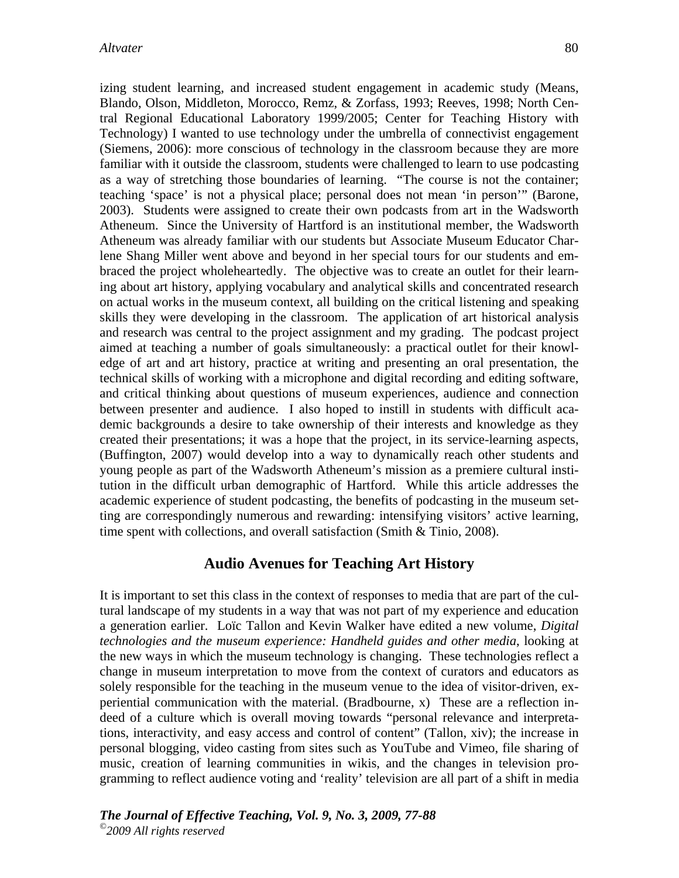izing student learning, and increased student engagement in academic study (Means, Blando, Olson, Middleton, Morocco, Remz, & Zorfass, 1993; Reeves, 1998; North Central Regional Educational Laboratory 1999/2005; Center for Teaching History with Technology) I wanted to use technology under the umbrella of connectivist engagement (Siemens, 2006): more conscious of technology in the classroom because they are more familiar with it outside the classroom, students were challenged to learn to use podcasting as a way of stretching those boundaries of learning. "The course is not the container; teaching 'space' is not a physical place; personal does not mean 'in person'" (Barone, 2003). Students were assigned to create their own podcasts from art in the Wadsworth Atheneum. Since the University of Hartford is an institutional member, the Wadsworth Atheneum was already familiar with our students but Associate Museum Educator Charlene Shang Miller went above and beyond in her special tours for our students and embraced the project wholeheartedly. The objective was to create an outlet for their learning about art history, applying vocabulary and analytical skills and concentrated research on actual works in the museum context, all building on the critical listening and speaking skills they were developing in the classroom. The application of art historical analysis and research was central to the project assignment and my grading. The podcast project aimed at teaching a number of goals simultaneously: a practical outlet for their knowledge of art and art history, practice at writing and presenting an oral presentation, the technical skills of working with a microphone and digital recording and editing software, and critical thinking about questions of museum experiences, audience and connection between presenter and audience. I also hoped to instill in students with difficult academic backgrounds a desire to take ownership of their interests and knowledge as they created their presentations; it was a hope that the project, in its service-learning aspects, (Buffington, 2007) would develop into a way to dynamically reach other students and young people as part of the Wadsworth Atheneum's mission as a premiere cultural institution in the difficult urban demographic of Hartford. While this article addresses the academic experience of student podcasting, the benefits of podcasting in the museum setting are correspondingly numerous and rewarding: intensifying visitors' active learning, time spent with collections, and overall satisfaction (Smith & Tinio, 2008).

## Audio Avenues for Teaching Art History

It is important to set this class in the context of responses to media that are part of the cultural landscape of my students in a way that was not part of my experience and education a generation earlier. Loïc Tallon and Kevin Walker have edited a new volume, *Digital technologies and the museum experience: Handheld guides and other media*, looking at the new ways in which the museum technology is changing. These technologies reflect a change in museum interpretation to move from the context of curators and educators as solely responsible for the teaching in the museum venue to the idea of visitor-driven, experiential communication with the material. (Bradbourne, x) These are a reflection indeed of a culture which is overall moving towards "personal relevance and interpretations, interactivity, and easy access and control of content" (Tallon, xiv); the increase in personal blogging, video casting from sites such as YouTube and Vimeo, file sharing of music, creation of learning communities in wikis, and the changes in television programming to reflect audience voting and 'reality' television are all part of a shift in media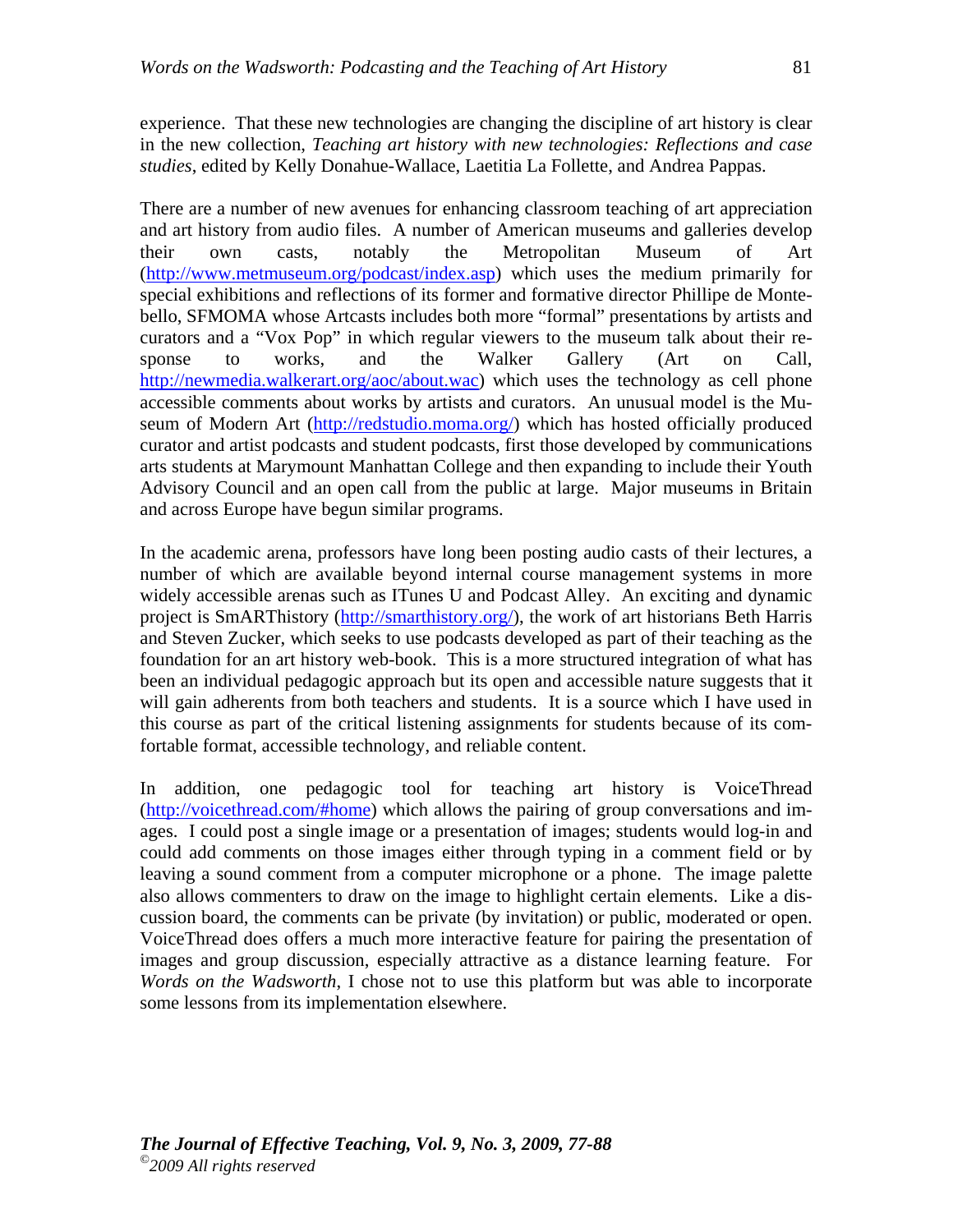experience. That these new technologies are changing the discipline of art history is clear in the new collection, *Teaching art history with new technologies: Reflections and case studies*, edited by Kelly Donahue-Wallace, Laetitia La Follette, and Andrea Pappas.

There are a number of new avenues for enhancing classroom teaching of art appreciation and art history from audio files. A number of American museums and galleries develop their own casts, notably the Metropolitan Museum of Art (http://www.metmuseum.org/podcast/index.asp) which uses the medium primarily for special exhibitions and reflections of its former and formative director Phillipe de Montebello, SFMOMA whose Artcasts includes both more "formal" presentations by artists and curators and a "Vox Pop" in which regular viewers to the museum talk about their response to works, and the Walker Gallery (Art on Call, http://newmedia.walkerart.org/aoc/about.wac) which uses the technology as cell phone accessible comments about works by artists and curators. An unusual model is the Museum of Modern Art (http://redstudio.moma.org/) which has hosted officially produced curator and artist podcasts and student podcasts, first those developed by communications arts students at Marymount Manhattan College and then expanding to include their Youth Advisory Council and an open call from the public at large. Major museums in Britain and across Europe have begun similar programs.

In the academic arena, professors have long been posting audio casts of their lectures, a number of which are available beyond internal course management systems in more widely accessible arenas such as ITunes U and Podcast Alley. An exciting and dynamic project is SmARThistory (http://smarthistory.org/), the work of art historians Beth Harris and Steven Zucker, which seeks to use podcasts developed as part of their teaching as the foundation for an art history web-book. This is a more structured integration of what has been an individual pedagogic approach but its open and accessible nature suggests that it will gain adherents from both teachers and students. It is a source which I have used in this course as part of the critical listening assignments for students because of its comfortable format, accessible technology, and reliable content.

In addition, one pedagogic tool for teaching art history is VoiceThread (http://voicethread.com/#home) which allows the pairing of group conversations and images. I could post a single image or a presentation of images; students would log-in and could add comments on those images either through typing in a comment field or by leaving a sound comment from a computer microphone or a phone. The image palette also allows commenters to draw on the image to highlight certain elements. Like a discussion board, the comments can be private (by invitation) or public, moderated or open. VoiceThread does offers a much more interactive feature for pairing the presentation of images and group discussion, especially attractive as a distance learning feature. For *Words on the Wadsworth*, I chose not to use this platform but was able to incorporate some lessons from its implementation elsewhere.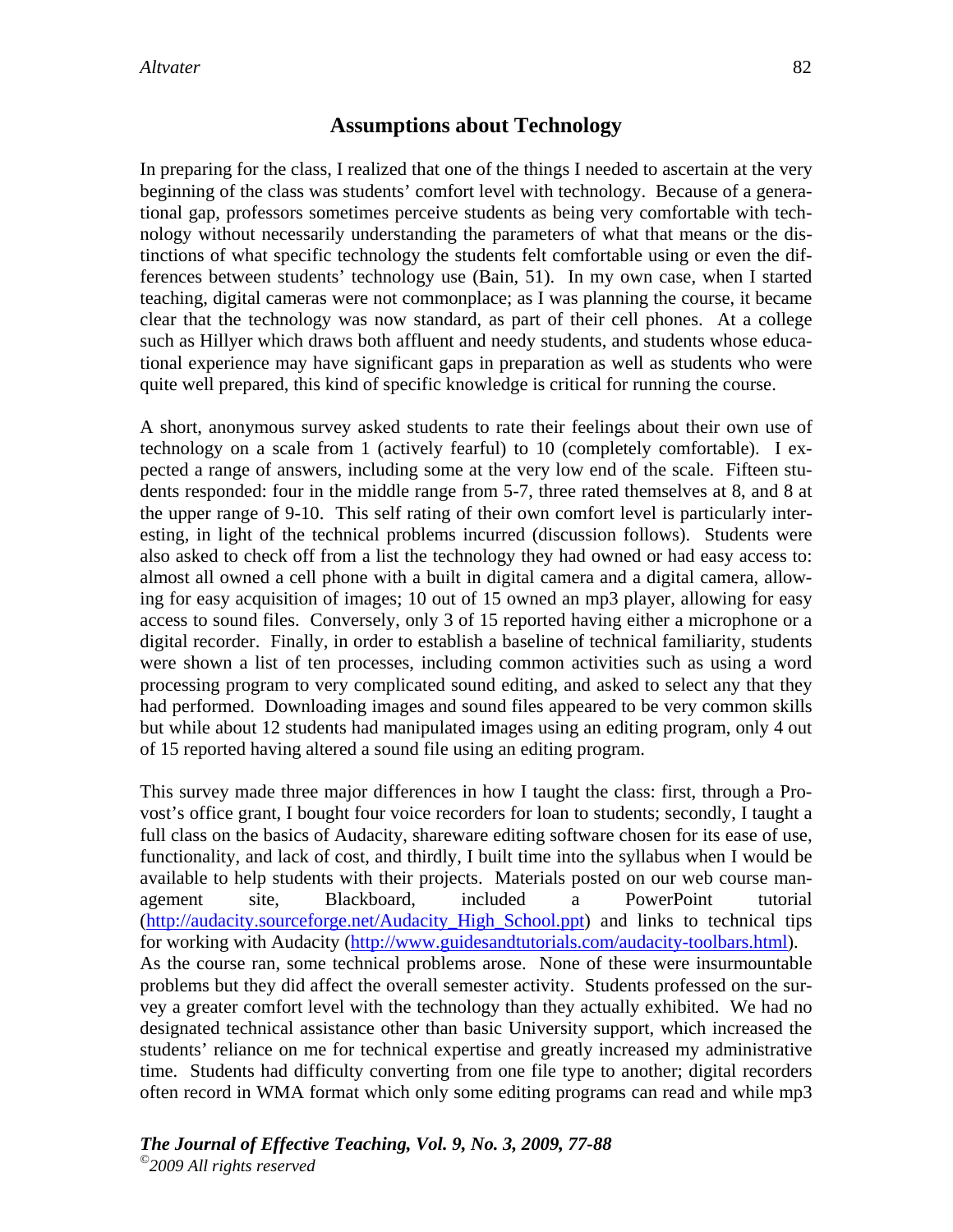## Assumptions about Technology

In preparing for the class, I realized that one of the things I needed to ascertain at the very beginning of the class was students' comfort level with technology. Because of a generational gap, professors sometimes perceive students as being very comfortable with technology without necessarily understanding the parameters of what that means or the distinctions of what specific technology the students felt comfortable using or even the differences between students' technology use (Bain, 51). In my own case, when I started teaching, digital cameras were not commonplace; as I was planning the course, it became clear that the technology was now standard, as part of their cell phones. At a college such as Hillyer which draws both affluent and needy students, and students whose educational experience may have significant gaps in preparation as well as students who were quite well prepared, this kind of specific knowledge is critical for running the course.

A short, anonymous survey asked students to rate their feelings about their own use of technology on a scale from 1 (actively fearful) to 10 (completely comfortable). I expected a range of answers, including some at the very low end of the scale. Fifteen students responded: four in the middle range from 5-7, three rated themselves at 8, and 8 at the upper range of 9-10. This self rating of their own comfort level is particularly interesting, in light of the technical problems incurred (discussion follows). Students were also asked to check off from a list the technology they had owned or had easy access to: almost all owned a cell phone with a built in digital camera and a digital camera, allowing for easy acquisition of images; 10 out of 15 owned an mp3 player, allowing for easy access to sound files. Conversely, only 3 of 15 reported having either a microphone or a digital recorder. Finally, in order to establish a baseline of technical familiarity, students were shown a list of ten processes, including common activities such as using a word processing program to very complicated sound editing, and asked to select any that they had performed. Downloading images and sound files appeared to be very common skills but while about 12 students had manipulated images using an editing program, only 4 out of 15 reported having altered a sound file using an editing program.

This survey made three major differences in how I taught the class: first, through a Provost's office grant, I bought four voice recorders for loan to students; secondly, I taught a full class on the basics of Audacity, shareware editing software chosen for its ease of use, functionality, and lack of cost, and thirdly, I built time into the syllabus when I would be available to help students with their projects. Materials posted on our web course management site, Blackboard, included a PowerPoint tutorial (http://audacity.sourceforge.net/Audacity_High_School.ppt) and links to technical tips for working with Audacity (http://www.guidesandtutorials.com/audacity-toolbars.html). As the course ran, some technical problems arose. None of these were insurmountable problems but they did affect the overall semester activity. Students professed on the survey a greater comfort level with the technology than they actually exhibited. We had no designated technical assistance other than basic University support, which increased the students' reliance on me for technical expertise and greatly increased my administrative time. Students had difficulty converting from one file type to another; digital recorders often record in WMA format which only some editing programs can read and while mp3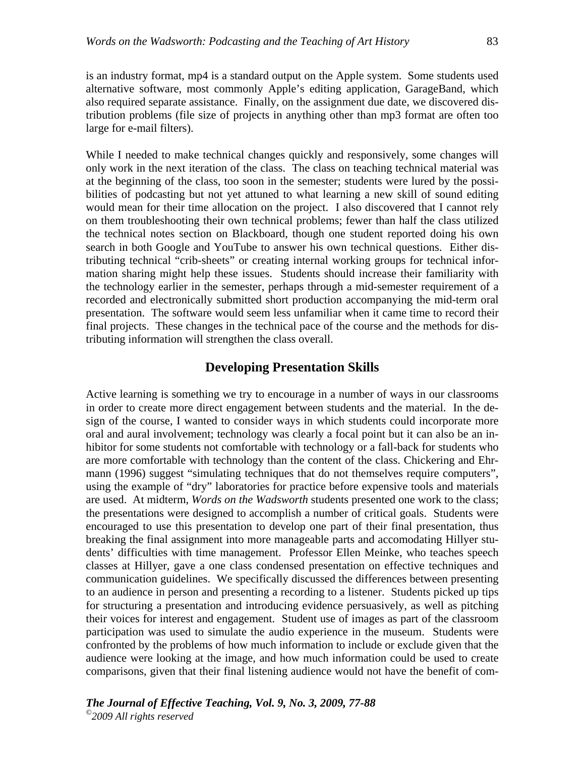is an industry format, mp4 is a standard output on the Apple system. Some students used alternative software, most commonly Apple's editing application, GarageBand, which also required separate assistance. Finally, on the assignment due date, we discovered distribution problems (file size of projects in anything other than mp3 format are often too large for e-mail filters).

While I needed to make technical changes quickly and responsively, some changes will only work in the next iteration of the class. The class on teaching technical material was at the beginning of the class, too soon in the semester; students were lured by the possibilities of podcasting but not yet attuned to what learning a new skill of sound editing would mean for their time allocation on the project. I also discovered that I cannot rely on them troubleshooting their own technical problems; fewer than half the class utilized the technical notes section on Blackboard, though one student reported doing his own search in both Google and YouTube to answer his own technical questions. Either distributing technical "crib-sheets" or creating internal working groups for technical information sharing might help these issues. Students should increase their familiarity with the technology earlier in the semester, perhaps through a mid-semester requirement of a recorded and electronically submitted short production accompanying the mid-term oral presentation. The software would seem less unfamiliar when it came time to record their final projects. These changes in the technical pace of the course and the methods for distributing information will strengthen the class overall.

## Developing Presentation Skills

Active learning is something we try to encourage in a number of ways in our classrooms in order to create more direct engagement between students and the material. In the design of the course, I wanted to consider ways in which students could incorporate more oral and aural involvement; technology was clearly a focal point but it can also be an inhibitor for some students not comfortable with technology or a fall-back for students who are more comfortable with technology than the content of the class. Chickering and Ehrmann (1996) suggest "simulating techniques that do not themselves require computers", using the example of "dry" laboratories for practice before expensive tools and materials are used. At midterm, *Words on the Wadsworth* students presented one work to the class; the presentations were designed to accomplish a number of critical goals. Students were encouraged to use this presentation to develop one part of their final presentation, thus breaking the final assignment into more manageable parts and accomodating Hillyer students' difficulties with time management. Professor Ellen Meinke, who teaches speech classes at Hillyer, gave a one class condensed presentation on effective techniques and communication guidelines. We specifically discussed the differences between presenting to an audience in person and presenting a recording to a listener. Students picked up tips for structuring a presentation and introducing evidence persuasively, as well as pitching their voices for interest and engagement. Student use of images as part of the classroom participation was used to simulate the audio experience in the museum. Students were confronted by the problems of how much information to include or exclude given that the audience were looking at the image, and how much information could be used to create comparisons, given that their final listening audience would not have the benefit of com-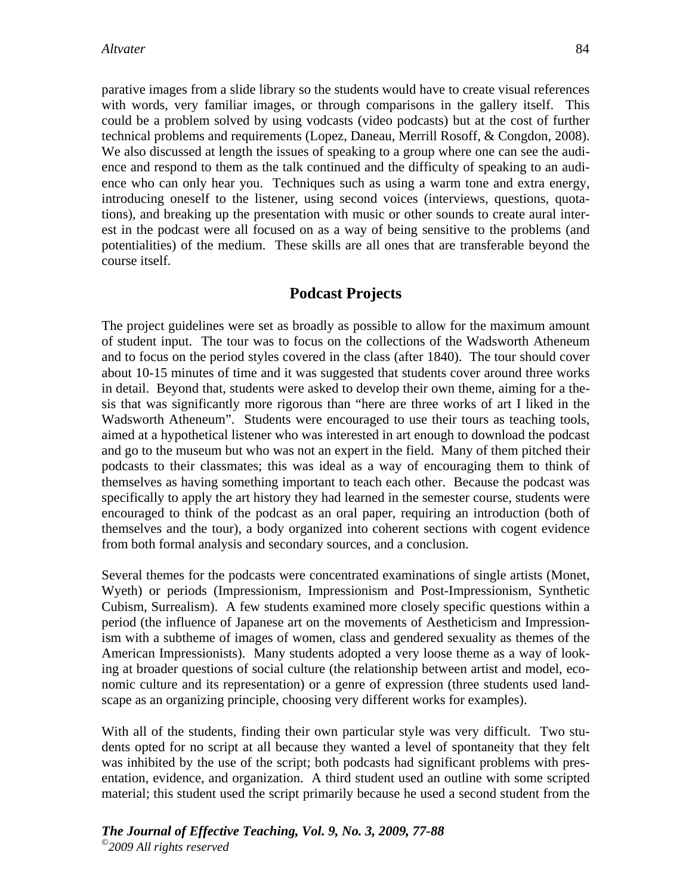parative images from a slide library so the students would have to create visual references with words, very familiar images, or through comparisons in the gallery itself. This could be a problem solved by using vodcasts (video podcasts) but at the cost of further technical problems and requirements (Lopez, Daneau, Merrill Rosoff, & Congdon, 2008). We also discussed at length the issues of speaking to a group where one can see the audience and respond to them as the talk continued and the difficulty of speaking to an audience who can only hear you. Techniques such as using a warm tone and extra energy, introducing oneself to the listener, using second voices (interviews, questions, quotations), and breaking up the presentation with music or other sounds to create aural interest in the podcast were all focused on as a way of being sensitive to the problems (and potentialities) of the medium. These skills are all ones that are transferable beyond the course itself.

## Podcast Projects

The project guidelines were set as broadly as possible to allow for the maximum amount of student input. The tour was to focus on the collections of the Wadsworth Atheneum and to focus on the period styles covered in the class (after 1840). The tour should cover about 10-15 minutes of time and it was suggested that students cover around three works in detail. Beyond that, students were asked to develop their own theme, aiming for a thesis that was significantly more rigorous than "here are three works of art I liked in the Wadsworth Atheneum". Students were encouraged to use their tours as teaching tools, aimed at a hypothetical listener who was interested in art enough to download the podcast and go to the museum but who was not an expert in the field. Many of them pitched their podcasts to their classmates; this was ideal as a way of encouraging them to think of themselves as having something important to teach each other. Because the podcast was specifically to apply the art history they had learned in the semester course, students were encouraged to think of the podcast as an oral paper, requiring an introduction (both of themselves and the tour), a body organized into coherent sections with cogent evidence from both formal analysis and secondary sources, and a conclusion.

Several themes for the podcasts were concentrated examinations of single artists (Monet, Wyeth) or periods (Impressionism, Impressionism and Post-Impressionism, Synthetic Cubism, Surrealism). A few students examined more closely specific questions within a period (the influence of Japanese art on the movements of Aestheticism and Impressionism with a subtheme of images of women, class and gendered sexuality as themes of the American Impressionists). Many students adopted a very loose theme as a way of looking at broader questions of social culture (the relationship between artist and model, economic culture and its representation) or a genre of expression (three students used landscape as an organizing principle, choosing very different works for examples).

With all of the students, finding their own particular style was very difficult. Two students opted for no script at all because they wanted a level of spontaneity that they felt was inhibited by the use of the script; both podcasts had significant problems with presentation, evidence, and organization. A third student used an outline with some scripted material; this student used the script primarily because he used a second student from the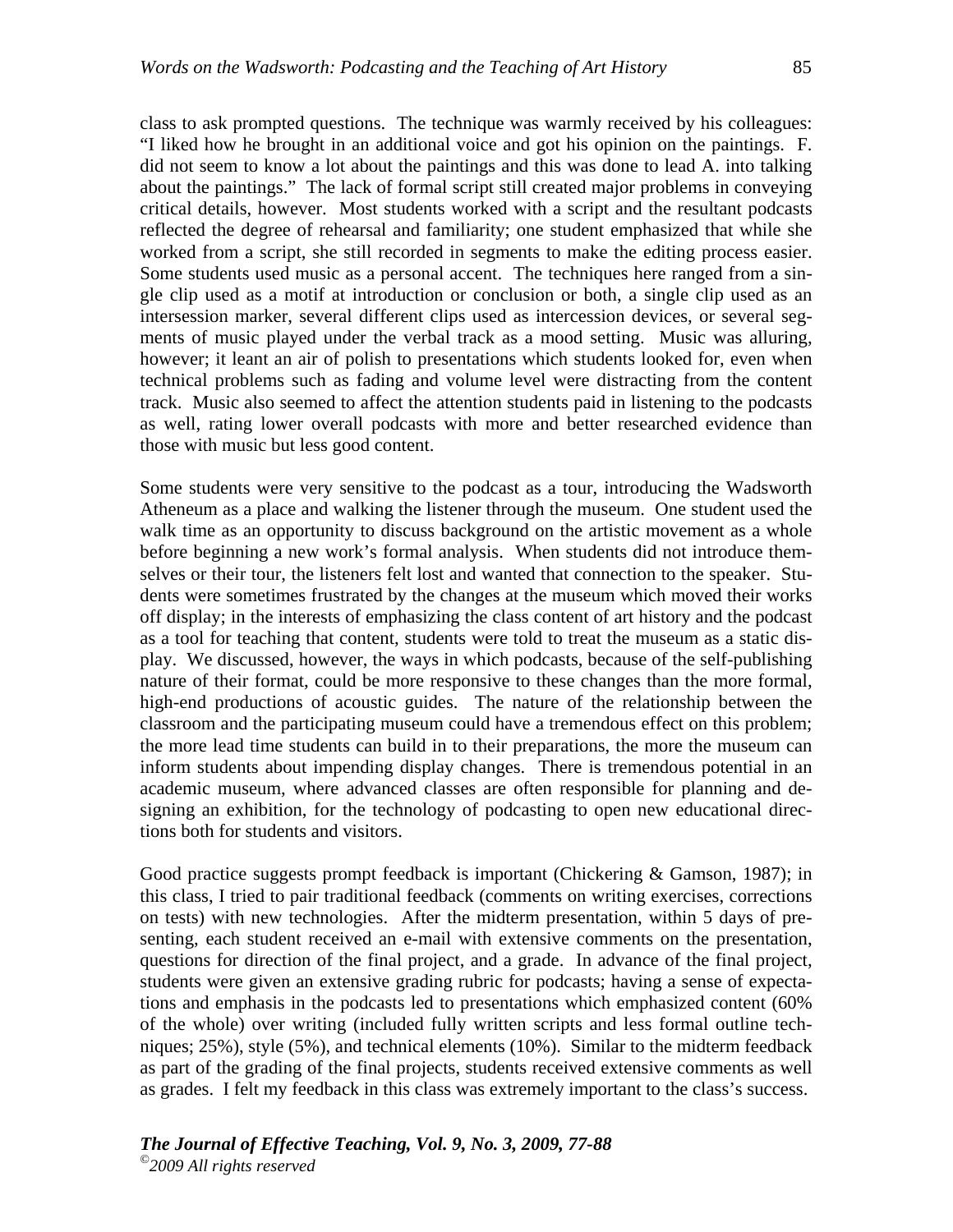class to ask prompted questions. The technique was warmly received by his colleagues: "I liked how he brought in an additional voice and got his opinion on the paintings. F. did not seem to know a lot about the paintings and this was done to lead A. into talking about the paintings." The lack of formal script still created major problems in conveying critical details, however. Most students worked with a script and the resultant podcasts reflected the degree of rehearsal and familiarity; one student emphasized that while she worked from a script, she still recorded in segments to make the editing process easier. Some students used music as a personal accent. The techniques here ranged from a single clip used as a motif at introduction or conclusion or both, a single clip used as an intersession marker, several different clips used as intercession devices, or several segments of music played under the verbal track as a mood setting. Music was alluring, however; it leant an air of polish to presentations which students looked for, even when technical problems such as fading and volume level were distracting from the content track. Music also seemed to affect the attention students paid in listening to the podcasts as well, rating lower overall podcasts with more and better researched evidence than those with music but less good content.

Some students were very sensitive to the podcast as a tour, introducing the Wadsworth Atheneum as a place and walking the listener through the museum. One student used the walk time as an opportunity to discuss background on the artistic movement as a whole before beginning a new work's formal analysis. When students did not introduce themselves or their tour, the listeners felt lost and wanted that connection to the speaker. Students were sometimes frustrated by the changes at the museum which moved their works off display; in the interests of emphasizing the class content of art history and the podcast as a tool for teaching that content, students were told to treat the museum as a static display. We discussed, however, the ways in which podcasts, because of the self-publishing nature of their format, could be more responsive to these changes than the more formal, high-end productions of acoustic guides. The nature of the relationship between the classroom and the participating museum could have a tremendous effect on this problem; the more lead time students can build in to their preparations, the more the museum can inform students about impending display changes. There is tremendous potential in an academic museum, where advanced classes are often responsible for planning and designing an exhibition, for the technology of podcasting to open new educational directions both for students and visitors.

Good practice suggests prompt feedback is important (Chickering & Gamson, 1987); in this class, I tried to pair traditional feedback (comments on writing exercises, corrections on tests) with new technologies. After the midterm presentation, within 5 days of presenting, each student received an e-mail with extensive comments on the presentation, questions for direction of the final project, and a grade. In advance of the final project, students were given an extensive grading rubric for podcasts; having a sense of expectations and emphasis in the podcasts led to presentations which emphasized content (60% of the whole) over writing (included fully written scripts and less formal outline techniques; 25%), style (5%), and technical elements (10%). Similar to the midterm feedback as part of the grading of the final projects, students received extensive comments as well as grades. I felt my feedback in this class was extremely important to the class's success.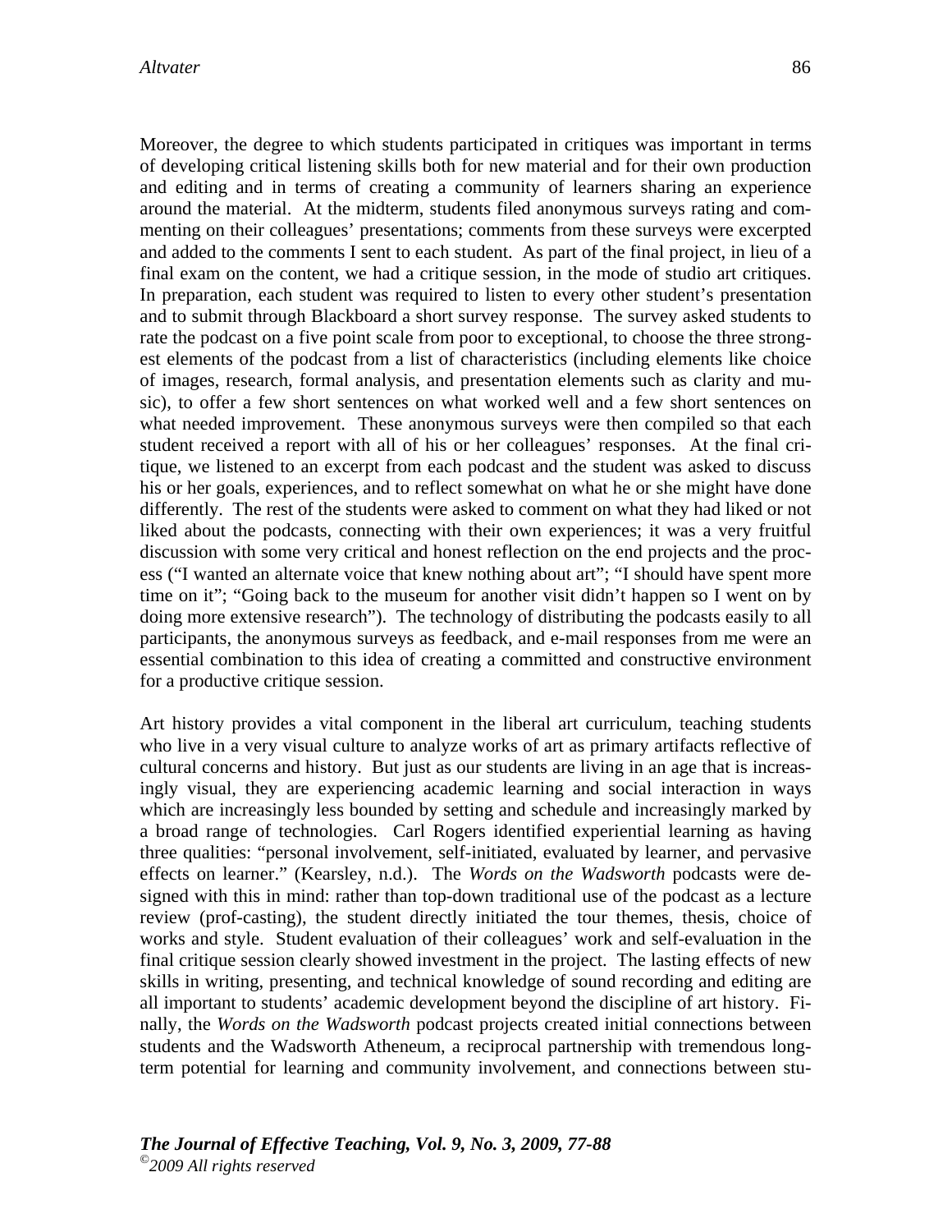Moreover, the degree to which students participated in critiques was important in terms of developing critical listening skills both for new material and for their own production and editing and in terms of creating a community of learners sharing an experience around the material. At the midterm, students filed anonymous surveys rating and commenting on their colleagues' presentations; comments from these surveys were excerpted and added to the comments I sent to each student. As part of the final project, in lieu of a final exam on the content, we had a critique session, in the mode of studio art critiques. In preparation, each student was required to listen to every other student's presentation and to submit through Blackboard a short survey response. The survey asked students to rate the podcast on a five point scale from poor to exceptional, to choose the three strongest elements of the podcast from a list of characteristics (including elements like choice of images, research, formal analysis, and presentation elements such as clarity and music), to offer a few short sentences on what worked well and a few short sentences on what needed improvement. These anonymous surveys were then compiled so that each student received a report with all of his or her colleagues' responses. At the final critique, we listened to an excerpt from each podcast and the student was asked to discuss his or her goals, experiences, and to reflect somewhat on what he or she might have done differently. The rest of the students were asked to comment on what they had liked or not liked about the podcasts, connecting with their own experiences; it was a very fruitful discussion with some very critical and honest reflection on the end projects and the process ("I wanted an alternate voice that knew nothing about art"; "I should have spent more time on it"; "Going back to the museum for another visit didn't happen so I went on by doing more extensive research"). The technology of distributing the podcasts easily to all participants, the anonymous surveys as feedback, and e-mail responses from me were an essential combination to this idea of creating a committed and constructive environment for a productive critique session.

Art history provides a vital component in the liberal art curriculum, teaching students who live in a very visual culture to analyze works of art as primary artifacts reflective of cultural concerns and history. But just as our students are living in an age that is increasingly visual, they are experiencing academic learning and social interaction in ways which are increasingly less bounded by setting and schedule and increasingly marked by a broad range of technologies. Carl Rogers identified experiential learning as having three qualities: "personal involvement, self-initiated, evaluated by learner, and pervasive effects on learner." (Kearsley, n.d.). The *Words on the Wadsworth* podcasts were designed with this in mind: rather than top-down traditional use of the podcast as a lecture review (prof-casting), the student directly initiated the tour themes, thesis, choice of works and style. Student evaluation of their colleagues' work and self-evaluation in the final critique session clearly showed investment in the project. The lasting effects of new skills in writing, presenting, and technical knowledge of sound recording and editing are all important to students' academic development beyond the discipline of art history. Finally, the *Words on the Wadsworth* podcast projects created initial connections between students and the Wadsworth Atheneum, a reciprocal partnership with tremendous long-term potential for learning and community involvement, and connections between stu-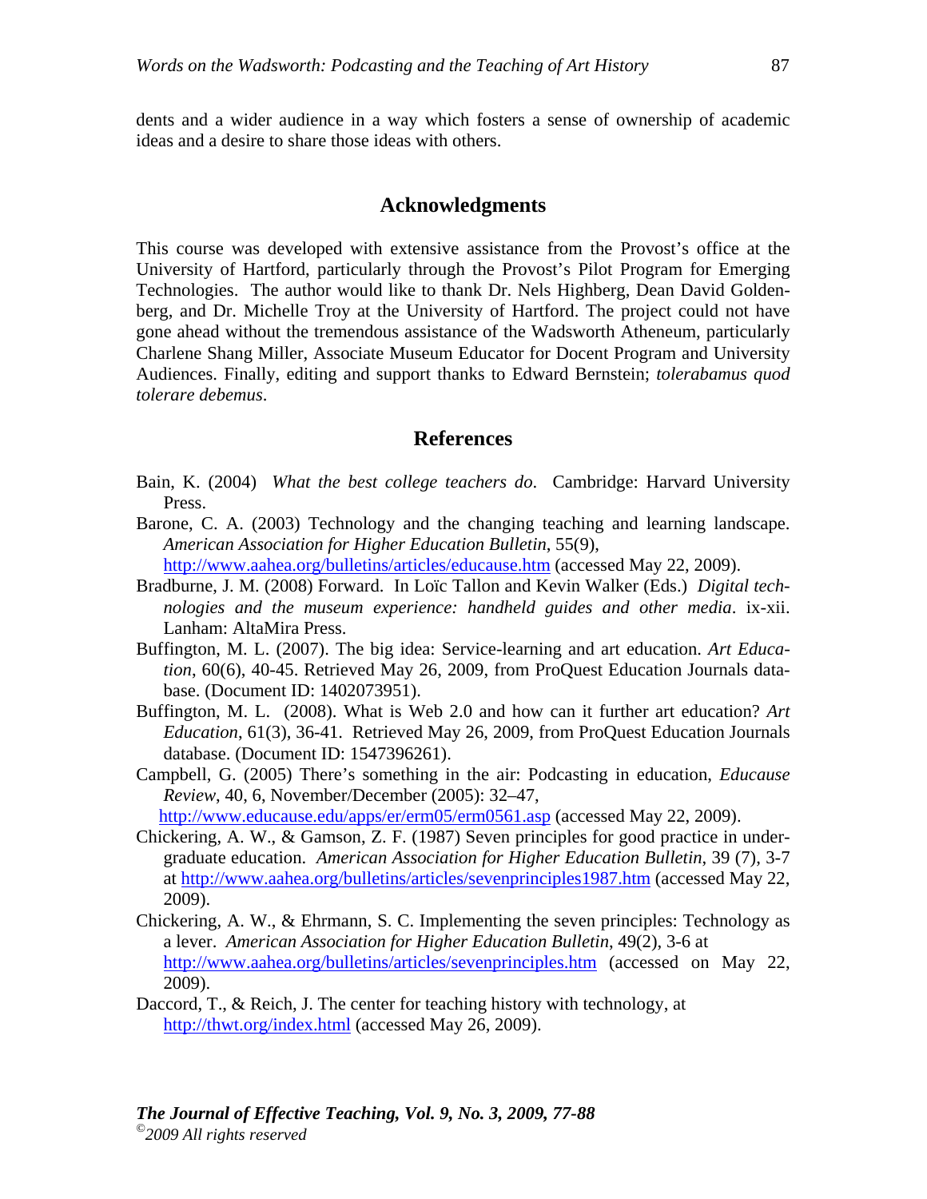dents and a wider audience in a way which fosters a sense of ownership of academic ideas and a desire to share those ideas with others.

## Acknowledgments

This course was developed with extensive assistance from the Provost's office at the University of Hartford, particularly through the Provost's Pilot Program for Emerging Technologies. The author would like to thank Dr. Nels Highberg, Dean David Goldenberg, and Dr. Michelle Troy at the University of Hartford. The project could not have gone ahead without the tremendous assistance of the Wadsworth Atheneum, particularly Charlene Shang Miller, Associate Museum Educator for Docent Program and University Audiences. Finally, editing and support thanks to Edward Bernstein; *tolerabamus quod tolerare debemus*.

## References

Bain, K. (2004) *What the best college teachers do*. Cambridge: Harvard University Press.

Barone, C. A. (2003) Technology and the changing teaching and learning landscape. *American Association for Higher Education Bulletin*, 55(9), http://www.aahea.org/bulletins/articles/educause.htm (accessed May 22, 2009).

Bradburne, J. M. (2008) Forward. In Loïc Tallon and Kevin Walker (Eds.) *Digital technologies and the museum experience: handheld guides and other media*. ix-xii. Lanham: AltaMira Press.

Buffington, M. L. (2007). The big idea: Service-learning and art education. *Art Education*, 60(6), 40-45. Retrieved May 26, 2009, from ProQuest Education Journals database. (Document ID: 1402073951).

Buffington, M. L. (2008). What is Web 2.0 and how can it further art education? *Art Education*, 61(3), 36-41. Retrieved May 26, 2009, from ProQuest Education Journals database. (Document ID: 1547396261).

Campbell, G. (2005) There's something in the air: Podcasting in education, *Educause Review*, 40, 6, November/December (2005): 32–47, http://www.educause.edu/apps/er/erm05/erm0561.asp (accessed May 22, 2009).

Chickering, A. W., & Gamson, Z. F. (1987) Seven principles for good practice in undergraduate education. *American Association for Higher Education Bulletin*, 39 (7), 3-7 at http://www.aahea.org/bulletins/articles/sevenprinciples1987.htm (accessed May 22, 2009).

Chickering, A. W., & Ehrmann, S. C. Implementing the seven principles: Technology as a lever. *American Association for Higher Education Bulletin*, 49(2), 3-6 at http://www.aahea.org/bulletins/articles/sevenprinciples.htm (accessed on May 22, 2009).

Daccord, T., & Reich, J. The center for teaching history with technology, at http://thwt.org/index.html (accessed May 26, 2009).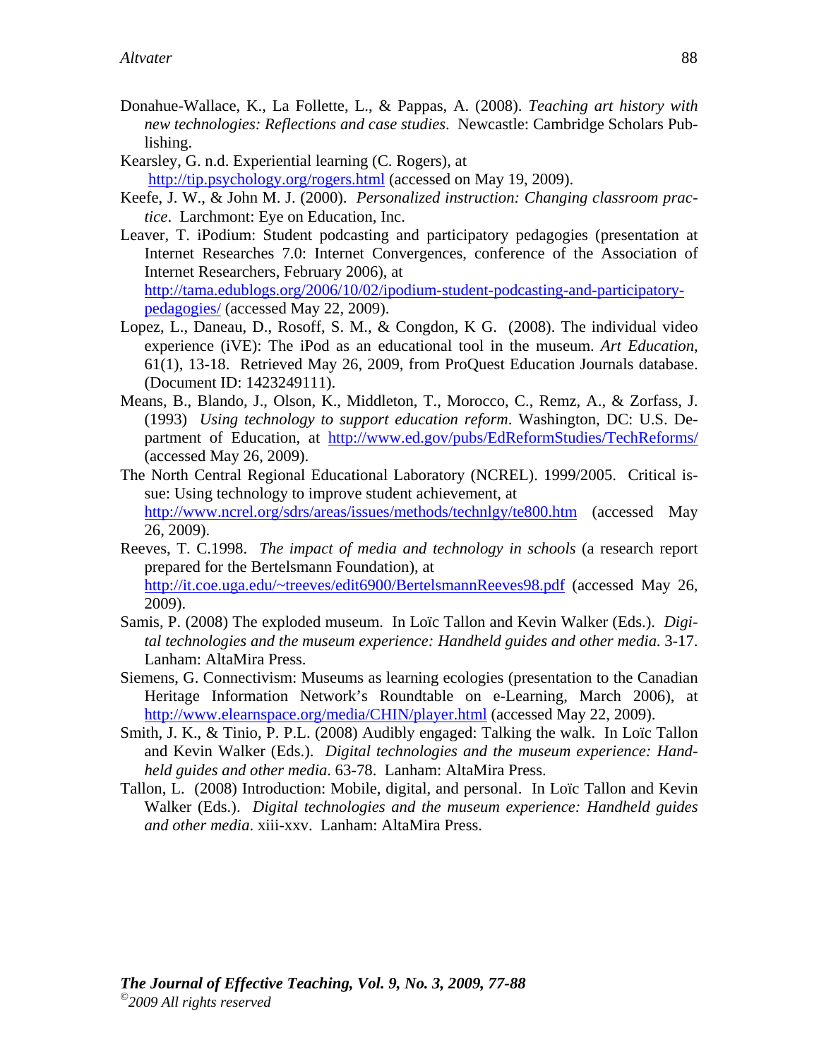Donahue-Wallace, K., La Follette, L., & Pappas, A. (2008). *Teaching art history with new technologies: Reflections and case studies*. Newcastle: Cambridge Scholars Publishing.

Kearsley, G. n.d. Experiential learning (C. Rogers), at http://tip.psychology.org/rogers.html (accessed on May 19, 2009).

Keefe, J. W., & John M. J. (2000). *Personalized instruction: Changing classroom practice*. Larchmont: Eye on Education, Inc.

Leaver, T. iPodium: Student podcasting and participatory pedagogies (presentation at Internet Researches 7.0: Internet Convergences, conference of the Association of Internet Researchers, February 2006), at http://tama.edublogs.org/2006/10/02/ipodium-student-podcasting-and-participatory-pedagogies/ (accessed May 22, 2009).

Lopez, L., Daneau, D., Rosoff, S. M., & Congdon, K G. (2008). The individual video experience (iVE): The iPod as an educational tool in the museum. *Art Education*, 61(1), 13-18. Retrieved May 26, 2009, from ProQuest Education Journals database. (Document ID: 1423249111).

Means, B., Blando, J., Olson, K., Middleton, T., Morocco, C., Remz, A., & Zorfass, J. (1993) *Using technology to support education reform*. Washington, DC: U.S. Department of Education, at http://www.ed.gov/pubs/EdReformStudies/TechReforms/ (accessed May 26, 2009).

The North Central Regional Educational Laboratory (NCREL). 1999/2005. Critical issue: Using technology to improve student achievement, at http://www.ncrel.org/sdrs/areas/issues/methods/technlgy/te800.htm (accessed May 26, 2009).

Reeves, T. C.1998. *The impact of media and technology in schools* (a research report prepared for the Bertelsmann Foundation), at http://it.coe.uga.edu/~treeves/edit6900/BertelsmannReeves98.pdf (accessed May 26, 2009).

Samis, P. (2008) The exploded museum. In Loïc Tallon and Kevin Walker (Eds.). *Digital technologies and the museum experience: Handheld guides and other media*. 3-17. Lanham: AltaMira Press.

Siemens, G. Connectivism: Museums as learning ecologies (presentation to the Canadian Heritage Information Network's Roundtable on e-Learning, March 2006), at http://www.elearnspace.org/media/CHIN/player.html (accessed May 22, 2009).

Smith, J. K., & Tinio, P. P.L. (2008) Audibly engaged: Talking the walk. In Loïc Tallon and Kevin Walker (Eds.). *Digital technologies and the museum experience: Handheld guides and other media*. 63-78. Lanham: AltaMira Press.

Tallon, L. (2008) Introduction: Mobile, digital, and personal. In Loïc Tallon and Kevin Walker (Eds.). *Digital technologies and the museum experience: Handheld guides and other media*. xiii-xxv. Lanham: AltaMira Press.